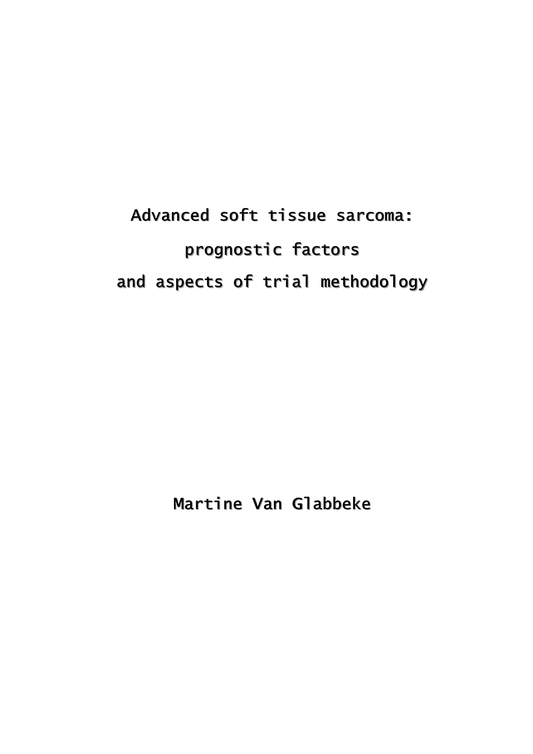# Advanced soft tissue sarcoma:

# prognostic factors

# and aspects of trial methodology

Martine Van Glabbeke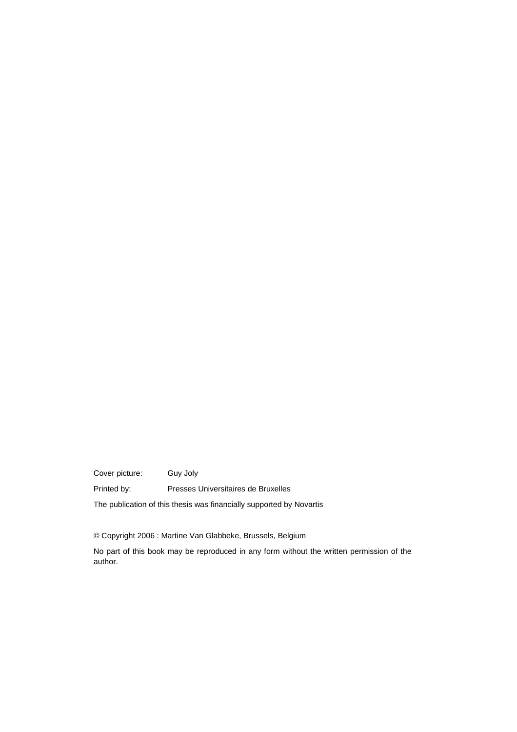Cover picture: Guy Joly

Printed by: Presses Universitaires de Bruxelles

The publication of this thesis was financially supported by Novartis

© Copyright 2006 : Martine Van Glabbeke, Brussels, Belgium

No part of this book may be reproduced in any form without the written permission of the author.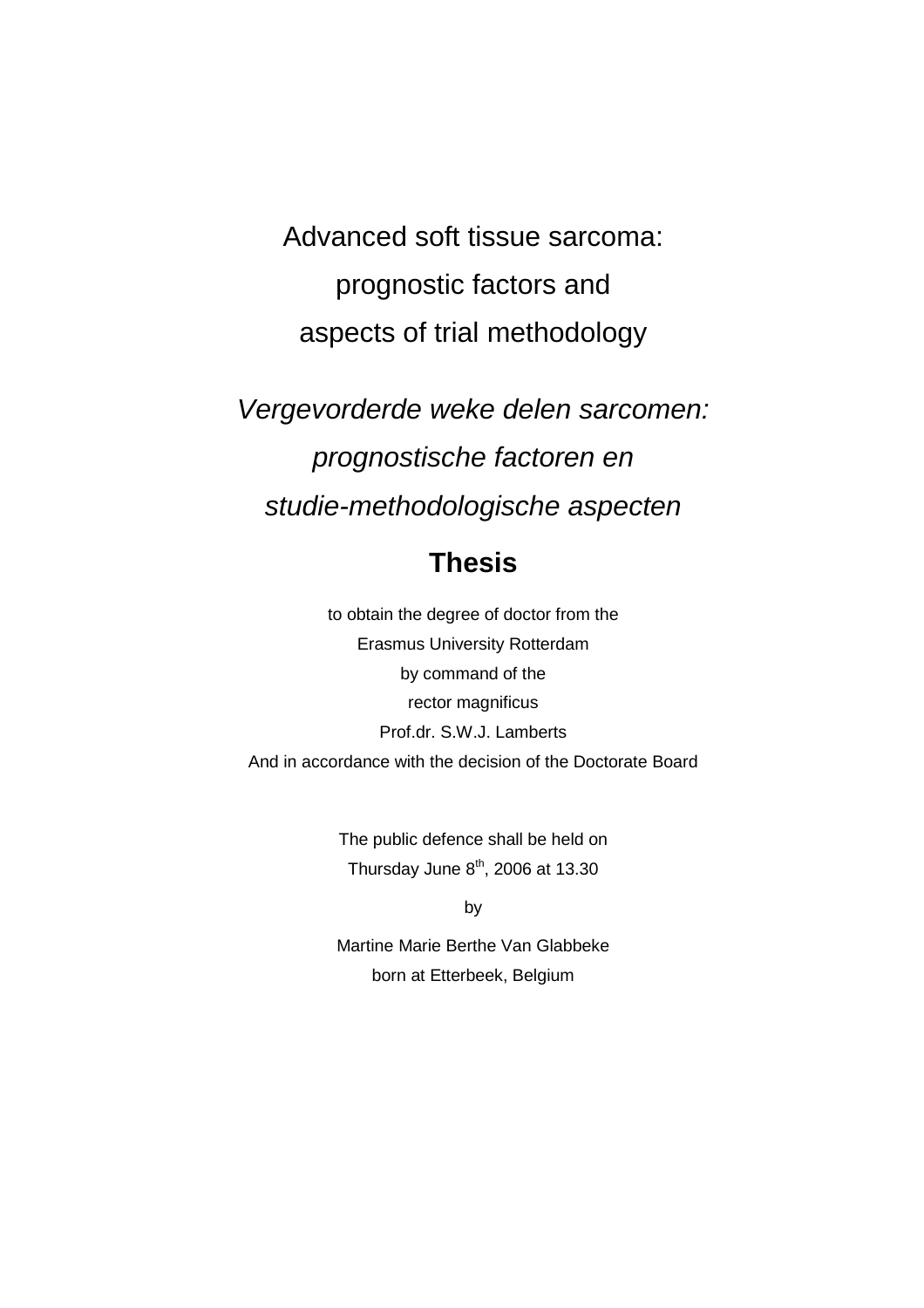# Advanced soft tissue sarcoma: prognostic factors and aspects of trial methodology

*Vergevorderde weke delen sarcomen: prognostische factoren en studie-methodologische aspecten*

## Thesis

to obtain the degree of doctor from the
Erasmus University Rotterdam
by command of the
rector magnificus
Prof.dr. S.W.J. Lamberts
And in accordance with the decision of the Doctorate Board

The public defence shall be held on
Thursday June 8th, 2006 at 13.30

by

Martine Marie Berthe Van Glabbeke
born at Etterbeek, Belgium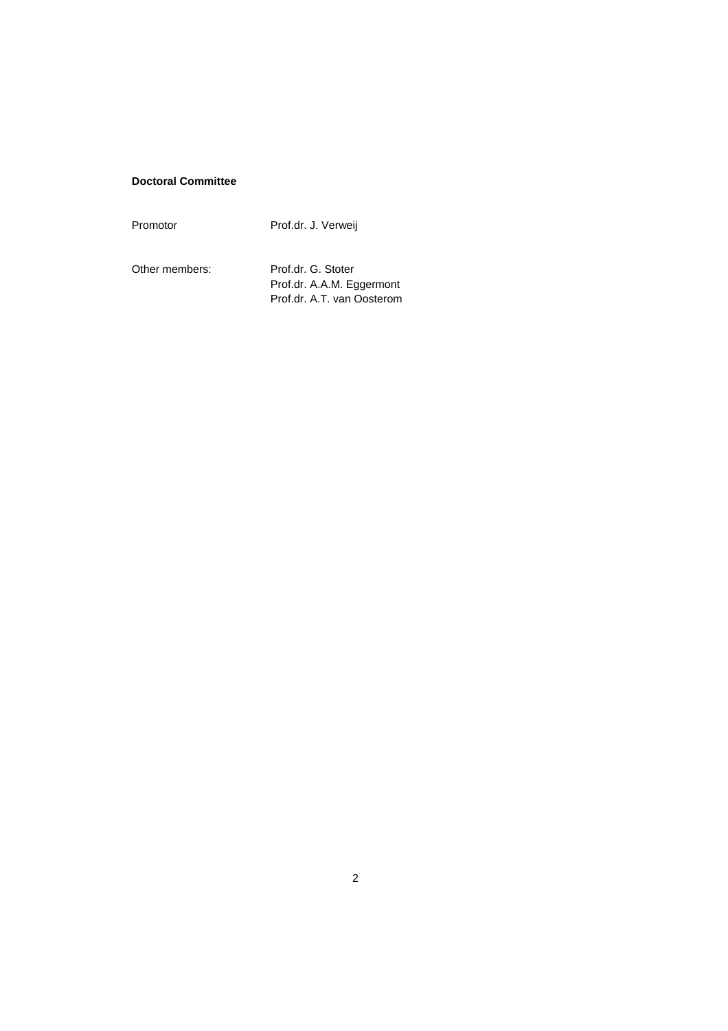**Doctoral Committee**

| | |
|---|---|
| Promotor | Prof.dr. J. Verweij |
| Other members: | Prof.dr. G. Stoter |
| | Prof.dr. A.A.M. Eggermont |
| | Prof.dr. A.T. van Oosterom |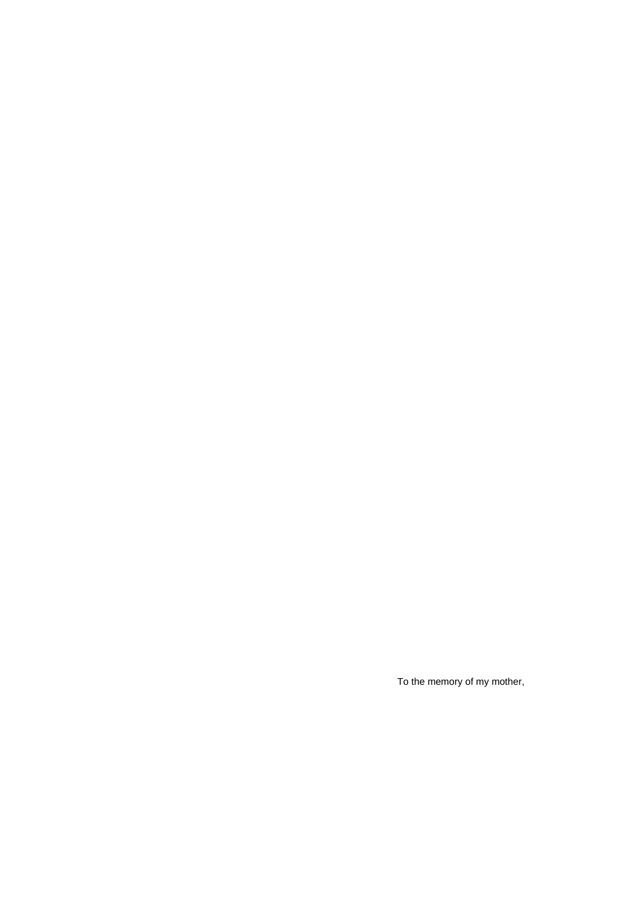To the memory of my mother,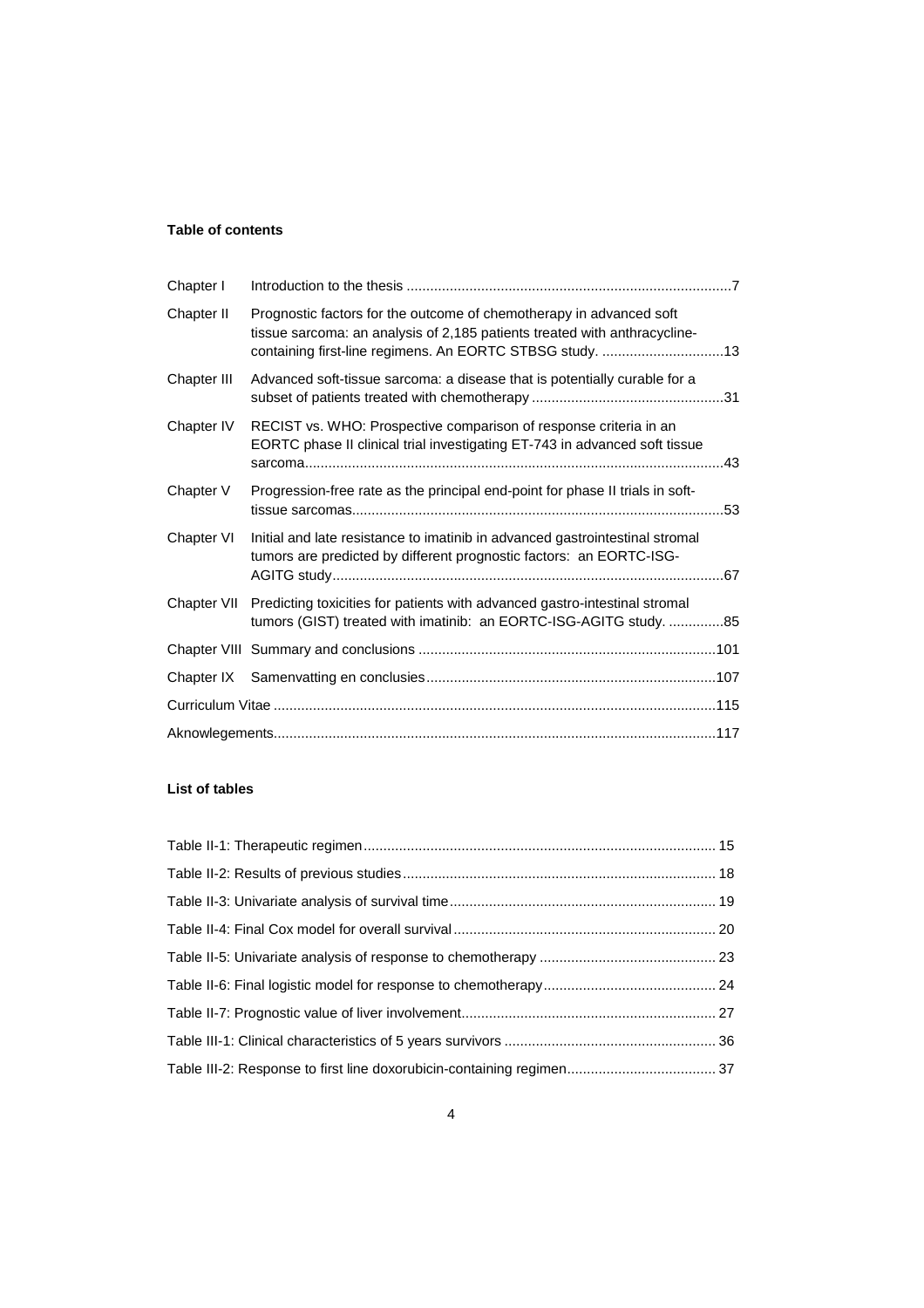**Table of contents**

| | | |
|---|---|---|
| Chapter I | Introduction to the thesis | 7 |
| Chapter II | Prognostic factors for the outcome of chemotherapy in advanced soft tissue sarcoma: an analysis of 2,185 patients treated with anthracycline-containing first-line regimens. An EORTC STBSG study. | 13 |
| Chapter III | Advanced soft-tissue sarcoma: a disease that is potentially curable for a subset of patients treated with chemotherapy | 31 |
| Chapter IV | RECIST vs. WHO: Prospective comparison of response criteria in an EORTC phase II clinical trial investigating ET-743 in advanced soft tissue sarcoma | 43 |
| Chapter V | Progression-free rate as the principal end-point for phase II trials in soft-tissue sarcomas | 53 |
| Chapter VI | Initial and late resistance to imatinib in advanced gastrointestinal stromal tumors are predicted by different prognostic factors: an EORTC-ISG-AGITG study | 67 |
| Chapter VII | Predicting toxicities for patients with advanced gastro-intestinal stromal tumors (GIST) treated with imatinib: an EORTC-ISG-AGITG study. | 85 |
| Chapter VIII | Summary and conclusions | 101 |
| Chapter IX | Samenvatting en conclusies | 107 |
| Curriculum Vitae | | 115 |
| Aknowlegements | | 117 |

**List of tables**

| | |
|---|---|
| Table II-1: Therapeutic regimen | 15 |
| Table II-2: Results of previous studies | 18 |
| Table II-3: Univariate analysis of survival time | 19 |
| Table II-4: Final Cox model for overall survival | 20 |
| Table II-5: Univariate analysis of response to chemotherapy | 23 |
| Table II-6: Final logistic model for response to chemotherapy | 24 |
| Table II-7: Prognostic value of liver involvement | 27 |
| Table III-1: Clinical characteristics of 5 years survivors | 36 |
| Table III-2: Response to first line doxorubicin-containing regimen | 37 |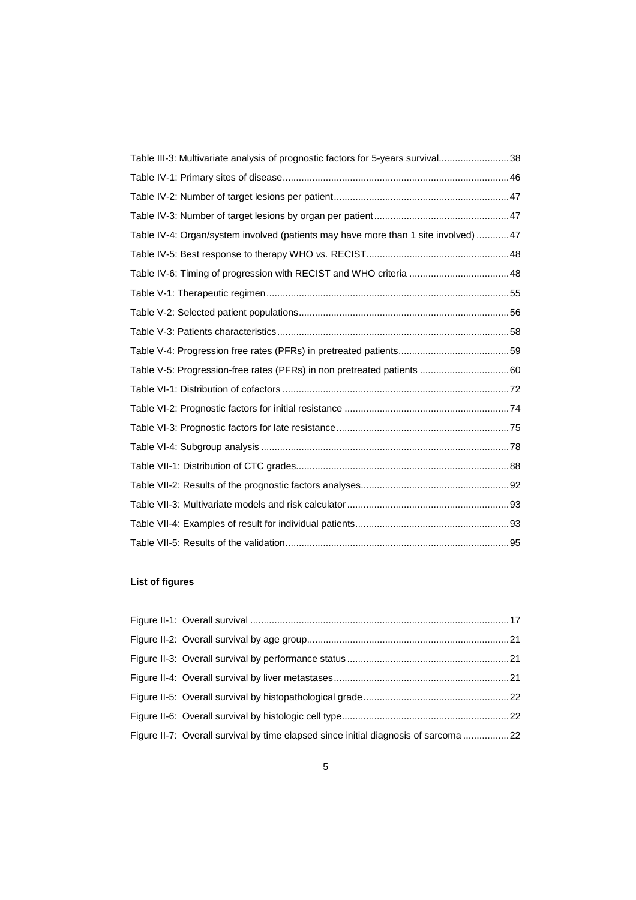Table III-3: Multivariate analysis of prognostic factors for 5-years survival..........................38

Table IV-1: Primary sites of disease....................................................................................46

Table IV-2: Number of target lesions per patient.................................................................47

Table IV-3: Number of target lesions by organ per patient..................................................47

Table IV-4: Organ/system involved (patients may have more than 1 site involved) ............47

Table IV-5: Best response to therapy WHO *vs.* RECIST.....................................................48

Table IV-6: Timing of progression with RECIST and WHO criteria .....................................48

Table V-1: Therapeutic regimen..........................................................................................55

Table V-2: Selected patient populations..............................................................................56

Table V-3: Patients characteristics......................................................................................58

Table V-4: Progression free rates (PFRs) in pretreated patients.........................................59

Table V-5: Progression-free rates (PFRs) in non pretreated patients .................................60

Table VI-1: Distribution of cofactors ....................................................................................72

Table VI-2: Prognostic factors for initial resistance .............................................................74

Table VI-3: Prognostic factors for late resistance................................................................75

Table VI-4: Subgroup analysis ............................................................................................78

Table VII-1: Distribution of CTC grades...............................................................................88

Table VII-2: Results of the prognostic factors analyses.......................................................92

Table VII-3: Multivariate models and risk calculator ............................................................93

Table VII-4: Examples of result for individual patients.........................................................93

Table VII-5: Results of the validation...................................................................................95

**List of figures**

Figure II-1: Overall survival ...............................................................................................17

Figure II-2: Overall survival by age group..........................................................................21

Figure II-3: Overall survival by performance status ............................................................21

Figure II-4: Overall survival by liver metastases.................................................................21

Figure II-5: Overall survival by histopathological grade......................................................22

Figure II-6: Overall survival by histologic cell type..............................................................22

Figure II-7: Overall survival by time elapsed since initial diagnosis of sarcoma .................22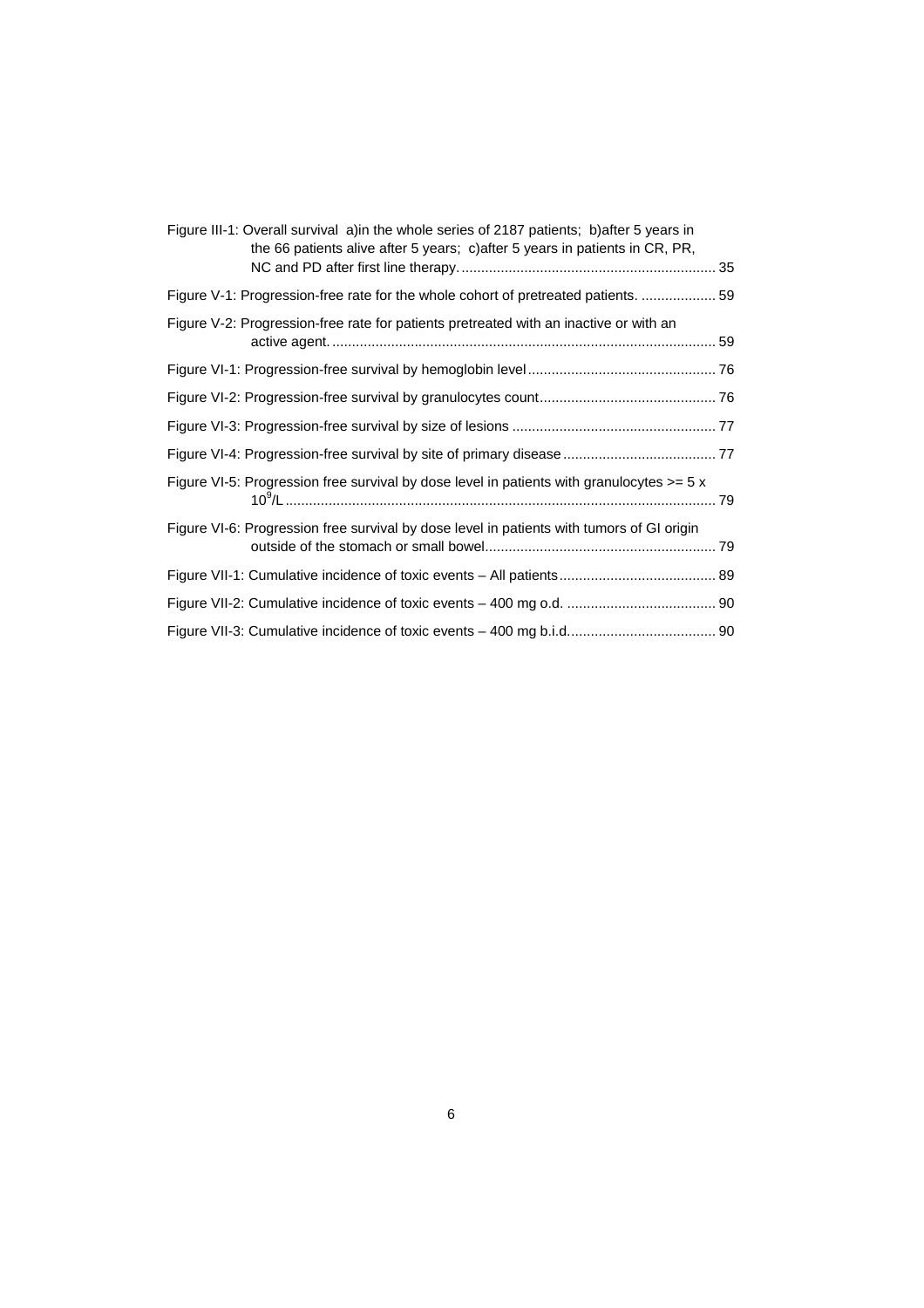Figure III-1: Overall survival a)in the whole series of 2187 patients; b)after 5 years in the 66 patients alive after 5 years; c)after 5 years in patients in CR, PR, NC and PD after first line therapy. ................................................................ 35

Figure V-1: Progression-free rate for the whole cohort of pretreated patients. .................. 59

Figure V-2: Progression-free rate for patients pretreated with an inactive or with an active agent. ................................................................................................ 59

Figure VI-1: Progression-free survival by hemoglobin level ............................................... 76

Figure VI-2: Progression-free survival by granulocytes count ............................................ 76

Figure VI-3: Progression-free survival by size of lesions ................................................... 77

Figure VI-4: Progression-free survival by site of primary disease ...................................... 77

Figure VI-5: Progression free survival by dose level in patients with granulocytes >= 5 x $10^9$/L ............................................................................................................ 79

Figure VI-6: Progression free survival by dose level in patients with tumors of GI origin outside of the stomach or small bowel .......................................................... 79

Figure VII-1: Cumulative incidence of toxic events – All patients ....................................... 89

Figure VII-2: Cumulative incidence of toxic events – 400 mg o.d. ...................................... 90

Figure VII-3: Cumulative incidence of toxic events – 400 mg b.i.d. ..................................... 90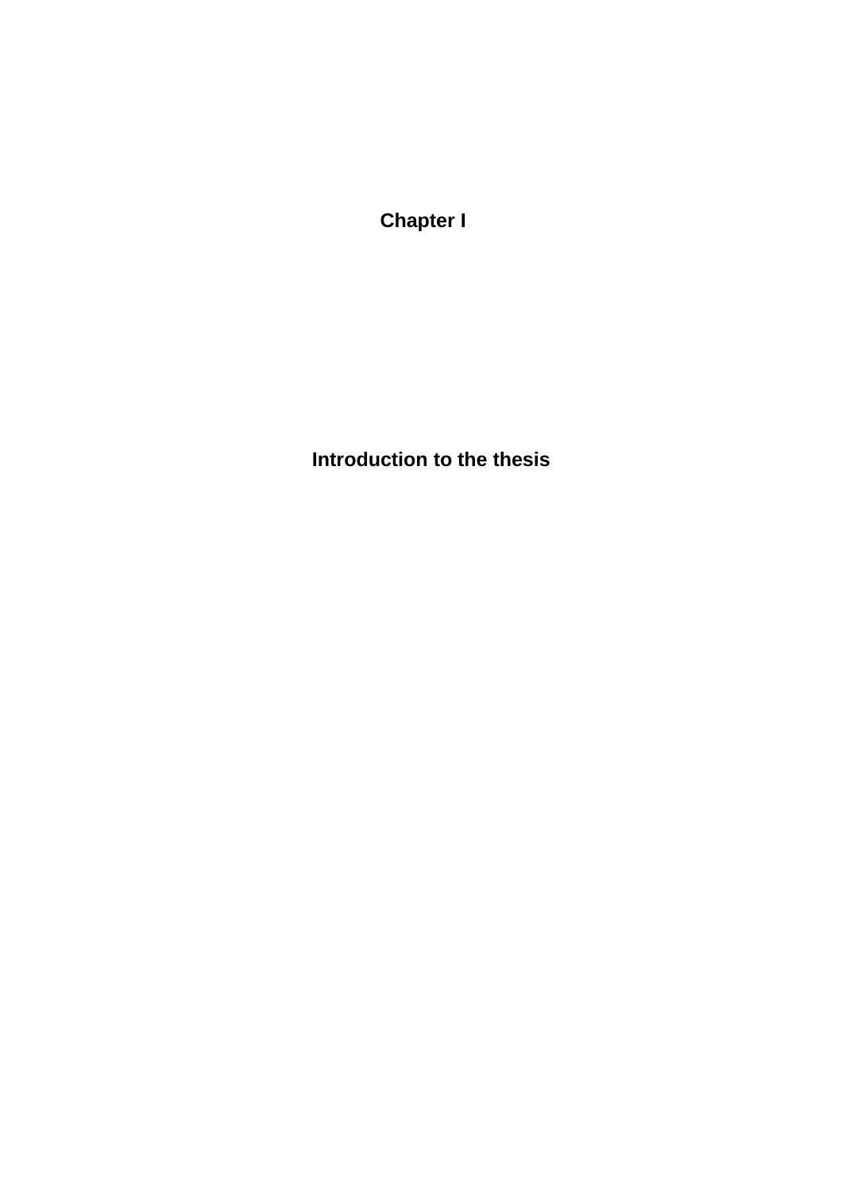# Chapter I

# Introduction to the thesis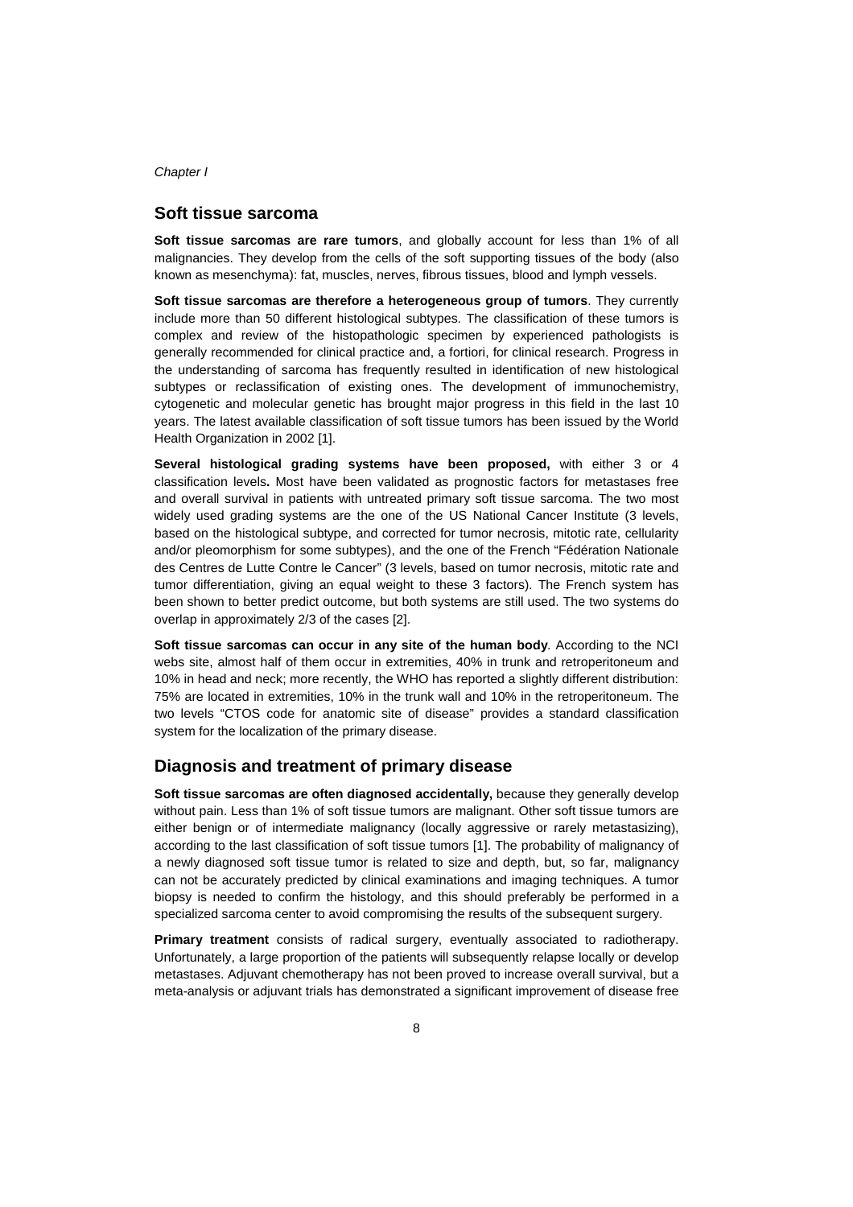*Chapter I*

## Soft tissue sarcoma

**Soft tissue sarcomas are rare tumors**, and globally account for less than 1% of all malignancies. They develop from the cells of the soft supporting tissues of the body (also known as mesenchyma): fat, muscles, nerves, fibrous tissues, blood and lymph vessels.

**Soft tissue sarcomas are therefore a heterogeneous group of tumors**. They currently include more than 50 different histological subtypes. The classification of these tumors is complex and review of the histopathologic specimen by experienced pathologists is generally recommended for clinical practice and, a fortiori, for clinical research. Progress in the understanding of sarcoma has frequently resulted in identification of new histological subtypes or reclassification of existing ones. The development of immunochemistry, cytogenetic and molecular genetic has brought major progress in this field in the last 10 years. The latest available classification of soft tissue tumors has been issued by the World Health Organization in 2002 [1].

**Several histological grading systems have been proposed,** with either 3 or 4 classification levels**.** Most have been validated as prognostic factors for metastases free and overall survival in patients with untreated primary soft tissue sarcoma. The two most widely used grading systems are the one of the US National Cancer Institute (3 levels, based on the histological subtype, and corrected for tumor necrosis, mitotic rate, cellularity and/or pleomorphism for some subtypes), and the one of the French "Fédération Nationale des Centres de Lutte Contre le Cancer" (3 levels, based on tumor necrosis, mitotic rate and tumor differentiation, giving an equal weight to these 3 factors). The French system has been shown to better predict outcome, but both systems are still used. The two systems do overlap in approximately 2/3 of the cases [2].

**Soft tissue sarcomas can occur in any site of the human body**. According to the NCI webs site, almost half of them occur in extremities, 40% in trunk and retroperitoneum and 10% in head and neck; more recently, the WHO has reported a slightly different distribution: 75% are located in extremities, 10% in the trunk wall and 10% in the retroperitoneum. The two levels "CTOS code for anatomic site of disease" provides a standard classification system for the localization of the primary disease.

## Diagnosis and treatment of primary disease

**Soft tissue sarcomas are often diagnosed accidentally,** because they generally develop without pain. Less than 1% of soft tissue tumors are malignant. Other soft tissue tumors are either benign or of intermediate malignancy (locally aggressive or rarely metastasizing), according to the last classification of soft tissue tumors [1]. The probability of malignancy of a newly diagnosed soft tissue tumor is related to size and depth, but, so far, malignancy can not be accurately predicted by clinical examinations and imaging techniques. A tumor biopsy is needed to confirm the histology, and this should preferably be performed in a specialized sarcoma center to avoid compromising the results of the subsequent surgery.

**Primary treatment** consists of radical surgery, eventually associated to radiotherapy. Unfortunately, a large proportion of the patients will subsequently relapse locally or develop metastases. Adjuvant chemotherapy has not been proved to increase overall survival, but a meta-analysis or adjuvant trials has demonstrated a significant improvement of disease free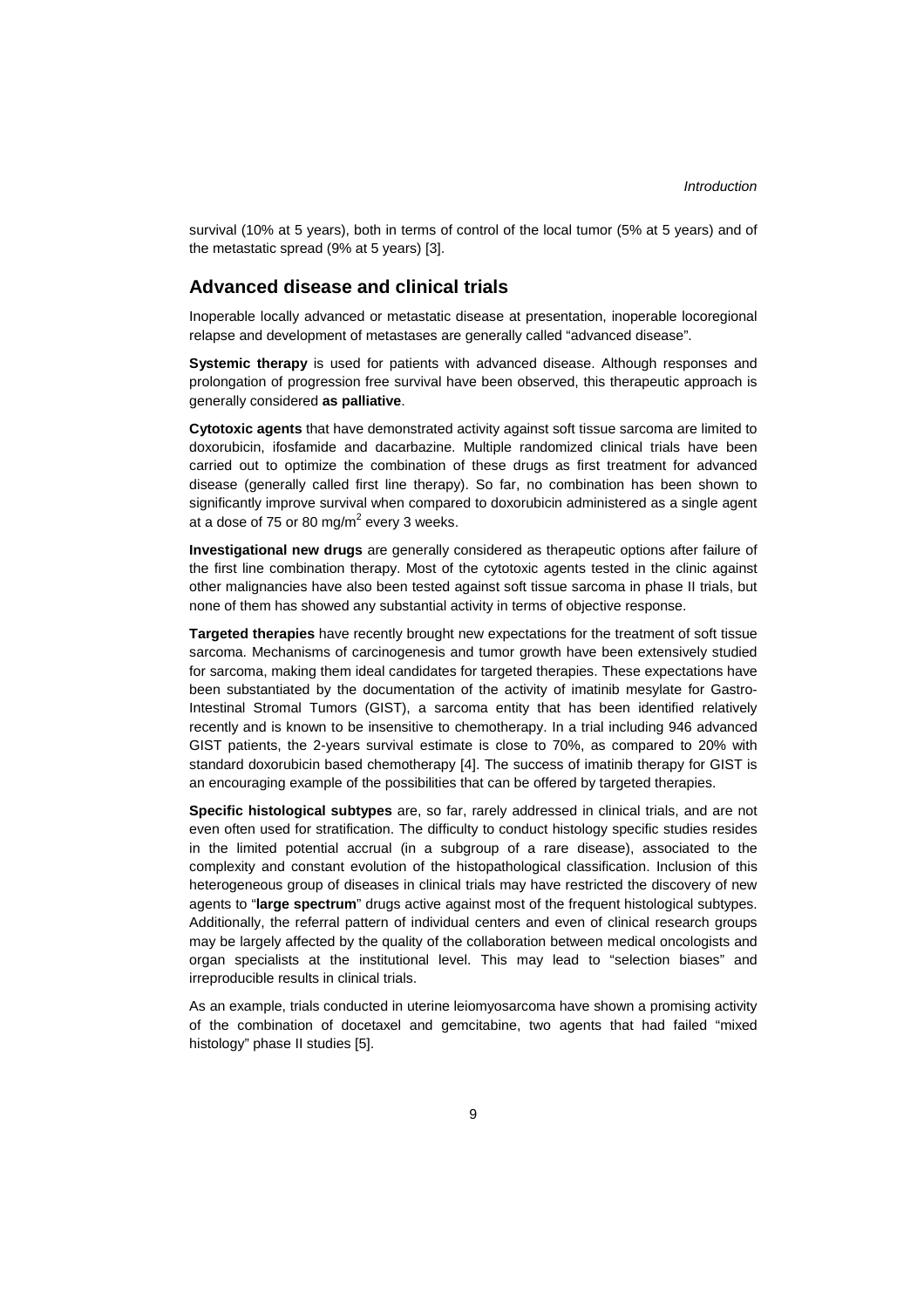survival (10% at 5 years), both in terms of control of the local tumor (5% at 5 years) and of the metastatic spread (9% at 5 years) [3].

## Advanced disease and clinical trials

Inoperable locally advanced or metastatic disease at presentation, inoperable locoregional relapse and development of metastases are generally called "advanced disease".

**Systemic therapy** is used for patients with advanced disease. Although responses and prolongation of progression free survival have been observed, this therapeutic approach is generally considered **as palliative**.

**Cytotoxic agents** that have demonstrated activity against soft tissue sarcoma are limited to doxorubicin, ifosfamide and dacarbazine. Multiple randomized clinical trials have been carried out to optimize the combination of these drugs as first treatment for advanced disease (generally called first line therapy). So far, no combination has been shown to significantly improve survival when compared to doxorubicin administered as a single agent at a dose of 75 or 80 mg/m$^2$ every 3 weeks.

**Investigational new drugs** are generally considered as therapeutic options after failure of the first line combination therapy. Most of the cytotoxic agents tested in the clinic against other malignancies have also been tested against soft tissue sarcoma in phase II trials, but none of them has showed any substantial activity in terms of objective response.

**Targeted therapies** have recently brought new expectations for the treatment of soft tissue sarcoma. Mechanisms of carcinogenesis and tumor growth have been extensively studied for sarcoma, making them ideal candidates for targeted therapies. These expectations have been substantiated by the documentation of the activity of imatinib mesylate for Gastro-Intestinal Stromal Tumors (GIST), a sarcoma entity that has been identified relatively recently and is known to be insensitive to chemotherapy. In a trial including 946 advanced GIST patients, the 2-years survival estimate is close to 70%, as compared to 20% with standard doxorubicin based chemotherapy [4]. The success of imatinib therapy for GIST is an encouraging example of the possibilities that can be offered by targeted therapies.

**Specific histological subtypes** are, so far, rarely addressed in clinical trials, and are not even often used for stratification. The difficulty to conduct histology specific studies resides in the limited potential accrual (in a subgroup of a rare disease), associated to the complexity and constant evolution of the histopathological classification. Inclusion of this heterogeneous group of diseases in clinical trials may have restricted the discovery of new agents to "**large spectrum**" drugs active against most of the frequent histological subtypes. Additionally, the referral pattern of individual centers and even of clinical research groups may be largely affected by the quality of the collaboration between medical oncologists and organ specialists at the institutional level. This may lead to "selection biases" and irreproducible results in clinical trials.

As an example, trials conducted in uterine leiomyosarcoma have shown a promising activity of the combination of docetaxel and gemcitabine, two agents that had failed "mixed histology" phase II studies [5].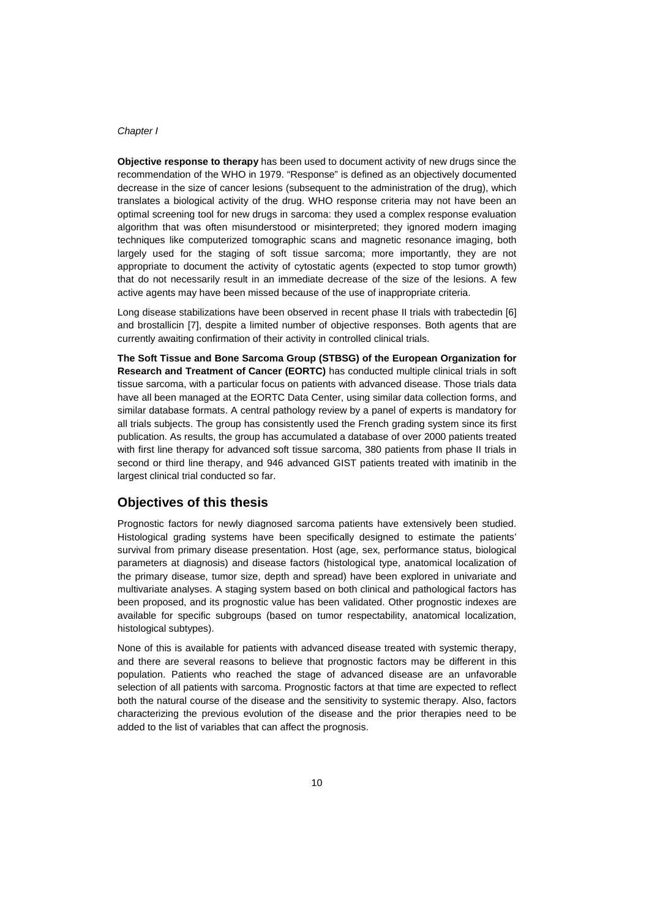**Objective response to therapy** has been used to document activity of new drugs since the recommendation of the WHO in 1979. "Response" is defined as an objectively documented decrease in the size of cancer lesions (subsequent to the administration of the drug), which translates a biological activity of the drug. WHO response criteria may not have been an optimal screening tool for new drugs in sarcoma: they used a complex response evaluation algorithm that was often misunderstood or misinterpreted; they ignored modern imaging techniques like computerized tomographic scans and magnetic resonance imaging, both largely used for the staging of soft tissue sarcoma; more importantly, they are not appropriate to document the activity of cytostatic agents (expected to stop tumor growth) that do not necessarily result in an immediate decrease of the size of the lesions. A few active agents may have been missed because of the use of inappropriate criteria.

Long disease stabilizations have been observed in recent phase II trials with trabectedin [6] and brostallicin [7], despite a limited number of objective responses. Both agents that are currently awaiting confirmation of their activity in controlled clinical trials.

**The Soft Tissue and Bone Sarcoma Group (STBSG) of the European Organization for Research and Treatment of Cancer (EORTC)** has conducted multiple clinical trials in soft tissue sarcoma, with a particular focus on patients with advanced disease. Those trials data have all been managed at the EORTC Data Center, using similar data collection forms, and similar database formats. A central pathology review by a panel of experts is mandatory for all trials subjects. The group has consistently used the French grading system since its first publication. As results, the group has accumulated a database of over 2000 patients treated with first line therapy for advanced soft tissue sarcoma, 380 patients from phase II trials in second or third line therapy, and 946 advanced GIST patients treated with imatinib in the largest clinical trial conducted so far.

## Objectives of this thesis

Prognostic factors for newly diagnosed sarcoma patients have extensively been studied. Histological grading systems have been specifically designed to estimate the patients' survival from primary disease presentation. Host (age, sex, performance status, biological parameters at diagnosis) and disease factors (histological type, anatomical localization of the primary disease, tumor size, depth and spread) have been explored in univariate and multivariate analyses. A staging system based on both clinical and pathological factors has been proposed, and its prognostic value has been validated. Other prognostic indexes are available for specific subgroups (based on tumor respectability, anatomical localization, histological subtypes).

None of this is available for patients with advanced disease treated with systemic therapy, and there are several reasons to believe that prognostic factors may be different in this population. Patients who reached the stage of advanced disease are an unfavorable selection of all patients with sarcoma. Prognostic factors at that time are expected to reflect both the natural course of the disease and the sensitivity to systemic therapy. Also, factors characterizing the previous evolution of the disease and the prior therapies need to be added to the list of variables that can affect the prognosis.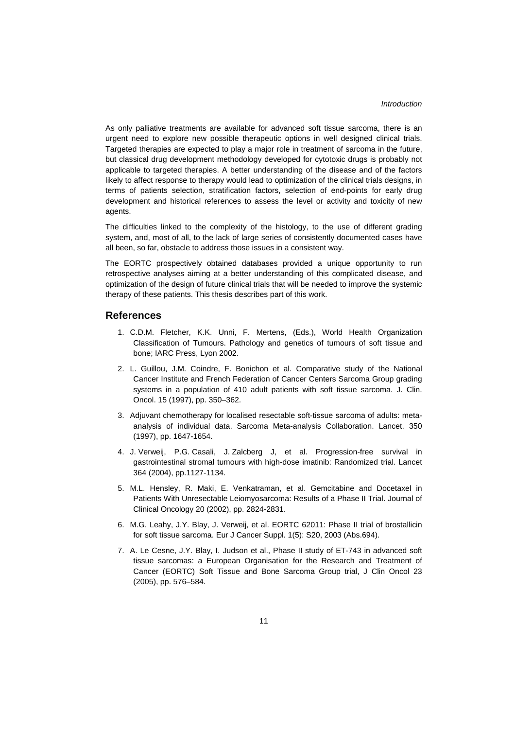As only palliative treatments are available for advanced soft tissue sarcoma, there is an urgent need to explore new possible therapeutic options in well designed clinical trials. Targeted therapies are expected to play a major role in treatment of sarcoma in the future, but classical drug development methodology developed for cytotoxic drugs is probably not applicable to targeted therapies. A better understanding of the disease and of the factors likely to affect response to therapy would lead to optimization of the clinical trials designs, in terms of patients selection, stratification factors, selection of end-points for early drug development and historical references to assess the level or activity and toxicity of new agents.

The difficulties linked to the complexity of the histology, to the use of different grading system, and, most of all, to the lack of large series of consistently documented cases have all been, so far, obstacle to address those issues in a consistent way.

The EORTC prospectively obtained databases provided a unique opportunity to run retrospective analyses aiming at a better understanding of this complicated disease, and optimization of the design of future clinical trials that will be needed to improve the systemic therapy of these patients. This thesis describes part of this work.

## References

1. C.D.M. Fletcher, K.K. Unni, F. Mertens, (Eds.), World Health Organization Classification of Tumours. Pathology and genetics of tumours of soft tissue and bone; IARC Press, Lyon 2002.
2. L. Guillou, J.M. Coindre, F. Bonichon et al. Comparative study of the National Cancer Institute and French Federation of Cancer Centers Sarcoma Group grading systems in a population of 410 adult patients with soft tissue sarcoma. J. Clin. Oncol. 15 (1997), pp. 350–362.
3. Adjuvant chemotherapy for localised resectable soft-tissue sarcoma of adults: meta-analysis of individual data. Sarcoma Meta-analysis Collaboration. Lancet. 350 (1997), pp. 1647-1654.
4. J. Verweij, P.G. Casali, J. Zalcberg J, et al. Progression-free survival in gastrointestinal stromal tumours with high-dose imatinib: Randomized trial. Lancet 364 (2004), pp.1127-1134.
5. M.L. Hensley, R. Maki, E. Venkatraman, et al. Gemcitabine and Docetaxel in Patients With Unresectable Leiomyosarcoma: Results of a Phase II Trial. Journal of Clinical Oncology 20 (2002), pp. 2824-2831.
6. M.G. Leahy, J.Y. Blay, J. Verweij, et al. EORTC 62011: Phase II trial of brostallicin for soft tissue sarcoma. Eur J Cancer Suppl. 1(5): S20, 2003 (Abs.694).
7. A. Le Cesne, J.Y. Blay, I. Judson et al., Phase II study of ET-743 in advanced soft tissue sarcomas: a European Organisation for the Research and Treatment of Cancer (EORTC) Soft Tissue and Bone Sarcoma Group trial, J Clin Oncol 23 (2005), pp. 576–584.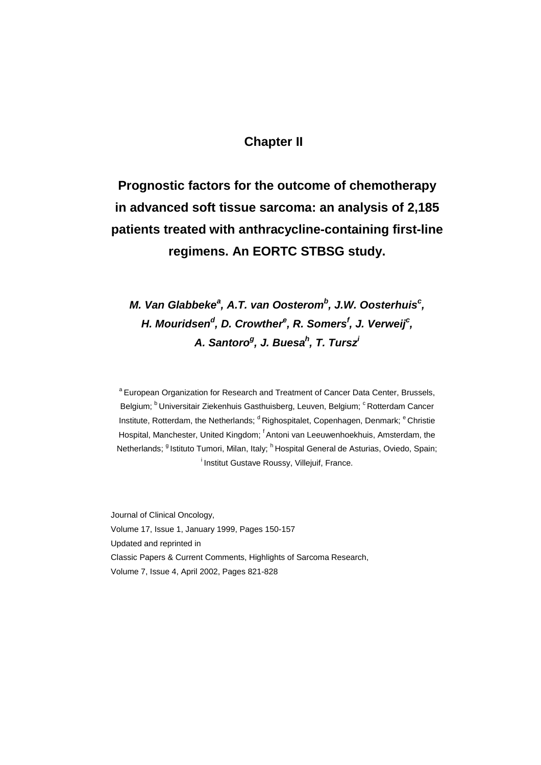# Chapter II

## Prognostic factors for the outcome of chemotherapy in advanced soft tissue sarcoma: an analysis of 2,185 patients treated with anthracycline-containing first-line regimens. An EORTC STBSG study.

***M. Van Glabbeke[a], A.T. van Oosterom[b], J.W. Oosterhuis[c], H. Mouridsen[d], D. Crowther[e], R. Somers[f], J. Verweij[c], A. Santoro[g], J. Buesa[h], T. Tursz[i]***

[a] European Organization for Research and Treatment of Cancer Data Center, Brussels, Belgium; [b] Universitair Ziekenhuis Gasthuisberg, Leuven, Belgium; [c] Rotterdam Cancer Institute, Rotterdam, the Netherlands; [d] Righospitalet, Copenhagen, Denmark; [e] Christie Hospital, Manchester, United Kingdom; [f] Antoni van Leeuwenhoekhuis, Amsterdam, the Netherlands; [g] Istituto Tumori, Milan, Italy; [h] Hospital General de Asturias, Oviedo, Spain; [i] Institut Gustave Roussy, Villejuif, France.

Journal of Clinical Oncology,
Volume 17, Issue 1, January 1999, Pages 150-157
Updated and reprinted in
Classic Papers & Current Comments, Highlights of Sarcoma Research,
Volume 7, Issue 4, April 2002, Pages 821-828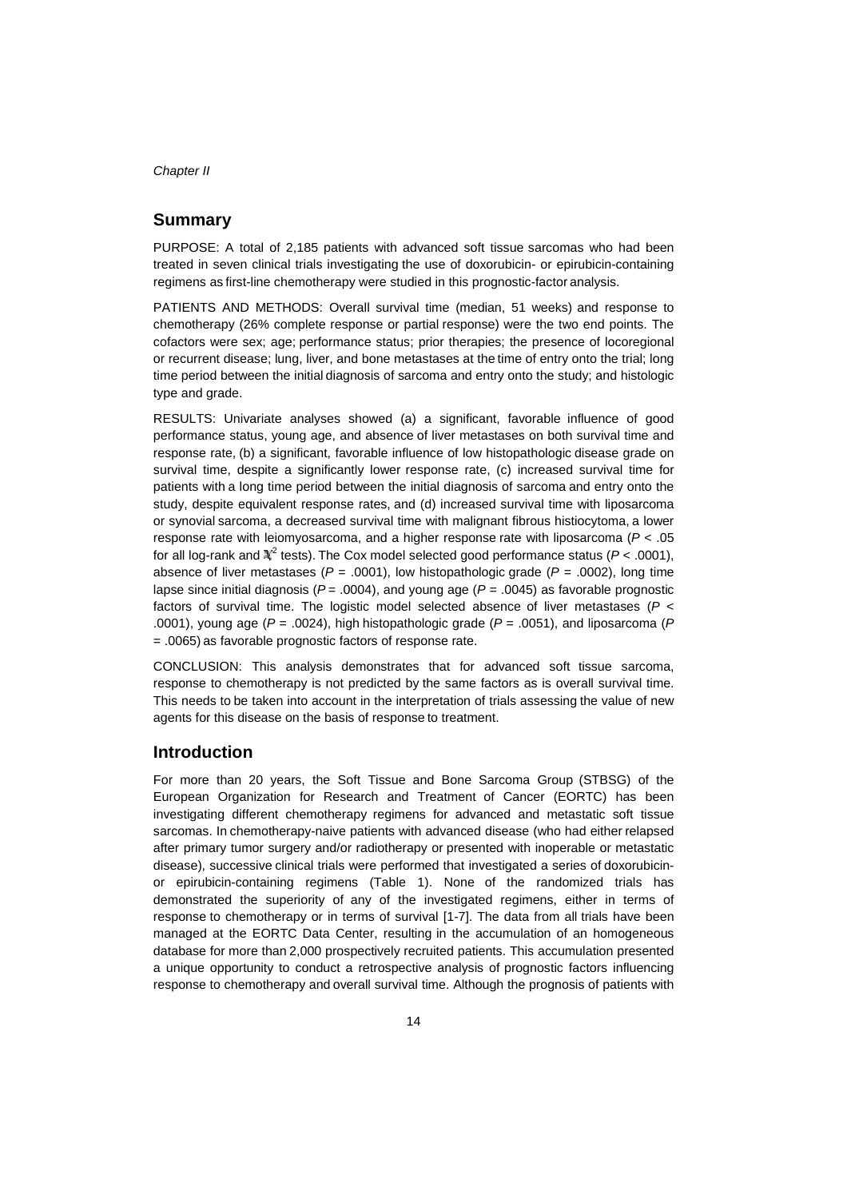## Summary

PURPOSE: A total of 2,185 patients with advanced soft tissue sarcomas who had been treated in seven clinical trials investigating the use of doxorubicin- or epirubicin-containing regimens as first-line chemotherapy were studied in this prognostic-factor analysis.

PATIENTS AND METHODS: Overall survival time (median, 51 weeks) and response to chemotherapy (26% complete response or partial response) were the two end points. The cofactors were sex; age; performance status; prior therapies; the presence of locoregional or recurrent disease; lung, liver, and bone metastases at the time of entry onto the trial; long time period between the initial diagnosis of sarcoma and entry onto the study; and histologic type and grade.

RESULTS: Univariate analyses showed (a) a significant, favorable influence of good performance status, young age, and absence of liver metastases on both survival time and response rate, (b) a significant, favorable influence of low histopathologic disease grade on survival time, despite a significantly lower response rate, (c) increased survival time for patients with a long time period between the initial diagnosis of sarcoma and entry onto the study, despite equivalent response rates, and (d) increased survival time with liposarcoma or synovial sarcoma, a decreased survival time with malignant fibrous histiocytoma, a lower response rate with leiomyosarcoma, and a higher response rate with liposarcoma ($P < .05$ for all log-rank and $\chi^2$ tests). The Cox model selected good performance status ($P < .0001$), absence of liver metastases ($P = .0001$), low histopathologic grade ($P = .0002$), long time lapse since initial diagnosis ($P = .0004$), and young age ($P = .0045$) as favorable prognostic factors of survival time. The logistic model selected absence of liver metastases ($P < .0001$), young age ($P = .0024$), high histopathologic grade ($P = .0051$), and liposarcoma ($P = .0065$) as favorable prognostic factors of response rate.

CONCLUSION: This analysis demonstrates that for advanced soft tissue sarcoma, response to chemotherapy is not predicted by the same factors as is overall survival time. This needs to be taken into account in the interpretation of trials assessing the value of new agents for this disease on the basis of response to treatment.

## Introduction

For more than 20 years, the Soft Tissue and Bone Sarcoma Group (STBSG) of the European Organization for Research and Treatment of Cancer (EORTC) has been investigating different chemotherapy regimens for advanced and metastatic soft tissue sarcomas. In chemotherapy-naive patients with advanced disease (who had either relapsed after primary tumor surgery and/or radiotherapy or presented with inoperable or metastatic disease), successive clinical trials were performed that investigated a series of doxorubicin- or epirubicin-containing regimens (Table 1). None of the randomized trials has demonstrated the superiority of any of the investigated regimens, either in terms of response to chemotherapy or in terms of survival [1-7]. The data from all trials have been managed at the EORTC Data Center, resulting in the accumulation of an homogeneous database for more than 2,000 prospectively recruited patients. This accumulation presented a unique opportunity to conduct a retrospective analysis of prognostic factors influencing response to chemotherapy and overall survival time. Although the prognosis of patients with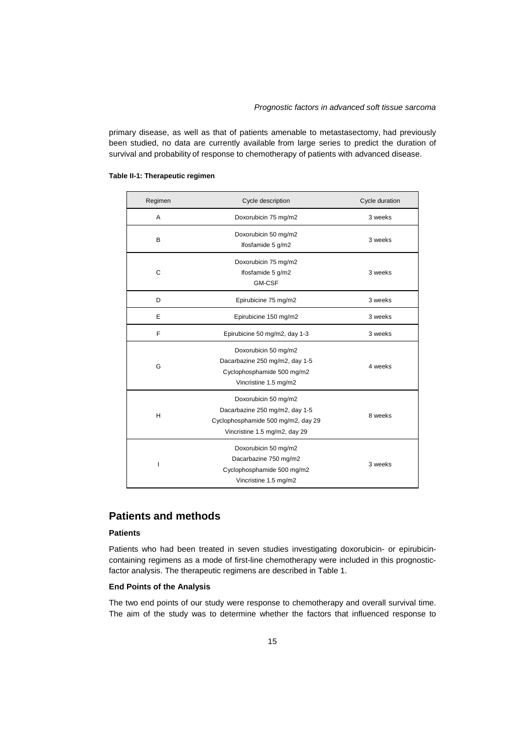primary disease, as well as that of patients amenable to metastasectomy, had previously been studied, no data are currently available from large series to predict the duration of survival and probability of response to chemotherapy of patients with advanced disease.

**Table II-1: Therapeutic regimen**

| Regimen | Cycle description | Cycle duration |
|---|---|---|
| A | Doxorubicin 75 mg/m2 | 3 weeks |
| B | Doxorubicin 50 mg/m2<br>Ifosfamide 5 g/m2 | 3 weeks |
| C | Doxorubicin 75 mg/m2<br>Ifosfamide 5 g/m2<br>GM-CSF | 3 weeks |
| D | Epirubicine 75 mg/m2 | 3 weeks |
| E | Epirubicine 150 mg/m2 | 3 weeks |
| F | Epirubicine 50 mg/m2, day 1-3 | 3 weeks |
| G | Doxorubicin 50 mg/m2<br>Dacarbazine 250 mg/m2, day 1-5<br>Cyclophosphamide 500 mg/m2<br>Vincristine 1.5 mg/m2 | 4 weeks |
| H | Doxorubicin 50 mg/m2<br>Dacarbazine 250 mg/m2, day 1-5<br>Cyclophosphamide 500 mg/m2, day 29<br>Vincristine 1.5 mg/m2, day 29 | 8 weeks |
| I | Doxorubicin 50 mg/m2<br>Dacarbazine 750 mg/m2<br>Cyclophosphamide 500 mg/m2<br>Vincristine 1.5 mg/m2 | 3 weeks |

## Patients and methods

### Patients

Patients who had been treated in seven studies investigating doxorubicin- or epirubicin-containing regimens as a mode of first-line chemotherapy were included in this prognostic-factor analysis. The therapeutic regimens are described in Table 1.

### End Points of the Analysis

The two end points of our study were response to chemotherapy and overall survival time. The aim of the study was to determine whether the factors that influenced response to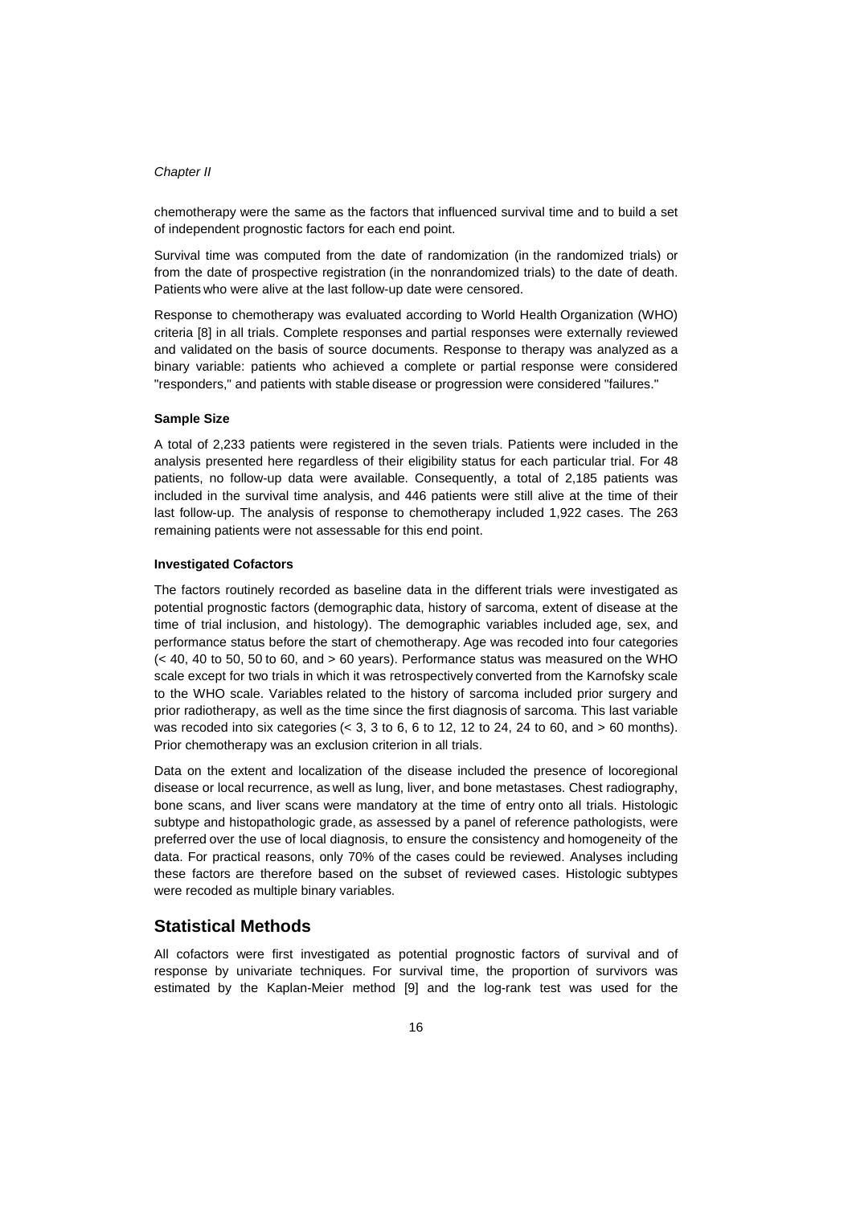chemotherapy were the same as the factors that influenced survival time and to build a set of independent prognostic factors for each end point.

Survival time was computed from the date of randomization (in the randomized trials) or from the date of prospective registration (in the nonrandomized trials) to the date of death. Patients who were alive at the last follow-up date were censored.

Response to chemotherapy was evaluated according to World Health Organization (WHO) criteria [8] in all trials. Complete responses and partial responses were externally reviewed and validated on the basis of source documents. Response to therapy was analyzed as a binary variable: patients who achieved a complete or partial response were considered "responders," and patients with stable disease or progression were considered "failures."

#### Sample Size

A total of 2,233 patients were registered in the seven trials. Patients were included in the analysis presented here regardless of their eligibility status for each particular trial. For 48 patients, no follow-up data were available. Consequently, a total of 2,185 patients was included in the survival time analysis, and 446 patients were still alive at the time of their last follow-up. The analysis of response to chemotherapy included 1,922 cases. The 263 remaining patients were not assessable for this end point.

#### Investigated Cofactors

The factors routinely recorded as baseline data in the different trials were investigated as potential prognostic factors (demographic data, history of sarcoma, extent of disease at the time of trial inclusion, and histology). The demographic variables included age, sex, and performance status before the start of chemotherapy. Age was recoded into four categories (< 40, 40 to 50, 50 to 60, and > 60 years). Performance status was measured on the WHO scale except for two trials in which it was retrospectively converted from the Karnofsky scale to the WHO scale. Variables related to the history of sarcoma included prior surgery and prior radiotherapy, as well as the time since the first diagnosis of sarcoma. This last variable was recoded into six categories (< 3, 3 to 6, 6 to 12, 12 to 24, 24 to 60, and > 60 months). Prior chemotherapy was an exclusion criterion in all trials.

Data on the extent and localization of the disease included the presence of locoregional disease or local recurrence, as well as lung, liver, and bone metastases. Chest radiography, bone scans, and liver scans were mandatory at the time of entry onto all trials. Histologic subtype and histopathologic grade, as assessed by a panel of reference pathologists, were preferred over the use of local diagnosis, to ensure the consistency and homogeneity of the data. For practical reasons, only 70% of the cases could be reviewed. Analyses including these factors are therefore based on the subset of reviewed cases. Histologic subtypes were recoded as multiple binary variables.

## Statistical Methods

All cofactors were first investigated as potential prognostic factors of survival and of response by univariate techniques. For survival time, the proportion of survivors was estimated by the Kaplan-Meier method [9] and the log-rank test was used for the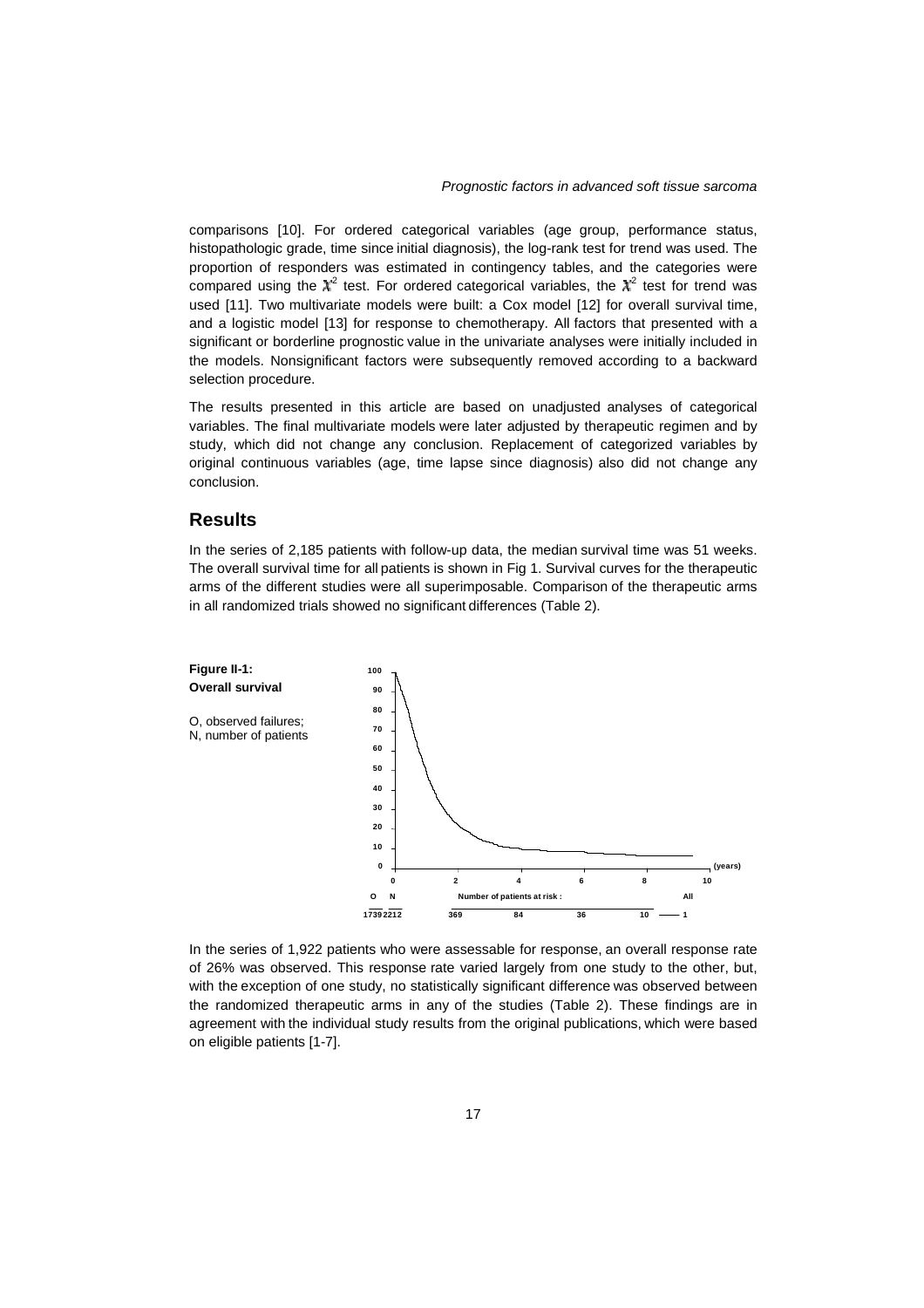comparisons [10]. For ordered categorical variables (age group, performance status, histopathologic grade, time since initial diagnosis), the log-rank test for trend was used. The proportion of responders was estimated in contingency tables, and the categories were compared using the $\chi^2$ test. For ordered categorical variables, the $\chi^2$ test for trend was used [11]. Two multivariate models were built: a Cox model [12] for overall survival time, and a logistic model [13] for response to chemotherapy. All factors that presented with a significant or borderline prognostic value in the univariate analyses were initially included in the models. Nonsignificant factors were subsequently removed according to a backward selection procedure.

The results presented in this article are based on unadjusted analyses of categorical variables. The final multivariate models were later adjusted by therapeutic regimen and by study, which did not change any conclusion. Replacement of categorized variables by original continuous variables (age, time lapse since diagnosis) also did not change any conclusion.

## Results

In the series of 2,185 patients with follow-up data, the median survival time was 51 weeks. The overall survival time for all patients is shown in Fig 1. Survival curves for the therapeutic arms of the different studies were all superimposable. Comparison of the therapeutic arms in all randomized trials showed no significant differences (Table 2).

**Figure II-1: Overall survival**

O, observed failures; N, number of patients

| O | N | Number of patients at risk : | | | | All |
|---|---|---|---|---|---|---|
| 1739 | 2212 | 369 | 84 | 36 | 10 | 1 |

In the series of 1,922 patients who were assessable for response, an overall response rate of 26% was observed. This response rate varied largely from one study to the other, but, with the exception of one study, no statistically significant difference was observed between the randomized therapeutic arms in any of the studies (Table 2). These findings are in agreement with the individual study results from the original publications, which were based on eligible patients [1-7].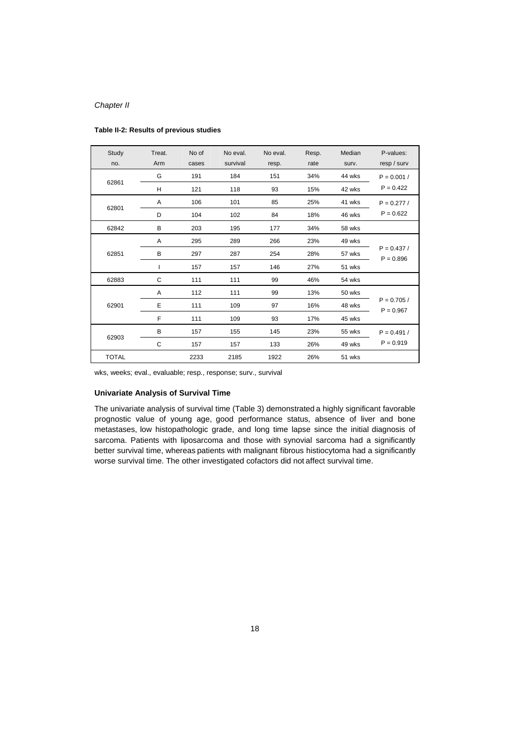**Table II-2: Results of previous studies**

| Study no. | Treat. Arm | No of cases | No eval. survival | No eval. resp. | Resp. rate | Median surv. | P-values: resp / surv |
|---|---|---|---|---|---|---|---|
| 62861 | G | 191 | 184 | 151 | 34% | 44 wks | P = 0.001 / P = 0.422 |
| | H | 121 | 118 | 93 | 15% | 42 wks | |
| 62801 | A | 106 | 101 | 85 | 25% | 41 wks | P = 0.277 / P = 0.622 |
| | D | 104 | 102 | 84 | 18% | 46 wks | |
| 62842 | B | 203 | 195 | 177 | 34% | 58 wks | |
| 62851 | A | 295 | 289 | 266 | 23% | 49 wks | P = 0.437 / P = 0.896 |
| | B | 297 | 287 | 254 | 28% | 57 wks | |
| | I | 157 | 157 | 146 | 27% | 51 wks | |
| 62883 | C | 111 | 111 | 99 | 46% | 54 wks | |
| 62901 | A | 112 | 111 | 99 | 13% | 50 wks | P = 0.705 / P = 0.967 |
| | E | 111 | 109 | 97 | 16% | 48 wks | |
| | F | 111 | 109 | 93 | 17% | 45 wks | |
| 62903 | B | 157 | 155 | 145 | 23% | 55 wks | P = 0.491 / P = 0.919 |
| | C | 157 | 157 | 133 | 26% | 49 wks | |
| TOTAL | | 2233 | 2185 | 1922 | 26% | 51 wks | |

wks, weeks; eval., evaluable; resp., response; surv., survival

**Univariate Analysis of Survival Time**

The univariate analysis of survival time (Table 3) demonstrated a highly significant favorable prognostic value of young age, good performance status, absence of liver and bone metastases, low histopathologic grade, and long time lapse since the initial diagnosis of sarcoma. Patients with liposarcoma and those with synovial sarcoma had a significantly better survival time, whereas patients with malignant fibrous histiocytoma had a significantly worse survival time. The other investigated cofactors did not affect survival time.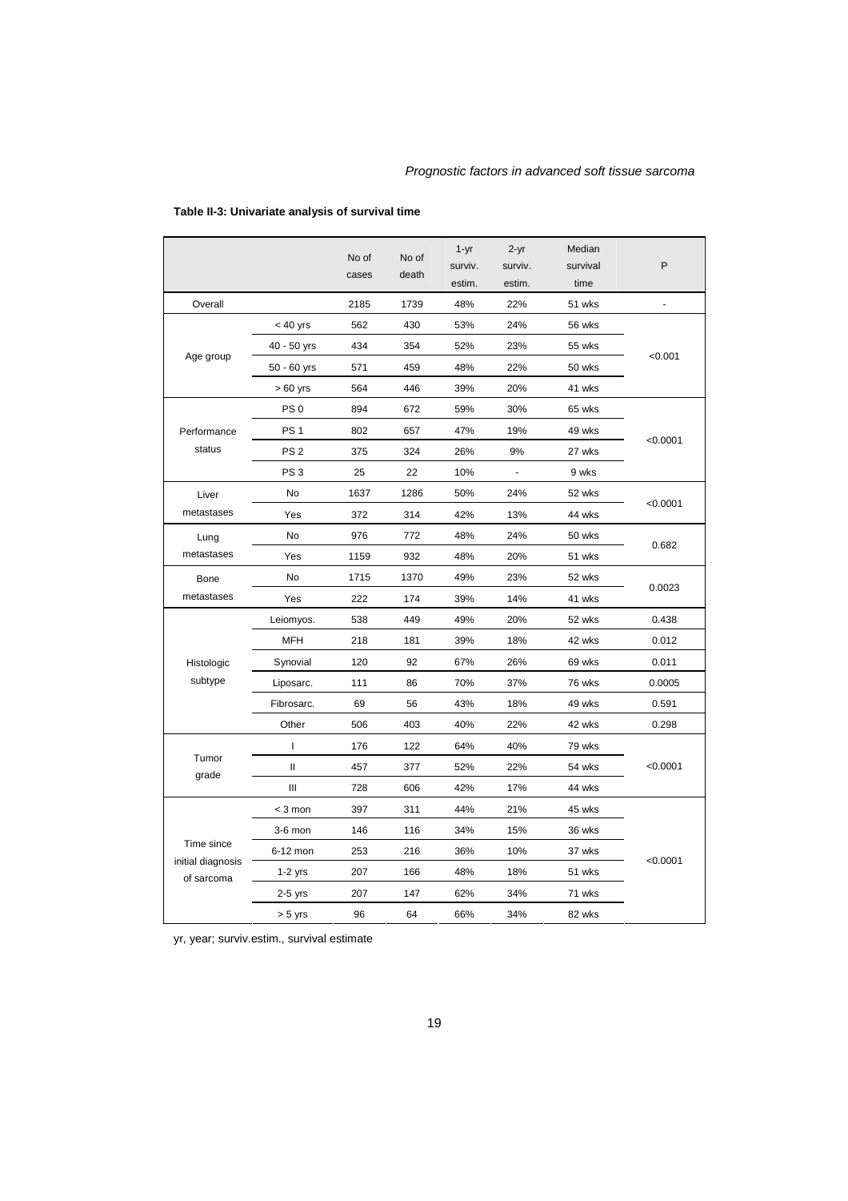**Table II-3: Univariate analysis of survival time**

| | | No of cases | No of death | 1-yr surviv. estim. | 2-yr surviv. estim. | Median survival time | P |
|---|---|---|---|---|---|---|---|
| Overall | | 2185 | 1739 | 48% | 22% | 51 wks | - |
| Age group | < 40 yrs | 562 | 430 | 53% | 24% | 56 wks | <0.001 |
| | 40 - 50 yrs | 434 | 354 | 52% | 23% | 55 wks | |
| | 50 - 60 yrs | 571 | 459 | 48% | 22% | 50 wks | |
| | > 60 yrs | 564 | 446 | 39% | 20% | 41 wks | |
| Performance status | PS 0 | 894 | 672 | 59% | 30% | 65 wks | <0.0001 |
| | PS 1 | 802 | 657 | 47% | 19% | 49 wks | |
| | PS 2 | 375 | 324 | 26% | 9% | 27 wks | |
| | PS 3 | 25 | 22 | 10% | - | 9 wks | |
| Liver metastases | No | 1637 | 1286 | 50% | 24% | 52 wks | <0.0001 |
| | Yes | 372 | 314 | 42% | 13% | 44 wks | |
| Lung metastases | No | 976 | 772 | 48% | 24% | 50 wks | 0.682 |
| | Yes | 1159 | 932 | 48% | 20% | 51 wks | |
| Bone metastases | No | 1715 | 1370 | 49% | 23% | 52 wks | 0.0023 |
| | Yes | 222 | 174 | 39% | 14% | 41 wks | |
| Histologic subtype | Leiomyos. | 538 | 449 | 49% | 20% | 52 wks | 0.438 |
| | MFH | 218 | 181 | 39% | 18% | 42 wks | 0.012 |
| | Synovial | 120 | 92 | 67% | 26% | 69 wks | 0.011 |
| | Liposarc. | 111 | 86 | 70% | 37% | 76 wks | 0.0005 |
| | Fibrosarc. | 69 | 56 | 43% | 18% | 49 wks | 0.591 |
| | Other | 506 | 403 | 40% | 22% | 42 wks | 0.298 |
| Tumor grade | I | 176 | 122 | 64% | 40% | 79 wks | <0.0001 |
| | II | 457 | 377 | 52% | 22% | 54 wks | |
| | III | 728 | 606 | 42% | 17% | 44 wks | |
| Time since initial diagnosis of sarcoma | < 3 mon | 397 | 311 | 44% | 21% | 45 wks | <0.0001 |
| | 3-6 mon | 146 | 116 | 34% | 15% | 36 wks | |
| | 6-12 mon | 253 | 216 | 36% | 10% | 37 wks | |
| | 1-2 yrs | 207 | 166 | 48% | 18% | 51 wks | |
| | 2-5 yrs | 207 | 147 | 62% | 34% | 71 wks | |
| | > 5 yrs | 96 | 64 | 66% | 34% | 82 wks | |

yr, year; surviv.estim., survival estimate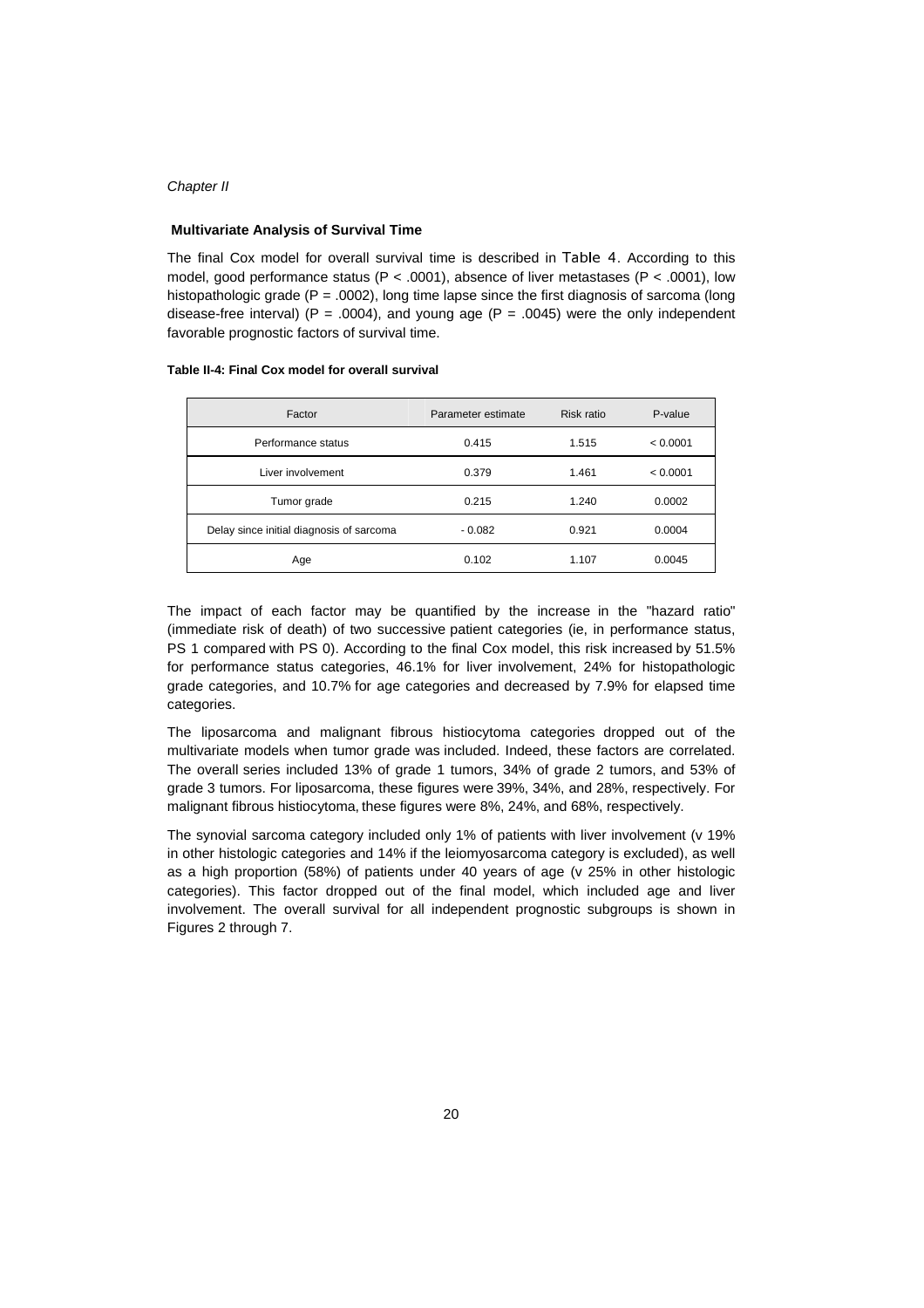### Multivariate Analysis of Survival Time

The final Cox model for overall survival time is described in Table 4. According to this model, good performance status ($P < .0001$), absence of liver metastases ($P < .0001$), low histopathologic grade ($P = .0002$), long time lapse since the first diagnosis of sarcoma (long disease-free interval) ($P = .0004$), and young age ($P = .0045$) were the only independent favorable prognostic factors of survival time.

**Table II-4: Final Cox model for overall survival**

| Factor | Parameter estimate | Risk ratio | P-value |
|---|---|---|---|
| Performance status | 0.415 | 1.515 | < 0.0001 |
| Liver involvement | 0.379 | 1.461 | < 0.0001 |
| Tumor grade | 0.215 | 1.240 | 0.0002 |
| Delay since initial diagnosis of sarcoma | - 0.082 | 0.921 | 0.0004 |
| Age | 0.102 | 1.107 | 0.0045 |

The impact of each factor may be quantified by the increase in the "hazard ratio" (immediate risk of death) of two successive patient categories (ie, in performance status, PS 1 compared with PS 0). According to the final Cox model, this risk increased by 51.5% for performance status categories, 46.1% for liver involvement, 24% for histopathologic grade categories, and 10.7% for age categories and decreased by 7.9% for elapsed time categories.

The liposarcoma and malignant fibrous histiocytoma categories dropped out of the multivariate models when tumor grade was included. Indeed, these factors are correlated. The overall series included 13% of grade 1 tumors, 34% of grade 2 tumors, and 53% of grade 3 tumors. For liposarcoma, these figures were 39%, 34%, and 28%, respectively. For malignant fibrous histiocytoma, these figures were 8%, 24%, and 68%, respectively.

The synovial sarcoma category included only 1% of patients with liver involvement (v 19% in other histologic categories and 14% if the leiomyosarcoma category is excluded), as well as a high proportion (58%) of patients under 40 years of age (v 25% in other histologic categories). This factor dropped out of the final model, which included age and liver involvement. The overall survival for all independent prognostic subgroups is shown in Figures 2 through 7.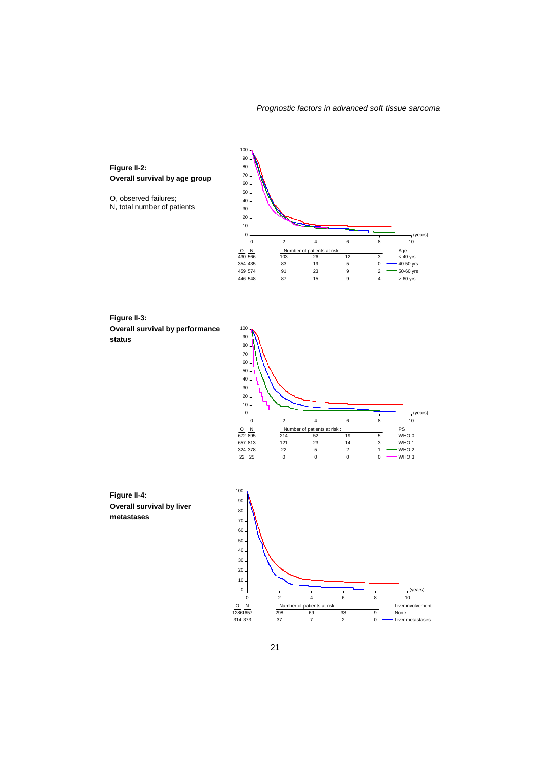**Figure II-2:**
**Overall survival by age group**

O, observed failures;
N, total number of patients

| O | N | 2 | 4 | 6 | 8 | Age |
|---|---|---|---|---|---|---|
| 430 | 566 | 103 | 26 | 12 | 3 | < 40 yrs |
| 354 | 435 | 83 | 19 | 5 | 0 | 40-50 yrs |
| 459 | 574 | 91 | 23 | 9 | 2 | 50-60 yrs |
| 446 | 548 | 87 | 15 | 9 | 4 | > 60 yrs |

Number of patients at risk (years)

**Figure II-3:**
**Overall survival by performance status**

| O | N | 2 | 4 | 6 | 8 | PS |
|---|---|---|---|---|---|---|
| 672 | 895 | 214 | 52 | 19 | 5 | WHO 0 |
| 657 | 813 | 121 | 23 | 14 | 3 | WHO 1 |
| 324 | 378 | 22 | 5 | 2 | 1 | WHO 2 |
| 22 | 25 | 0 | 0 | 0 | 0 | WHO 3 |

Number of patients at risk (years)

**Figure II-4:**
**Overall survival by liver metastases**

| O | N | 2 | 4 | 6 | 8 | Liver involvement |
|---|---|---|---|---|---|---|
| 1286 | 1657 | 298 | 69 | 33 | 9 | None |
| 314 | 373 | 37 | 7 | 2 | 0 | Liver metastases |

Number of patients at risk (years)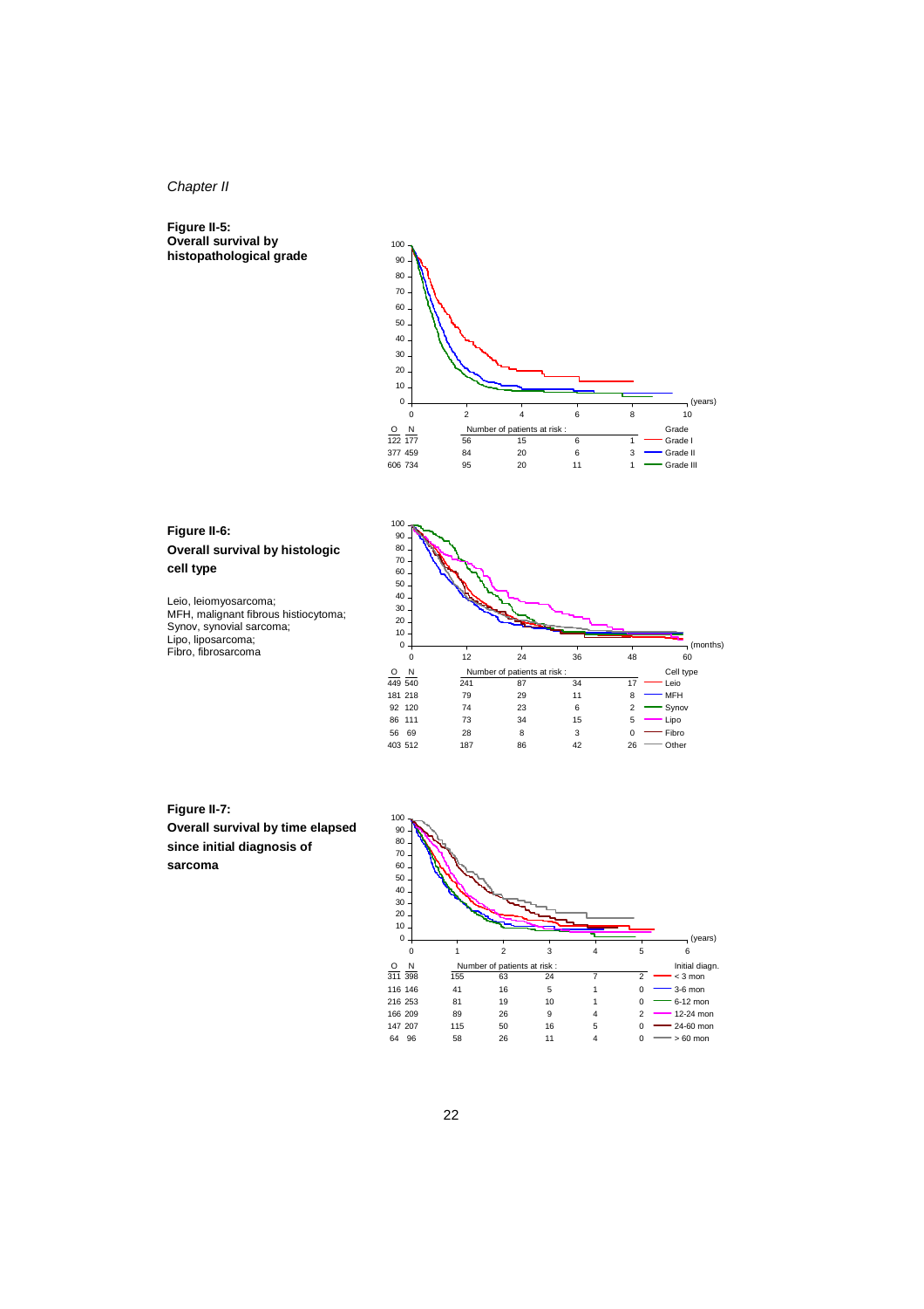**Figure II-5: Overall survival by histopathological grade**

| O | N | Number of patients at risk: 2 | 4 | 6 | 8 | Grade |
|---|---|---|---|---|---|---|
| 122 | 177 | 56 | 15 | 6 | 1 | Grade I |
| 377 | 459 | 84 | 20 | 6 | 3 | Grade II |
| 606 | 734 | 95 | 20 | 11 | 1 | Grade III |

**Figure II-6: Overall survival by histologic cell type**

Leio, leiomyosarcoma;
MFH, malignant fibrous histiocytoma;
Synov, synovial sarcoma;
Lipo, liposarcoma;
Fibro, fibrosarcoma

| O | N | Number of patients at risk: 12 | 24 | 36 | 48 | Cell type |
|---|---|---|---|---|---|---|
| 449 | 540 | 241 | 87 | 34 | 17 | Leio |
| 181 | 218 | 79 | 29 | 11 | 8 | MFH |
| 92 | 120 | 74 | 23 | 6 | 2 | Synov |
| 86 | 111 | 73 | 34 | 15 | 5 | Lipo |
| 56 | 69 | 28 | 8 | 3 | 0 | Fibro |
| 403 | 512 | 187 | 86 | 42 | 26 | Other |

**Figure II-7: Overall survival by time elapsed since initial diagnosis of sarcoma**

| O | N | Number of patients at risk: 1 | 2 | 3 | 4 | 5 | Initial diagn. |
|---|---|---|---|---|---|---|---|
| 311 | 398 | 155 | 63 | 24 | 7 | 2 | < 3 mon |
| 116 | 146 | 41 | 16 | 5 | 1 | 0 | 3-6 mon |
| 216 | 253 | 81 | 19 | 10 | 1 | 0 | 6-12 mon |
| 166 | 209 | 89 | 26 | 9 | 4 | 2 | 12-24 mon |
| 147 | 207 | 115 | 50 | 16 | 5 | 0 | 24-60 mon |
| 64 | 96 | 58 | 26 | 11 | 4 | 0 | > 60 mon |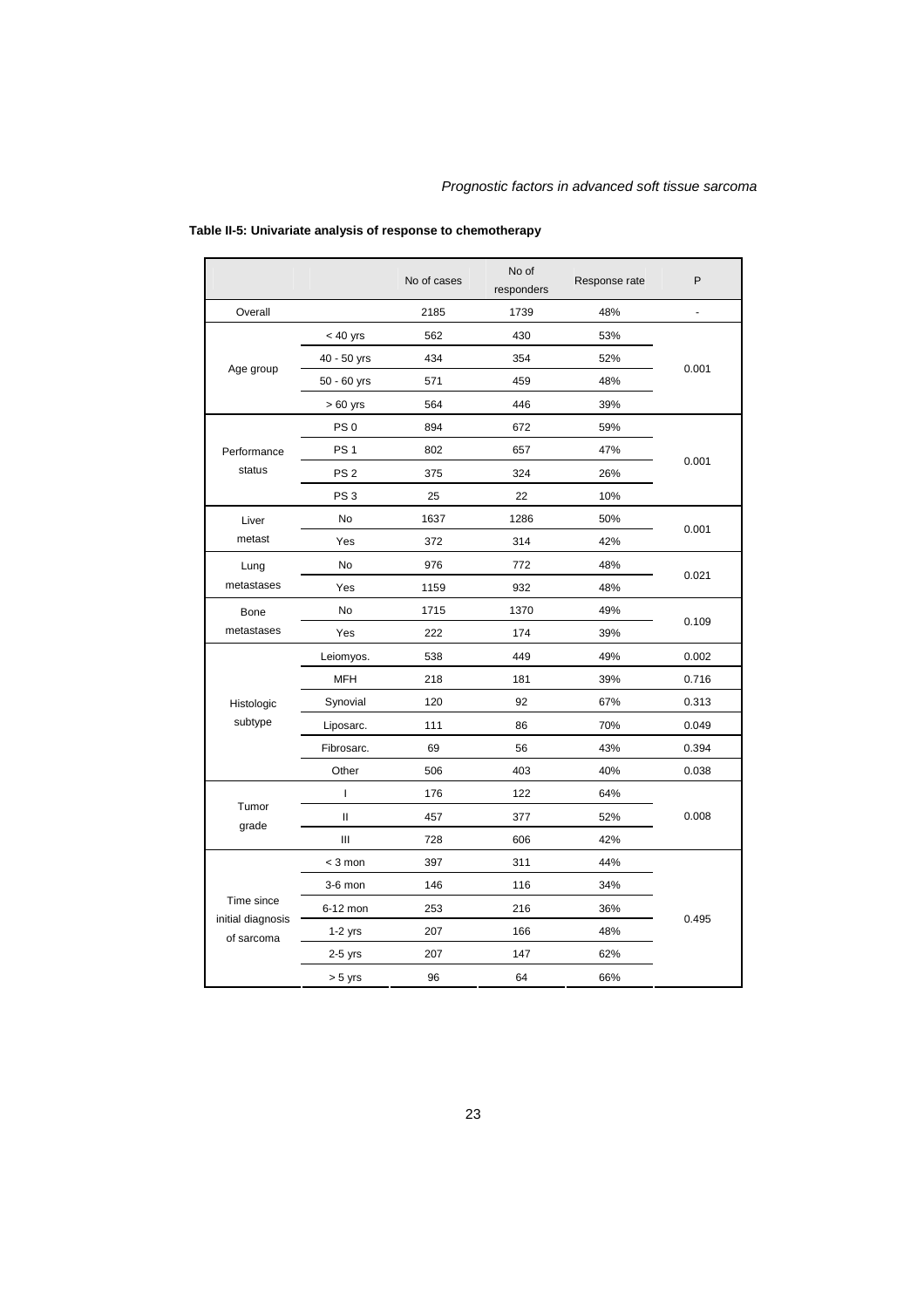**Table II-5: Univariate analysis of response to chemotherapy**

| | | No of cases | No of responders | Response rate | P |
|---|---|---|---|---|---|
| Overall | | 2185 | 1739 | 48% | - |
| Age group | < 40 yrs | 562 | 430 | 53% | 0.001 |
| | 40 - 50 yrs | 434 | 354 | 52% | |
| | 50 - 60 yrs | 571 | 459 | 48% | |
| | > 60 yrs | 564 | 446 | 39% | |
| Performance status | PS 0 | 894 | 672 | 59% | 0.001 |
| | PS 1 | 802 | 657 | 47% | |
| | PS 2 | 375 | 324 | 26% | |
| | PS 3 | 25 | 22 | 10% | |
| Liver metast | No | 1637 | 1286 | 50% | 0.001 |
| | Yes | 372 | 314 | 42% | |
| Lung metastases | No | 976 | 772 | 48% | 0.021 |
| | Yes | 1159 | 932 | 48% | |
| Bone metastases | No | 1715 | 1370 | 49% | 0.109 |
| | Yes | 222 | 174 | 39% | |
| Histologic subtype | Leiomyos. | 538 | 449 | 49% | 0.002 |
| | MFH | 218 | 181 | 39% | 0.716 |
| | Synovial | 120 | 92 | 67% | 0.313 |
| | Liposarc. | 111 | 86 | 70% | 0.049 |
| | Fibrosarc. | 69 | 56 | 43% | 0.394 |
| | Other | 506 | 403 | 40% | 0.038 |
| Tumor grade | I | 176 | 122 | 64% | 0.008 |
| | II | 457 | 377 | 52% | |
| | III | 728 | 606 | 42% | |
| Time since initial diagnosis of sarcoma | < 3 mon | 397 | 311 | 44% | 0.495 |
| | 3-6 mon | 146 | 116 | 34% | |
| | 6-12 mon | 253 | 216 | 36% | |
| | 1-2 yrs | 207 | 166 | 48% | |
| | 2-5 yrs | 207 | 147 | 62% | |
| | > 5 yrs | 96 | 64 | 66% | |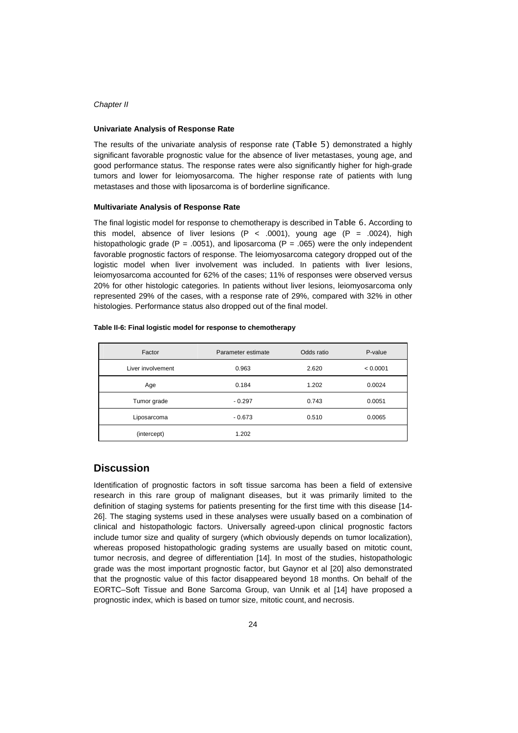#### Univariate Analysis of Response Rate

The results of the univariate analysis of response rate (Table 5) demonstrated a highly significant favorable prognostic value for the absence of liver metastases, young age, and good performance status. The response rates were also significantly higher for high-grade tumors and lower for leiomyosarcoma. The higher response rate of patients with lung metastases and those with liposarcoma is of borderline significance.

#### Multivariate Analysis of Response Rate

The final logistic model for response to chemotherapy is described in Table 6. According to this model, absence of liver lesions ($P < .0001$), young age ($P = .0024$), high histopathologic grade ($P = .0051$), and liposarcoma ($P = .065$) were the only independent favorable prognostic factors of response. The leiomyosarcoma category dropped out of the logistic model when liver involvement was included. In patients with liver lesions, leiomyosarcoma accounted for 62% of the cases; 11% of responses were observed versus 20% for other histologic categories. In patients without liver lesions, leiomyosarcoma only represented 29% of the cases, with a response rate of 29%, compared with 32% in other histologies. Performance status also dropped out of the final model.

**Table II-6: Final logistic model for response to chemotherapy**

| Factor | Parameter estimate | Odds ratio | P-value |
|---|---|---|---|
| Liver involvement | 0.963 | 2.620 | < 0.0001 |
| Age | 0.184 | 1.202 | 0.0024 |
| Tumor grade | - 0.297 | 0.743 | 0.0051 |
| Liposarcoma | - 0.673 | 0.510 | 0.0065 |
| (intercept) | 1.202 | | |

## Discussion

Identification of prognostic factors in soft tissue sarcoma has been a field of extensive research in this rare group of malignant diseases, but it was primarily limited to the definition of staging systems for patients presenting for the first time with this disease [14-26]. The staging systems used in these analyses were usually based on a combination of clinical and histopathologic factors. Universally agreed-upon clinical prognostic factors include tumor size and quality of surgery (which obviously depends on tumor localization), whereas proposed histopathologic grading systems are usually based on mitotic count, tumor necrosis, and degree of differentiation [14]. In most of the studies, histopathologic grade was the most important prognostic factor, but Gaynor et al [20] also demonstrated that the prognostic value of this factor disappeared beyond 18 months. On behalf of the EORTC–Soft Tissue and Bone Sarcoma Group, van Unnik et al [14] have proposed a prognostic index, which is based on tumor size, mitotic count, and necrosis.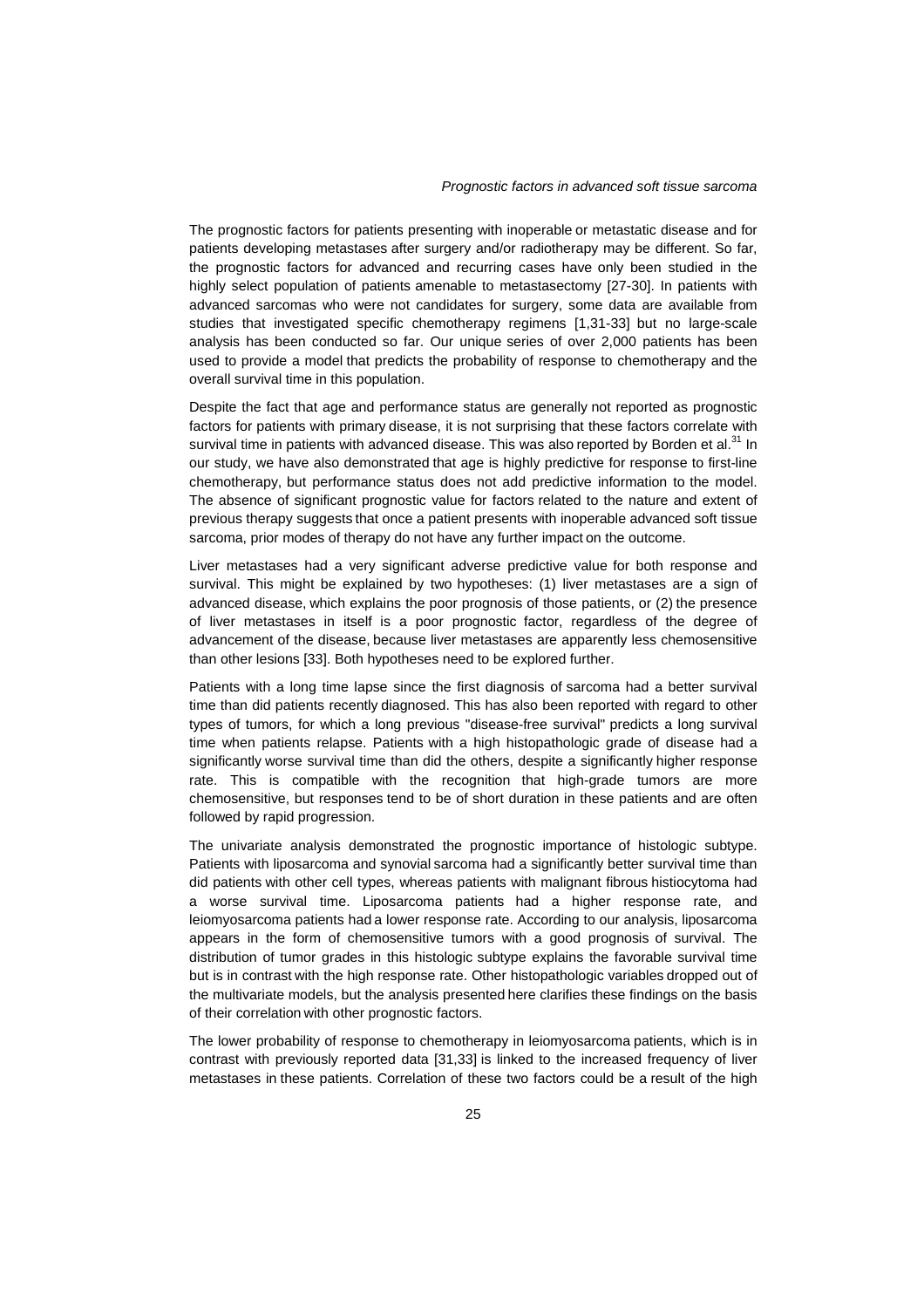The prognostic factors for patients presenting with inoperable or metastatic disease and for patients developing metastases after surgery and/or radiotherapy may be different. So far, the prognostic factors for advanced and recurring cases have only been studied in the highly select population of patients amenable to metastasectomy [27-30]. In patients with advanced sarcomas who were not candidates for surgery, some data are available from studies that investigated specific chemotherapy regimens [1,31-33] but no large-scale analysis has been conducted so far. Our unique series of over 2,000 patients has been used to provide a model that predicts the probability of response to chemotherapy and the overall survival time in this population.

Despite the fact that age and performance status are generally not reported as prognostic factors for patients with primary disease, it is not surprising that these factors correlate with survival time in patients with advanced disease. This was also reported by Borden et al.[31] In our study, we have also demonstrated that age is highly predictive for response to first-line chemotherapy, but performance status does not add predictive information to the model. The absence of significant prognostic value for factors related to the nature and extent of previous therapy suggests that once a patient presents with inoperable advanced soft tissue sarcoma, prior modes of therapy do not have any further impact on the outcome.

Liver metastases had a very significant adverse predictive value for both response and survival. This might be explained by two hypotheses: (1) liver metastases are a sign of advanced disease, which explains the poor prognosis of those patients, or (2) the presence of liver metastases in itself is a poor prognostic factor, regardless of the degree of advancement of the disease, because liver metastases are apparently less chemosensitive than other lesions [33]. Both hypotheses need to be explored further.

Patients with a long time lapse since the first diagnosis of sarcoma had a better survival time than did patients recently diagnosed. This has also been reported with regard to other types of tumors, for which a long previous "disease-free survival" predicts a long survival time when patients relapse. Patients with a high histopathologic grade of disease had a significantly worse survival time than did the others, despite a significantly higher response rate. This is compatible with the recognition that high-grade tumors are more chemosensitive, but responses tend to be of short duration in these patients and are often followed by rapid progression.

The univariate analysis demonstrated the prognostic importance of histologic subtype. Patients with liposarcoma and synovial sarcoma had a significantly better survival time than did patients with other cell types, whereas patients with malignant fibrous histiocytoma had a worse survival time. Liposarcoma patients had a higher response rate, and leiomyosarcoma patients had a lower response rate. According to our analysis, liposarcoma appears in the form of chemosensitive tumors with a good prognosis of survival. The distribution of tumor grades in this histologic subtype explains the favorable survival time but is in contrast with the high response rate. Other histopathologic variables dropped out of the multivariate models, but the analysis presented here clarifies these findings on the basis of their correlation with other prognostic factors.

The lower probability of response to chemotherapy in leiomyosarcoma patients, which is in contrast with previously reported data [31,33] is linked to the increased frequency of liver metastases in these patients. Correlation of these two factors could be a result of the high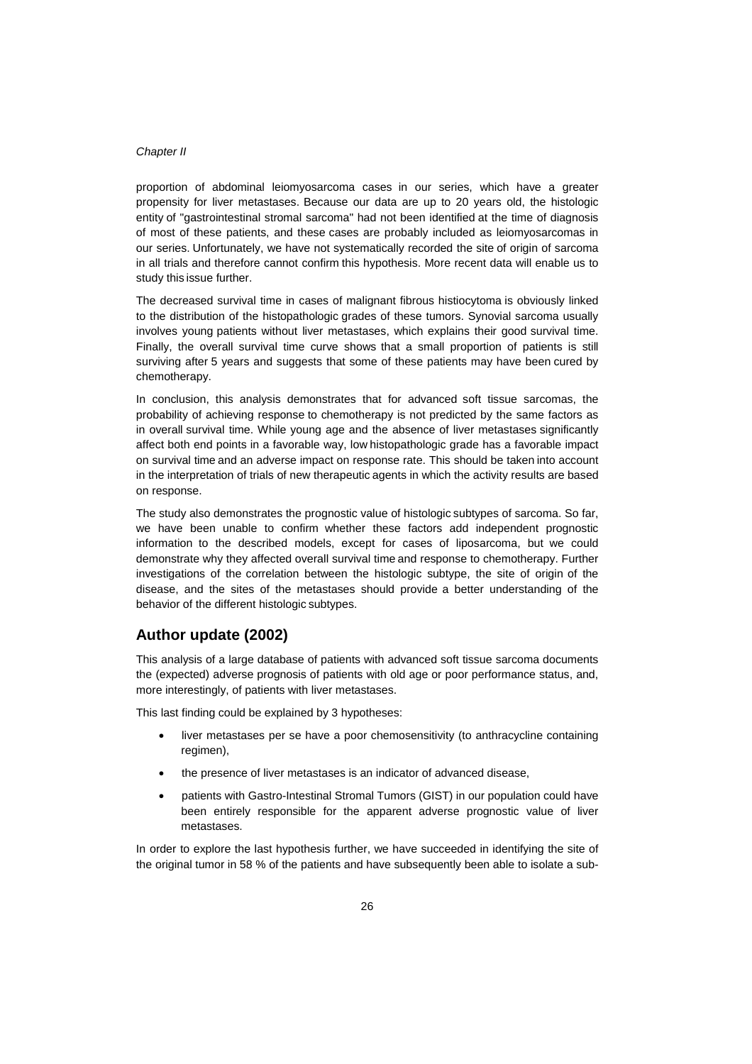proportion of abdominal leiomyosarcoma cases in our series, which have a greater propensity for liver metastases. Because our data are up to 20 years old, the histologic entity of "gastrointestinal stromal sarcoma" had not been identified at the time of diagnosis of most of these patients, and these cases are probably included as leiomyosarcomas in our series. Unfortunately, we have not systematically recorded the site of origin of sarcoma in all trials and therefore cannot confirm this hypothesis. More recent data will enable us to study this issue further.

The decreased survival time in cases of malignant fibrous histiocytoma is obviously linked to the distribution of the histopathologic grades of these tumors. Synovial sarcoma usually involves young patients without liver metastases, which explains their good survival time. Finally, the overall survival time curve shows that a small proportion of patients is still surviving after 5 years and suggests that some of these patients may have been cured by chemotherapy.

In conclusion, this analysis demonstrates that for advanced soft tissue sarcomas, the probability of achieving response to chemotherapy is not predicted by the same factors as in overall survival time. While young age and the absence of liver metastases significantly affect both end points in a favorable way, low histopathologic grade has a favorable impact on survival time and an adverse impact on response rate. This should be taken into account in the interpretation of trials of new therapeutic agents in which the activity results are based on response.

The study also demonstrates the prognostic value of histologic subtypes of sarcoma. So far, we have been unable to confirm whether these factors add independent prognostic information to the described models, except for cases of liposarcoma, but we could demonstrate why they affected overall survival time and response to chemotherapy. Further investigations of the correlation between the histologic subtype, the site of origin of the disease, and the sites of the metastases should provide a better understanding of the behavior of the different histologic subtypes.

## Author update (2002)

This analysis of a large database of patients with advanced soft tissue sarcoma documents the (expected) adverse prognosis of patients with old age or poor performance status, and, more interestingly, of patients with liver metastases.

This last finding could be explained by 3 hypotheses:

- liver metastases per se have a poor chemosensitivity (to anthracycline containing regimen),
- the presence of liver metastases is an indicator of advanced disease,
- patients with Gastro-Intestinal Stromal Tumors (GIST) in our population could have been entirely responsible for the apparent adverse prognostic value of liver metastases.

In order to explore the last hypothesis further, we have succeeded in identifying the site of the original tumor in 58 % of the patients and have subsequently been able to isolate a sub-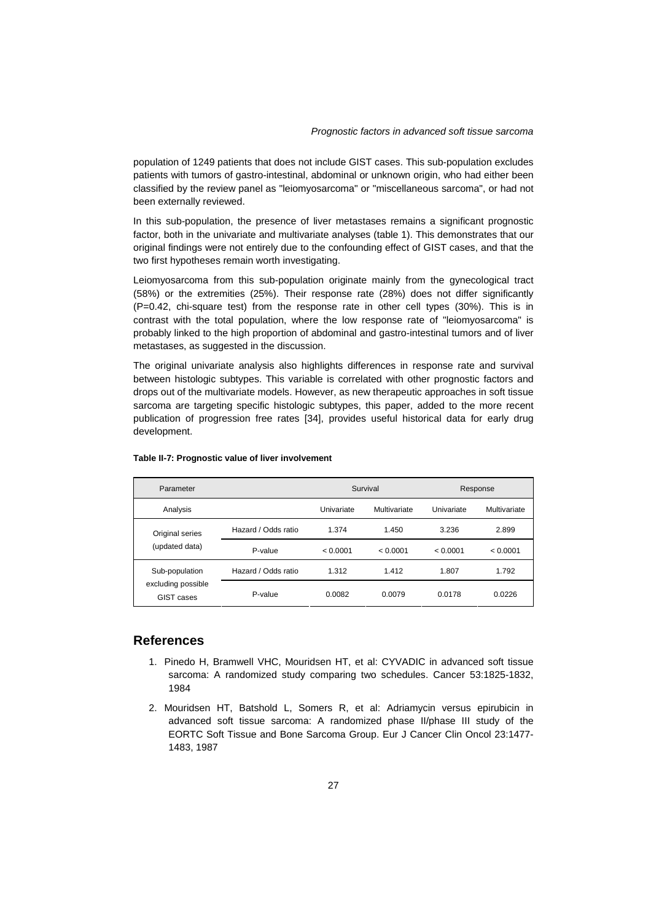population of 1249 patients that does not include GIST cases. This sub-population excludes patients with tumors of gastro-intestinal, abdominal or unknown origin, who had either been classified by the review panel as "leiomyosarcoma" or "miscellaneous sarcoma", or had not been externally reviewed.

In this sub-population, the presence of liver metastases remains a significant prognostic factor, both in the univariate and multivariate analyses (table 1). This demonstrates that our original findings were not entirely due to the confounding effect of GIST cases, and that the two first hypotheses remain worth investigating.

Leiomyosarcoma from this sub-population originate mainly from the gynecological tract (58%) or the extremities (25%). Their response rate (28%) does not differ significantly (P=0.42, chi-square test) from the response rate in other cell types (30%). This is in contrast with the total population, where the low response rate of "leiomyosarcoma" is probably linked to the high proportion of abdominal and gastro-intestinal tumors and of liver metastases, as suggested in the discussion.

The original univariate analysis also highlights differences in response rate and survival between histologic subtypes. This variable is correlated with other prognostic factors and drops out of the multivariate models. However, as new therapeutic approaches in soft tissue sarcoma are targeting specific histologic subtypes, this paper, added to the more recent publication of progression free rates [34], provides useful historical data for early drug development.

**Table II-7: Prognostic value of liver involvement**

| Parameter | | Survival | | Response | |
|---|---|---|---|---|---|
| Analysis | | Univariate | Multivariate | Univariate | Multivariate |
| Original series (updated data) | Hazard / Odds ratio | 1.374 | 1.450 | 3.236 | 2.899 |
| | P-value | < 0.0001 | < 0.0001 | < 0.0001 | < 0.0001 |
| Sub-population excluding possible GIST cases | Hazard / Odds ratio | 1.312 | 1.412 | 1.807 | 1.792 |
| | P-value | 0.0082 | 0.0079 | 0.0178 | 0.0226 |

## References

1. Pinedo H, Bramwell VHC, Mouridsen HT, et al: CYVADIC in advanced soft tissue sarcoma: A randomized study comparing two schedules. Cancer 53:1825-1832, 1984
2. Mouridsen HT, Batshold L, Somers R, et al: Adriamycin versus epirubicin in advanced soft tissue sarcoma: A randomized phase II/phase III study of the EORTC Soft Tissue and Bone Sarcoma Group. Eur J Cancer Clin Oncol 23:1477-1483, 1987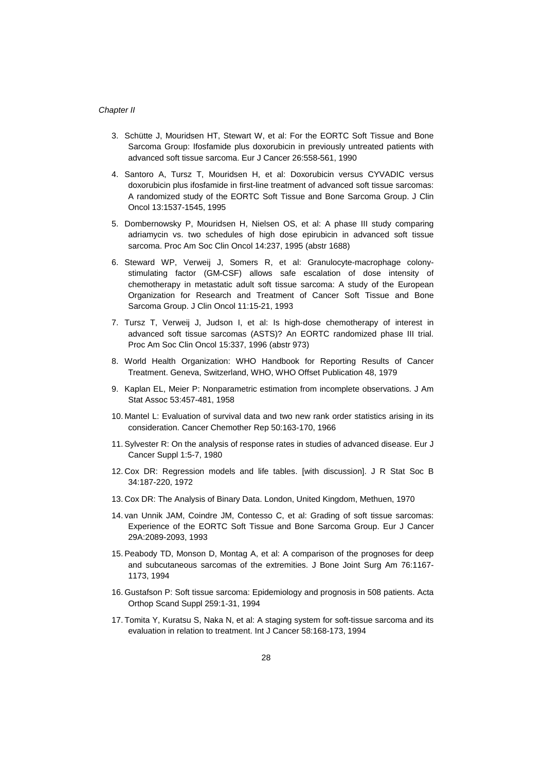3. Schütte J, Mouridsen HT, Stewart W, et al: For the EORTC Soft Tissue and Bone Sarcoma Group: Ifosfamide plus doxorubicin in previously untreated patients with advanced soft tissue sarcoma. Eur J Cancer 26:558-561, 1990

4. Santoro A, Tursz T, Mouridsen H, et al: Doxorubicin versus CYVADIC versus doxorubicin plus ifosfamide in first-line treatment of advanced soft tissue sarcomas: A randomized study of the EORTC Soft Tissue and Bone Sarcoma Group. J Clin Oncol 13:1537-1545, 1995

5. Dombernowsky P, Mouridsen H, Nielsen OS, et al: A phase III study comparing adriamycin vs. two schedules of high dose epirubicin in advanced soft tissue sarcoma. Proc Am Soc Clin Oncol 14:237, 1995 (abstr 1688)

6. Steward WP, Verweij J, Somers R, et al: Granulocyte-macrophage colony-stimulating factor (GM-CSF) allows safe escalation of dose intensity of chemotherapy in metastatic adult soft tissue sarcoma: A study of the European Organization for Research and Treatment of Cancer Soft Tissue and Bone Sarcoma Group. J Clin Oncol 11:15-21, 1993

7. Tursz T, Verweij J, Judson I, et al: Is high-dose chemotherapy of interest in advanced soft tissue sarcomas (ASTS)? An EORTC randomized phase III trial. Proc Am Soc Clin Oncol 15:337, 1996 (abstr 973)

8. World Health Organization: WHO Handbook for Reporting Results of Cancer Treatment. Geneva, Switzerland, WHO, WHO Offset Publication 48, 1979

9. Kaplan EL, Meier P: Nonparametric estimation from incomplete observations. J Am Stat Assoc 53:457-481, 1958

10. Mantel L: Evaluation of survival data and two new rank order statistics arising in its consideration. Cancer Chemother Rep 50:163-170, 1966

11. Sylvester R: On the analysis of response rates in studies of advanced disease. Eur J Cancer Suppl 1:5-7, 1980

12. Cox DR: Regression models and life tables. [with discussion]. J R Stat Soc B 34:187-220, 1972

13. Cox DR: The Analysis of Binary Data. London, United Kingdom, Methuen, 1970

14. van Unnik JAM, Coindre JM, Contesso C, et al: Grading of soft tissue sarcomas: Experience of the EORTC Soft Tissue and Bone Sarcoma Group. Eur J Cancer 29A:2089-2093, 1993

15. Peabody TD, Monson D, Montag A, et al: A comparison of the prognoses for deep and subcutaneous sarcomas of the extremities. J Bone Joint Surg Am 76:1167-1173, 1994

16. Gustafson P: Soft tissue sarcoma: Epidemiology and prognosis in 508 patients. Acta Orthop Scand Suppl 259:1-31, 1994

17. Tomita Y, Kuratsu S, Naka N, et al: A staging system for soft-tissue sarcoma and its evaluation in relation to treatment. Int J Cancer 58:168-173, 1994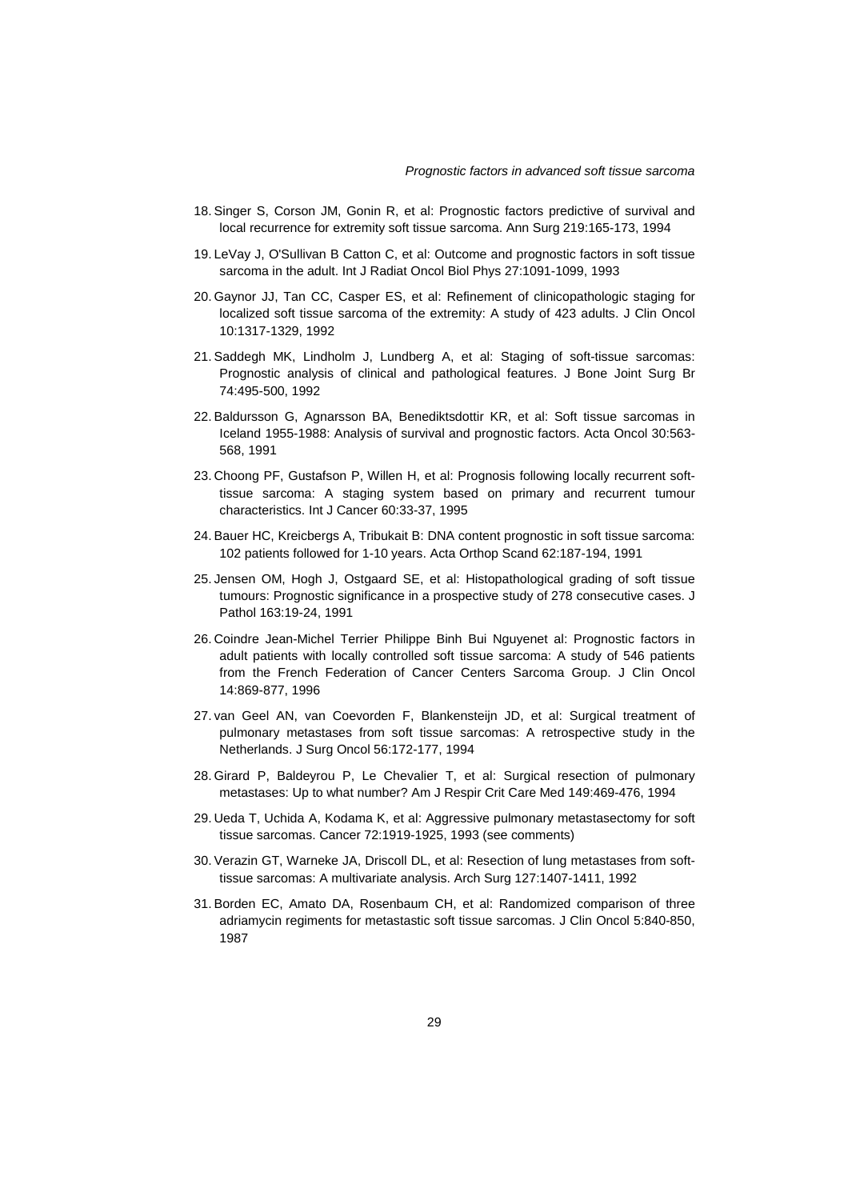18. Singer S, Corson JM, Gonin R, et al: Prognostic factors predictive of survival and local recurrence for extremity soft tissue sarcoma. Ann Surg 219:165-173, 1994

19. LeVay J, O'Sullivan B Catton C, et al: Outcome and prognostic factors in soft tissue sarcoma in the adult. Int J Radiat Oncol Biol Phys 27:1091-1099, 1993

20. Gaynor JJ, Tan CC, Casper ES, et al: Refinement of clinicopathologic staging for localized soft tissue sarcoma of the extremity: A study of 423 adults. J Clin Oncol 10:1317-1329, 1992

21. Saddegh MK, Lindholm J, Lundberg A, et al: Staging of soft-tissue sarcomas: Prognostic analysis of clinical and pathological features. J Bone Joint Surg Br 74:495-500, 1992

22. Baldursson G, Agnarsson BA, Benediktsdottir KR, et al: Soft tissue sarcomas in Iceland 1955-1988: Analysis of survival and prognostic factors. Acta Oncol 30:563-568, 1991

23. Choong PF, Gustafson P, Willen H, et al: Prognosis following locally recurrent soft-tissue sarcoma: A staging system based on primary and recurrent tumour characteristics. Int J Cancer 60:33-37, 1995

24. Bauer HC, Kreicbergs A, Tribukait B: DNA content prognostic in soft tissue sarcoma: 102 patients followed for 1-10 years. Acta Orthop Scand 62:187-194, 1991

25. Jensen OM, Hogh J, Ostgaard SE, et al: Histopathological grading of soft tissue tumours: Prognostic significance in a prospective study of 278 consecutive cases. J Pathol 163:19-24, 1991

26. Coindre Jean-Michel Terrier Philippe Binh Bui Nguyenet al: Prognostic factors in adult patients with locally controlled soft tissue sarcoma: A study of 546 patients from the French Federation of Cancer Centers Sarcoma Group. J Clin Oncol 14:869-877, 1996

27. van Geel AN, van Coevorden F, Blankensteijn JD, et al: Surgical treatment of pulmonary metastases from soft tissue sarcomas: A retrospective study in the Netherlands. J Surg Oncol 56:172-177, 1994

28. Girard P, Baldeyrou P, Le Chevalier T, et al: Surgical resection of pulmonary metastases: Up to what number? Am J Respir Crit Care Med 149:469-476, 1994

29. Ueda T, Uchida A, Kodama K, et al: Aggressive pulmonary metastasectomy for soft tissue sarcomas. Cancer 72:1919-1925, 1993 (see comments)

30. Verazin GT, Warneke JA, Driscoll DL, et al: Resection of lung metastases from soft-tissue sarcomas: A multivariate analysis. Arch Surg 127:1407-1411, 1992

31. Borden EC, Amato DA, Rosenbaum CH, et al: Randomized comparison of three adriamycin regiments for metastastic soft tissue sarcomas. J Clin Oncol 5:840-850, 1987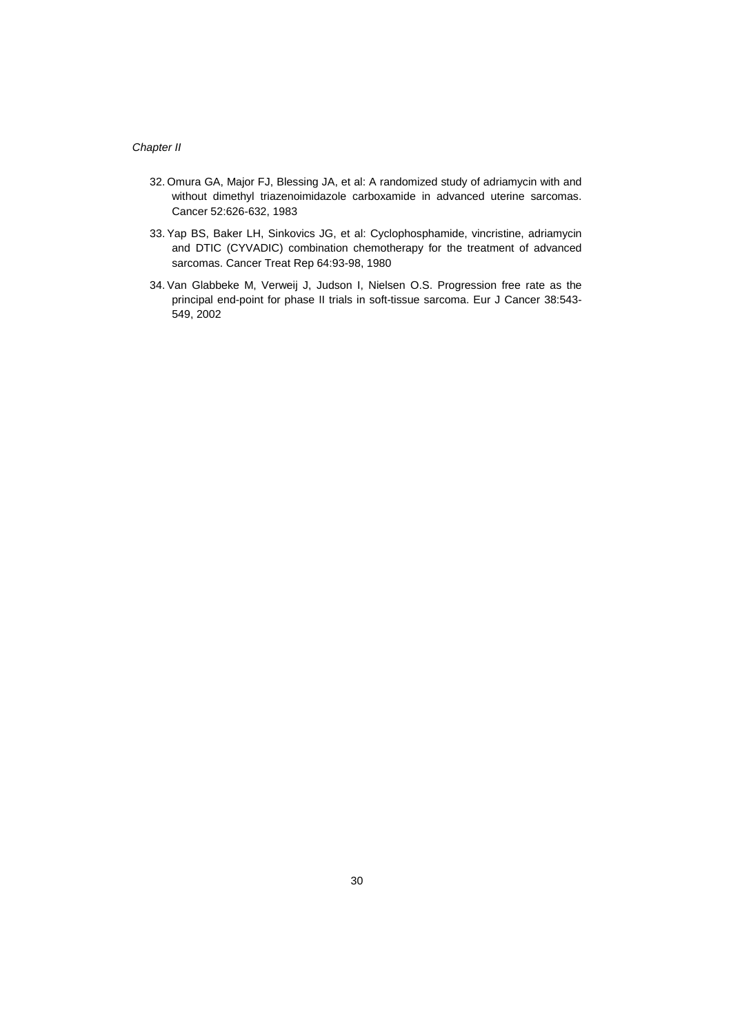32. Omura GA, Major FJ, Blessing JA, et al: A randomized study of adriamycin with and without dimethyl triazenoimidazole carboxamide in advanced uterine sarcomas. Cancer 52:626-632, 1983
33. Yap BS, Baker LH, Sinkovics JG, et al: Cyclophosphamide, vincristine, adriamycin and DTIC (CYVADIC) combination chemotherapy for the treatment of advanced sarcomas. Cancer Treat Rep 64:93-98, 1980
34. Van Glabbeke M, Verweij J, Judson I, Nielsen O.S. Progression free rate as the principal end-point for phase II trials in soft-tissue sarcoma. Eur J Cancer 38:543-549, 2002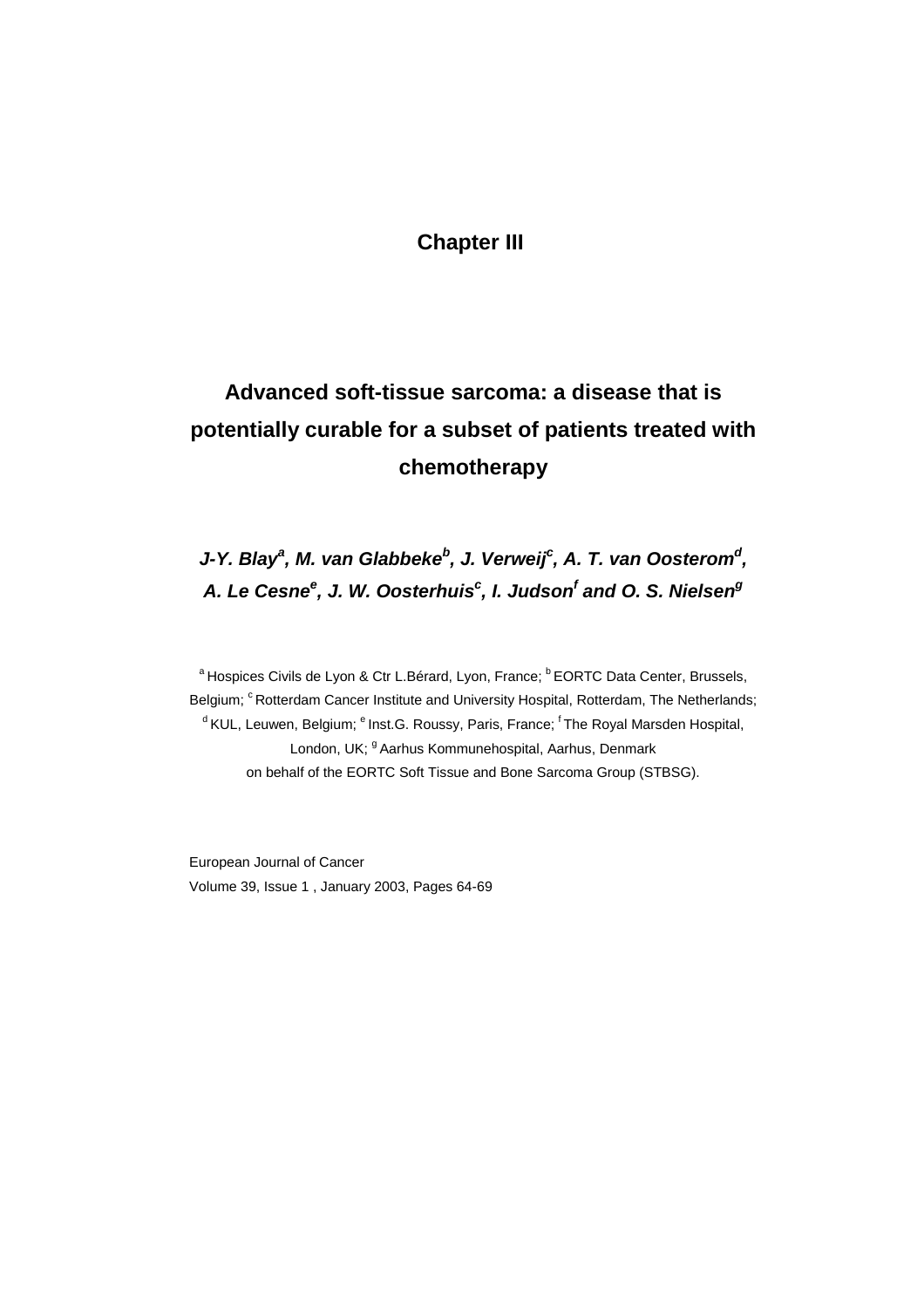# Chapter III

## Advanced soft-tissue sarcoma: a disease that is potentially curable for a subset of patients treated with chemotherapy

***J-Y. Blay[a], M. van Glabbeke[b], J. Verweij[c], A. T. van Oosterom[d], A. Le Cesne[e], J. W. Oosterhuis[c], I. Judson[f] and O. S. Nielsen[g]***

[a] Hospices Civils de Lyon & Ctr L.Bérard, Lyon, France; [b] EORTC Data Center, Brussels, Belgium; [c] Rotterdam Cancer Institute and University Hospital, Rotterdam, The Netherlands; [d] KUL, Leuwen, Belgium; [e] Inst.G. Roussy, Paris, France; [f] The Royal Marsden Hospital, London, UK; [g] Aarhus Kommunehospital, Aarhus, Denmark
on behalf of the EORTC Soft Tissue and Bone Sarcoma Group (STBSG).

European Journal of Cancer
Volume 39, Issue 1 , January 2003, Pages 64-69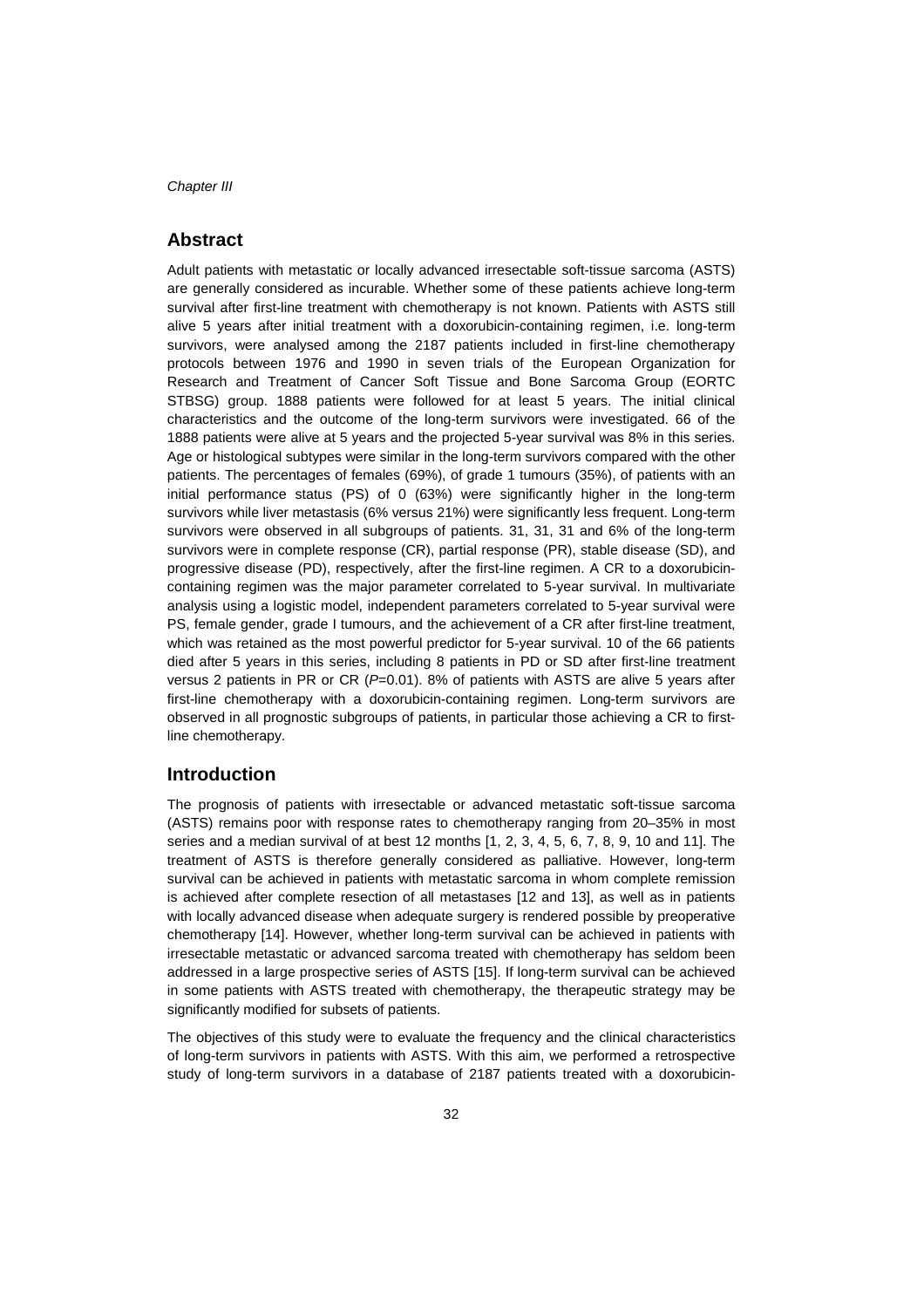## Abstract

Adult patients with metastatic or locally advanced irresectable soft-tissue sarcoma (ASTS) are generally considered as incurable. Whether some of these patients achieve long-term survival after first-line treatment with chemotherapy is not known. Patients with ASTS still alive 5 years after initial treatment with a doxorubicin-containing regimen, i.e. long-term survivors, were analysed among the 2187 patients included in first-line chemotherapy protocols between 1976 and 1990 in seven trials of the European Organization for Research and Treatment of Cancer Soft Tissue and Bone Sarcoma Group (EORTC STBSG) group. 1888 patients were followed for at least 5 years. The initial clinical characteristics and the outcome of the long-term survivors were investigated. 66 of the 1888 patients were alive at 5 years and the projected 5-year survival was 8% in this series. Age or histological subtypes were similar in the long-term survivors compared with the other patients. The percentages of females (69%), of grade 1 tumours (35%), of patients with an initial performance status (PS) of 0 (63%) were significantly higher in the long-term survivors while liver metastasis (6% versus 21%) were significantly less frequent. Long-term survivors were observed in all subgroups of patients. 31, 31, 31 and 6% of the long-term survivors were in complete response (CR), partial response (PR), stable disease (SD), and progressive disease (PD), respectively, after the first-line regimen. A CR to a doxorubicin-containing regimen was the major parameter correlated to 5-year survival. In multivariate analysis using a logistic model, independent parameters correlated to 5-year survival were PS, female gender, grade I tumours, and the achievement of a CR after first-line treatment, which was retained as the most powerful predictor for 5-year survival. 10 of the 66 patients died after 5 years in this series, including 8 patients in PD or SD after first-line treatment versus 2 patients in PR or CR (*P*=0.01). 8% of patients with ASTS are alive 5 years after first-line chemotherapy with a doxorubicin-containing regimen. Long-term survivors are observed in all prognostic subgroups of patients, in particular those achieving a CR to first-line chemotherapy.

## Introduction

The prognosis of patients with irresectable or advanced metastatic soft-tissue sarcoma (ASTS) remains poor with response rates to chemotherapy ranging from 20–35% in most series and a median survival of at best 12 months [1, 2, 3, 4, 5, 6, 7, 8, 9, 10 and 11]. The treatment of ASTS is therefore generally considered as palliative. However, long-term survival can be achieved in patients with metastatic sarcoma in whom complete remission is achieved after complete resection of all metastases [12 and 13], as well as in patients with locally advanced disease when adequate surgery is rendered possible by preoperative chemotherapy [14]. However, whether long-term survival can be achieved in patients with irresectable metastatic or advanced sarcoma treated with chemotherapy has seldom been addressed in a large prospective series of ASTS [15]. If long-term survival can be achieved in some patients with ASTS treated with chemotherapy, the therapeutic strategy may be significantly modified for subsets of patients.

The objectives of this study were to evaluate the frequency and the clinical characteristics of long-term survivors in patients with ASTS. With this aim, we performed a retrospective study of long-term survivors in a database of 2187 patients treated with a doxorubicin-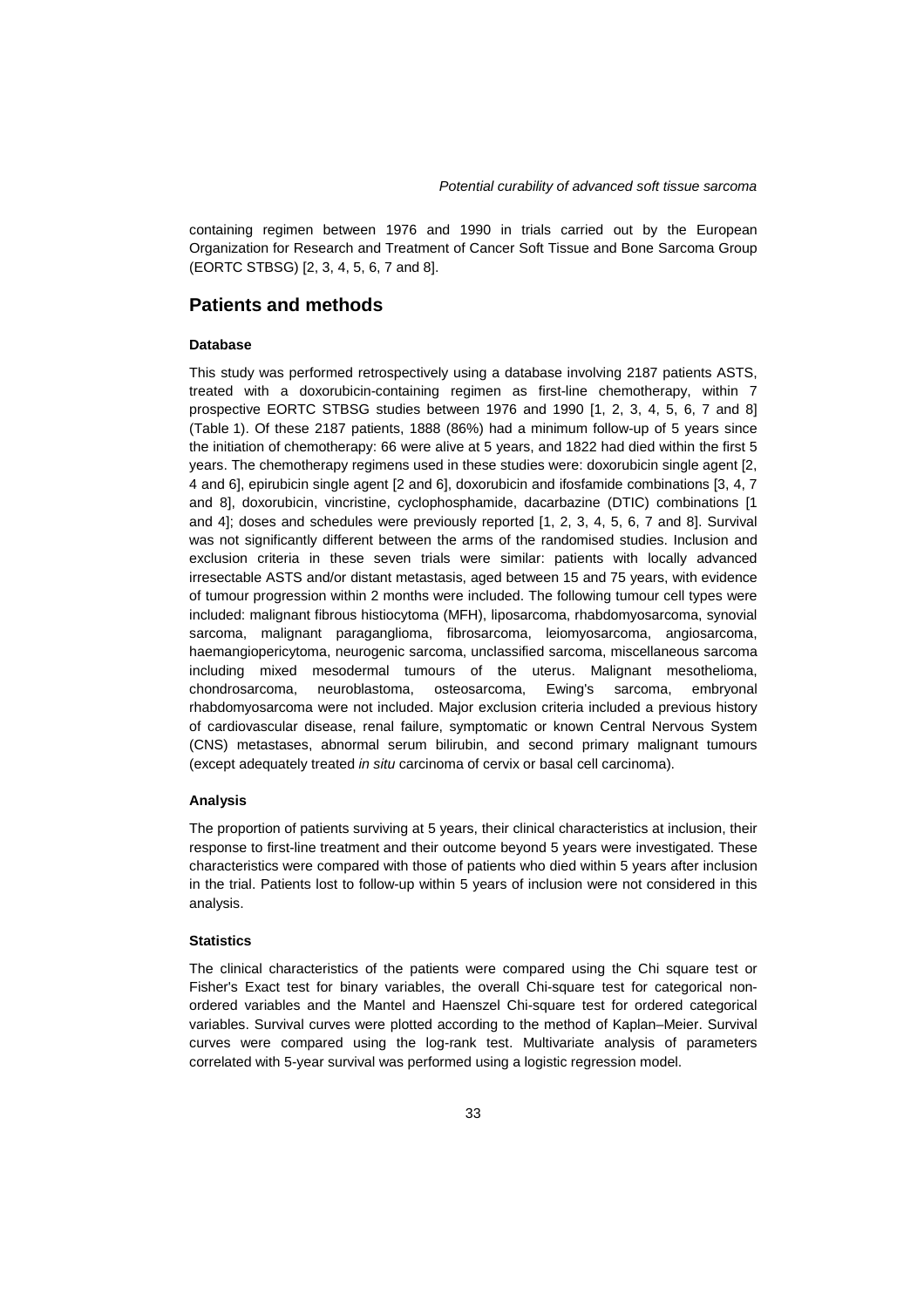containing regimen between 1976 and 1990 in trials carried out by the European Organization for Research and Treatment of Cancer Soft Tissue and Bone Sarcoma Group (EORTC STBSG) [2, 3, 4, 5, 6, 7 and 8].

## Patients and methods

### Database

This study was performed retrospectively using a database involving 2187 patients ASTS, treated with a doxorubicin-containing regimen as first-line chemotherapy, within 7 prospective EORTC STBSG studies between 1976 and 1990 [1, 2, 3, 4, 5, 6, 7 and 8] (Table 1). Of these 2187 patients, 1888 (86%) had a minimum follow-up of 5 years since the initiation of chemotherapy: 66 were alive at 5 years, and 1822 had died within the first 5 years. The chemotherapy regimens used in these studies were: doxorubicin single agent [2, 4 and 6], epirubicin single agent [2 and 6], doxorubicin and ifosfamide combinations [3, 4, 7 and 8], doxorubicin, vincristine, cyclophosphamide, dacarbazine (DTIC) combinations [1 and 4]; doses and schedules were previously reported [1, 2, 3, 4, 5, 6, 7 and 8]. Survival was not significantly different between the arms of the randomised studies. Inclusion and exclusion criteria in these seven trials were similar: patients with locally advanced irresectable ASTS and/or distant metastasis, aged between 15 and 75 years, with evidence of tumour progression within 2 months were included. The following tumour cell types were included: malignant fibrous histiocytoma (MFH), liposarcoma, rhabdomyosarcoma, synovial sarcoma, malignant paraganglioma, fibrosarcoma, leiomyosarcoma, angiosarcoma, haemangiopericytoma, neurogenic sarcoma, unclassified sarcoma, miscellaneous sarcoma including mixed mesodermal tumours of the uterus. Malignant mesothelioma, chondrosarcoma, neuroblastoma, osteosarcoma, Ewing's sarcoma, embryonal rhabdomyosarcoma were not included. Major exclusion criteria included a previous history of cardiovascular disease, renal failure, symptomatic or known Central Nervous System (CNS) metastases, abnormal serum bilirubin, and second primary malignant tumours (except adequately treated *in situ* carcinoma of cervix or basal cell carcinoma).

### Analysis

The proportion of patients surviving at 5 years, their clinical characteristics at inclusion, their response to first-line treatment and their outcome beyond 5 years were investigated. These characteristics were compared with those of patients who died within 5 years after inclusion in the trial. Patients lost to follow-up within 5 years of inclusion were not considered in this analysis.

### Statistics

The clinical characteristics of the patients were compared using the Chi square test or Fisher's Exact test for binary variables, the overall Chi-square test for categorical non-ordered variables and the Mantel and Haenszel Chi-square test for ordered categorical variables. Survival curves were plotted according to the method of Kaplan–Meier. Survival curves were compared using the log-rank test. Multivariate analysis of parameters correlated with 5-year survival was performed using a logistic regression model.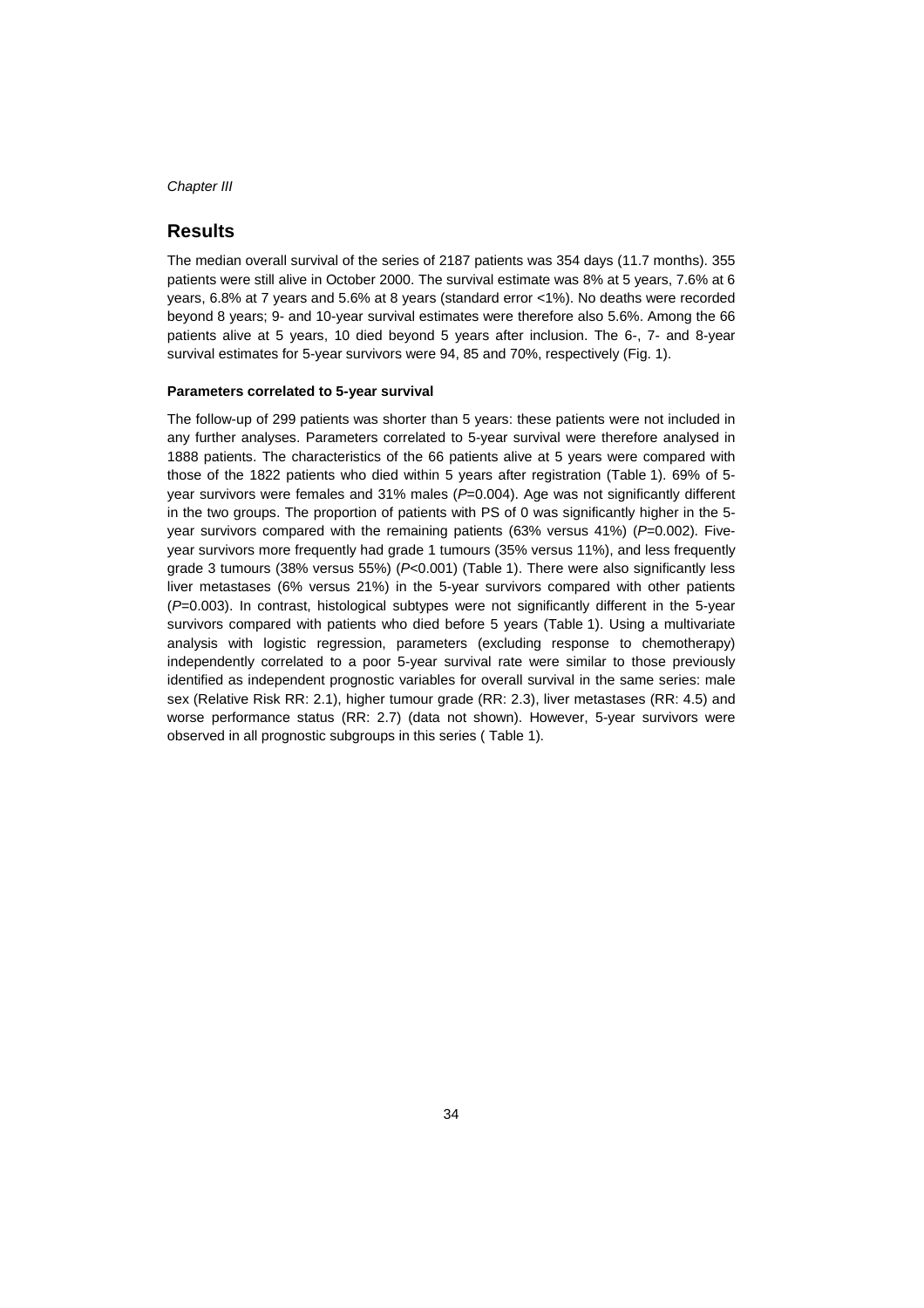## Results

The median overall survival of the series of 2187 patients was 354 days (11.7 months). 355 patients were still alive in October 2000. The survival estimate was 8% at 5 years, 7.6% at 6 years, 6.8% at 7 years and 5.6% at 8 years (standard error <1%). No deaths were recorded beyond 8 years; 9- and 10-year survival estimates were therefore also 5.6%. Among the 66 patients alive at 5 years, 10 died beyond 5 years after inclusion. The 6-, 7- and 8-year survival estimates for 5-year survivors were 94, 85 and 70%, respectively (Fig. 1).

### Parameters correlated to 5-year survival

The follow-up of 299 patients was shorter than 5 years: these patients were not included in any further analyses. Parameters correlated to 5-year survival were therefore analysed in 1888 patients. The characteristics of the 66 patients alive at 5 years were compared with those of the 1822 patients who died within 5 years after registration (Table 1). 69% of 5-year survivors were females and 31% males ($P$=0.004). Age was not significantly different in the two groups. The proportion of patients with PS of 0 was significantly higher in the 5-year survivors compared with the remaining patients (63% versus 41%) ($P$=0.002). Five-year survivors more frequently had grade 1 tumours (35% versus 11%), and less frequently grade 3 tumours (38% versus 55%) ($P$<0.001) (Table 1). There were also significantly less liver metastases (6% versus 21%) in the 5-year survivors compared with other patients ($P$=0.003). In contrast, histological subtypes were not significantly different in the 5-year survivors compared with patients who died before 5 years (Table 1). Using a multivariate analysis with logistic regression, parameters (excluding response to chemotherapy) independently correlated to a poor 5-year survival rate were similar to those previously identified as independent prognostic variables for overall survival in the same series: male sex (Relative Risk RR: 2.1), higher tumour grade (RR: 2.3), liver metastases (RR: 4.5) and worse performance status (RR: 2.7) (data not shown). However, 5-year survivors were observed in all prognostic subgroups in this series ( Table 1).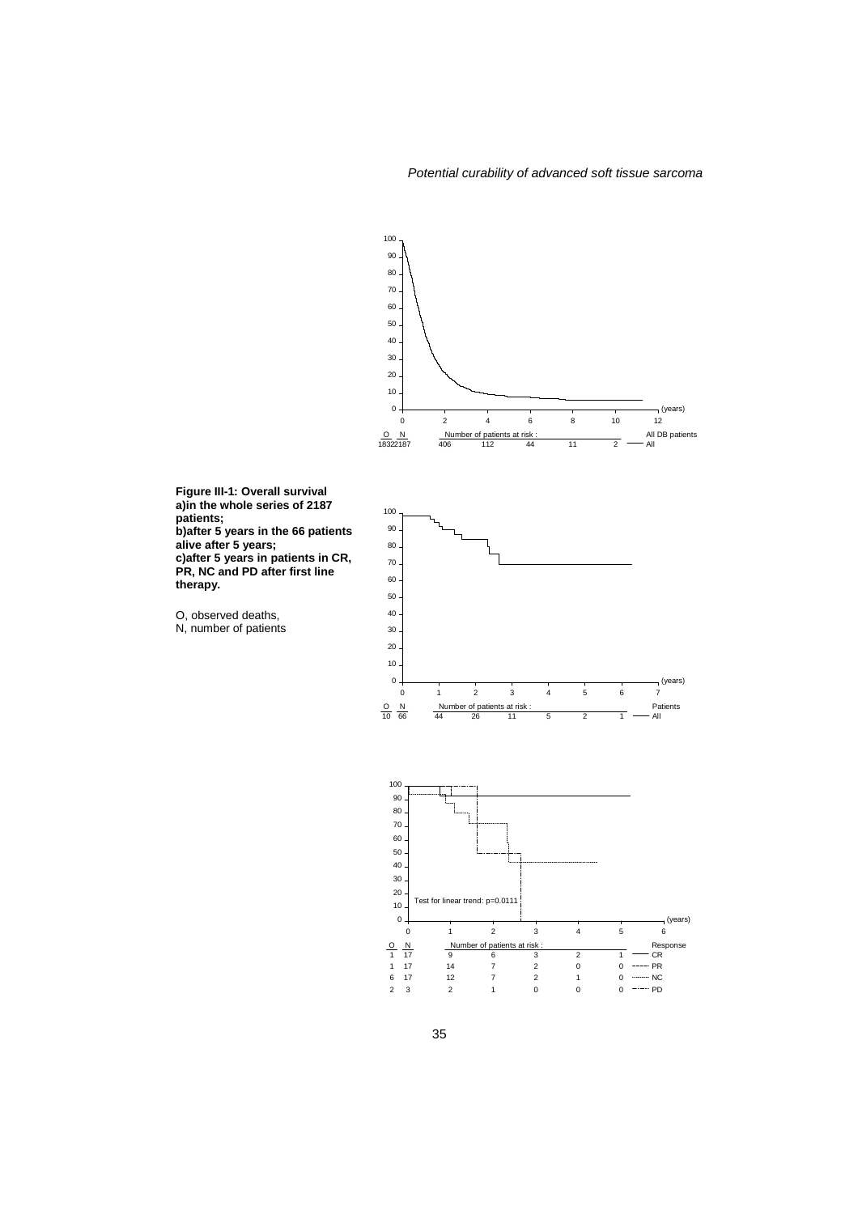**Figure III-1: Overall survival**
**a)in the whole series of 2187 patients;**
**b)after 5 years in the 66 patients alive after 5 years;**
**c)after 5 years in patients in CR, PR, NC and PD after first line therapy.**

O, observed deaths,
N, number of patients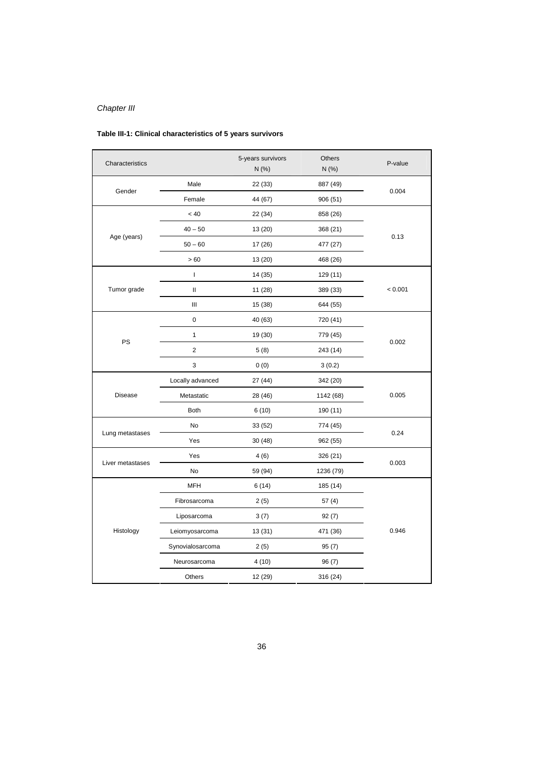*Chapter III*

**Table III-1: Clinical characteristics of 5 years survivors**

| Characteristics | | 5-years survivors N (%) | Others N (%) | P-value |
|---|---|---|---|---|
| Gender | Male | 22 (33) | 887 (49) | 0.004 |
| | Female | 44 (67) | 906 (51) | |
| Age (years) | < 40 | 22 (34) | 858 (26) | 0.13 |
| | 40 – 50 | 13 (20) | 368 (21) | |
| | 50 – 60 | 17 (26) | 477 (27) | |
| | > 60 | 13 (20) | 468 (26) | |
| Tumor grade | I | 14 (35) | 129 (11) | < 0.001 |
| | II | 11 (28) | 389 (33) | |
| | III | 15 (38) | 644 (55) | |
| PS | 0 | 40 (63) | 720 (41) | 0.002 |
| | 1 | 19 (30) | 779 (45) | |
| | 2 | 5 (8) | 243 (14) | |
| | 3 | 0 (0) | 3 (0.2) | |
| Disease | Locally advanced | 27 (44) | 342 (20) | 0.005 |
| | Metastatic | 28 (46) | 1142 (68) | |
| | Both | 6 (10) | 190 (11) | |
| Lung metastases | No | 33 (52) | 774 (45) | 0.24 |
| | Yes | 30 (48) | 962 (55) | |
| Liver metastases | Yes | 4 (6) | 326 (21) | 0.003 |
| | No | 59 (94) | 1236 (79) | |
| Histology | MFH | 6 (14) | 185 (14) | 0.946 |
| | Fibrosarcoma | 2 (5) | 57 (4) | |
| | Liposarcoma | 3 (7) | 92 (7) | |
| | Leiomyosarcoma | 13 (31) | 471 (36) | |
| | Synovialosarcoma | 2 (5) | 95 (7) | |
| | Neurosarcoma | 4 (10) | 96 (7) | |
| | Others | 12 (29) | 316 (24) | |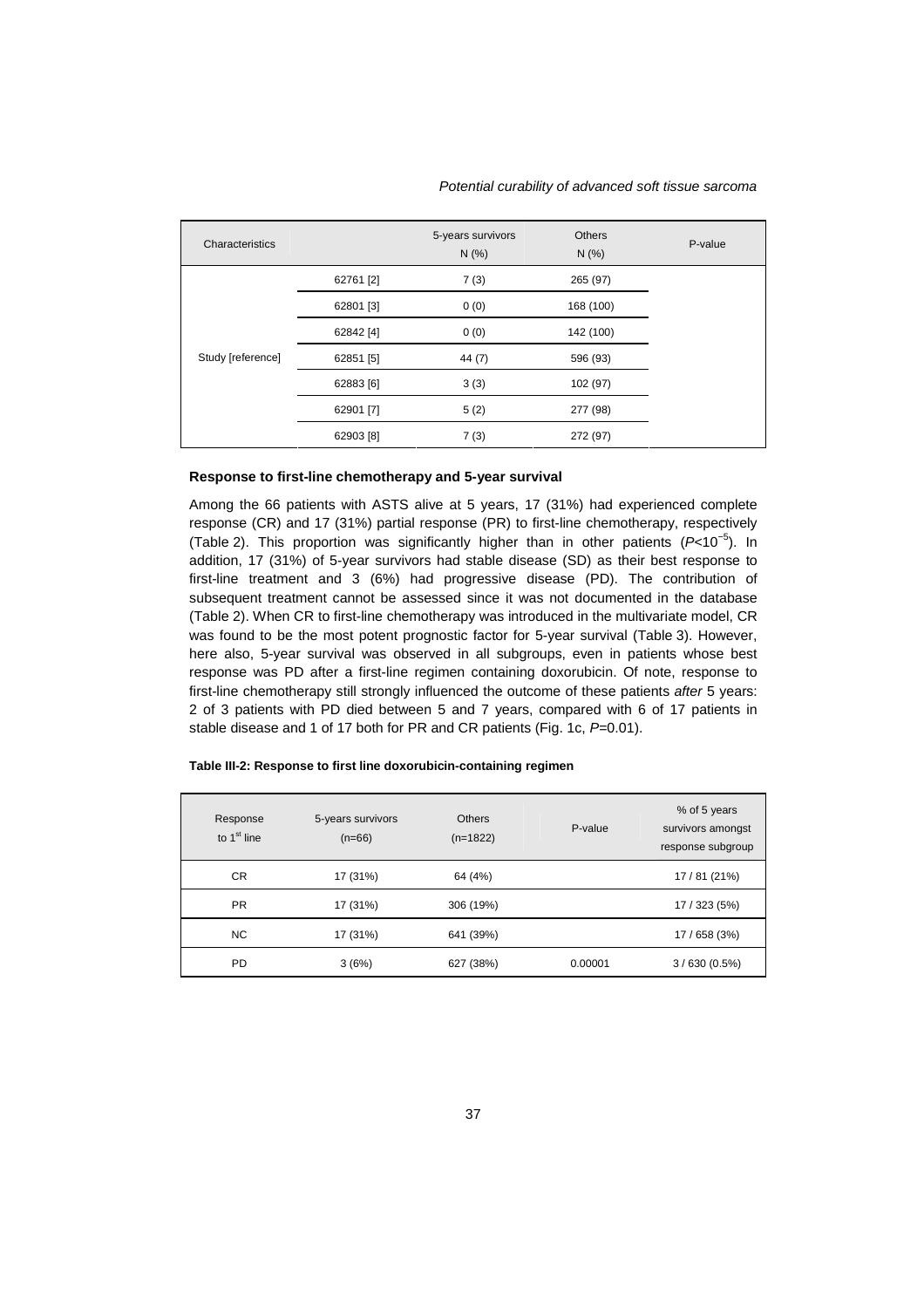| Characteristics | | 5-years survivors N (%) | Others N (%) | P-value |
|---|---|---|---|---|
| Study [reference] | 62761 [2] | 7 (3) | 265 (97) | |
| | 62801 [3] | 0 (0) | 168 (100) | |
| | 62842 [4] | 0 (0) | 142 (100) | |
| | 62851 [5] | 44 (7) | 596 (93) | |
| | 62883 [6] | 3 (3) | 102 (97) | |
| | 62901 [7] | 5 (2) | 277 (98) | |
| | 62903 [8] | 7 (3) | 272 (97) | |

**Response to first-line chemotherapy and 5-year survival**

Among the 66 patients with ASTS alive at 5 years, 17 (31%) had experienced complete response (CR) and 17 (31%) partial response (PR) to first-line chemotherapy, respectively (Table 2). This proportion was significantly higher than in other patients ($P<10^{-5}$). In addition, 17 (31%) of 5-year survivors had stable disease (SD) as their best response to first-line treatment and 3 (6%) had progressive disease (PD). The contribution of subsequent treatment cannot be assessed since it was not documented in the database (Table 2). When CR to first-line chemotherapy was introduced in the multivariate model, CR was found to be the most potent prognostic factor for 5-year survival (Table 3). However, here also, 5-year survival was observed in all subgroups, even in patients whose best response was PD after a first-line regimen containing doxorubicin. Of note, response to first-line chemotherapy still strongly influenced the outcome of these patients *after* 5 years: 2 of 3 patients with PD died between 5 and 7 years, compared with 6 of 17 patients in stable disease and 1 of 17 both for PR and CR patients (Fig. 1c, $P$=0.01).

**Table III-2: Response to first line doxorubicin-containing regimen**

| Response to 1st line | 5-years survivors (n=66) | Others (n=1822) | P-value | % of 5 years survivors amongst response subgroup |
|---|---|---|---|---|
| CR | 17 (31%) | 64 (4%) | | 17 / 81 (21%) |
| PR | 17 (31%) | 306 (19%) | | 17 / 323 (5%) |
| NC | 17 (31%) | 641 (39%) | | 17 / 658 (3%) |
| PD | 3 (6%) | 627 (38%) | 0.00001 | 3 / 630 (0.5%) |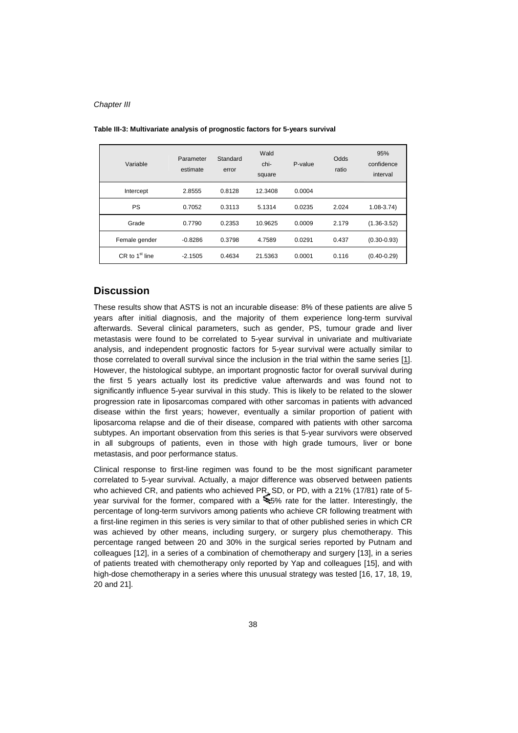**Table III-3: Multivariate analysis of prognostic factors for 5-years survival**

| Variable | Parameter estimate | Standard error | Wald chi-square | P-value | Odds ratio | 95% confidence interval |
|---|---|---|---|---|---|---|
| Intercept | 2.8555 | 0.8128 | 12.3408 | 0.0004 | | |
| PS | 0.7052 | 0.3113 | 5.1314 | 0.0235 | 2.024 | 1.08-3.74) |
| Grade | 0.7790 | 0.2353 | 10.9625 | 0.0009 | 2.179 | (1.36-3.52) |
| Female gender | -0.8286 | 0.3798 | 4.7589 | 0.0291 | 0.437 | (0.30-0.93) |
| CR to 1st line | -2.1505 | 0.4634 | 21.5363 | 0.0001 | 0.116 | (0.40-0.29) |

## Discussion

These results show that ASTS is not an incurable disease: 8% of these patients are alive 5 years after initial diagnosis, and the majority of them experience long-term survival afterwards. Several clinical parameters, such as gender, PS, tumour grade and liver metastasis were found to be correlated to 5-year survival in univariate and multivariate analysis, and independent prognostic factors for 5-year survival were actually similar to those correlated to overall survival since the inclusion in the trial within the same series [1]. However, the histological subtype, an important prognostic factor for overall survival during the first 5 years actually lost its predictive value afterwards and was found not to significantly influence 5-year survival in this study. This is likely to be related to the slower progression rate in liposarcomas compared with other sarcomas in patients with advanced disease within the first years; however, eventually a similar proportion of patient with liposarcoma relapse and die of their disease, compared with patients with other sarcoma subtypes. An important observation from this series is that 5-year survivors were observed in all subgroups of patients, even in those with high grade tumours, liver or bone metastasis, and poor performance status.

Clinical response to first-line regimen was found to be the most significant parameter correlated to 5-year survival. Actually, a major difference was observed between patients who achieved CR, and patients who achieved PR, SD, or PD, with a 21% (17/81) rate of 5-year survival for the former, compared with a ≤5% rate for the latter. Interestingly, the percentage of long-term survivors among patients who achieve CR following treatment with a first-line regimen in this series is very similar to that of other published series in which CR was achieved by other means, including surgery, or surgery plus chemotherapy. This percentage ranged between 20 and 30% in the surgical series reported by Putnam and colleagues [12], in a series of a combination of chemotherapy and surgery [13], in a series of patients treated with chemotherapy only reported by Yap and colleagues [15], and with high-dose chemotherapy in a series where this unusual strategy was tested [16, 17, 18, 19, 20 and 21].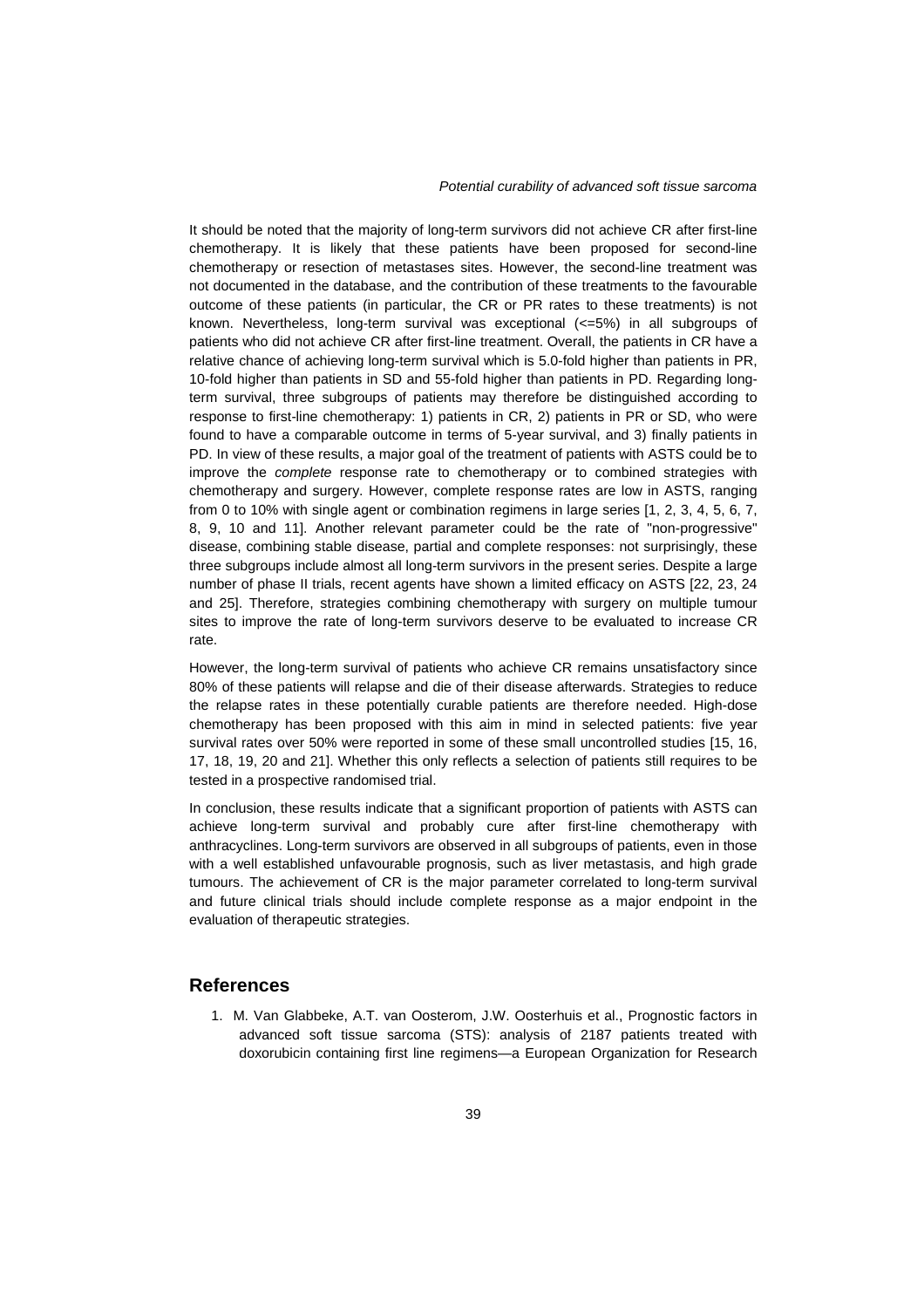It should be noted that the majority of long-term survivors did not achieve CR after first-line chemotherapy. It is likely that these patients have been proposed for second-line chemotherapy or resection of metastases sites. However, the second-line treatment was not documented in the database, and the contribution of these treatments to the favourable outcome of these patients (in particular, the CR or PR rates to these treatments) is not known. Nevertheless, long-term survival was exceptional (<=5%) in all subgroups of patients who did not achieve CR after first-line treatment. Overall, the patients in CR have a relative chance of achieving long-term survival which is 5.0-fold higher than patients in PR, 10-fold higher than patients in SD and 55-fold higher than patients in PD. Regarding long-term survival, three subgroups of patients may therefore be distinguished according to response to first-line chemotherapy: 1) patients in CR, 2) patients in PR or SD, who were found to have a comparable outcome in terms of 5-year survival, and 3) finally patients in PD. In view of these results, a major goal of the treatment of patients with ASTS could be to improve the *complete* response rate to chemotherapy or to combined strategies with chemotherapy and surgery. However, complete response rates are low in ASTS, ranging from 0 to 10% with single agent or combination regimens in large series [1, 2, 3, 4, 5, 6, 7, 8, 9, 10 and 11]. Another relevant parameter could be the rate of "non-progressive" disease, combining stable disease, partial and complete responses: not surprisingly, these three subgroups include almost all long-term survivors in the present series. Despite a large number of phase II trials, recent agents have shown a limited efficacy on ASTS [22, 23, 24 and 25]. Therefore, strategies combining chemotherapy with surgery on multiple tumour sites to improve the rate of long-term survivors deserve to be evaluated to increase CR rate.

However, the long-term survival of patients who achieve CR remains unsatisfactory since 80% of these patients will relapse and die of their disease afterwards. Strategies to reduce the relapse rates in these potentially curable patients are therefore needed. High-dose chemotherapy has been proposed with this aim in mind in selected patients: five year survival rates over 50% were reported in some of these small uncontrolled studies [15, 16, 17, 18, 19, 20 and 21]. Whether this only reflects a selection of patients still requires to be tested in a prospective randomised trial.

In conclusion, these results indicate that a significant proportion of patients with ASTS can achieve long-term survival and probably cure after first-line chemotherapy with anthracyclines. Long-term survivors are observed in all subgroups of patients, even in those with a well established unfavourable prognosis, such as liver metastasis, and high grade tumours. The achievement of CR is the major parameter correlated to long-term survival and future clinical trials should include complete response as a major endpoint in the evaluation of therapeutic strategies.

## References

1. M. Van Glabbeke, A.T. van Oosterom, J.W. Oosterhuis et al., Prognostic factors in advanced soft tissue sarcoma (STS): analysis of 2187 patients treated with doxorubicin containing first line regimens—a European Organization for Research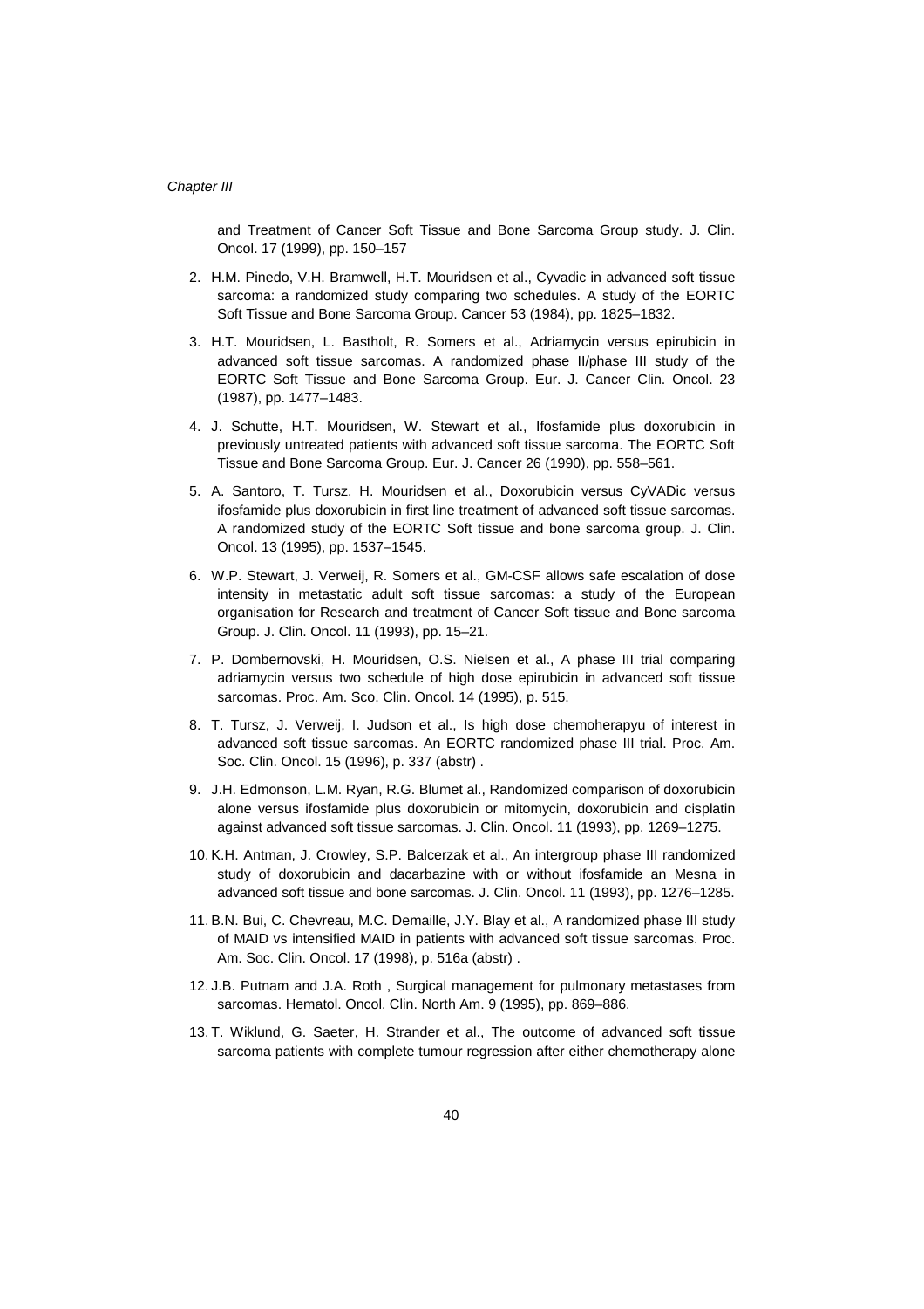and Treatment of Cancer Soft Tissue and Bone Sarcoma Group study. J. Clin. Oncol. 17 (1999), pp. 150–157

2. H.M. Pinedo, V.H. Bramwell, H.T. Mouridsen et al., Cyvadic in advanced soft tissue sarcoma: a randomized study comparing two schedules. A study of the EORTC Soft Tissue and Bone Sarcoma Group. Cancer 53 (1984), pp. 1825–1832.

3. H.T. Mouridsen, L. Bastholt, R. Somers et al., Adriamycin versus epirubicin in advanced soft tissue sarcomas. A randomized phase II/phase III study of the EORTC Soft Tissue and Bone Sarcoma Group. Eur. J. Cancer Clin. Oncol. 23 (1987), pp. 1477–1483.

4. J. Schutte, H.T. Mouridsen, W. Stewart et al., Ifosfamide plus doxorubicin in previously untreated patients with advanced soft tissue sarcoma. The EORTC Soft Tissue and Bone Sarcoma Group. Eur. J. Cancer 26 (1990), pp. 558–561.

5. A. Santoro, T. Tursz, H. Mouridsen et al., Doxorubicin versus CyVADic versus ifosfamide plus doxorubicin in first line treatment of advanced soft tissue sarcomas. A randomized study of the EORTC Soft tissue and bone sarcoma group. J. Clin. Oncol. 13 (1995), pp. 1537–1545.

6. W.P. Stewart, J. Verweij, R. Somers et al., GM-CSF allows safe escalation of dose intensity in metastatic adult soft tissue sarcomas: a study of the European organisation for Research and treatment of Cancer Soft tissue and Bone sarcoma Group. J. Clin. Oncol. 11 (1993), pp. 15–21.

7. P. Dombernovski, H. Mouridsen, O.S. Nielsen et al., A phase III trial comparing adriamycin versus two schedule of high dose epirubicin in advanced soft tissue sarcomas. Proc. Am. Sco. Clin. Oncol. 14 (1995), p. 515.

8. T. Tursz, J. Verweij, I. Judson et al., Is high dose chemoherapyu of interest in advanced soft tissue sarcomas. An EORTC randomized phase III trial. Proc. Am. Soc. Clin. Oncol. 15 (1996), p. 337 (abstr) .

9. J.H. Edmonson, L.M. Ryan, R.G. Blumet al., Randomized comparison of doxorubicin alone versus ifosfamide plus doxorubicin or mitomycin, doxorubicin and cisplatin against advanced soft tissue sarcomas. J. Clin. Oncol. 11 (1993), pp. 1269–1275.

10. K.H. Antman, J. Crowley, S.P. Balcerzak et al., An intergroup phase III randomized study of doxorubicin and dacarbazine with or without ifosfamide an Mesna in advanced soft tissue and bone sarcomas. J. Clin. Oncol. 11 (1993), pp. 1276–1285.

11. B.N. Bui, C. Chevreau, M.C. Demaille, J.Y. Blay et al., A randomized phase III study of MAID vs intensified MAID in patients with advanced soft tissue sarcomas. Proc. Am. Soc. Clin. Oncol. 17 (1998), p. 516a (abstr) .

12. J.B. Putnam and J.A. Roth , Surgical management for pulmonary metastases from sarcomas. Hematol. Oncol. Clin. North Am. 9 (1995), pp. 869–886.

13. T. Wiklund, G. Saeter, H. Strander et al., The outcome of advanced soft tissue sarcoma patients with complete tumour regression after either chemotherapy alone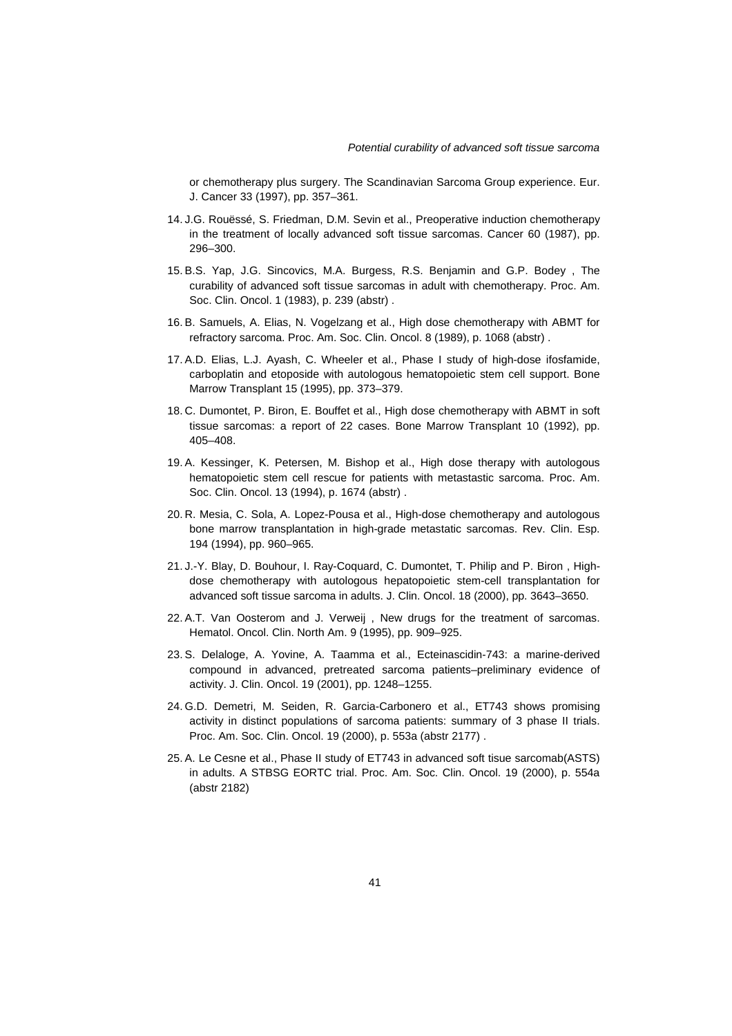or chemotherapy plus surgery. The Scandinavian Sarcoma Group experience. Eur. J. Cancer 33 (1997), pp. 357–361.

14. J.G. Rouëssé, S. Friedman, D.M. Sevin et al., Preoperative induction chemotherapy in the treatment of locally advanced soft tissue sarcomas. Cancer 60 (1987), pp. 296–300.

15. B.S. Yap, J.G. Sincovics, M.A. Burgess, R.S. Benjamin and G.P. Bodey , The curability of advanced soft tissue sarcomas in adult with chemotherapy. Proc. Am. Soc. Clin. Oncol. 1 (1983), p. 239 (abstr) .

16. B. Samuels, A. Elias, N. Vogelzang et al., High dose chemotherapy with ABMT for refractory sarcoma. Proc. Am. Soc. Clin. Oncol. 8 (1989), p. 1068 (abstr) .

17. A.D. Elias, L.J. Ayash, C. Wheeler et al., Phase I study of high-dose ifosfamide, carboplatin and etoposide with autologous hematopoietic stem cell support. Bone Marrow Transplant 15 (1995), pp. 373–379.

18. C. Dumontet, P. Biron, E. Bouffet et al., High dose chemotherapy with ABMT in soft tissue sarcomas: a report of 22 cases. Bone Marrow Transplant 10 (1992), pp. 405–408.

19. A. Kessinger, K. Petersen, M. Bishop et al., High dose therapy with autologous hematopoietic stem cell rescue for patients with metastastic sarcoma. Proc. Am. Soc. Clin. Oncol. 13 (1994), p. 1674 (abstr) .

20. R. Mesia, C. Sola, A. Lopez-Pousa et al., High-dose chemotherapy and autologous bone marrow transplantation in high-grade metastatic sarcomas. Rev. Clin. Esp. 194 (1994), pp. 960–965.

21. J.-Y. Blay, D. Bouhour, I. Ray-Coquard, C. Dumontet, T. Philip and P. Biron , High-dose chemotherapy with autologous hepatopoietic stem-cell transplantation for advanced soft tissue sarcoma in adults. J. Clin. Oncol. 18 (2000), pp. 3643–3650.

22. A.T. Van Oosterom and J. Verweij , New drugs for the treatment of sarcomas. Hematol. Oncol. Clin. North Am. 9 (1995), pp. 909–925.

23. S. Delaloge, A. Yovine, A. Taamma et al., Ecteinascidin-743: a marine-derived compound in advanced, pretreated sarcoma patients–preliminary evidence of activity. J. Clin. Oncol. 19 (2001), pp. 1248–1255.

24. G.D. Demetri, M. Seiden, R. Garcia-Carbonero et al., ET743 shows promising activity in distinct populations of sarcoma patients: summary of 3 phase II trials. Proc. Am. Soc. Clin. Oncol. 19 (2000), p. 553a (abstr 2177) .

25. A. Le Cesne et al., Phase II study of ET743 in advanced soft tisue sarcomab(ASTS) in adults. A STBSG EORTC trial. Proc. Am. Soc. Clin. Oncol. 19 (2000), p. 554a (abstr 2182)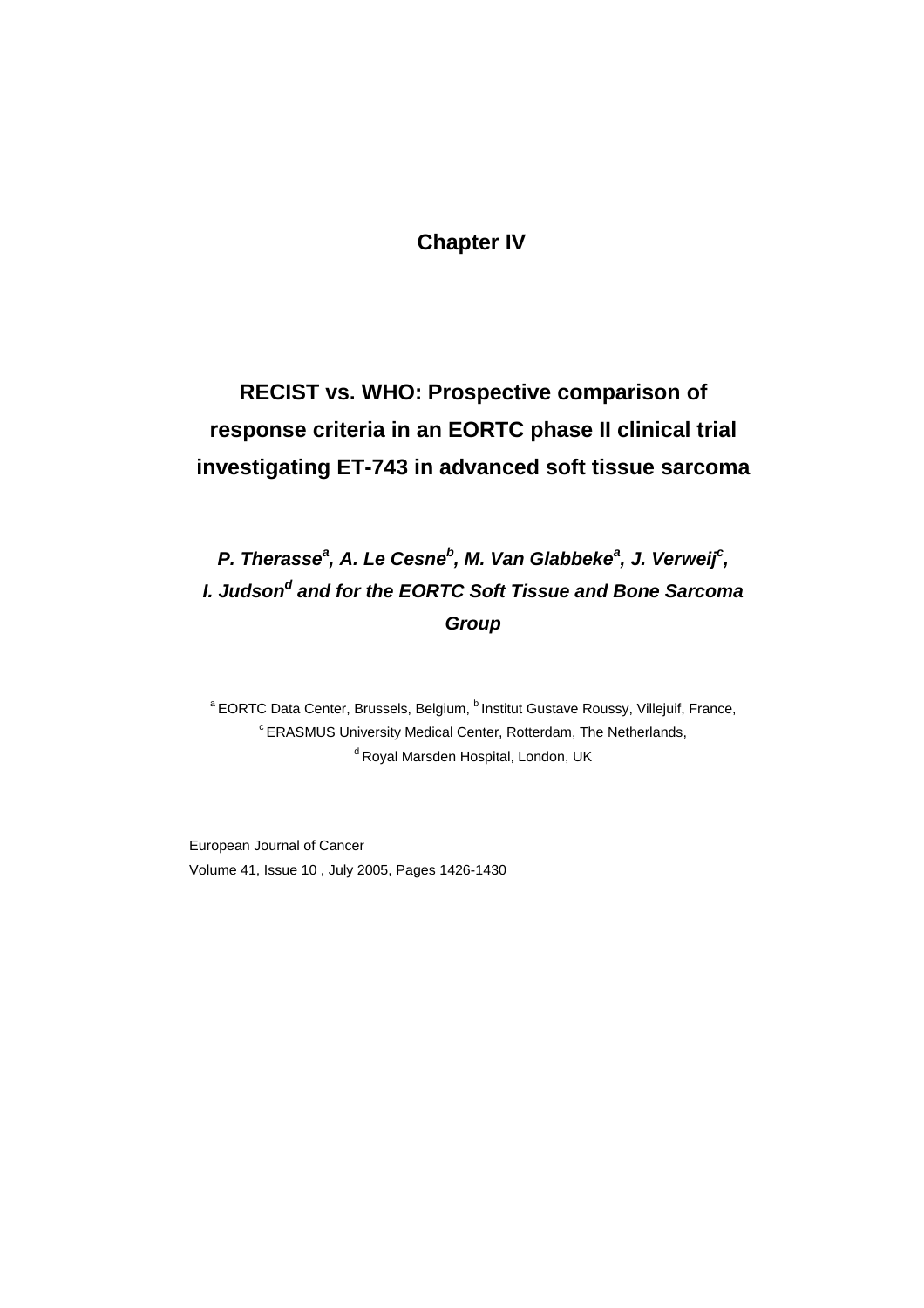# Chapter IV

## RECIST vs. WHO: Prospective comparison of response criteria in an EORTC phase II clinical trial investigating ET-743 in advanced soft tissue sarcoma

***P. Therasse[a], A. Le Cesne[b], M. Van Glabbeke[a], J. Verweij[c], I. Judson[d] and for the EORTC Soft Tissue and Bone Sarcoma Group***

[a] EORTC Data Center, Brussels, Belgium, [b] Institut Gustave Roussy, Villejuif, France, [c] ERASMUS University Medical Center, Rotterdam, The Netherlands, [d] Royal Marsden Hospital, London, UK

European Journal of Cancer
Volume 41, Issue 10 , July 2005, Pages 1426-1430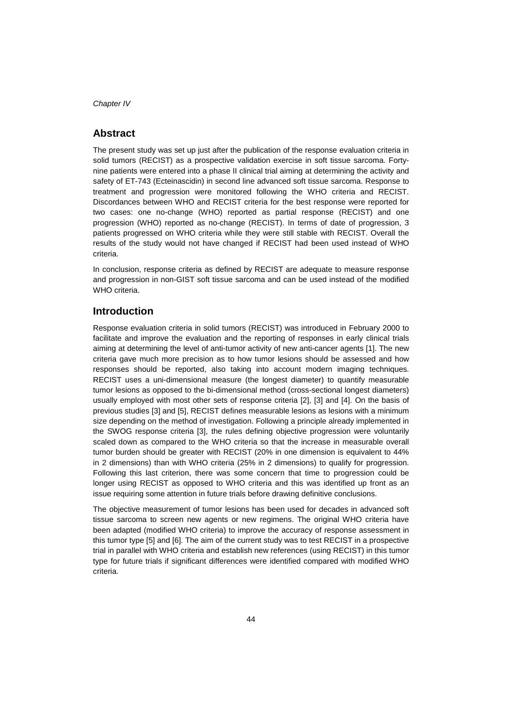## Abstract

The present study was set up just after the publication of the response evaluation criteria in solid tumors (RECIST) as a prospective validation exercise in soft tissue sarcoma. Forty-nine patients were entered into a phase II clinical trial aiming at determining the activity and safety of ET-743 (Ecteinascidin) in second line advanced soft tissue sarcoma. Response to treatment and progression were monitored following the WHO criteria and RECIST. Discordances between WHO and RECIST criteria for the best response were reported for two cases: one no-change (WHO) reported as partial response (RECIST) and one progression (WHO) reported as no-change (RECIST). In terms of date of progression, 3 patients progressed on WHO criteria while they were still stable with RECIST. Overall the results of the study would not have changed if RECIST had been used instead of WHO criteria.

In conclusion, response criteria as defined by RECIST are adequate to measure response and progression in non-GIST soft tissue sarcoma and can be used instead of the modified WHO criteria.

## Introduction

Response evaluation criteria in solid tumors (RECIST) was introduced in February 2000 to facilitate and improve the evaluation and the reporting of responses in early clinical trials aiming at determining the level of anti-tumor activity of new anti-cancer agents [1]. The new criteria gave much more precision as to how tumor lesions should be assessed and how responses should be reported, also taking into account modern imaging techniques. RECIST uses a uni-dimensional measure (the longest diameter) to quantify measurable tumor lesions as opposed to the bi-dimensional method (cross-sectional longest diameters) usually employed with most other sets of response criteria [2], [3] and [4]. On the basis of previous studies [3] and [5], RECIST defines measurable lesions as lesions with a minimum size depending on the method of investigation. Following a principle already implemented in the SWOG response criteria [3], the rules defining objective progression were voluntarily scaled down as compared to the WHO criteria so that the increase in measurable overall tumor burden should be greater with RECIST (20% in one dimension is equivalent to 44% in 2 dimensions) than with WHO criteria (25% in 2 dimensions) to qualify for progression. Following this last criterion, there was some concern that time to progression could be longer using RECIST as opposed to WHO criteria and this was identified up front as an issue requiring some attention in future trials before drawing definitive conclusions.

The objective measurement of tumor lesions has been used for decades in advanced soft tissue sarcoma to screen new agents or new regimens. The original WHO criteria have been adapted (modified WHO criteria) to improve the accuracy of response assessment in this tumor type [5] and [6]. The aim of the current study was to test RECIST in a prospective trial in parallel with WHO criteria and establish new references (using RECIST) in this tumor type for future trials if significant differences were identified compared with modified WHO criteria.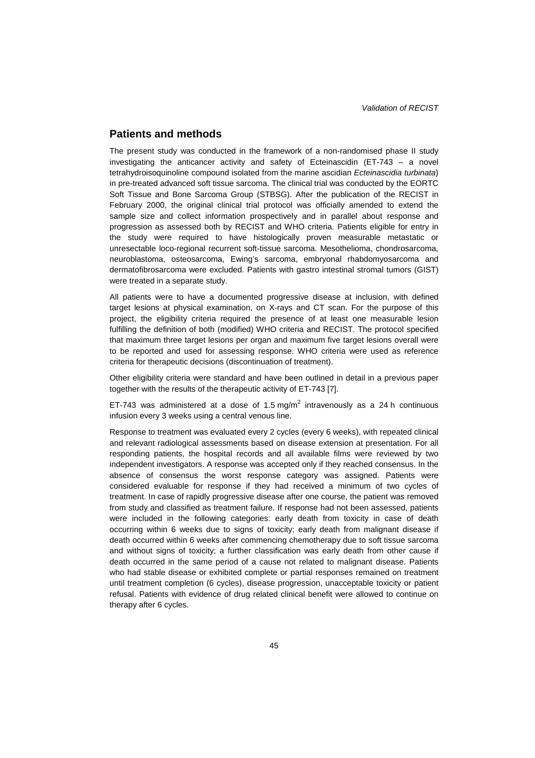## Patients and methods

The present study was conducted in the framework of a non-randomised phase II study investigating the anticancer activity and safety of Ecteinascidin (ET-743 – a novel tetrahydroisoquinoline compound isolated from the marine ascidian *Ecteinascidia turbinata*) in pre-treated advanced soft tissue sarcoma. The clinical trial was conducted by the EORTC Soft Tissue and Bone Sarcoma Group (STBSG). After the publication of the RECIST in February 2000, the original clinical trial protocol was officially amended to extend the sample size and collect information prospectively and in parallel about response and progression as assessed both by RECIST and WHO criteria. Patients eligible for entry in the study were required to have histologically proven measurable metastatic or unresectable loco-regional recurrent soft-tissue sarcoma. Mesothelioma, chondrosarcoma, neuroblastoma, osteosarcoma, Ewing's sarcoma, embryonal rhabdomyosarcoma and dermatofibrosarcoma were excluded. Patients with gastro intestinal stromal tumors (GIST) were treated in a separate study.

All patients were to have a documented progressive disease at inclusion, with defined target lesions at physical examination, on X-rays and CT scan. For the purpose of this project, the eligibility criteria required the presence of at least one measurable lesion fulfilling the definition of both (modified) WHO criteria and RECIST. The protocol specified that maximum three target lesions per organ and maximum five target lesions overall were to be reported and used for assessing response. WHO criteria were used as reference criteria for therapeutic decisions (discontinuation of treatment).

Other eligibility criteria were standard and have been outlined in detail in a previous paper together with the results of the therapeutic activity of ET-743 [7].

ET-743 was administered at a dose of 1.5 mg/m$^2$ intravenously as a 24 h continuous infusion every 3 weeks using a central venous line.

Response to treatment was evaluated every 2 cycles (every 6 weeks), with repeated clinical and relevant radiological assessments based on disease extension at presentation. For all responding patients, the hospital records and all available films were reviewed by two independent investigators. A response was accepted only if they reached consensus. In the absence of consensus the worst response category was assigned. Patients were considered evaluable for response if they had received a minimum of two cycles of treatment. In case of rapidly progressive disease after one course, the patient was removed from study and classified as treatment failure. If response had not been assessed, patients were included in the following categories: early death from toxicity in case of death occurring within 6 weeks due to signs of toxicity; early death from malignant disease if death occurred within 6 weeks after commencing chemotherapy due to soft tissue sarcoma and without signs of toxicity; a further classification was early death from other cause if death occurred in the same period of a cause not related to malignant disease. Patients who had stable disease or exhibited complete or partial responses remained on treatment until treatment completion (6 cycles), disease progression, unacceptable toxicity or patient refusal. Patients with evidence of drug related clinical benefit were allowed to continue on therapy after 6 cycles.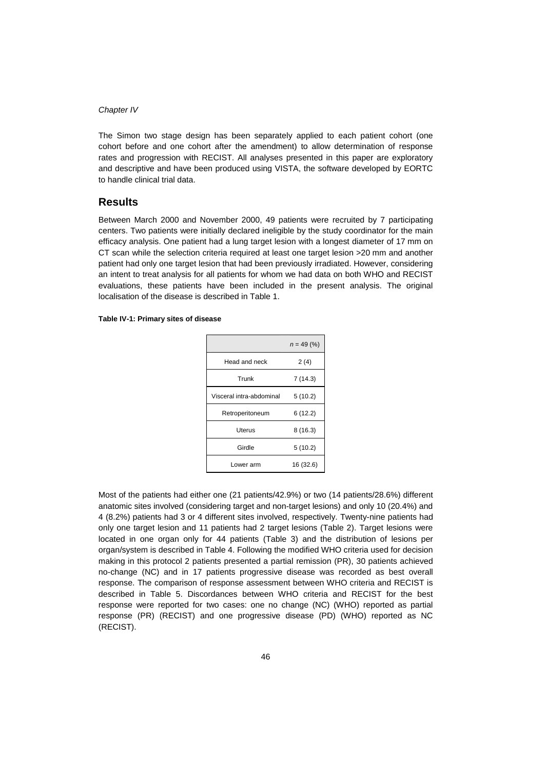The Simon two stage design has been separately applied to each patient cohort (one cohort before and one cohort after the amendment) to allow determination of response rates and progression with RECIST. All analyses presented in this paper are exploratory and descriptive and have been produced using VISTA, the software developed by EORTC to handle clinical trial data.

## Results

Between March 2000 and November 2000, 49 patients were recruited by 7 participating centers. Two patients were initially declared ineligible by the study coordinator for the main efficacy analysis. One patient had a lung target lesion with a longest diameter of 17 mm on CT scan while the selection criteria required at least one target lesion >20 mm and another patient had only one target lesion that had been previously irradiated. However, considering an intent to treat analysis for all patients for whom we had data on both WHO and RECIST evaluations, these patients have been included in the present analysis. The original localisation of the disease is described in Table 1.

**Table IV-1: Primary sites of disease**

| | *n* = 49 (%) |
|---|---|
| Head and neck | 2 (4) |
| Trunk | 7 (14.3) |
| Visceral intra-abdominal | 5 (10.2) |
| Retroperitoneum | 6 (12.2) |
| Uterus | 8 (16.3) |
| Girdle | 5 (10.2) |
| Lower arm | 16 (32.6) |

Most of the patients had either one (21 patients/42.9%) or two (14 patients/28.6%) different anatomic sites involved (considering target and non-target lesions) and only 10 (20.4%) and 4 (8.2%) patients had 3 or 4 different sites involved, respectively. Twenty-nine patients had only one target lesion and 11 patients had 2 target lesions (Table 2). Target lesions were located in one organ only for 44 patients (Table 3) and the distribution of lesions per organ/system is described in Table 4. Following the modified WHO criteria used for decision making in this protocol 2 patients presented a partial remission (PR), 30 patients achieved no-change (NC) and in 17 patients progressive disease was recorded as best overall response. The comparison of response assessment between WHO criteria and RECIST is described in Table 5. Discordances between WHO criteria and RECIST for the best response were reported for two cases: one no change (NC) (WHO) reported as partial response (PR) (RECIST) and one progressive disease (PD) (WHO) reported as NC (RECIST).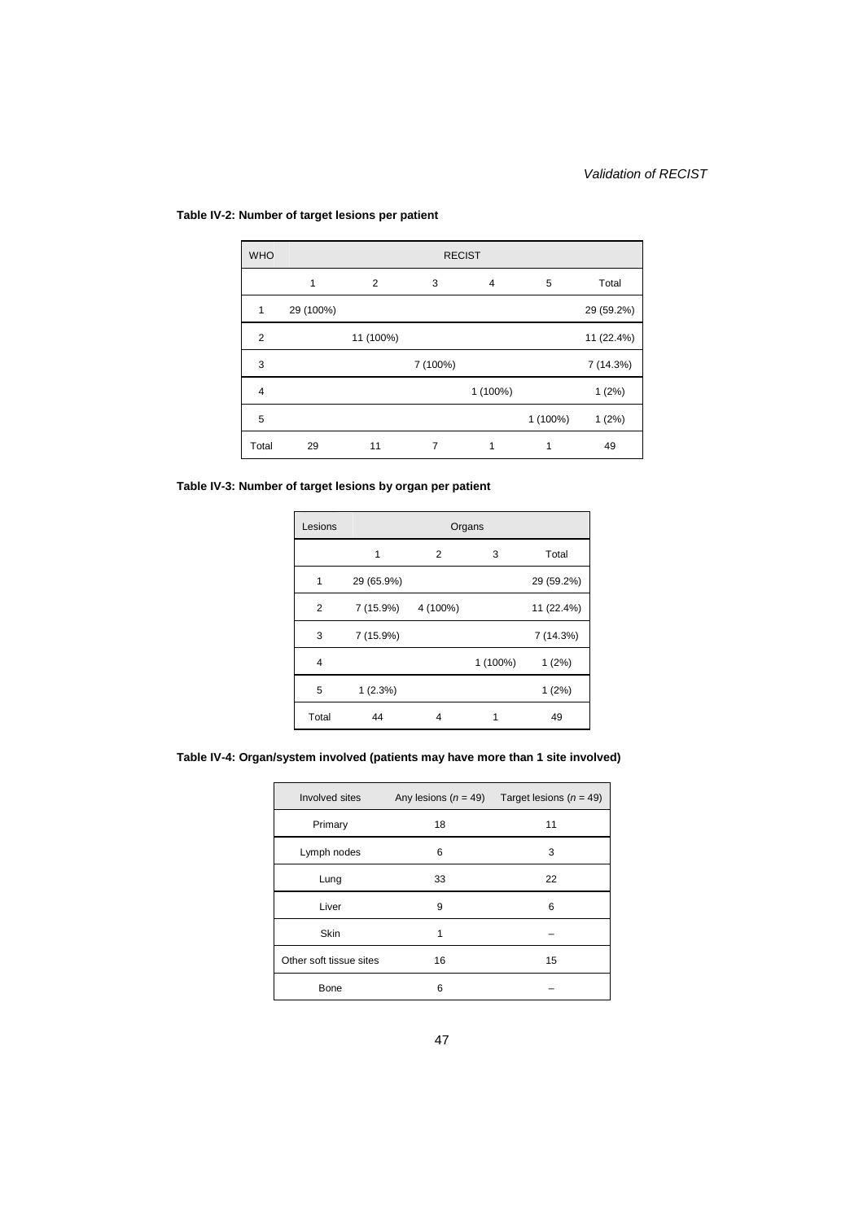**Table IV-2: Number of target lesions per patient**

| WHO | RECIST | | | | | |
|---|---|---|---|---|---|---|
| | 1 | 2 | 3 | 4 | 5 | Total |
| 1 | 29 (100%) | | | | | 29 (59.2%) |
| 2 | | 11 (100%) | | | | 11 (22.4%) |
| 3 | | | 7 (100%) | | | 7 (14.3%) |
| 4 | | | | 1 (100%) | | 1 (2%) |
| 5 | | | | | 1 (100%) | 1 (2%) |
| Total | 29 | 11 | 7 | 1 | 1 | 49 |

**Table IV-3: Number of target lesions by organ per patient**

| Lesions | Organs | | | |
|---|---|---|---|---|
| | 1 | 2 | 3 | Total |
| 1 | 29 (65.9%) | | | 29 (59.2%) |
| 2 | 7 (15.9%) | 4 (100%) | | 11 (22.4%) |
| 3 | 7 (15.9%) | | | 7 (14.3%) |
| 4 | | | 1 (100%) | 1 (2%) |
| 5 | 1 (2.3%) | | | 1 (2%) |
| Total | 44 | 4 | 1 | 49 |

**Table IV-4: Organ/system involved (patients may have more than 1 site involved)**

| Involved sites | Any lesions ($n$ = 49) | Target lesions ($n$ = 49) |
|---|---|---|
| Primary | 18 | 11 |
| Lymph nodes | 6 | 3 |
| Lung | 33 | 22 |
| Liver | 9 | 6 |
| Skin | 1 | – |
| Other soft tissue sites | 16 | 15 |
| Bone | 6 | – |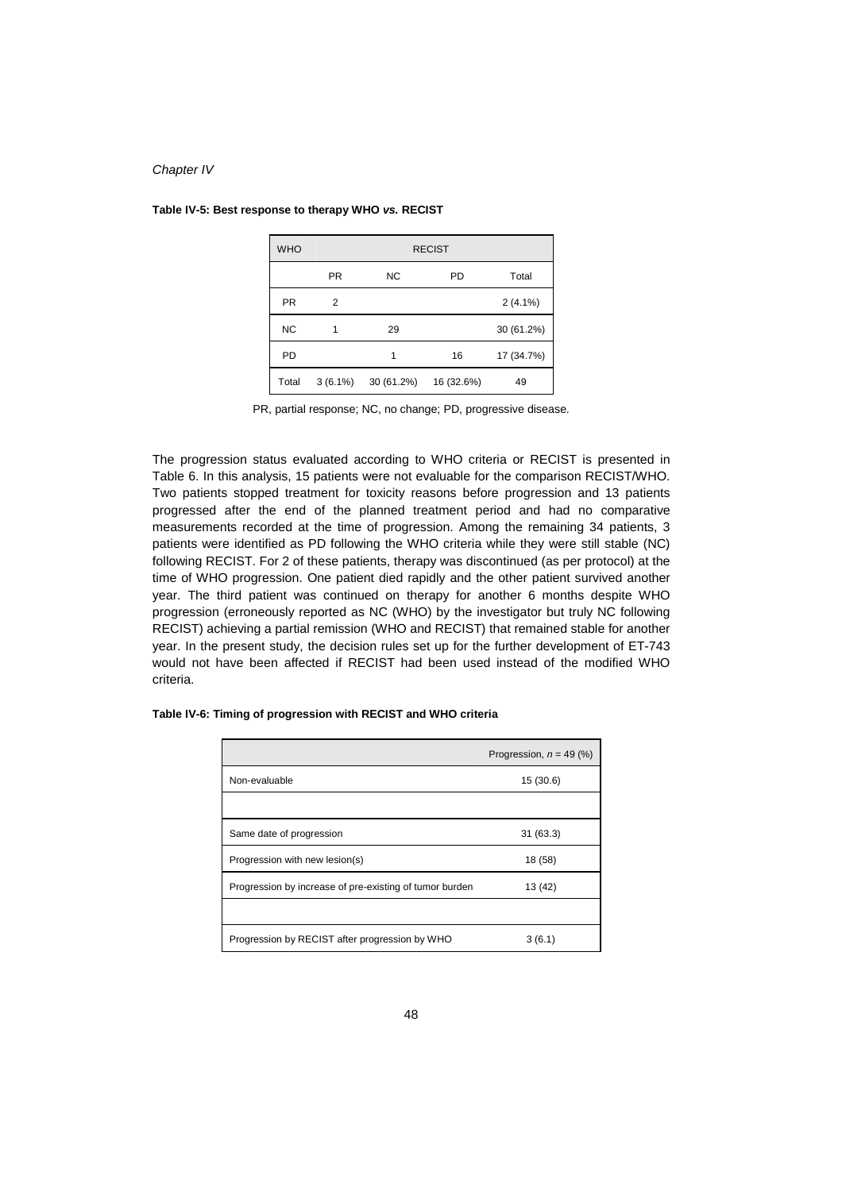**Table IV-5: Best response to therapy WHO *vs.* RECIST**

| WHO | RECIST | | | |
|---|---|---|---|---|
| | PR | NC | PD | Total |
| PR | 2 | | | 2 (4.1%) |
| NC | 1 | 29 | | 30 (61.2%) |
| PD | | 1 | 16 | 17 (34.7%) |
| Total | 3 (6.1%) | 30 (61.2%) | 16 (32.6%) | 49 |

PR, partial response; NC, no change; PD, progressive disease.

The progression status evaluated according to WHO criteria or RECIST is presented in Table 6. In this analysis, 15 patients were not evaluable for the comparison RECIST/WHO. Two patients stopped treatment for toxicity reasons before progression and 13 patients progressed after the end of the planned treatment period and had no comparative measurements recorded at the time of progression. Among the remaining 34 patients, 3 patients were identified as PD following the WHO criteria while they were still stable (NC) following RECIST. For 2 of these patients, therapy was discontinued (as per protocol) at the time of WHO progression. One patient died rapidly and the other patient survived another year. The third patient was continued on therapy for another 6 months despite WHO progression (erroneously reported as NC (WHO) by the investigator but truly NC following RECIST) achieving a partial remission (WHO and RECIST) that remained stable for another year. In the present study, the decision rules set up for the further development of ET-743 would not have been affected if RECIST had been used instead of the modified WHO criteria.

**Table IV-6: Timing of progression with RECIST and WHO criteria**

| | Progression, $n$ = 49 (%) |
|---|---|
| Non-evaluable | 15 (30.6) |
| | |
| Same date of progression | 31 (63.3) |
| Progression with new lesion(s) | 18 (58) |
| Progression by increase of pre-existing of tumor burden | 13 (42) |
| | |
| Progression by RECIST after progression by WHO | 3 (6.1) |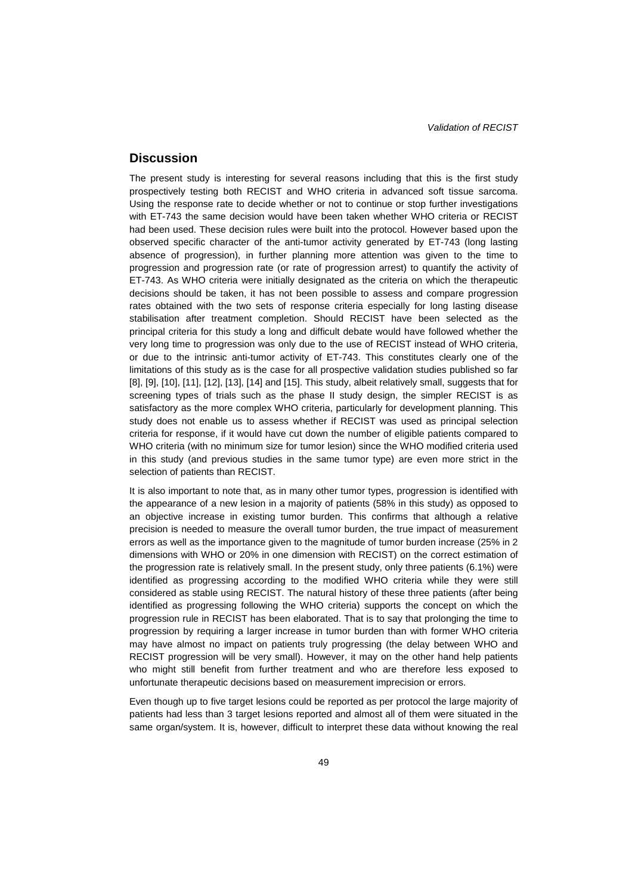## Discussion

The present study is interesting for several reasons including that this is the first study prospectively testing both RECIST and WHO criteria in advanced soft tissue sarcoma. Using the response rate to decide whether or not to continue or stop further investigations with ET-743 the same decision would have been taken whether WHO criteria or RECIST had been used. These decision rules were built into the protocol. However based upon the observed specific character of the anti-tumor activity generated by ET-743 (long lasting absence of progression), in further planning more attention was given to the time to progression and progression rate (or rate of progression arrest) to quantify the activity of ET-743. As WHO criteria were initially designated as the criteria on which the therapeutic decisions should be taken, it has not been possible to assess and compare progression rates obtained with the two sets of response criteria especially for long lasting disease stabilisation after treatment completion. Should RECIST have been selected as the principal criteria for this study a long and difficult debate would have followed whether the very long time to progression was only due to the use of RECIST instead of WHO criteria, or due to the intrinsic anti-tumor activity of ET-743. This constitutes clearly one of the limitations of this study as is the case for all prospective validation studies published so far [8], [9], [10], [11], [12], [13], [14] and [15]. This study, albeit relatively small, suggests that for screening types of trials such as the phase II study design, the simpler RECIST is as satisfactory as the more complex WHO criteria, particularly for development planning. This study does not enable us to assess whether if RECIST was used as principal selection criteria for response, if it would have cut down the number of eligible patients compared to WHO criteria (with no minimum size for tumor lesion) since the WHO modified criteria used in this study (and previous studies in the same tumor type) are even more strict in the selection of patients than RECIST.

It is also important to note that, as in many other tumor types, progression is identified with the appearance of a new lesion in a majority of patients (58% in this study) as opposed to an objective increase in existing tumor burden. This confirms that although a relative precision is needed to measure the overall tumor burden, the true impact of measurement errors as well as the importance given to the magnitude of tumor burden increase (25% in 2 dimensions with WHO or 20% in one dimension with RECIST) on the correct estimation of the progression rate is relatively small. In the present study, only three patients (6.1%) were identified as progressing according to the modified WHO criteria while they were still considered as stable using RECIST. The natural history of these three patients (after being identified as progressing following the WHO criteria) supports the concept on which the progression rule in RECIST has been elaborated. That is to say that prolonging the time to progression by requiring a larger increase in tumor burden than with former WHO criteria may have almost no impact on patients truly progressing (the delay between WHO and RECIST progression will be very small). However, it may on the other hand help patients who might still benefit from further treatment and who are therefore less exposed to unfortunate therapeutic decisions based on measurement imprecision or errors.

Even though up to five target lesions could be reported as per protocol the large majority of patients had less than 3 target lesions reported and almost all of them were situated in the same organ/system. It is, however, difficult to interpret these data without knowing the real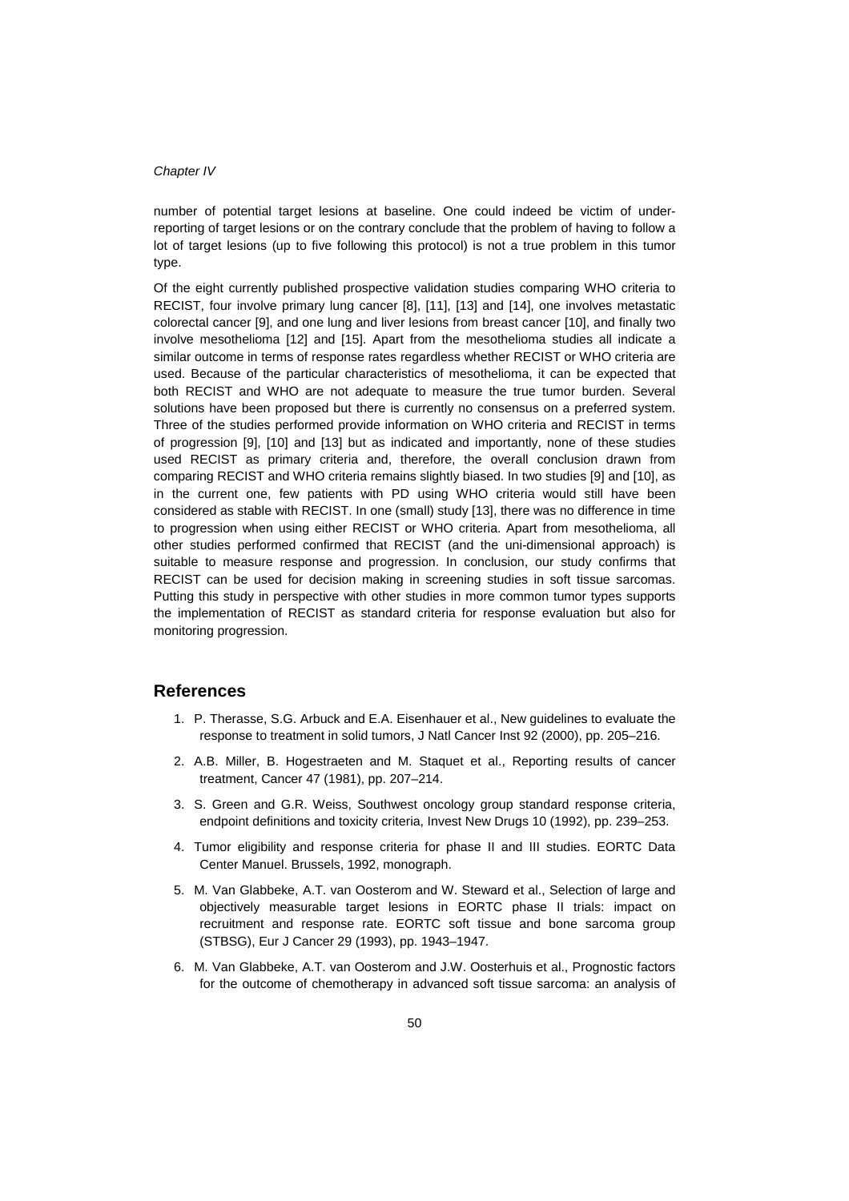number of potential target lesions at baseline. One could indeed be victim of under-reporting of target lesions or on the contrary conclude that the problem of having to follow a lot of target lesions (up to five following this protocol) is not a true problem in this tumor type.

Of the eight currently published prospective validation studies comparing WHO criteria to RECIST, four involve primary lung cancer [8], [11], [13] and [14], one involves metastatic colorectal cancer [9], and one lung and liver lesions from breast cancer [10], and finally two involve mesothelioma [12] and [15]. Apart from the mesothelioma studies all indicate a similar outcome in terms of response rates regardless whether RECIST or WHO criteria are used. Because of the particular characteristics of mesothelioma, it can be expected that both RECIST and WHO are not adequate to measure the true tumor burden. Several solutions have been proposed but there is currently no consensus on a preferred system. Three of the studies performed provide information on WHO criteria and RECIST in terms of progression [9], [10] and [13] but as indicated and importantly, none of these studies used RECIST as primary criteria and, therefore, the overall conclusion drawn from comparing RECIST and WHO criteria remains slightly biased. In two studies [9] and [10], as in the current one, few patients with PD using WHO criteria would still have been considered as stable with RECIST. In one (small) study [13], there was no difference in time to progression when using either RECIST or WHO criteria. Apart from mesothelioma, all other studies performed confirmed that RECIST (and the uni-dimensional approach) is suitable to measure response and progression. In conclusion, our study confirms that RECIST can be used for decision making in screening studies in soft tissue sarcomas. Putting this study in perspective with other studies in more common tumor types supports the implementation of RECIST as standard criteria for response evaluation but also for monitoring progression.

## References

1. P. Therasse, S.G. Arbuck and E.A. Eisenhauer et al., New guidelines to evaluate the response to treatment in solid tumors, J Natl Cancer Inst 92 (2000), pp. 205–216.
2. A.B. Miller, B. Hogestraeten and M. Staquet et al., Reporting results of cancer treatment, Cancer 47 (1981), pp. 207–214.
3. S. Green and G.R. Weiss, Southwest oncology group standard response criteria, endpoint definitions and toxicity criteria, Invest New Drugs 10 (1992), pp. 239–253.
4. Tumor eligibility and response criteria for phase II and III studies. EORTC Data Center Manuel. Brussels, 1992, monograph.
5. M. Van Glabbeke, A.T. van Oosterom and W. Steward et al., Selection of large and objectively measurable target lesions in EORTC phase II trials: impact on recruitment and response rate. EORTC soft tissue and bone sarcoma group (STBSG), Eur J Cancer 29 (1993), pp. 1943–1947.
6. M. Van Glabbeke, A.T. van Oosterom and J.W. Oosterhuis et al., Prognostic factors for the outcome of chemotherapy in advanced soft tissue sarcoma: an analysis of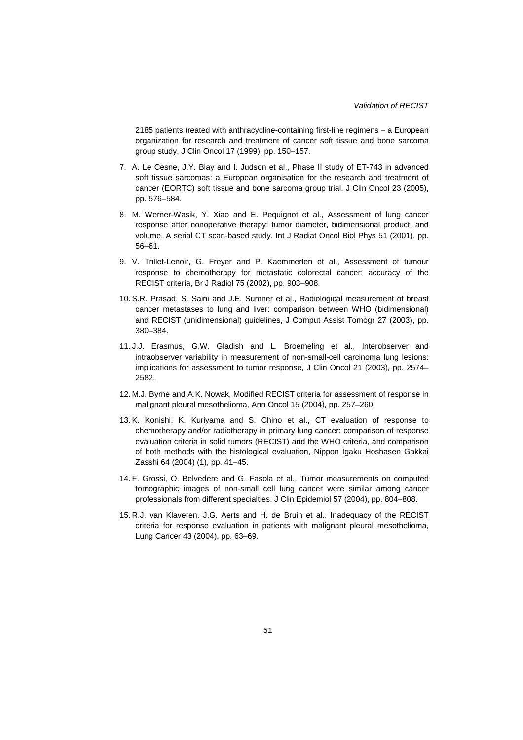2185 patients treated with anthracycline-containing first-line regimens – a European organization for research and treatment of cancer soft tissue and bone sarcoma group study, J Clin Oncol 17 (1999), pp. 150–157.

7. A. Le Cesne, J.Y. Blay and I. Judson et al., Phase II study of ET-743 in advanced soft tissue sarcomas: a European organisation for the research and treatment of cancer (EORTC) soft tissue and bone sarcoma group trial, J Clin Oncol 23 (2005), pp. 576–584.

8. M. Werner-Wasik, Y. Xiao and E. Pequignot et al., Assessment of lung cancer response after nonoperative therapy: tumor diameter, bidimensional product, and volume. A serial CT scan-based study, Int J Radiat Oncol Biol Phys 51 (2001), pp. 56–61.

9. V. Trillet-Lenoir, G. Freyer and P. Kaemmerlen et al., Assessment of tumour response to chemotherapy for metastatic colorectal cancer: accuracy of the RECIST criteria, Br J Radiol 75 (2002), pp. 903–908.

10. S.R. Prasad, S. Saini and J.E. Sumner et al., Radiological measurement of breast cancer metastases to lung and liver: comparison between WHO (bidimensional) and RECIST (unidimensional) guidelines, J Comput Assist Tomogr 27 (2003), pp. 380–384.

11. J.J. Erasmus, G.W. Gladish and L. Broemeling et al., Interobserver and intraobserver variability in measurement of non-small-cell carcinoma lung lesions: implications for assessment to tumor response, J Clin Oncol 21 (2003), pp. 2574–2582.

12. M.J. Byrne and A.K. Nowak, Modified RECIST criteria for assessment of response in malignant pleural mesothelioma, Ann Oncol 15 (2004), pp. 257–260.

13. K. Konishi, K. Kuriyama and S. Chino et al., CT evaluation of response to chemotherapy and/or radiotherapy in primary lung cancer: comparison of response evaluation criteria in solid tumors (RECIST) and the WHO criteria, and comparison of both methods with the histological evaluation, Nippon Igaku Hoshasen Gakkai Zasshi 64 (2004) (1), pp. 41–45.

14. F. Grossi, O. Belvedere and G. Fasola et al., Tumor measurements on computed tomographic images of non-small cell lung cancer were similar among cancer professionals from different specialties, J Clin Epidemiol 57 (2004), pp. 804–808.

15. R.J. van Klaveren, J.G. Aerts and H. de Bruin et al., Inadequacy of the RECIST criteria for response evaluation in patients with malignant pleural mesothelioma, Lung Cancer 43 (2004), pp. 63–69.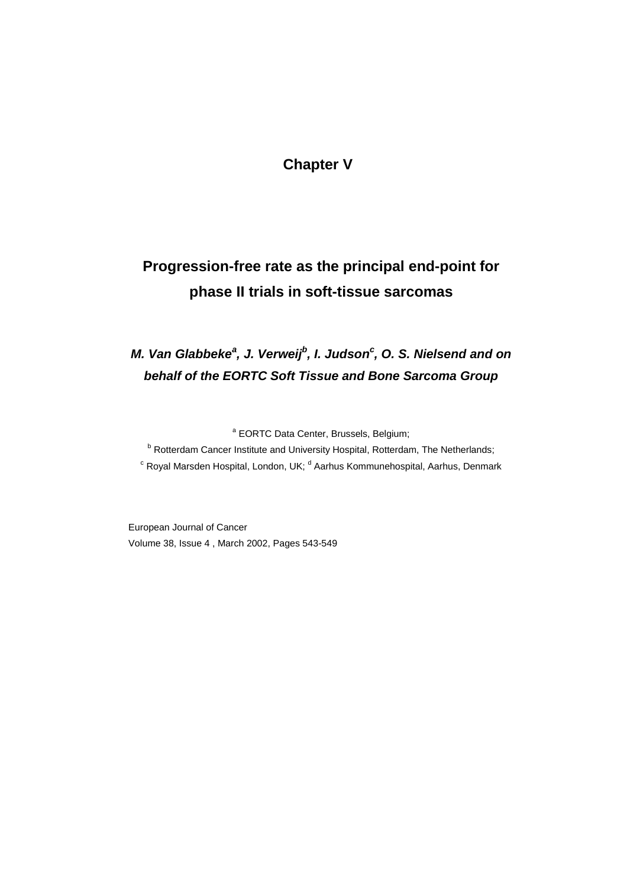# Chapter V

## Progression-free rate as the principal end-point for phase II trials in soft-tissue sarcomas

***M. Van Glabbeke[a], J. Verweij[b], I. Judson[c], O. S. Nielsen[d] and on behalf of the EORTC Soft Tissue and Bone Sarcoma Group***

[a] EORTC Data Center, Brussels, Belgium;
[b] Rotterdam Cancer Institute and University Hospital, Rotterdam, The Netherlands;
[c] Royal Marsden Hospital, London, UK; [d] Aarhus Kommunehospital, Aarhus, Denmark

European Journal of Cancer
Volume 38, Issue 4 , March 2002, Pages 543-549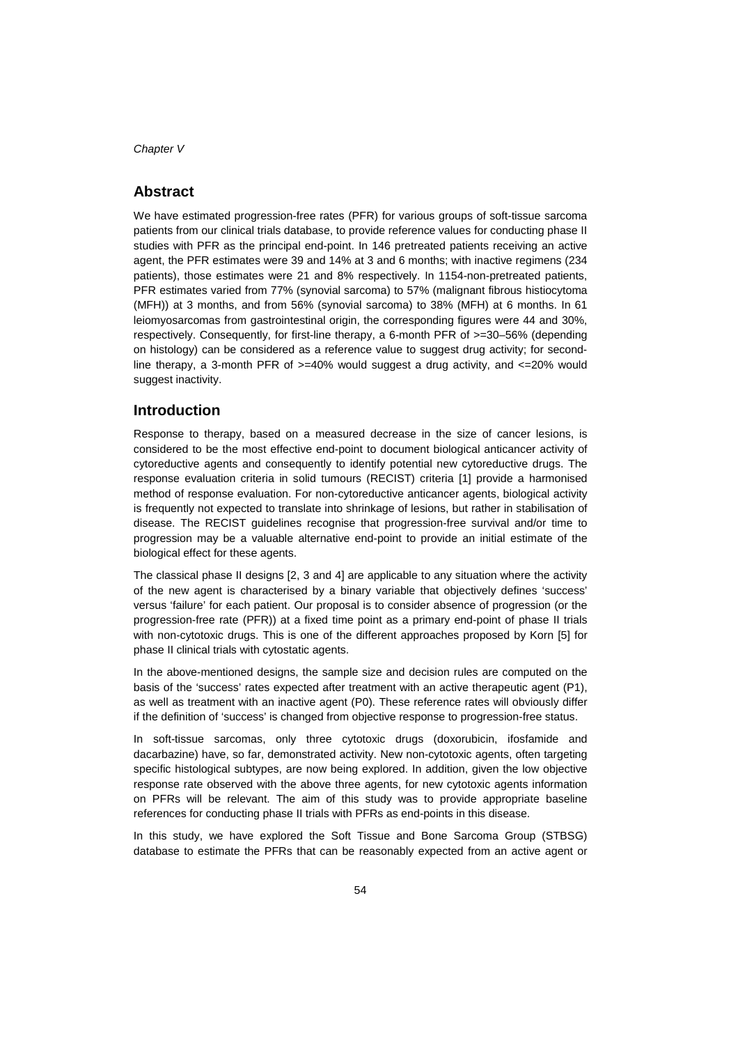## Abstract

We have estimated progression-free rates (PFR) for various groups of soft-tissue sarcoma patients from our clinical trials database, to provide reference values for conducting phase II studies with PFR as the principal end-point. In 146 pretreated patients receiving an active agent, the PFR estimates were 39 and 14% at 3 and 6 months; with inactive regimens (234 patients), those estimates were 21 and 8% respectively. In 1154-non-pretreated patients, PFR estimates varied from 77% (synovial sarcoma) to 57% (malignant fibrous histiocytoma (MFH)) at 3 months, and from 56% (synovial sarcoma) to 38% (MFH) at 6 months. In 61 leiomyosarcomas from gastrointestinal origin, the corresponding figures were 44 and 30%, respectively. Consequently, for first-line therapy, a 6-month PFR of >=30–56% (depending on histology) can be considered as a reference value to suggest drug activity; for second-line therapy, a 3-month PFR of >=40% would suggest a drug activity, and <=20% would suggest inactivity.

## Introduction

Response to therapy, based on a measured decrease in the size of cancer lesions, is considered to be the most effective end-point to document biological anticancer activity of cytoreductive agents and consequently to identify potential new cytoreductive drugs. The response evaluation criteria in solid tumours (RECIST) criteria [1] provide a harmonised method of response evaluation. For non-cytoreductive anticancer agents, biological activity is frequently not expected to translate into shrinkage of lesions, but rather in stabilisation of disease. The RECIST guidelines recognise that progression-free survival and/or time to progression may be a valuable alternative end-point to provide an initial estimate of the biological effect for these agents.

The classical phase II designs [2, 3 and 4] are applicable to any situation where the activity of the new agent is characterised by a binary variable that objectively defines 'success' versus 'failure' for each patient. Our proposal is to consider absence of progression (or the progression-free rate (PFR)) at a fixed time point as a primary end-point of phase II trials with non-cytotoxic drugs. This is one of the different approaches proposed by Korn [5] for phase II clinical trials with cytostatic agents.

In the above-mentioned designs, the sample size and decision rules are computed on the basis of the 'success' rates expected after treatment with an active therapeutic agent (P1), as well as treatment with an inactive agent (P0). These reference rates will obviously differ if the definition of 'success' is changed from objective response to progression-free status.

In soft-tissue sarcomas, only three cytotoxic drugs (doxorubicin, ifosfamide and dacarbazine) have, so far, demonstrated activity. New non-cytotoxic agents, often targeting specific histological subtypes, are now being explored. In addition, given the low objective response rate observed with the above three agents, for new cytotoxic agents information on PFRs will be relevant. The aim of this study was to provide appropriate baseline references for conducting phase II trials with PFRs as end-points in this disease.

In this study, we have explored the Soft Tissue and Bone Sarcoma Group (STBSG) database to estimate the PFRs that can be reasonably expected from an active agent or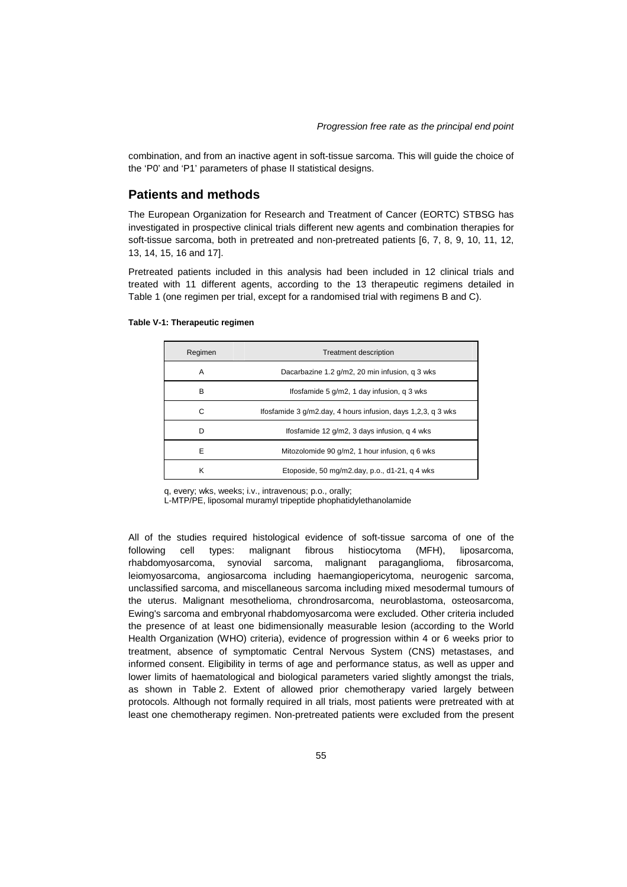combination, and from an inactive agent in soft-tissue sarcoma. This will guide the choice of the 'P0' and 'P1' parameters of phase II statistical designs.

## Patients and methods

The European Organization for Research and Treatment of Cancer (EORTC) STBSG has investigated in prospective clinical trials different new agents and combination therapies for soft-tissue sarcoma, both in pretreated and non-pretreated patients [6, 7, 8, 9, 10, 11, 12, 13, 14, 15, 16 and 17].

Pretreated patients included in this analysis had been included in 12 clinical trials and treated with 11 different agents, according to the 13 therapeutic regimens detailed in Table 1 (one regimen per trial, except for a randomised trial with regimens B and C).

**Table V-1: Therapeutic regimen**

| Regimen | Treatment description |
|---|---|
| A | Dacarbazine 1.2 g/m2, 20 min infusion, q 3 wks |
| B | Ifosfamide 5 g/m2, 1 day infusion, q 3 wks |
| C | Ifosfamide 3 g/m2.day, 4 hours infusion, days 1,2,3, q 3 wks |
| D | Ifosfamide 12 g/m2, 3 days infusion, q 4 wks |
| E | Mitozolomide 90 g/m2, 1 hour infusion, q 6 wks |
| K | Etoposide, 50 mg/m2.day, p.o., d1-21, q 4 wks |

q, every; wks, weeks; i.v., intravenous; p.o., orally;
L-MTP/PE, liposomal muramyl tripeptide phophatidylethanolamide

All of the studies required histological evidence of soft-tissue sarcoma of one of the following cell types: malignant fibrous histiocytoma (MFH), liposarcoma, rhabdomyosarcoma, synovial sarcoma, malignant paraganglioma, fibrosarcoma, leiomyosarcoma, angiosarcoma including haemangiopericytoma, neurogenic sarcoma, unclassified sarcoma, and miscellaneous sarcoma including mixed mesodermal tumours of the uterus. Malignant mesothelioma, chrondrosarcoma, neuroblastoma, osteosarcoma, Ewing's sarcoma and embryonal rhabdomyosarcoma were excluded. Other criteria included the presence of at least one bidimensionally measurable lesion (according to the World Health Organization (WHO) criteria), evidence of progression within 4 or 6 weeks prior to treatment, absence of symptomatic Central Nervous System (CNS) metastases, and informed consent. Eligibility in terms of age and performance status, as well as upper and lower limits of haematological and biological parameters varied slightly amongst the trials, as shown in Table 2. Extent of allowed prior chemotherapy varied largely between protocols. Although not formally required in all trials, most patients were pretreated with at least one chemotherapy regimen. Non-pretreated patients were excluded from the present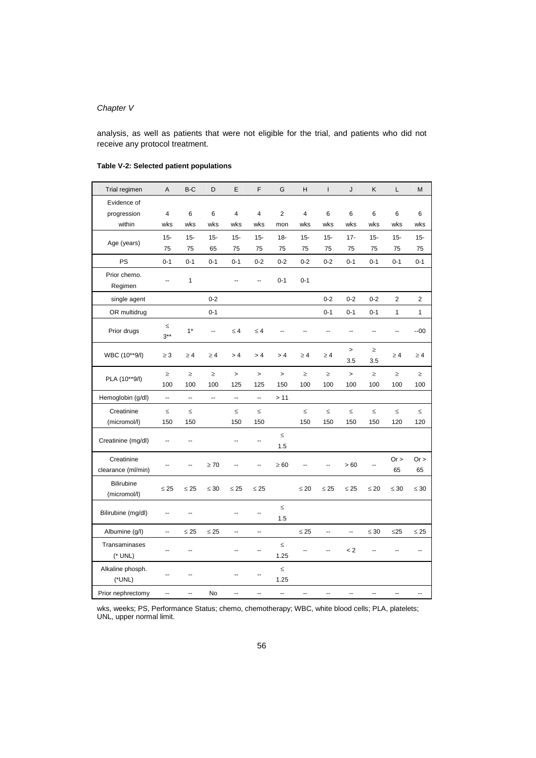analysis, as well as patients that were not eligible for the trial, and patients who did not receive any protocol treatment.

**Table V-2: Selected patient populations**

| Trial regimen | A | B-C | D | E | F | G | H | I | J | K | L | M |
|---|---|---|---|---|---|---|---|---|---|---|---|---|
| Evidence of progression within | 4 wks | 6 wks | 6 wks | 4 wks | 4 wks | 2 mon | 4 wks | 6 wks | 6 wks | 6 wks | 6 wks | 6 wks |
| Age (years) | 15-75 | 15-75 | 15-65 | 15-75 | 15-75 | 18-75 | 15-75 | 15-75 | 17-75 | 15-75 | 15-75 | 15-75 |
| PS | 0-1 | 0-1 | 0-1 | 0-1 | 0-2 | 0-2 | 0-2 | 0-2 | 0-1 | 0-1 | 0-1 | 0-1 |
| Prior chemo. Regimen | -- | 1 | | -- | -- | 0-1 | 0-1 | | | | | |
| single agent | | | 0-2 | | | | | 0-2 | 0-2 | 0-2 | 2 | 2 |
| OR multidrug | | | 0-1 | | | | | 0-1 | 0-1 | 0-1 | 1 | 1 |
| Prior drugs | ≤ 3** | 1* | -- | ≤ 4 | ≤ 4 | -- | -- | -- | -- | -- | -- | --00 |
| WBC (10**9/l) | ≥ 3 | ≥ 4 | ≥ 4 | > 4 | > 4 | > 4 | ≥ 4 | ≥ 4 | > 3.5 | ≥ 3.5 | ≥ 4 | ≥ 4 |
| PLA (10**9/l) | ≥ 100 | ≥ 100 | ≥ 100 | > 125 | > 125 | > 150 | ≥ 100 | ≥ 100 | > 100 | ≥ 100 | ≥ 100 | ≥ 100 |
| Hemoglobin (g/dl) | -- | -- | -- | -- | -- | > 11 | | | | | | |
| Creatinine (micromol/l) | ≤ 150 | ≤ 150 | | ≤ 150 | ≤ 150 | | ≤ 150 | ≤ 150 | ≤ 150 | ≤ 150 | ≤ 120 | ≤ 120 |
| Creatinine (mg/dl) | -- | -- | | -- | -- | ≤ 1.5 | | | | | | |
| Creatinine clearance (ml/min) | -- | -- | ≥ 70 | -- | -- | ≥ 60 | -- | -- | > 60 | -- | Or > 65 | Or > 65 |
| Bilirubine (micromol/l) | ≤ 25 | ≤ 25 | ≤ 30 | ≤ 25 | ≤ 25 | | ≤ 20 | ≤ 25 | ≤ 25 | ≤ 20 | ≤ 30 | ≤ 30 |
| Bilirubine (mg/dl) | -- | -- | | -- | -- | ≤ 1.5 | | | | | | |
| Albumine (g/l) | -- | ≤ 25 | ≤ 25 | -- | -- | | ≤ 25 | -- | -- | ≤ 30 | ≤25 | ≤ 25 |
| Transaminases (* UNL) | -- | -- | | -- | -- | ≤ 1.25 | -- | -- | < 2 | -- | -- | -- |
| Alkaline phosph. (*UNL) | -- | -- | | -- | -- | ≤ 1.25 | | | | | | |
| Prior nephrectomy | -- | -- | No | -- | -- | -- | -- | -- | -- | -- | -- | -- |

wks, weeks; PS, Performance Status; chemo, chemotherapy; WBC, white blood cells; PLA, platelets; UNL, upper normal limit.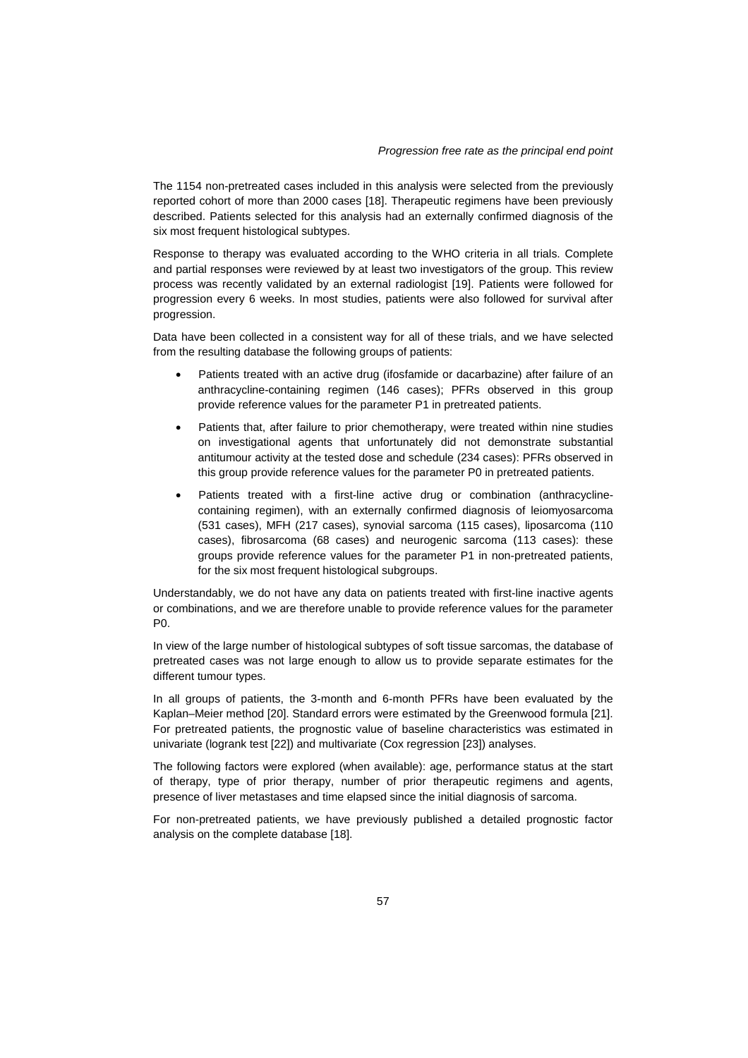The 1154 non-pretreated cases included in this analysis were selected from the previously reported cohort of more than 2000 cases [18]. Therapeutic regimens have been previously described. Patients selected for this analysis had an externally confirmed diagnosis of the six most frequent histological subtypes.

Response to therapy was evaluated according to the WHO criteria in all trials. Complete and partial responses were reviewed by at least two investigators of the group. This review process was recently validated by an external radiologist [19]. Patients were followed for progression every 6 weeks. In most studies, patients were also followed for survival after progression.

Data have been collected in a consistent way for all of these trials, and we have selected from the resulting database the following groups of patients:

- Patients treated with an active drug (ifosfamide or dacarbazine) after failure of an anthracycline-containing regimen (146 cases); PFRs observed in this group provide reference values for the parameter P1 in pretreated patients.
- Patients that, after failure to prior chemotherapy, were treated within nine studies on investigational agents that unfortunately did not demonstrate substantial antitumour activity at the tested dose and schedule (234 cases): PFRs observed in this group provide reference values for the parameter P0 in pretreated patients.
- Patients treated with a first-line active drug or combination (anthracycline-containing regimen), with an externally confirmed diagnosis of leiomyosarcoma (531 cases), MFH (217 cases), synovial sarcoma (115 cases), liposarcoma (110 cases), fibrosarcoma (68 cases) and neurogenic sarcoma (113 cases): these groups provide reference values for the parameter P1 in non-pretreated patients, for the six most frequent histological subgroups.

Understandably, we do not have any data on patients treated with first-line inactive agents or combinations, and we are therefore unable to provide reference values for the parameter P0.

In view of the large number of histological subtypes of soft tissue sarcomas, the database of pretreated cases was not large enough to allow us to provide separate estimates for the different tumour types.

In all groups of patients, the 3-month and 6-month PFRs have been evaluated by the Kaplan–Meier method [20]. Standard errors were estimated by the Greenwood formula [21]. For pretreated patients, the prognostic value of baseline characteristics was estimated in univariate (logrank test [22]) and multivariate (Cox regression [23]) analyses.

The following factors were explored (when available): age, performance status at the start of therapy, type of prior therapy, number of prior therapeutic regimens and agents, presence of liver metastases and time elapsed since the initial diagnosis of sarcoma.

For non-pretreated patients, we have previously published a detailed prognostic factor analysis on the complete database [18].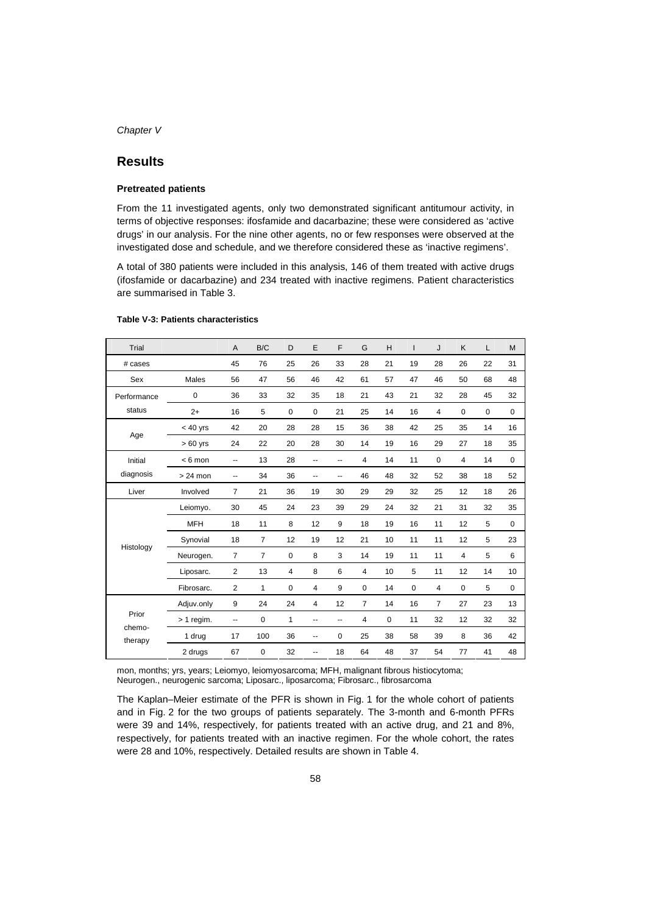*Chapter V*

## Results

### Pretreated patients

From the 11 investigated agents, only two demonstrated significant antitumour activity, in terms of objective responses: ifosfamide and dacarbazine; these were considered as 'active drugs' in our analysis. For the nine other agents, no or few responses were observed at the investigated dose and schedule, and we therefore considered these as 'inactive regimens'.

A total of 380 patients were included in this analysis, 146 of them treated with active drugs (ifosfamide or dacarbazine) and 234 treated with inactive regimens. Patient characteristics are summarised in Table 3.

**Table V-3: Patients characteristics**

| Trial | | A | B/C | D | E | F | G | H | I | J | K | L | M |
|---|---|---|---|---|---|---|---|---|---|---|---|---|---|
| # cases | | 45 | 76 | 25 | 26 | 33 | 28 | 21 | 19 | 28 | 26 | 22 | 31 |
| Sex | Males | 56 | 47 | 56 | 46 | 42 | 61 | 57 | 47 | 46 | 50 | 68 | 48 |
| Performance status | 0 | 36 | 33 | 32 | 35 | 18 | 21 | 43 | 21 | 32 | 28 | 45 | 32 |
| | 2+ | 16 | 5 | 0 | 0 | 21 | 25 | 14 | 16 | 4 | 0 | 0 | 0 |
| Age | < 40 yrs | 42 | 20 | 28 | 28 | 15 | 36 | 38 | 42 | 25 | 35 | 14 | 16 |
| | > 60 yrs | 24 | 22 | 20 | 28 | 30 | 14 | 19 | 16 | 29 | 27 | 18 | 35 |
| Initial diagnosis | < 6 mon | -- | 13 | 28 | -- | -- | 4 | 14 | 11 | 0 | 4 | 14 | 0 |
| | > 24 mon | -- | 34 | 36 | -- | -- | 46 | 48 | 32 | 52 | 38 | 18 | 52 |
| Liver | Involved | 7 | 21 | 36 | 19 | 30 | 29 | 29 | 32 | 25 | 12 | 18 | 26 |
| Histology | Leiomyo. | 30 | 45 | 24 | 23 | 39 | 29 | 24 | 32 | 21 | 31 | 32 | 35 |
| | MFH | 18 | 11 | 8 | 12 | 9 | 18 | 19 | 16 | 11 | 12 | 5 | 0 |
| | Synovial | 18 | 7 | 12 | 19 | 12 | 21 | 10 | 11 | 11 | 12 | 5 | 23 |
| | Neurogen. | 7 | 7 | 0 | 8 | 3 | 14 | 19 | 11 | 11 | 4 | 5 | 6 |
| | Liposarc. | 2 | 13 | 4 | 8 | 6 | 4 | 10 | 5 | 11 | 12 | 14 | 10 |
| | Fibrosarc. | 2 | 1 | 0 | 4 | 9 | 0 | 14 | 0 | 4 | 0 | 5 | 0 |
| Prior chemo-therapy | Adjuv.only | 9 | 24 | 24 | 4 | 12 | 7 | 14 | 16 | 7 | 27 | 23 | 13 |
| | > 1 regim. | -- | 0 | 1 | -- | -- | 4 | 0 | 11 | 32 | 12 | 32 | 32 |
| | 1 drug | 17 | 100 | 36 | -- | 0 | 25 | 38 | 58 | 39 | 8 | 36 | 42 |
| | 2 drugs | 67 | 0 | 32 | -- | 18 | 64 | 48 | 37 | 54 | 77 | 41 | 48 |

mon, months; yrs, years; Leiomyo, leiomyosarcoma; MFH, malignant fibrous histiocytoma; Neurogen., neurogenic sarcoma; Liposarc., liposarcoma; Fibrosarc., fibrosarcoma

The Kaplan–Meier estimate of the PFR is shown in Fig. 1 for the whole cohort of patients and in Fig. 2 for the two groups of patients separately. The 3-month and 6-month PFRs were 39 and 14%, respectively, for patients treated with an active drug, and 21 and 8%, respectively, for patients treated with an inactive regimen. For the whole cohort, the rates were 28 and 10%, respectively. Detailed results are shown in Table 4.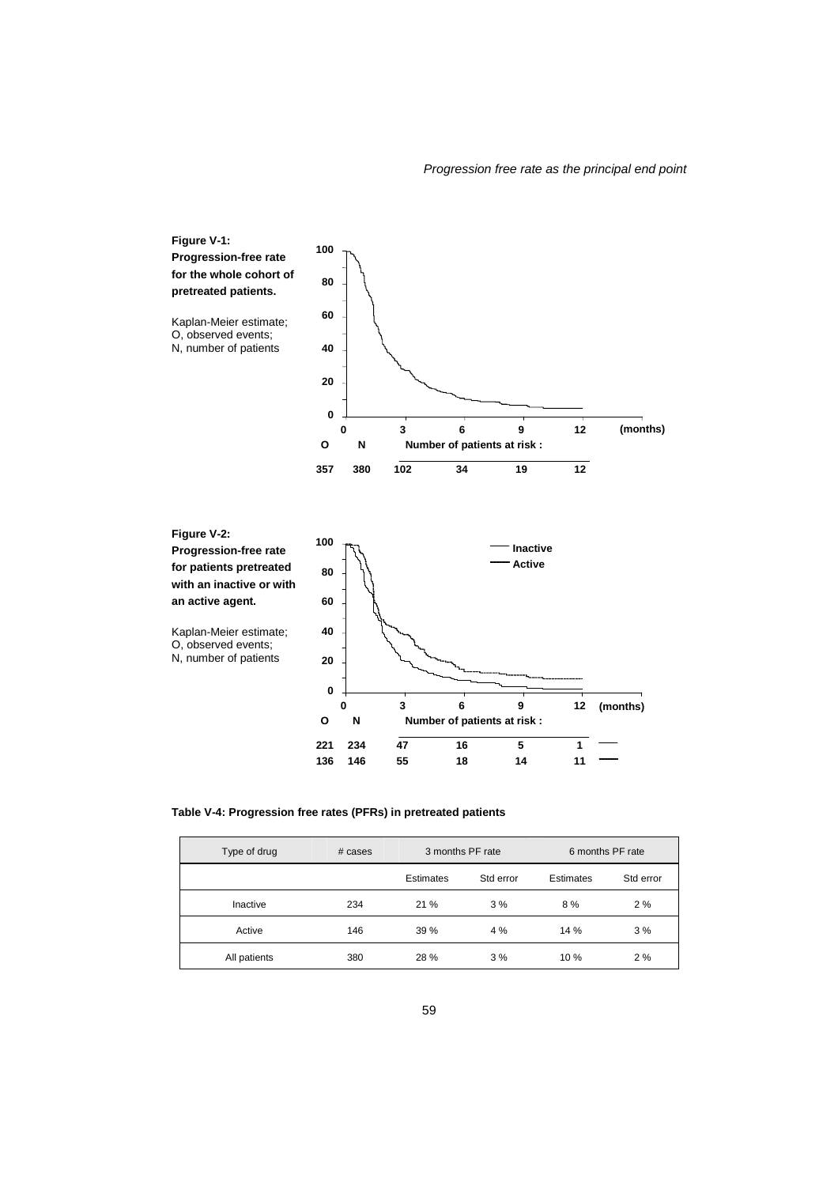**Figure V-1: Progression-free rate for the whole cohort of pretreated patients.**

Kaplan-Meier estimate;
O, observed events;
N, number of patients

| O | N | 0 | 3 | 6 | 9 | 12 (months) |
|---|---|---|---|---|---|---|
| | | | Number of patients at risk : | | | |
| 357 | 380 | | 102 | 34 | 19 | 12 |

**Figure V-2: Progression-free rate for patients pretreated with an inactive or with an active agent.**

Kaplan-Meier estimate;
O, observed events;
N, number of patients

| O | N | 0 | 3 | 6 | 9 | 12 (months) |
|---|---|---|---|---|---|---|
| | | | Number of patients at risk : | | | |
| 221 | 234 | | 47 | 16 | 5 | 1 (Inactive) |
| 136 | 146 | | 55 | 18 | 14 | 11 (Active) |

**Table V-4: Progression free rates (PFRs) in pretreated patients**

| Type of drug | # cases | 3 months PF rate | | 6 months PF rate | |
|---|---|---|---|---|---|
| | | Estimates | Std error | Estimates | Std error |
| Inactive | 234 | 21 % | 3 % | 8 % | 2 % |
| Active | 146 | 39 % | 4 % | 14 % | 3 % |
| All patients | 380 | 28 % | 3 % | 10 % | 2 % |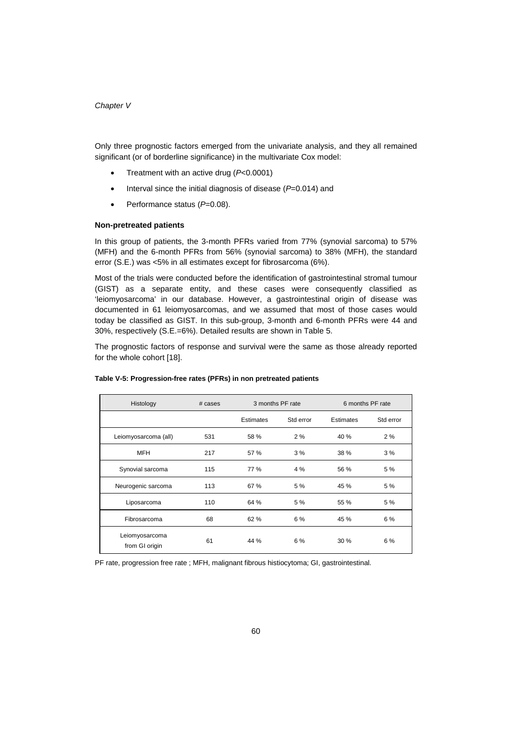Only three prognostic factors emerged from the univariate analysis, and they all remained significant (or of borderline significance) in the multivariate Cox model:

- Treatment with an active drug (*P*<0.0001)
- Interval since the initial diagnosis of disease (*P*=0.014) and
- Performance status (*P*=0.08).

**Non-pretreated patients**

In this group of patients, the 3-month PFRs varied from 77% (synovial sarcoma) to 57% (MFH) and the 6-month PFRs from 56% (synovial sarcoma) to 38% (MFH), the standard error (S.E.) was <5% in all estimates except for fibrosarcoma (6%).

Most of the trials were conducted before the identification of gastrointestinal stromal tumour (GIST) as a separate entity, and these cases were consequently classified as 'leiomyosarcoma' in our database. However, a gastrointestinal origin of disease was documented in 61 leiomyosarcomas, and we assumed that most of those cases would today be classified as GIST. In this sub-group, 3-month and 6-month PFRs were 44 and 30%, respectively (S.E.=6%). Detailed results are shown in Table 5.

The prognostic factors of response and survival were the same as those already reported for the whole cohort [18].

**Table V-5: Progression-free rates (PFRs) in non pretreated patients**

| Histology | # cases | 3 months PF rate | | 6 months PF rate | |
|---|---|---|---|---|---|
| | | Estimates | Std error | Estimates | Std error |
| Leiomyosarcoma (all) | 531 | 58 % | 2 % | 40 % | 2 % |
| MFH | 217 | 57 % | 3 % | 38 % | 3 % |
| Synovial sarcoma | 115 | 77 % | 4 % | 56 % | 5 % |
| Neurogenic sarcoma | 113 | 67 % | 5 % | 45 % | 5 % |
| Liposarcoma | 110 | 64 % | 5 % | 55 % | 5 % |
| Fibrosarcoma | 68 | 62 % | 6 % | 45 % | 6 % |
| Leiomyosarcoma from GI origin | 61 | 44 % | 6 % | 30 % | 6 % |

PF rate, progression free rate ; MFH, malignant fibrous histiocytoma; GI, gastrointestinal.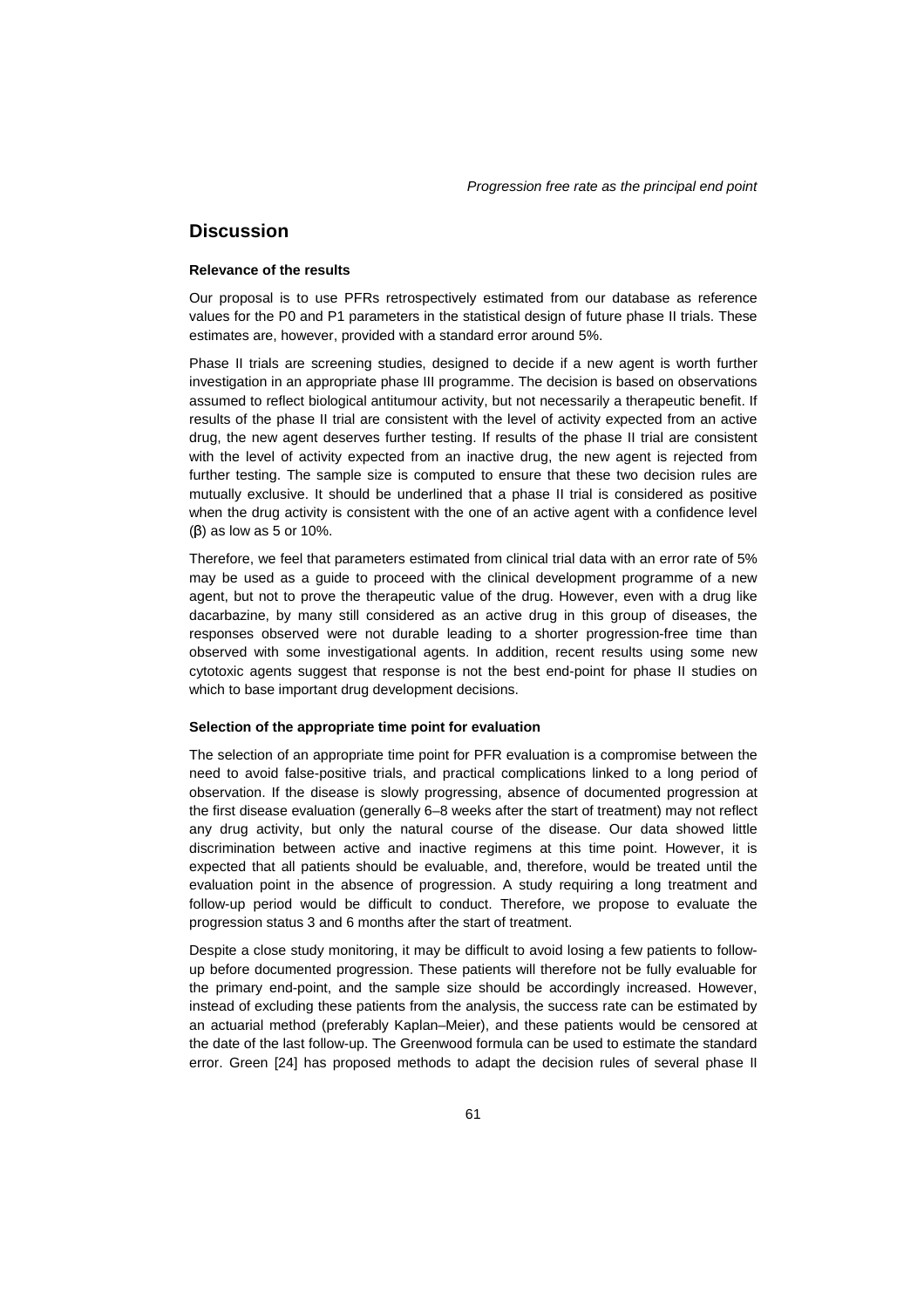## Discussion

### Relevance of the results

Our proposal is to use PFRs retrospectively estimated from our database as reference values for the P0 and P1 parameters in the statistical design of future phase II trials. These estimates are, however, provided with a standard error around 5%.

Phase II trials are screening studies, designed to decide if a new agent is worth further investigation in an appropriate phase III programme. The decision is based on observations assumed to reflect biological antitumour activity, but not necessarily a therapeutic benefit. If results of the phase II trial are consistent with the level of activity expected from an active drug, the new agent deserves further testing. If results of the phase II trial are consistent with the level of activity expected from an inactive drug, the new agent is rejected from further testing. The sample size is computed to ensure that these two decision rules are mutually exclusive. It should be underlined that a phase II trial is considered as positive when the drug activity is consistent with the one of an active agent with a confidence level ($\beta$) as low as 5 or 10%.

Therefore, we feel that parameters estimated from clinical trial data with an error rate of 5% may be used as a guide to proceed with the clinical development programme of a new agent, but not to prove the therapeutic value of the drug. However, even with a drug like dacarbazine, by many still considered as an active drug in this group of diseases, the responses observed were not durable leading to a shorter progression-free time than observed with some investigational agents. In addition, recent results using some new cytotoxic agents suggest that response is not the best end-point for phase II studies on which to base important drug development decisions.

### Selection of the appropriate time point for evaluation

The selection of an appropriate time point for PFR evaluation is a compromise between the need to avoid false-positive trials, and practical complications linked to a long period of observation. If the disease is slowly progressing, absence of documented progression at the first disease evaluation (generally 6–8 weeks after the start of treatment) may not reflect any drug activity, but only the natural course of the disease. Our data showed little discrimination between active and inactive regimens at this time point. However, it is expected that all patients should be evaluable, and, therefore, would be treated until the evaluation point in the absence of progression. A study requiring a long treatment and follow-up period would be difficult to conduct. Therefore, we propose to evaluate the progression status 3 and 6 months after the start of treatment.

Despite a close study monitoring, it may be difficult to avoid losing a few patients to follow-up before documented progression. These patients will therefore not be fully evaluable for the primary end-point, and the sample size should be accordingly increased. However, instead of excluding these patients from the analysis, the success rate can be estimated by an actuarial method (preferably Kaplan–Meier), and these patients would be censored at the date of the last follow-up. The Greenwood formula can be used to estimate the standard error. Green [24] has proposed methods to adapt the decision rules of several phase II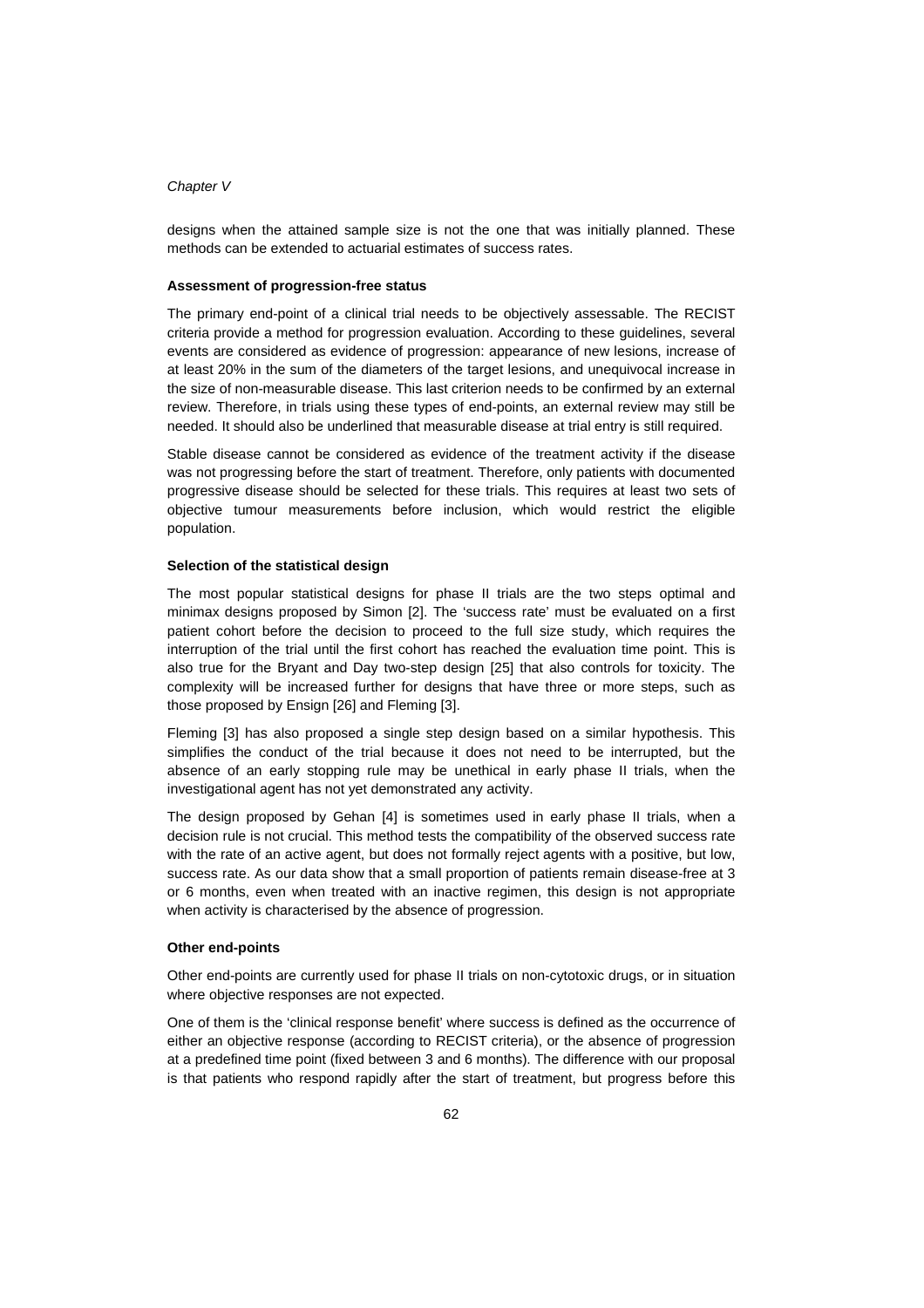designs when the attained sample size is not the one that was initially planned. These methods can be extended to actuarial estimates of success rates.

**Assessment of progression-free status**

The primary end-point of a clinical trial needs to be objectively assessable. The RECIST criteria provide a method for progression evaluation. According to these guidelines, several events are considered as evidence of progression: appearance of new lesions, increase of at least 20% in the sum of the diameters of the target lesions, and unequivocal increase in the size of non-measurable disease. This last criterion needs to be confirmed by an external review. Therefore, in trials using these types of end-points, an external review may still be needed. It should also be underlined that measurable disease at trial entry is still required.

Stable disease cannot be considered as evidence of the treatment activity if the disease was not progressing before the start of treatment. Therefore, only patients with documented progressive disease should be selected for these trials. This requires at least two sets of objective tumour measurements before inclusion, which would restrict the eligible population.

**Selection of the statistical design**

The most popular statistical designs for phase II trials are the two steps optimal and minimax designs proposed by Simon [2]. The 'success rate' must be evaluated on a first patient cohort before the decision to proceed to the full size study, which requires the interruption of the trial until the first cohort has reached the evaluation time point. This is also true for the Bryant and Day two-step design [25] that also controls for toxicity. The complexity will be increased further for designs that have three or more steps, such as those proposed by Ensign [26] and Fleming [3].

Fleming [3] has also proposed a single step design based on a similar hypothesis. This simplifies the conduct of the trial because it does not need to be interrupted, but the absence of an early stopping rule may be unethical in early phase II trials, when the investigational agent has not yet demonstrated any activity.

The design proposed by Gehan [4] is sometimes used in early phase II trials, when a decision rule is not crucial. This method tests the compatibility of the observed success rate with the rate of an active agent, but does not formally reject agents with a positive, but low, success rate. As our data show that a small proportion of patients remain disease-free at 3 or 6 months, even when treated with an inactive regimen, this design is not appropriate when activity is characterised by the absence of progression.

**Other end-points**

Other end-points are currently used for phase II trials on non-cytotoxic drugs, or in situation where objective responses are not expected.

One of them is the 'clinical response benefit' where success is defined as the occurrence of either an objective response (according to RECIST criteria), or the absence of progression at a predefined time point (fixed between 3 and 6 months). The difference with our proposal is that patients who respond rapidly after the start of treatment, but progress before this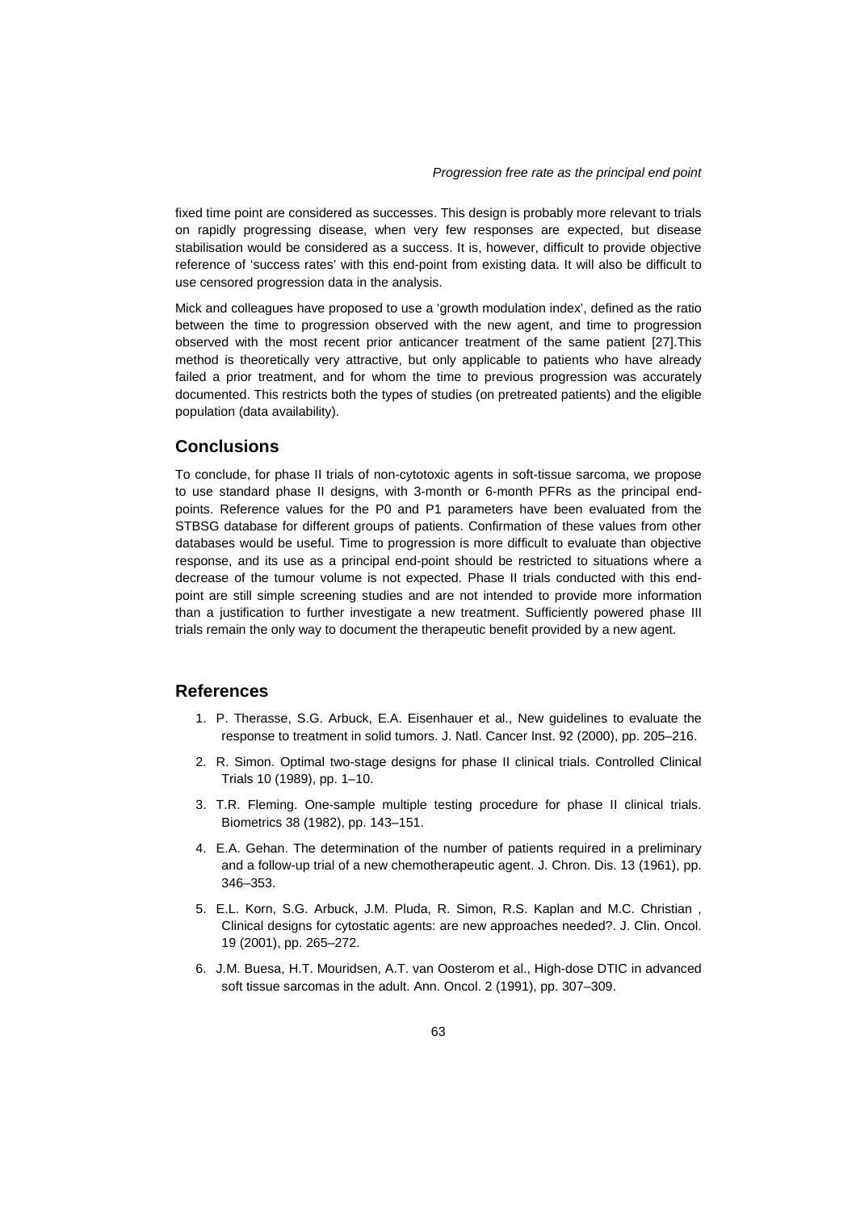fixed time point are considered as successes. This design is probably more relevant to trials on rapidly progressing disease, when very few responses are expected, but disease stabilisation would be considered as a success. It is, however, difficult to provide objective reference of 'success rates' with this end-point from existing data. It will also be difficult to use censored progression data in the analysis.

Mick and colleagues have proposed to use a 'growth modulation index', defined as the ratio between the time to progression observed with the new agent, and time to progression observed with the most recent prior anticancer treatment of the same patient [27].This method is theoretically very attractive, but only applicable to patients who have already failed a prior treatment, and for whom the time to previous progression was accurately documented. This restricts both the types of studies (on pretreated patients) and the eligible population (data availability).

## Conclusions

To conclude, for phase II trials of non-cytotoxic agents in soft-tissue sarcoma, we propose to use standard phase II designs, with 3-month or 6-month PFRs as the principal end-points. Reference values for the P0 and P1 parameters have been evaluated from the STBSG database for different groups of patients. Confirmation of these values from other databases would be useful. Time to progression is more difficult to evaluate than objective response, and its use as a principal end-point should be restricted to situations where a decrease of the tumour volume is not expected. Phase II trials conducted with this end-point are still simple screening studies and are not intended to provide more information than a justification to further investigate a new treatment. Sufficiently powered phase III trials remain the only way to document the therapeutic benefit provided by a new agent.

## References

1. P. Therasse, S.G. Arbuck, E.A. Eisenhauer et al., New guidelines to evaluate the response to treatment in solid tumors. J. Natl. Cancer Inst. 92 (2000), pp. 205–216.
2. R. Simon. Optimal two-stage designs for phase II clinical trials. Controlled Clinical Trials 10 (1989), pp. 1–10.
3. T.R. Fleming. One-sample multiple testing procedure for phase II clinical trials. Biometrics 38 (1982), pp. 143–151.
4. E.A. Gehan. The determination of the number of patients required in a preliminary and a follow-up trial of a new chemotherapeutic agent. J. Chron. Dis. 13 (1961), pp. 346–353.
5. E.L. Korn, S.G. Arbuck, J.M. Pluda, R. Simon, R.S. Kaplan and M.C. Christian , Clinical designs for cytostatic agents: are new approaches needed?. J. Clin. Oncol. 19 (2001), pp. 265–272.
6. J.M. Buesa, H.T. Mouridsen, A.T. van Oosterom et al., High-dose DTIC in advanced soft tissue sarcomas in the adult. Ann. Oncol. 2 (1991), pp. 307–309.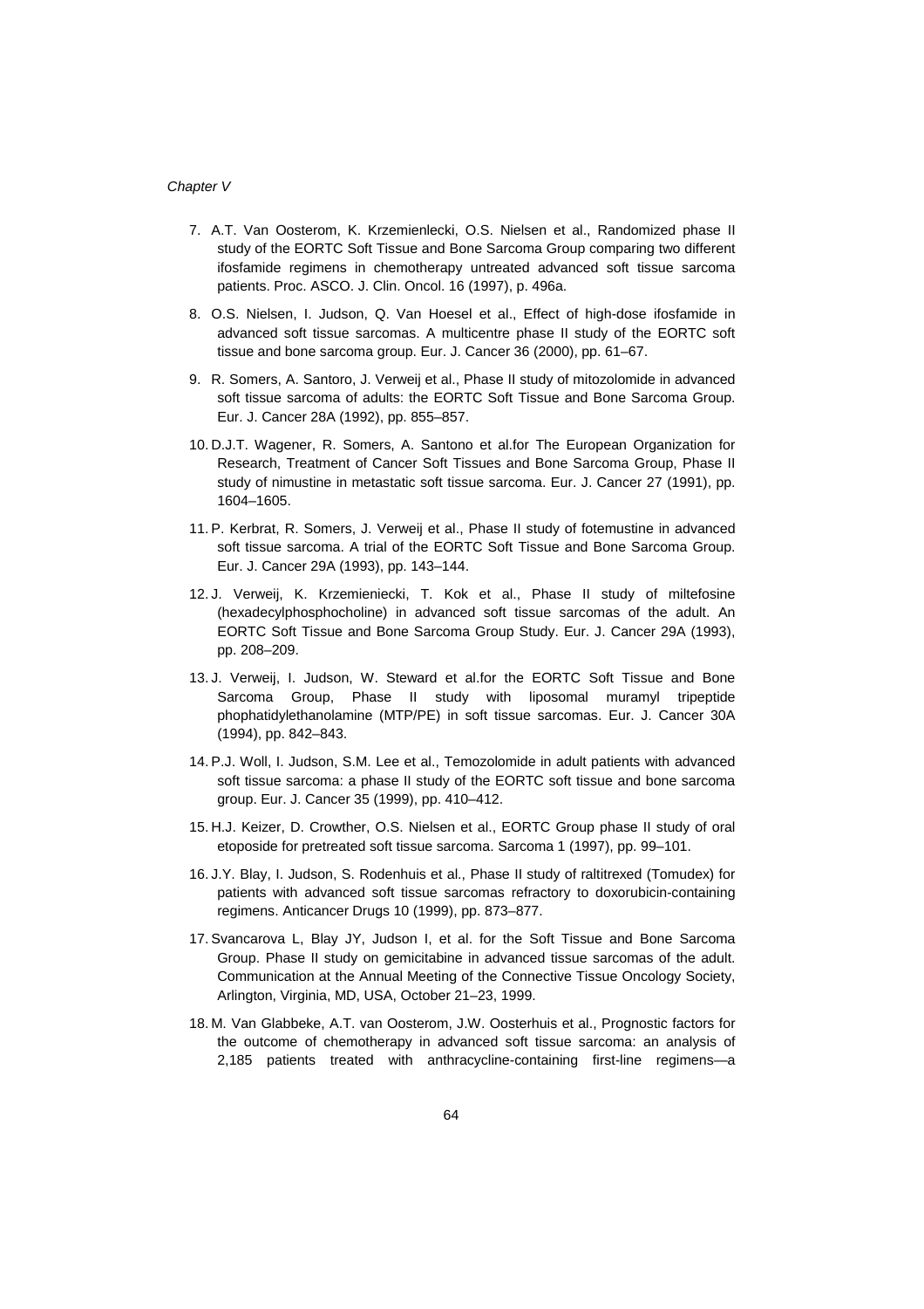7. A.T. Van Oosterom, K. Krzemienlecki, O.S. Nielsen et al., Randomized phase II study of the EORTC Soft Tissue and Bone Sarcoma Group comparing two different ifosfamide regimens in chemotherapy untreated advanced soft tissue sarcoma patients. Proc. ASCO. J. Clin. Oncol. 16 (1997), p. 496a.

8. O.S. Nielsen, I. Judson, Q. Van Hoesel et al., Effect of high-dose ifosfamide in advanced soft tissue sarcomas. A multicentre phase II study of the EORTC soft tissue and bone sarcoma group. Eur. J. Cancer 36 (2000), pp. 61–67.

9. R. Somers, A. Santoro, J. Verweij et al., Phase II study of mitozolomide in advanced soft tissue sarcoma of adults: the EORTC Soft Tissue and Bone Sarcoma Group. Eur. J. Cancer 28A (1992), pp. 855–857.

10. D.J.T. Wagener, R. Somers, A. Santono et al.for The European Organization for Research, Treatment of Cancer Soft Tissues and Bone Sarcoma Group, Phase II study of nimustine in metastatic soft tissue sarcoma. Eur. J. Cancer 27 (1991), pp. 1604–1605.

11. P. Kerbrat, R. Somers, J. Verweij et al., Phase II study of fotemustine in advanced soft tissue sarcoma. A trial of the EORTC Soft Tissue and Bone Sarcoma Group. Eur. J. Cancer 29A (1993), pp. 143–144.

12. J. Verweij, K. Krzemieniecki, T. Kok et al., Phase II study of miltefosine (hexadecylphosphocholine) in advanced soft tissue sarcomas of the adult. An EORTC Soft Tissue and Bone Sarcoma Group Study. Eur. J. Cancer 29A (1993), pp. 208–209.

13. J. Verweij, I. Judson, W. Steward et al.for the EORTC Soft Tissue and Bone Sarcoma Group, Phase II study with liposomal muramyl tripeptide phophatidylethanolamine (MTP/PE) in soft tissue sarcomas. Eur. J. Cancer 30A (1994), pp. 842–843.

14. P.J. Woll, I. Judson, S.M. Lee et al., Temozolomide in adult patients with advanced soft tissue sarcoma: a phase II study of the EORTC soft tissue and bone sarcoma group. Eur. J. Cancer 35 (1999), pp. 410–412.

15. H.J. Keizer, D. Crowther, O.S. Nielsen et al., EORTC Group phase II study of oral etoposide for pretreated soft tissue sarcoma. Sarcoma 1 (1997), pp. 99–101.

16. J.Y. Blay, I. Judson, S. Rodenhuis et al., Phase II study of raltitrexed (Tomudex) for patients with advanced soft tissue sarcomas refractory to doxorubicin-containing regimens. Anticancer Drugs 10 (1999), pp. 873–877.

17. Svancarova L, Blay JY, Judson I, et al. for the Soft Tissue and Bone Sarcoma Group. Phase II study on gemicitabine in advanced tissue sarcomas of the adult. Communication at the Annual Meeting of the Connective Tissue Oncology Society, Arlington, Virginia, MD, USA, October 21–23, 1999.

18. M. Van Glabbeke, A.T. van Oosterom, J.W. Oosterhuis et al., Prognostic factors for the outcome of chemotherapy in advanced soft tissue sarcoma: an analysis of 2,185 patients treated with anthracycline-containing first-line regimens—a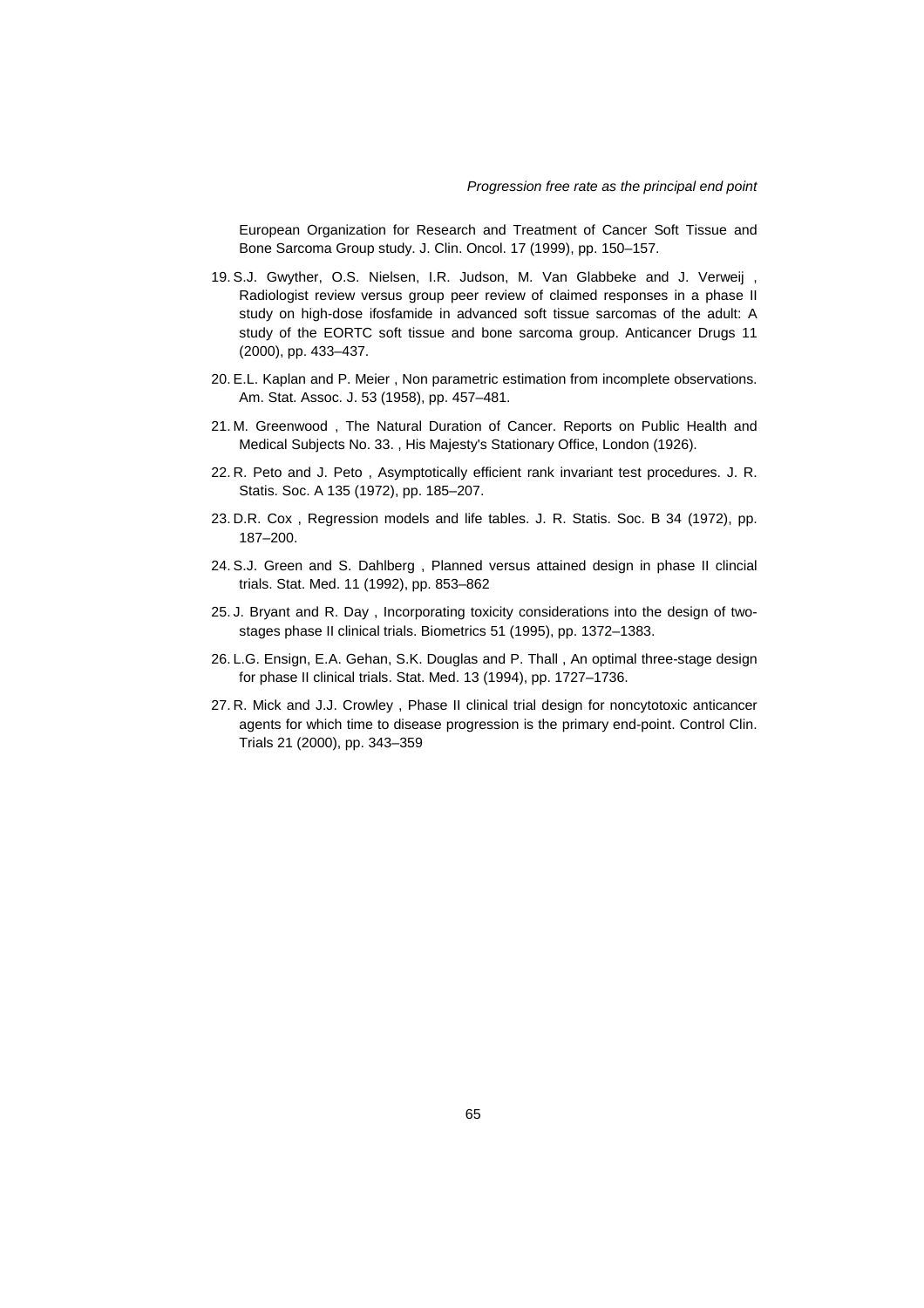European Organization for Research and Treatment of Cancer Soft Tissue and Bone Sarcoma Group study. J. Clin. Oncol. 17 (1999), pp. 150–157.

19. S.J. Gwyther, O.S. Nielsen, I.R. Judson, M. Van Glabbeke and J. Verweij , Radiologist review versus group peer review of claimed responses in a phase II study on high-dose ifosfamide in advanced soft tissue sarcomas of the adult: A study of the EORTC soft tissue and bone sarcoma group. Anticancer Drugs 11 (2000), pp. 433–437.

20. E.L. Kaplan and P. Meier , Non parametric estimation from incomplete observations. Am. Stat. Assoc. J. 53 (1958), pp. 457–481.

21. M. Greenwood , The Natural Duration of Cancer. Reports on Public Health and Medical Subjects No. 33. , His Majesty's Stationary Office, London (1926).

22. R. Peto and J. Peto , Asymptotically efficient rank invariant test procedures. J. R. Statis. Soc. A 135 (1972), pp. 185–207.

23. D.R. Cox , Regression models and life tables. J. R. Statis. Soc. B 34 (1972), pp. 187–200.

24. S.J. Green and S. Dahlberg , Planned versus attained design in phase II clincial trials. Stat. Med. 11 (1992), pp. 853–862

25. J. Bryant and R. Day , Incorporating toxicity considerations into the design of two-stages phase II clinical trials. Biometrics 51 (1995), pp. 1372–1383.

26. L.G. Ensign, E.A. Gehan, S.K. Douglas and P. Thall , An optimal three-stage design for phase II clinical trials. Stat. Med. 13 (1994), pp. 1727–1736.

27. R. Mick and J.J. Crowley , Phase II clinical trial design for noncytotoxic anticancer agents for which time to disease progression is the primary end-point. Control Clin. Trials 21 (2000), pp. 343–359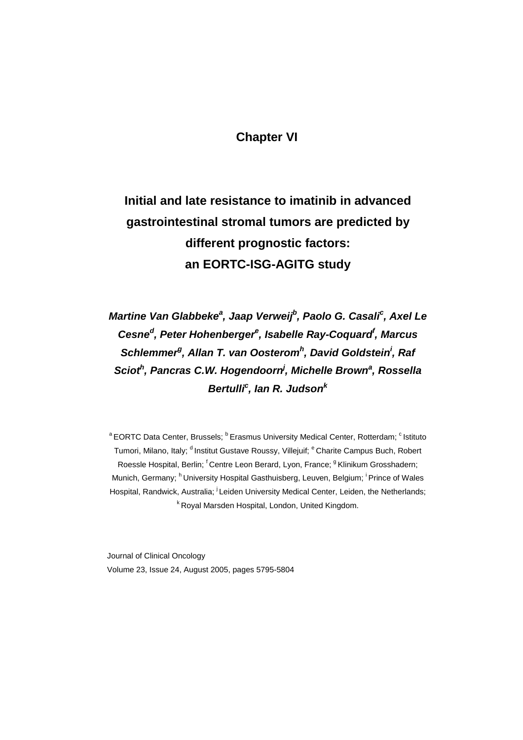# Chapter VI

## Initial and late resistance to imatinib in advanced gastrointestinal stromal tumors are predicted by different prognostic factors: an EORTC-ISG-AGITG study

***Martine Van Glabbeke[a], Jaap Verweij[b], Paolo G. Casali[c], Axel Le Cesne[d], Peter Hohenberger[e], Isabelle Ray-Coquard[f], Marcus Schlemmer[g], Allan T. van Oosterom[h], David Goldstein[i], Raf Sciot[h], Pancras C.W. Hogendoorn[j], Michelle Brown[a], Rossella Bertulli[c], Ian R. Judson[k]***

[a] EORTC Data Center, Brussels; [b] Erasmus University Medical Center, Rotterdam; [c] Istituto Tumori, Milano, Italy; [d] Institut Gustave Roussy, Villejuif; [e] Charite Campus Buch, Robert Roessle Hospital, Berlin; [f] Centre Leon Berard, Lyon, France; [g] Klinikum Grosshadern; Munich, Germany; [h] University Hospital Gasthuisberg, Leuven, Belgium; [i] Prince of Wales Hospital, Randwick, Australia; [j] Leiden University Medical Center, Leiden, the Netherlands; [k] Royal Marsden Hospital, London, United Kingdom.

Journal of Clinical Oncology
Volume 23, Issue 24, August 2005, pages 5795-5804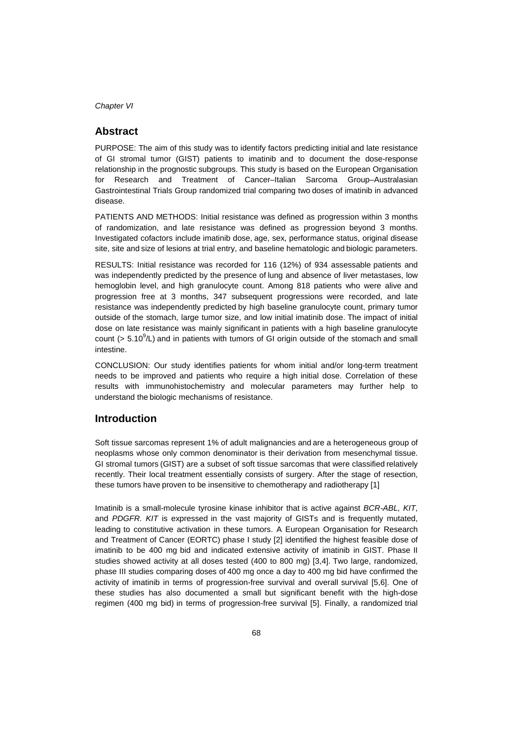## Abstract

PURPOSE: The aim of this study was to identify factors predicting initial and late resistance of GI stromal tumor (GIST) patients to imatinib and to document the dose-response relationship in the prognostic subgroups. This study is based on the European Organisation for Research and Treatment of Cancer–Italian Sarcoma Group–Australasian Gastrointestinal Trials Group randomized trial comparing two doses of imatinib in advanced disease.

PATIENTS AND METHODS: Initial resistance was defined as progression within 3 months of randomization, and late resistance was defined as progression beyond 3 months. Investigated cofactors include imatinib dose, age, sex, performance status, original disease site, site and size of lesions at trial entry, and baseline hematologic and biologic parameters.

RESULTS: Initial resistance was recorded for 116 (12%) of 934 assessable patients and was independently predicted by the presence of lung and absence of liver metastases, low hemoglobin level, and high granulocyte count. Among 818 patients who were alive and progression free at 3 months, 347 subsequent progressions were recorded, and late resistance was independently predicted by high baseline granulocyte count, primary tumor outside of the stomach, large tumor size, and low initial imatinib dose. The impact of initial dose on late resistance was mainly significant in patients with a high baseline granulocyte count (> $5.10^9$/L) and in patients with tumors of GI origin outside of the stomach and small intestine.

CONCLUSION: Our study identifies patients for whom initial and/or long-term treatment needs to be improved and patients who require a high initial dose. Correlation of these results with immunohistochemistry and molecular parameters may further help to understand the biologic mechanisms of resistance.

## Introduction

Soft tissue sarcomas represent 1% of adult malignancies and are a heterogeneous group of neoplasms whose only common denominator is their derivation from mesenchymal tissue. GI stromal tumors (GIST) are a subset of soft tissue sarcomas that were classified relatively recently. Their local treatment essentially consists of surgery. After the stage of resection, these tumors have proven to be insensitive to chemotherapy and radiotherapy [1]

Imatinib is a small-molecule tyrosine kinase inhibitor that is active against *BCR-ABL, KIT*, and *PDGFR. KIT* is expressed in the vast majority of GISTs and is frequently mutated, leading to constitutive activation in these tumors. A European Organisation for Research and Treatment of Cancer (EORTC) phase I study [2] identified the highest feasible dose of imatinib to be 400 mg bid and indicated extensive activity of imatinib in GIST. Phase II studies showed activity at all doses tested (400 to 800 mg) [3,4]. Two large, randomized, phase III studies comparing doses of 400 mg once a day to 400 mg bid have confirmed the activity of imatinib in terms of progression-free survival and overall survival [5,6]. One of these studies has also documented a small but significant benefit with the high-dose regimen (400 mg bid) in terms of progression-free survival [5]. Finally, a randomized trial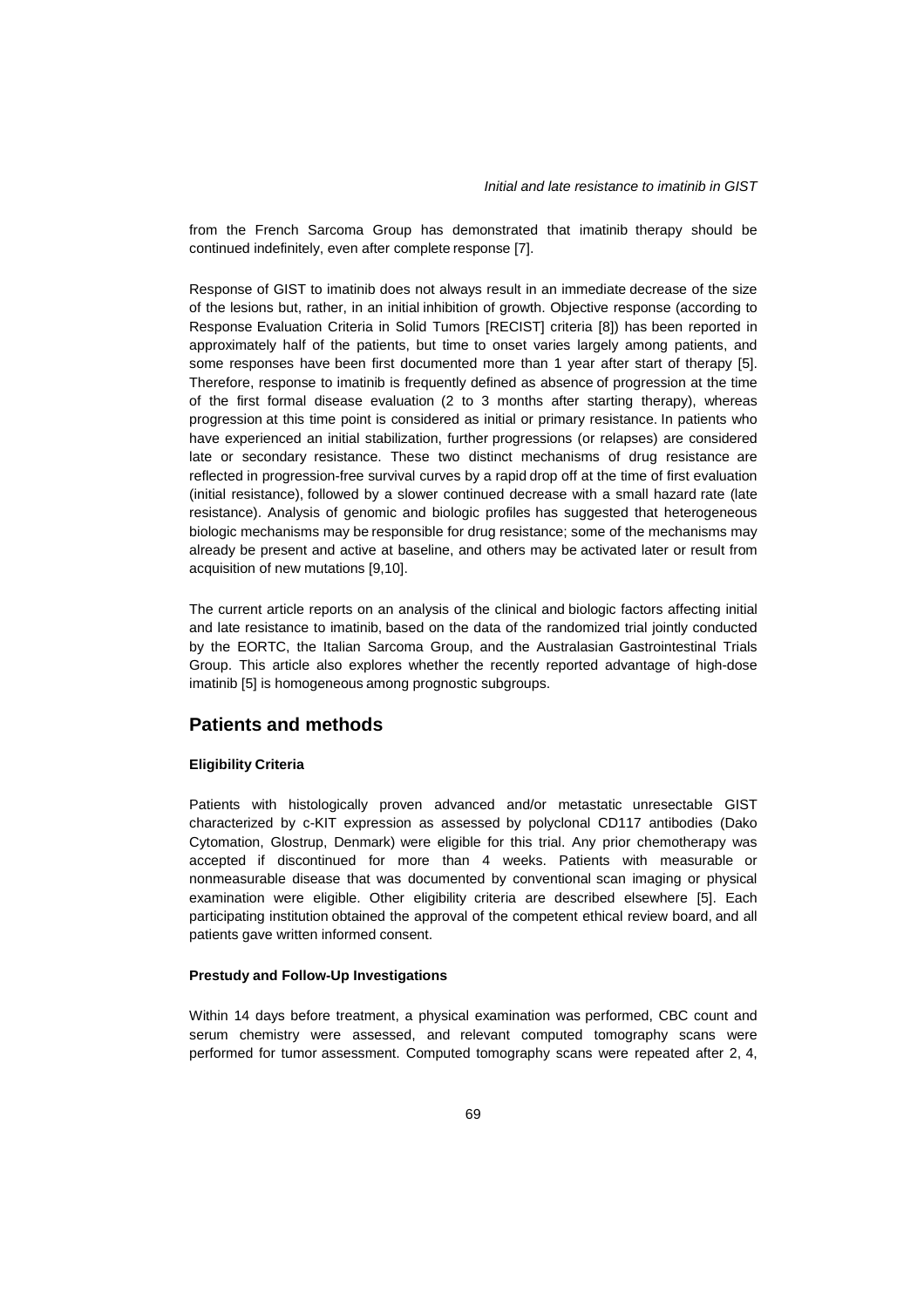from the French Sarcoma Group has demonstrated that imatinib therapy should be continued indefinitely, even after complete response [7].

Response of GIST to imatinib does not always result in an immediate decrease of the size of the lesions but, rather, in an initial inhibition of growth. Objective response (according to Response Evaluation Criteria in Solid Tumors [RECIST] criteria [8]) has been reported in approximately half of the patients, but time to onset varies largely among patients, and some responses have been first documented more than 1 year after start of therapy [5]. Therefore, response to imatinib is frequently defined as absence of progression at the time of the first formal disease evaluation (2 to 3 months after starting therapy), whereas progression at this time point is considered as initial or primary resistance. In patients who have experienced an initial stabilization, further progressions (or relapses) are considered late or secondary resistance. These two distinct mechanisms of drug resistance are reflected in progression-free survival curves by a rapid drop off at the time of first evaluation (initial resistance), followed by a slower continued decrease with a small hazard rate (late resistance). Analysis of genomic and biologic profiles has suggested that heterogeneous biologic mechanisms may be responsible for drug resistance; some of the mechanisms may already be present and active at baseline, and others may be activated later or result from acquisition of new mutations [9,10].

The current article reports on an analysis of the clinical and biologic factors affecting initial and late resistance to imatinib, based on the data of the randomized trial jointly conducted by the EORTC, the Italian Sarcoma Group, and the Australasian Gastrointestinal Trials Group. This article also explores whether the recently reported advantage of high-dose imatinib [5] is homogeneous among prognostic subgroups.

## Patients and methods

#### Eligibility Criteria

Patients with histologically proven advanced and/or metastatic unresectable GIST characterized by c-KIT expression as assessed by polyclonal CD117 antibodies (Dako Cytomation, Glostrup, Denmark) were eligible for this trial. Any prior chemotherapy was accepted if discontinued for more than 4 weeks. Patients with measurable or nonmeasurable disease that was documented by conventional scan imaging or physical examination were eligible. Other eligibility criteria are described elsewhere [5]. Each participating institution obtained the approval of the competent ethical review board, and all patients gave written informed consent.

#### Prestudy and Follow-Up Investigations

Within 14 days before treatment, a physical examination was performed, CBC count and serum chemistry were assessed, and relevant computed tomography scans were performed for tumor assessment. Computed tomography scans were repeated after 2, 4,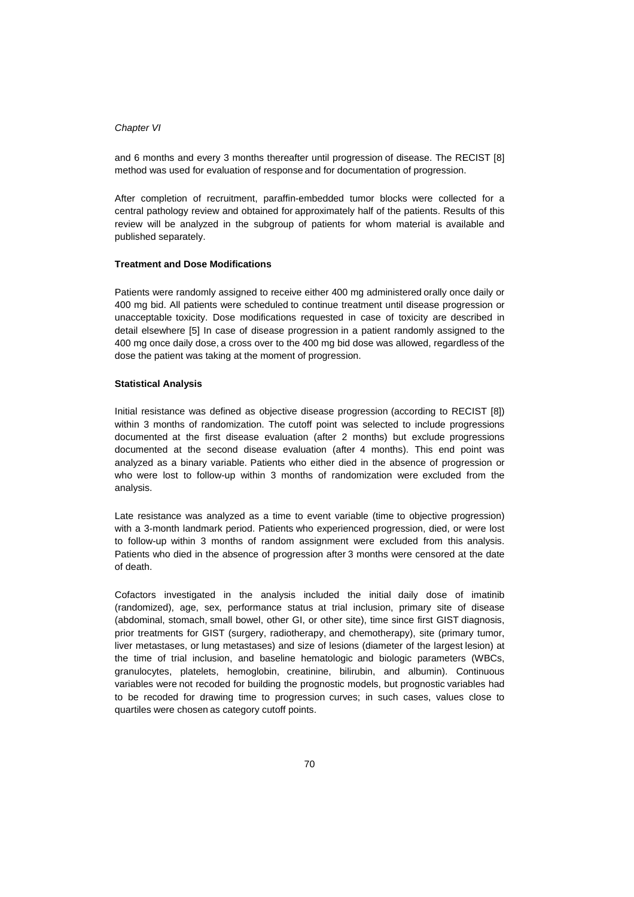and 6 months and every 3 months thereafter until progression of disease. The RECIST [8] method was used for evaluation of response and for documentation of progression.

After completion of recruitment, paraffin-embedded tumor blocks were collected for a central pathology review and obtained for approximately half of the patients. Results of this review will be analyzed in the subgroup of patients for whom material is available and published separately.

**Treatment and Dose Modifications**

Patients were randomly assigned to receive either 400 mg administered orally once daily or 400 mg bid. All patients were scheduled to continue treatment until disease progression or unacceptable toxicity. Dose modifications requested in case of toxicity are described in detail elsewhere [5] In case of disease progression in a patient randomly assigned to the 400 mg once daily dose, a cross over to the 400 mg bid dose was allowed, regardless of the dose the patient was taking at the moment of progression.

**Statistical Analysis**

Initial resistance was defined as objective disease progression (according to RECIST [8]) within 3 months of randomization. The cutoff point was selected to include progressions documented at the first disease evaluation (after 2 months) but exclude progressions documented at the second disease evaluation (after 4 months). This end point was analyzed as a binary variable. Patients who either died in the absence of progression or who were lost to follow-up within 3 months of randomization were excluded from the analysis.

Late resistance was analyzed as a time to event variable (time to objective progression) with a 3-month landmark period. Patients who experienced progression, died, or were lost to follow-up within 3 months of random assignment were excluded from this analysis. Patients who died in the absence of progression after 3 months were censored at the date of death.

Cofactors investigated in the analysis included the initial daily dose of imatinib (randomized), age, sex, performance status at trial inclusion, primary site of disease (abdominal, stomach, small bowel, other GI, or other site), time since first GIST diagnosis, prior treatments for GIST (surgery, radiotherapy, and chemotherapy), site (primary tumor, liver metastases, or lung metastases) and size of lesions (diameter of the largest lesion) at the time of trial inclusion, and baseline hematologic and biologic parameters (WBCs, granulocytes, platelets, hemoglobin, creatinine, bilirubin, and albumin). Continuous variables were not recoded for building the prognostic models, but prognostic variables had to be recoded for drawing time to progression curves; in such cases, values close to quartiles were chosen as category cutoff points.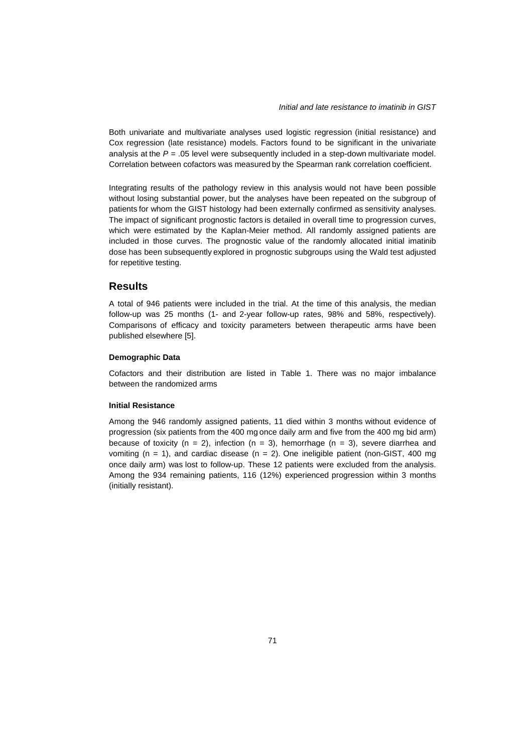Both univariate and multivariate analyses used logistic regression (initial resistance) and Cox regression (late resistance) models. Factors found to be significant in the univariate analysis at the $P = .05$ level were subsequently included in a step-down multivariate model. Correlation between cofactors was measured by the Spearman rank correlation coefficient.

Integrating results of the pathology review in this analysis would not have been possible without losing substantial power, but the analyses have been repeated on the subgroup of patients for whom the GIST histology had been externally confirmed as sensitivity analyses. The impact of significant prognostic factors is detailed in overall time to progression curves, which were estimated by the Kaplan-Meier method. All randomly assigned patients are included in those curves. The prognostic value of the randomly allocated initial imatinib dose has been subsequently explored in prognostic subgroups using the Wald test adjusted for repetitive testing.

## Results

A total of 946 patients were included in the trial. At the time of this analysis, the median follow-up was 25 months (1- and 2-year follow-up rates, 98% and 58%, respectively). Comparisons of efficacy and toxicity parameters between therapeutic arms have been published elsewhere [5].

#### Demographic Data

Cofactors and their distribution are listed in Table 1. There was no major imbalance between the randomized arms

#### Initial Resistance

Among the 946 randomly assigned patients, 11 died within 3 months without evidence of progression (six patients from the 400 mg once daily arm and five from the 400 mg bid arm) because of toxicity (n = 2), infection (n = 3), hemorrhage (n = 3), severe diarrhea and vomiting (n = 1), and cardiac disease (n = 2). One ineligible patient (non-GIST, 400 mg once daily arm) was lost to follow-up. These 12 patients were excluded from the analysis. Among the 934 remaining patients, 116 (12%) experienced progression within 3 months (initially resistant).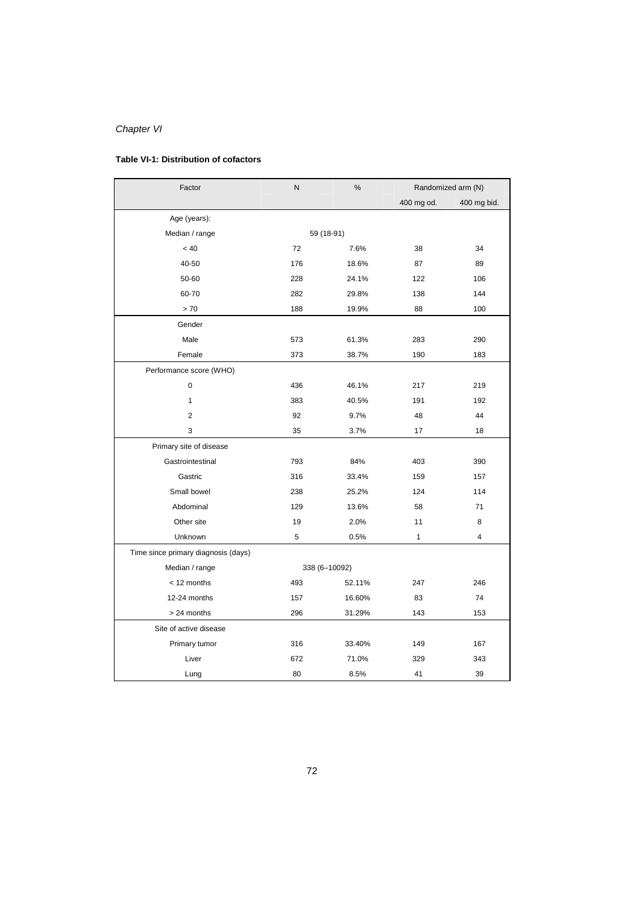*Chapter VI*

**Table VI-1: Distribution of cofactors**

| Factor | N | % | Randomized arm (N) | |
|---|---|---|---|---|
| | | | 400 mg od. | 400 mg bid. |
| Age (years): | | | | |
| Median / range | 59 (18-91) | | | |
| < 40 | 72 | 7.6% | 38 | 34 |
| 40-50 | 176 | 18.6% | 87 | 89 |
| 50-60 | 228 | 24.1% | 122 | 106 |
| 60-70 | 282 | 29.8% | 138 | 144 |
| > 70 | 188 | 19.9% | 88 | 100 |
| Gender | | | | |
| Male | 573 | 61.3% | 283 | 290 |
| Female | 373 | 38.7% | 190 | 183 |
| Performance score (WHO) | | | | |
| 0 | 436 | 46.1% | 217 | 219 |
| 1 | 383 | 40.5% | 191 | 192 |
| 2 | 92 | 9.7% | 48 | 44 |
| 3 | 35 | 3.7% | 17 | 18 |
| Primary site of disease | | | | |
| Gastrointestinal | 793 | 84% | 403 | 390 |
| Gastric | 316 | 33.4% | 159 | 157 |
| Small bowel | 238 | 25.2% | 124 | 114 |
| Abdominal | 129 | 13.6% | 58 | 71 |
| Other site | 19 | 2.0% | 11 | 8 |
| Unknown | 5 | 0.5% | 1 | 4 |
| Time since primary diagnosis (days) | | | | |
| Median / range | 338 (6–10092) | | | |
| < 12 months | 493 | 52.11% | 247 | 246 |
| 12-24 months | 157 | 16.60% | 83 | 74 |
| > 24 months | 296 | 31.29% | 143 | 153 |
| Site of active disease | | | | |
| Primary tumor | 316 | 33.40% | 149 | 167 |
| Liver | 672 | 71.0% | 329 | 343 |
| Lung | 80 | 8.5% | 41 | 39 |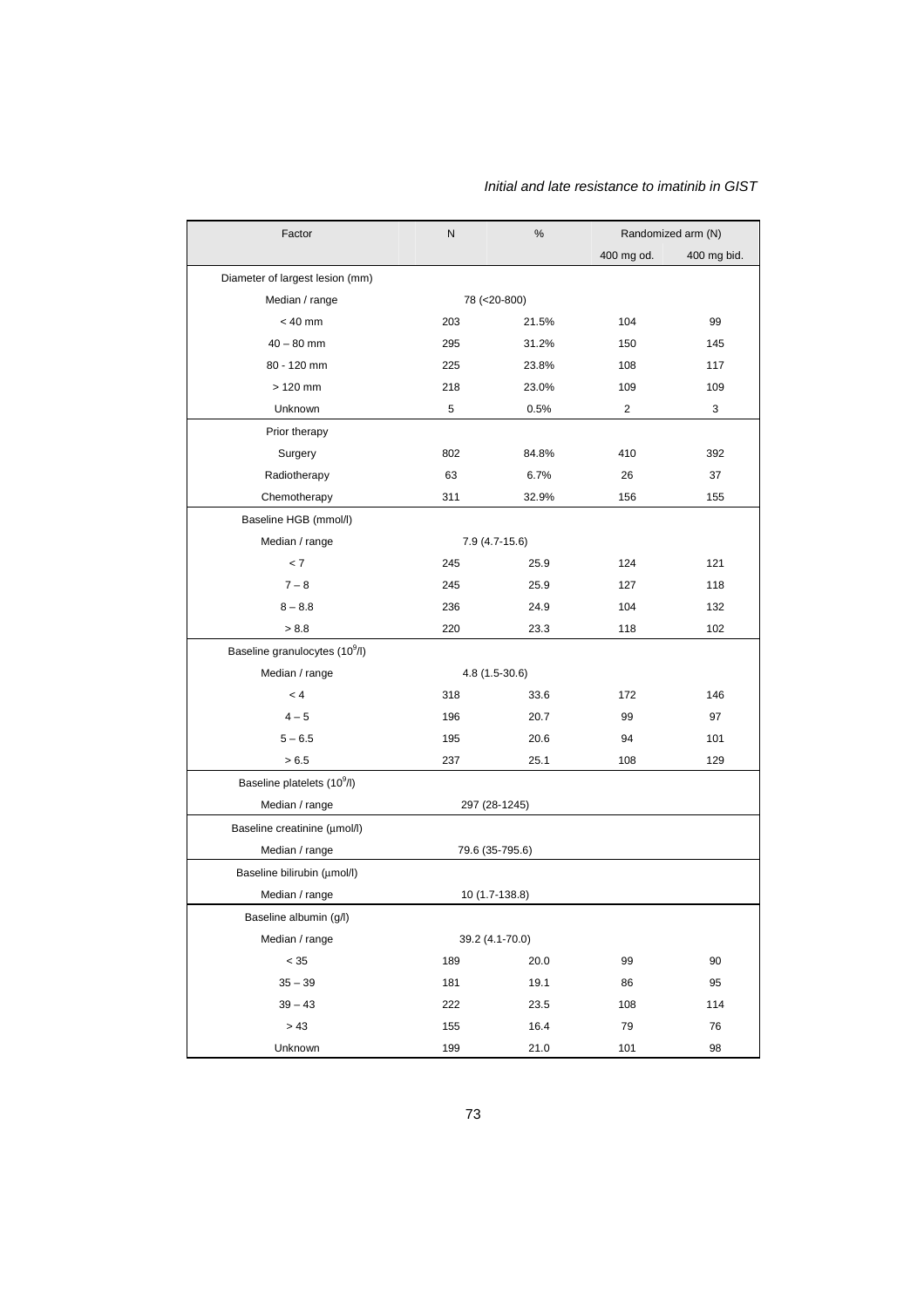| Factor | N | % | Randomized arm (N) | |
|---|---|---|---|---|
| | | | 400 mg od. | 400 mg bid. |
| Diameter of largest lesion (mm) | | | | |
| Median / range | 78 (<20-800) | | | |
| < 40 mm | 203 | 21.5% | 104 | 99 |
| 40 – 80 mm | 295 | 31.2% | 150 | 145 |
| 80 - 120 mm | 225 | 23.8% | 108 | 117 |
| > 120 mm | 218 | 23.0% | 109 | 109 |
| Unknown | 5 | 0.5% | 2 | 3 |
| Prior therapy | | | | |
| Surgery | 802 | 84.8% | 410 | 392 |
| Radiotherapy | 63 | 6.7% | 26 | 37 |
| Chemotherapy | 311 | 32.9% | 156 | 155 |
| Baseline HGB (mmol/l) | | | | |
| Median / range | 7.9 (4.7-15.6) | | | |
| < 7 | 245 | 25.9 | 124 | 121 |
| 7 – 8 | 245 | 25.9 | 127 | 118 |
| 8 – 8.8 | 236 | 24.9 | 104 | 132 |
| > 8.8 | 220 | 23.3 | 118 | 102 |
| Baseline granulocytes ($10^9$/l) | | | | |
| Median / range | 4.8 (1.5-30.6) | | | |
| < 4 | 318 | 33.6 | 172 | 146 |
| 4 – 5 | 196 | 20.7 | 99 | 97 |
| 5 – 6.5 | 195 | 20.6 | 94 | 101 |
| > 6.5 | 237 | 25.1 | 108 | 129 |
| Baseline platelets ($10^9$/l) | | | | |
| Median / range | 297 (28-1245) | | | |
| Baseline creatinine (µmol/l) | | | | |
| Median / range | 79.6 (35-795.6) | | | |
| Baseline bilirubin (µmol/l) | | | | |
| Median / range | 10 (1.7-138.8) | | | |
| Baseline albumin (g/l) | | | | |
| Median / range | 39.2 (4.1-70.0) | | | |
| < 35 | 189 | 20.0 | 99 | 90 |
| 35 – 39 | 181 | 19.1 | 86 | 95 |
| 39 – 43 | 222 | 23.5 | 108 | 114 |
| > 43 | 155 | 16.4 | 79 | 76 |
| Unknown | 199 | 21.0 | 101 | 98 |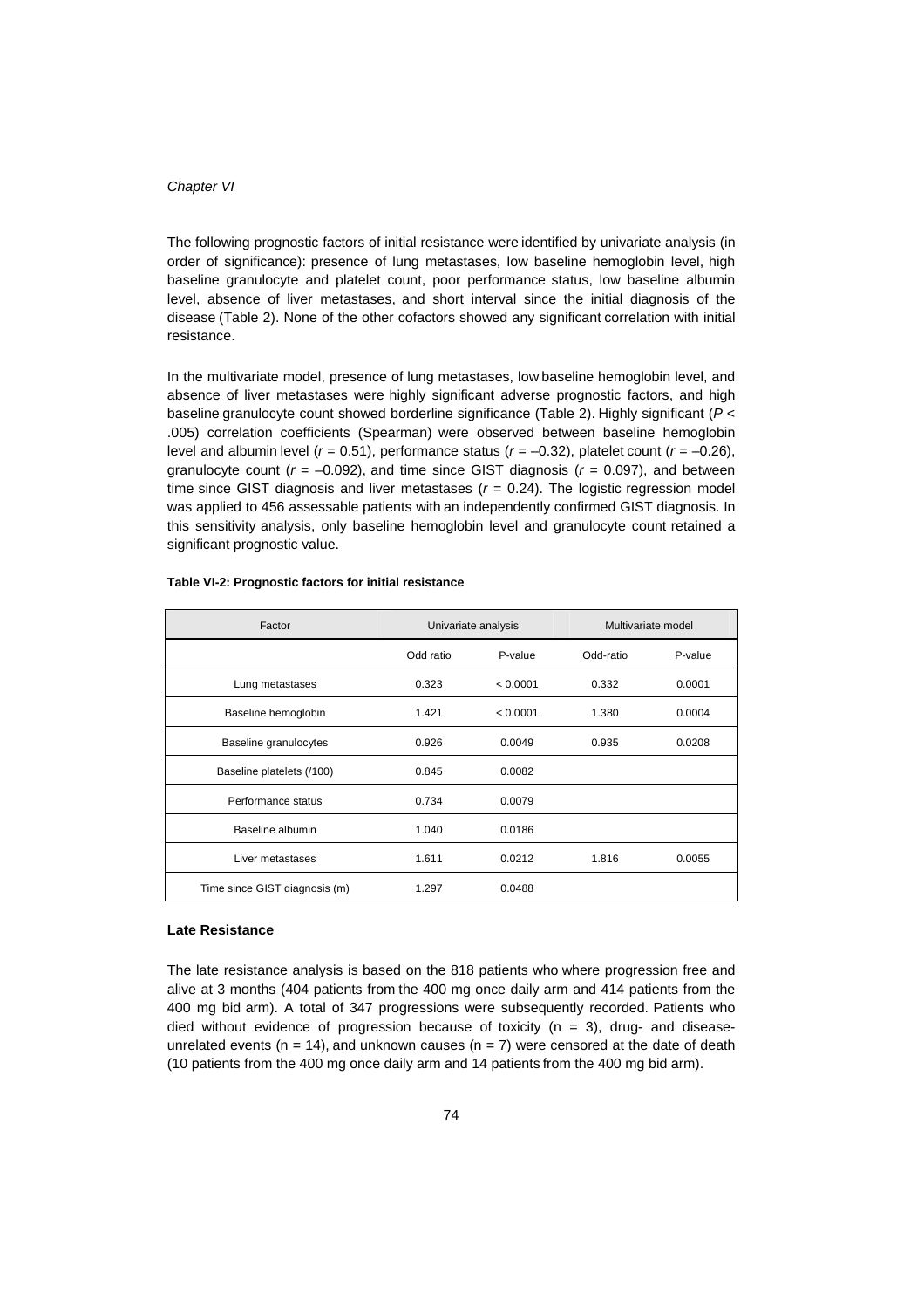The following prognostic factors of initial resistance were identified by univariate analysis (in order of significance): presence of lung metastases, low baseline hemoglobin level, high baseline granulocyte and platelet count, poor performance status, low baseline albumin level, absence of liver metastases, and short interval since the initial diagnosis of the disease (Table 2). None of the other cofactors showed any significant correlation with initial resistance.

In the multivariate model, presence of lung metastases, low baseline hemoglobin level, and absence of liver metastases were highly significant adverse prognostic factors, and high baseline granulocyte count showed borderline significance (Table 2). Highly significant ($P < .005$) correlation coefficients (Spearman) were observed between baseline hemoglobin level and albumin level ($r = 0.51$), performance status ($r = -0.32$), platelet count ($r = -0.26$), granulocyte count ($r = -0.092$), and time since GIST diagnosis ($r = 0.097$), and between time since GIST diagnosis and liver metastases ($r = 0.24$). The logistic regression model was applied to 456 assessable patients with an independently confirmed GIST diagnosis. In this sensitivity analysis, only baseline hemoglobin level and granulocyte count retained a significant prognostic value.

**Table VI-2: Prognostic factors for initial resistance**

| Factor | Univariate analysis | | Multivariate model | |
|---|---|---|---|---|
| | Odd ratio | P-value | Odd-ratio | P-value |
| Lung metastases | 0.323 | < 0.0001 | 0.332 | 0.0001 |
| Baseline hemoglobin | 1.421 | < 0.0001 | 1.380 | 0.0004 |
| Baseline granulocytes | 0.926 | 0.0049 | 0.935 | 0.0208 |
| Baseline platelets (/100) | 0.845 | 0.0082 | | |
| Performance status | 0.734 | 0.0079 | | |
| Baseline albumin | 1.040 | 0.0186 | | |
| Liver metastases | 1.611 | 0.0212 | 1.816 | 0.0055 |
| Time since GIST diagnosis (m) | 1.297 | 0.0488 | | |

### Late Resistance

The late resistance analysis is based on the 818 patients who where progression free and alive at 3 months (404 patients from the 400 mg once daily arm and 414 patients from the 400 mg bid arm). A total of 347 progressions were subsequently recorded. Patients who died without evidence of progression because of toxicity (n = 3), drug- and disease-unrelated events (n = 14), and unknown causes (n = 7) were censored at the date of death (10 patients from the 400 mg once daily arm and 14 patients from the 400 mg bid arm).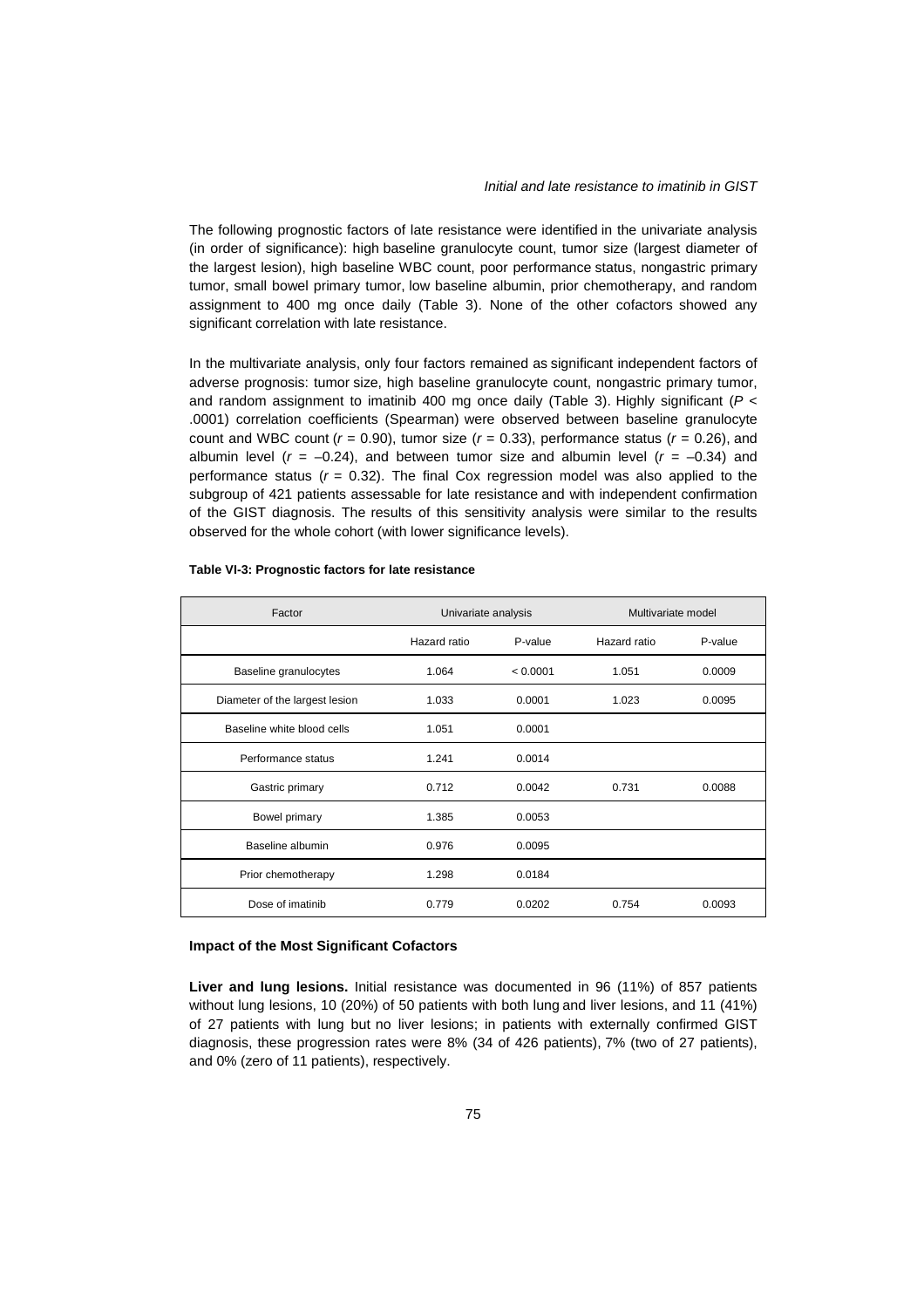The following prognostic factors of late resistance were identified in the univariate analysis (in order of significance): high baseline granulocyte count, tumor size (largest diameter of the largest lesion), high baseline WBC count, poor performance status, nongastric primary tumor, small bowel primary tumor, low baseline albumin, prior chemotherapy, and random assignment to 400 mg once daily (Table 3). None of the other cofactors showed any significant correlation with late resistance.

In the multivariate analysis, only four factors remained as significant independent factors of adverse prognosis: tumor size, high baseline granulocyte count, nongastric primary tumor, and random assignment to imatinib 400 mg once daily (Table 3). Highly significant ($P <$ .0001) correlation coefficients (Spearman) were observed between baseline granulocyte count and WBC count ($r = 0.90$), tumor size ($r = 0.33$), performance status ($r = 0.26$), and albumin level ($r = -0.24$), and between tumor size and albumin level ($r = -0.34$) and performance status ($r = 0.32$). The final Cox regression model was also applied to the subgroup of 421 patients assessable for late resistance and with independent confirmation of the GIST diagnosis. The results of this sensitivity analysis were similar to the results observed for the whole cohort (with lower significance levels).

**Table VI-3: Prognostic factors for late resistance**

| Factor | Univariate analysis | | Multivariate model | |
|---|---|---|---|---|
| | Hazard ratio | P-value | Hazard ratio | P-value |
| Baseline granulocytes | 1.064 | < 0.0001 | 1.051 | 0.0009 |
| Diameter of the largest lesion | 1.033 | 0.0001 | 1.023 | 0.0095 |
| Baseline white blood cells | 1.051 | 0.0001 | | |
| Performance status | 1.241 | 0.0014 | | |
| Gastric primary | 0.712 | 0.0042 | 0.731 | 0.0088 |
| Bowel primary | 1.385 | 0.0053 | | |
| Baseline albumin | 0.976 | 0.0095 | | |
| Prior chemotherapy | 1.298 | 0.0184 | | |
| Dose of imatinib | 0.779 | 0.0202 | 0.754 | 0.0093 |

**Impact of the Most Significant Cofactors**

**Liver and lung lesions.** Initial resistance was documented in 96 (11%) of 857 patients without lung lesions, 10 (20%) of 50 patients with both lung and liver lesions, and 11 (41%) of 27 patients with lung but no liver lesions; in patients with externally confirmed GIST diagnosis, these progression rates were 8% (34 of 426 patients), 7% (two of 27 patients), and 0% (zero of 11 patients), respectively.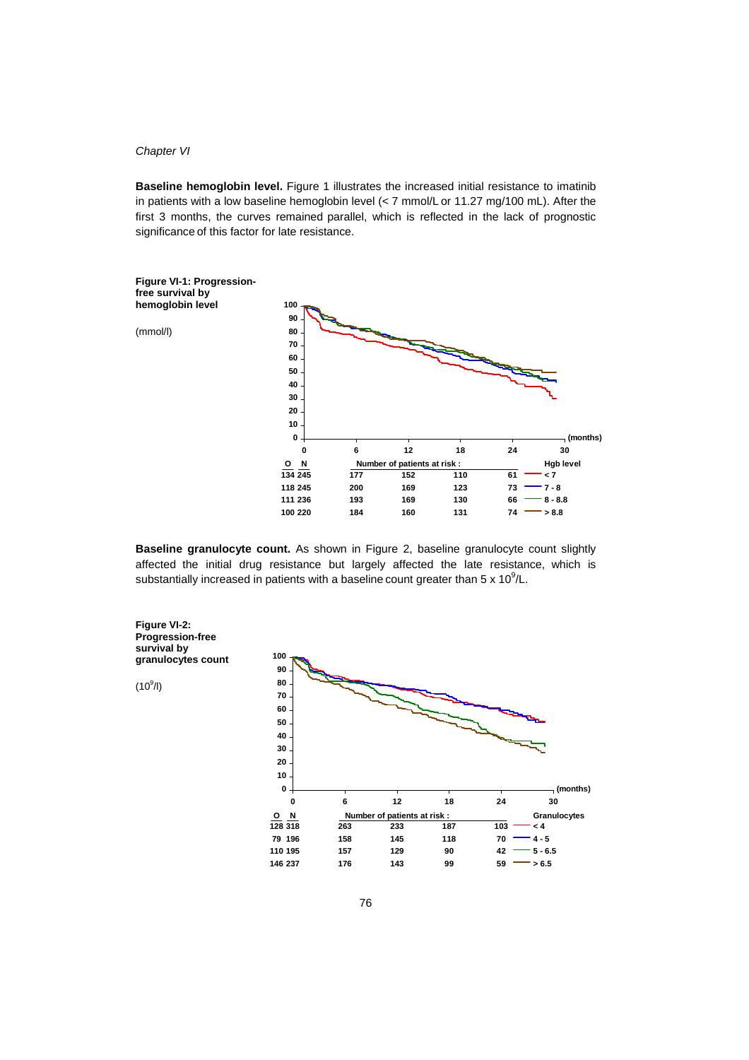**Baseline hemoglobin level.** Figure 1 illustrates the increased initial resistance to imatinib in patients with a low baseline hemoglobin level (< 7 mmol/L or 11.27 mg/100 mL). After the first 3 months, the curves remained parallel, which is reflected in the lack of prognostic significance of this factor for late resistance.

**Figure VI-1: Progression-free survival by hemoglobin level**

(mmol/l)

| O | N | 0 | 6 | 12 | 18 | 24 | Hgb level |
|---|---|---|---|---|---|---|---|
| 134 | 245 | | 177 | 152 | 110 | 61 | < 7 |
| 118 | 245 | | 200 | 169 | 123 | 73 | 7 - 8 |
| 111 | 236 | | 193 | 169 | 130 | 66 | 8 - 8.8 |
| 100 | 220 | | 184 | 160 | 131 | 74 | > 8.8 |

**Baseline granulocyte count.** As shown in Figure 2, baseline granulocyte count slightly affected the initial drug resistance but largely affected the late resistance, which is substantially increased in patients with a baseline count greater than 5 x $10^9$/L.

**Figure VI-2: Progression-free survival by granulocytes count**

($10^9$/l)

| O | N | 0 | 6 | 12 | 18 | 24 | Granulocytes |
|---|---|---|---|---|---|---|---|
| 128 | 318 | | 263 | 233 | 187 | 103 | < 4 |
| 79 | 196 | | 158 | 145 | 118 | 70 | 4 - 5 |
| 110 | 195 | | 157 | 129 | 90 | 42 | 5 - 6.5 |
| 146 | 237 | | 176 | 143 | 99 | 59 | > 6.5 |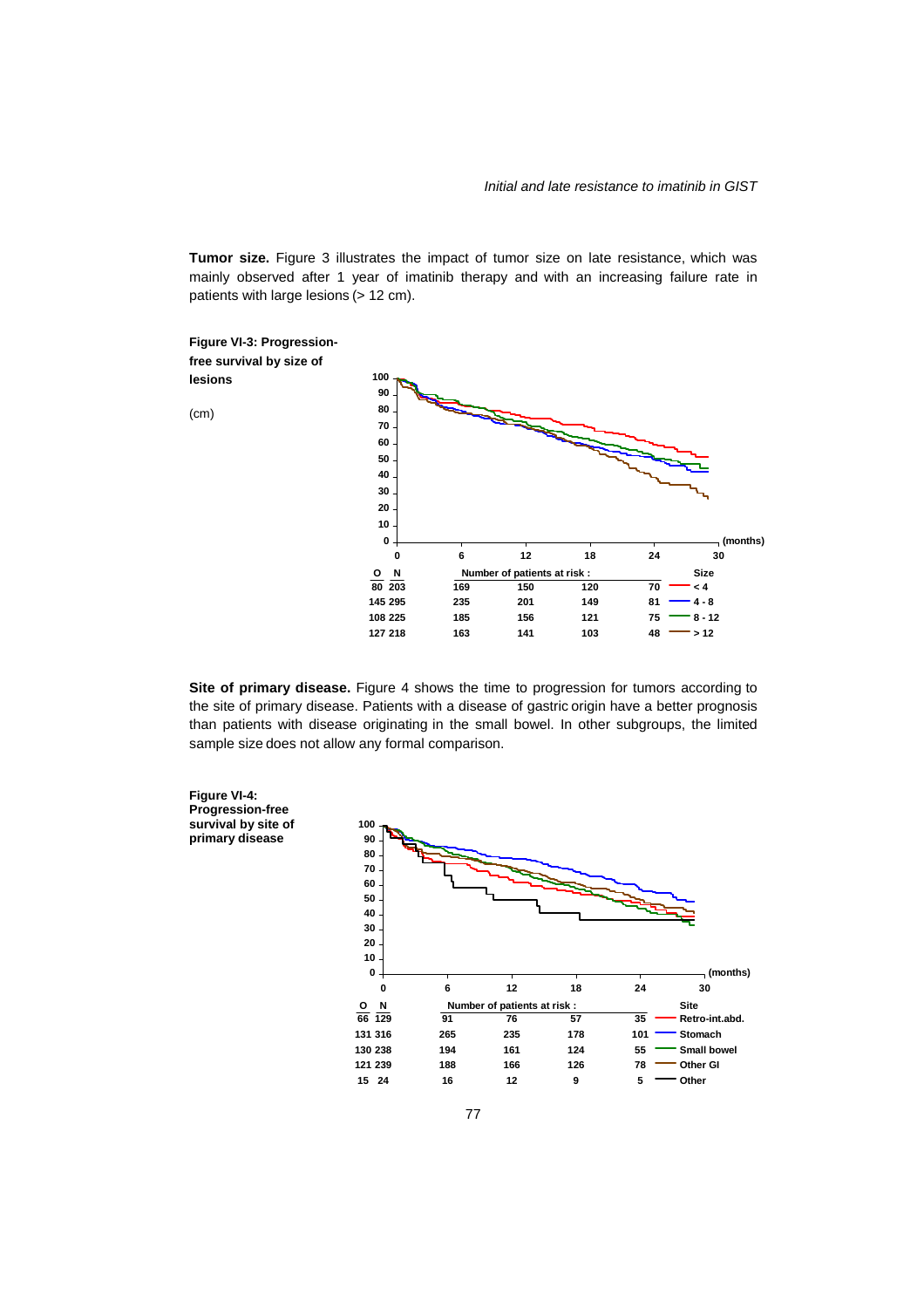**Tumor size.** Figure 3 illustrates the impact of tumor size on late resistance, which was mainly observed after 1 year of imatinib therapy and with an increasing failure rate in patients with large lesions (> 12 cm).

**Figure VI-3: Progression-free survival by size of lesions**

(cm)

| O | N | 6 | 12 | 18 | 24 | Size |
|---|---|---|---|---|---|---|
| 80 | 203 | 169 | 150 | 120 | 70 | < 4 |
| 145 | 295 | 235 | 201 | 149 | 81 | 4 - 8 |
| 108 | 225 | 185 | 156 | 121 | 75 | 8 - 12 |
| 127 | 218 | 163 | 141 | 103 | 48 | > 12 |

Number of patients at risk : (months)

**Site of primary disease.** Figure 4 shows the time to progression for tumors according to the site of primary disease. Patients with a disease of gastric origin have a better prognosis than patients with disease originating in the small bowel. In other subgroups, the limited sample size does not allow any formal comparison.

**Figure VI-4: Progression-free survival by site of primary disease**

| O | N | 6 | 12 | 18 | 24 | Site |
|---|---|---|---|---|---|---|
| 66 | 129 | 91 | 76 | 57 | 35 | Retro-int.abd. |
| 131 | 316 | 265 | 235 | 178 | 101 | Stomach |
| 130 | 238 | 194 | 161 | 124 | 55 | Small bowel |
| 121 | 239 | 188 | 166 | 126 | 78 | Other GI |
| 15 | 24 | 16 | 12 | 9 | 5 | Other |

Number of patients at risk : (months)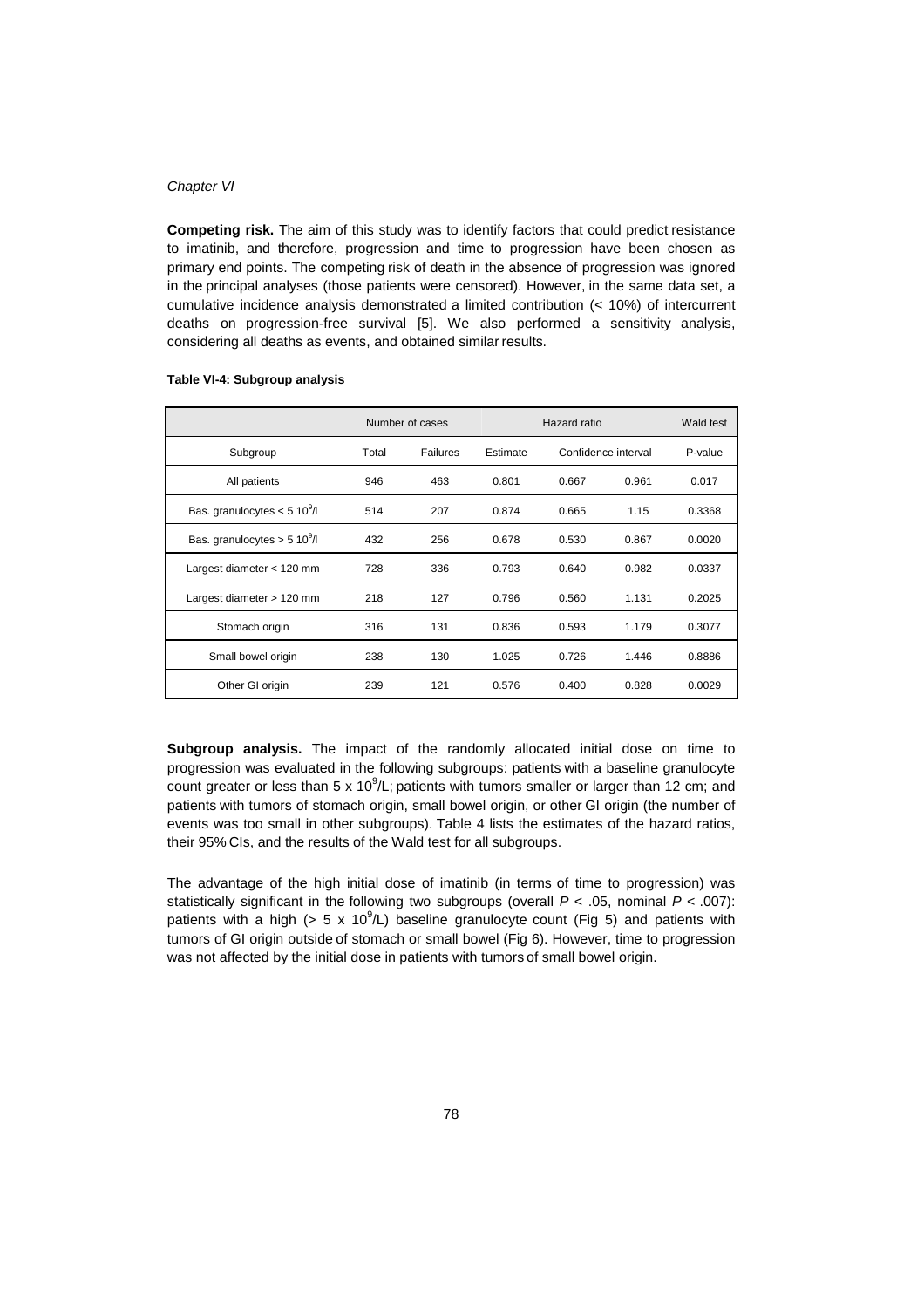**Competing risk.** The aim of this study was to identify factors that could predict resistance to imatinib, and therefore, progression and time to progression have been chosen as primary end points. The competing risk of death in the absence of progression was ignored in the principal analyses (those patients were censored). However, in the same data set, a cumulative incidence analysis demonstrated a limited contribution (< 10%) of intercurrent deaths on progression-free survival [5]. We also performed a sensitivity analysis, considering all deaths as events, and obtained similar results.

**Table VI-4: Subgroup analysis**

| | Number of cases | | Hazard ratio | | | Wald test |
|---|---|---|---|---|---|---|
| Subgroup | Total | Failures | Estimate | Confidence interval | | P-value |
| All patients | 946 | 463 | 0.801 | 0.667 | 0.961 | 0.017 |
| Bas. granulocytes < 5 $10^9$/l | 514 | 207 | 0.874 | 0.665 | 1.15 | 0.3368 |
| Bas. granulocytes > 5 $10^9$/l | 432 | 256 | 0.678 | 0.530 | 0.867 | 0.0020 |
| Largest diameter < 120 mm | 728 | 336 | 0.793 | 0.640 | 0.982 | 0.0337 |
| Largest diameter > 120 mm | 218 | 127 | 0.796 | 0.560 | 1.131 | 0.2025 |
| Stomach origin | 316 | 131 | 0.836 | 0.593 | 1.179 | 0.3077 |
| Small bowel origin | 238 | 130 | 1.025 | 0.726 | 1.446 | 0.8886 |
| Other GI origin | 239 | 121 | 0.576 | 0.400 | 0.828 | 0.0029 |

**Subgroup analysis.** The impact of the randomly allocated initial dose on time to progression was evaluated in the following subgroups: patients with a baseline granulocyte count greater or less than 5 x $10^9$/L; patients with tumors smaller or larger than 12 cm; and patients with tumors of stomach origin, small bowel origin, or other GI origin (the number of events was too small in other subgroups). Table 4 lists the estimates of the hazard ratios, their 95% CIs, and the results of the Wald test for all subgroups.

The advantage of the high initial dose of imatinib (in terms of time to progression) was statistically significant in the following two subgroups (overall $P$ < .05, nominal $P$ < .007): patients with a high (> 5 x $10^9$/L) baseline granulocyte count (Fig 5) and patients with tumors of GI origin outside of stomach or small bowel (Fig 6). However, time to progression was not affected by the initial dose in patients with tumors of small bowel origin.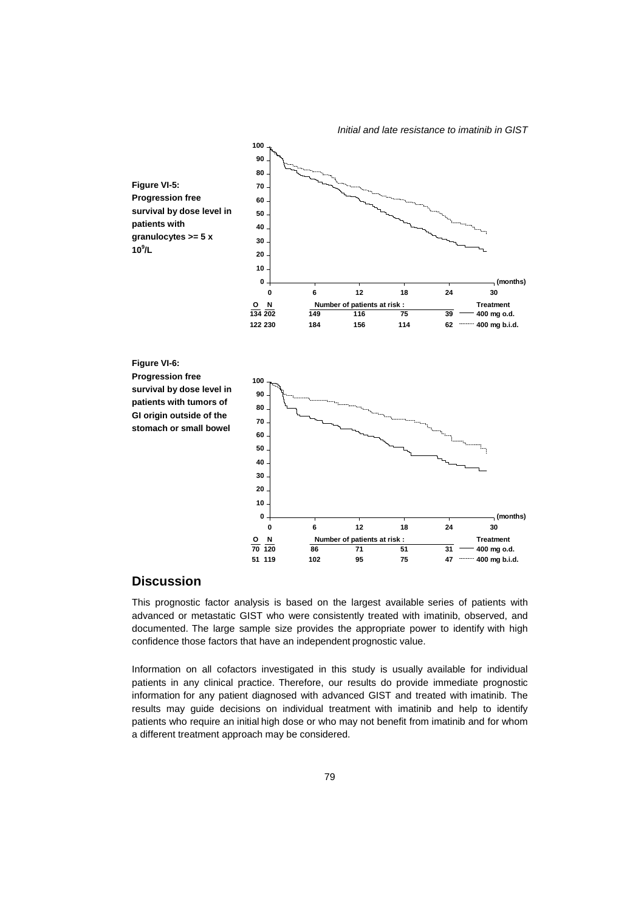**Figure VI-5: Progression free survival by dose level in patients with granulocytes >= 5 x $10^9$/L**

| O | N | Number of patients at risk: | | | | Treatment |
|---|---|---|---|---|---|---|
| 134 | 202 | 149 | 116 | 75 | 39 | 400 mg o.d. |
| 122 | 230 | 184 | 156 | 114 | 62 | 400 mg b.i.d. |

**Figure VI-6: Progression free survival by dose level in patients with tumors of GI origin outside of the stomach or small bowel**

| O | N | Number of patients at risk: | | | | Treatment |
|---|---|---|---|---|---|---|
| 70 | 120 | 86 | 71 | 51 | 31 | 400 mg o.d. |
| 51 | 119 | 102 | 95 | 75 | 47 | 400 mg b.i.d. |

## Discussion

This prognostic factor analysis is based on the largest available series of patients with advanced or metastatic GIST who were consistently treated with imatinib, observed, and documented. The large sample size provides the appropriate power to identify with high confidence those factors that have an independent prognostic value.

Information on all cofactors investigated in this study is usually available for individual patients in any clinical practice. Therefore, our results do provide immediate prognostic information for any patient diagnosed with advanced GIST and treated with imatinib. The results may guide decisions on individual treatment with imatinib and help to identify patients who require an initial high dose or who may not benefit from imatinib and for whom a different treatment approach may be considered.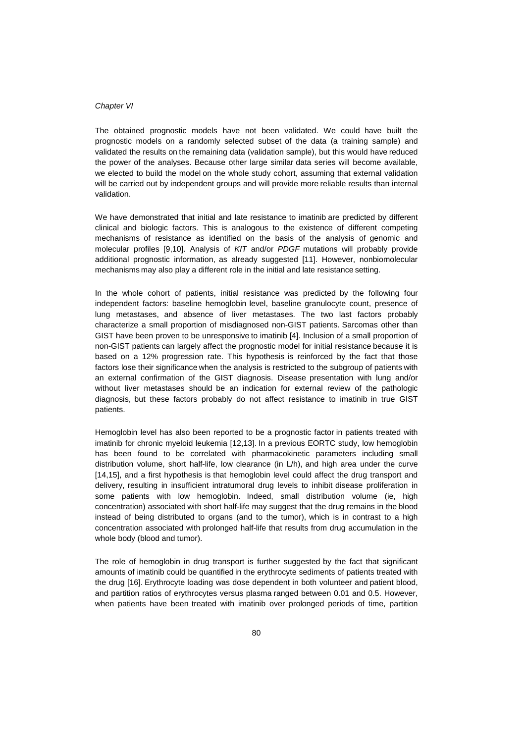The obtained prognostic models have not been validated. We could have built the prognostic models on a randomly selected subset of the data (a training sample) and validated the results on the remaining data (validation sample), but this would have reduced the power of the analyses. Because other large similar data series will become available, we elected to build the model on the whole study cohort, assuming that external validation will be carried out by independent groups and will provide more reliable results than internal validation.

We have demonstrated that initial and late resistance to imatinib are predicted by different clinical and biologic factors. This is analogous to the existence of different competing mechanisms of resistance as identified on the basis of the analysis of genomic and molecular profiles [9,10]. Analysis of *KIT* and/or *PDGF* mutations will probably provide additional prognostic information, as already suggested [11]. However, nonbiomolecular mechanisms may also play a different role in the initial and late resistance setting.

In the whole cohort of patients, initial resistance was predicted by the following four independent factors: baseline hemoglobin level, baseline granulocyte count, presence of lung metastases, and absence of liver metastases. The two last factors probably characterize a small proportion of misdiagnosed non-GIST patients. Sarcomas other than GIST have been proven to be unresponsive to imatinib [4]. Inclusion of a small proportion of non-GIST patients can largely affect the prognostic model for initial resistance because it is based on a 12% progression rate. This hypothesis is reinforced by the fact that those factors lose their significance when the analysis is restricted to the subgroup of patients with an external confirmation of the GIST diagnosis. Disease presentation with lung and/or without liver metastases should be an indication for external review of the pathologic diagnosis, but these factors probably do not affect resistance to imatinib in true GIST patients.

Hemoglobin level has also been reported to be a prognostic factor in patients treated with imatinib for chronic myeloid leukemia [12,13]. In a previous EORTC study, low hemoglobin has been found to be correlated with pharmacokinetic parameters including small distribution volume, short half-life, low clearance (in L/h), and high area under the curve [14,15], and a first hypothesis is that hemoglobin level could affect the drug transport and delivery, resulting in insufficient intratumoral drug levels to inhibit disease proliferation in some patients with low hemoglobin. Indeed, small distribution volume (ie, high concentration) associated with short half-life may suggest that the drug remains in the blood instead of being distributed to organs (and to the tumor), which is in contrast to a high concentration associated with prolonged half-life that results from drug accumulation in the whole body (blood and tumor).

The role of hemoglobin in drug transport is further suggested by the fact that significant amounts of imatinib could be quantified in the erythrocyte sediments of patients treated with the drug [16]. Erythrocyte loading was dose dependent in both volunteer and patient blood, and partition ratios of erythrocytes versus plasma ranged between 0.01 and 0.5. However, when patients have been treated with imatinib over prolonged periods of time, partition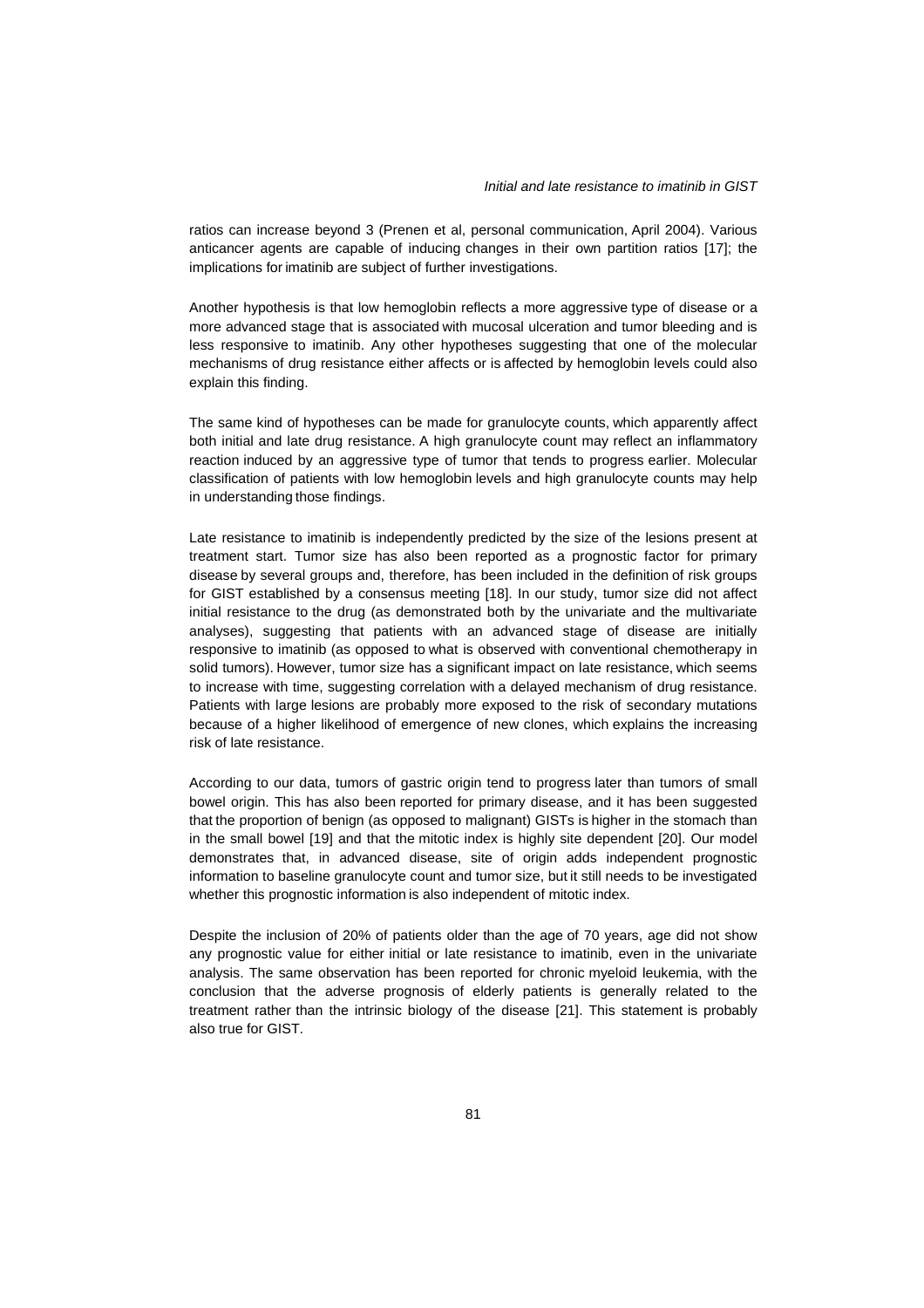ratios can increase beyond 3 (Prenen et al, personal communication, April 2004). Various anticancer agents are capable of inducing changes in their own partition ratios [17]; the implications for imatinib are subject of further investigations.

Another hypothesis is that low hemoglobin reflects a more aggressive type of disease or a more advanced stage that is associated with mucosal ulceration and tumor bleeding and is less responsive to imatinib. Any other hypotheses suggesting that one of the molecular mechanisms of drug resistance either affects or is affected by hemoglobin levels could also explain this finding.

The same kind of hypotheses can be made for granulocyte counts, which apparently affect both initial and late drug resistance. A high granulocyte count may reflect an inflammatory reaction induced by an aggressive type of tumor that tends to progress earlier. Molecular classification of patients with low hemoglobin levels and high granulocyte counts may help in understanding those findings.

Late resistance to imatinib is independently predicted by the size of the lesions present at treatment start. Tumor size has also been reported as a prognostic factor for primary disease by several groups and, therefore, has been included in the definition of risk groups for GIST established by a consensus meeting [18]. In our study, tumor size did not affect initial resistance to the drug (as demonstrated both by the univariate and the multivariate analyses), suggesting that patients with an advanced stage of disease are initially responsive to imatinib (as opposed to what is observed with conventional chemotherapy in solid tumors). However, tumor size has a significant impact on late resistance, which seems to increase with time, suggesting correlation with a delayed mechanism of drug resistance. Patients with large lesions are probably more exposed to the risk of secondary mutations because of a higher likelihood of emergence of new clones, which explains the increasing risk of late resistance.

According to our data, tumors of gastric origin tend to progress later than tumors of small bowel origin. This has also been reported for primary disease, and it has been suggested that the proportion of benign (as opposed to malignant) GISTs is higher in the stomach than in the small bowel [19] and that the mitotic index is highly site dependent [20]. Our model demonstrates that, in advanced disease, site of origin adds independent prognostic information to baseline granulocyte count and tumor size, but it still needs to be investigated whether this prognostic information is also independent of mitotic index.

Despite the inclusion of 20% of patients older than the age of 70 years, age did not show any prognostic value for either initial or late resistance to imatinib, even in the univariate analysis. The same observation has been reported for chronic myeloid leukemia, with the conclusion that the adverse prognosis of elderly patients is generally related to the treatment rather than the intrinsic biology of the disease [21]. This statement is probably also true for GIST.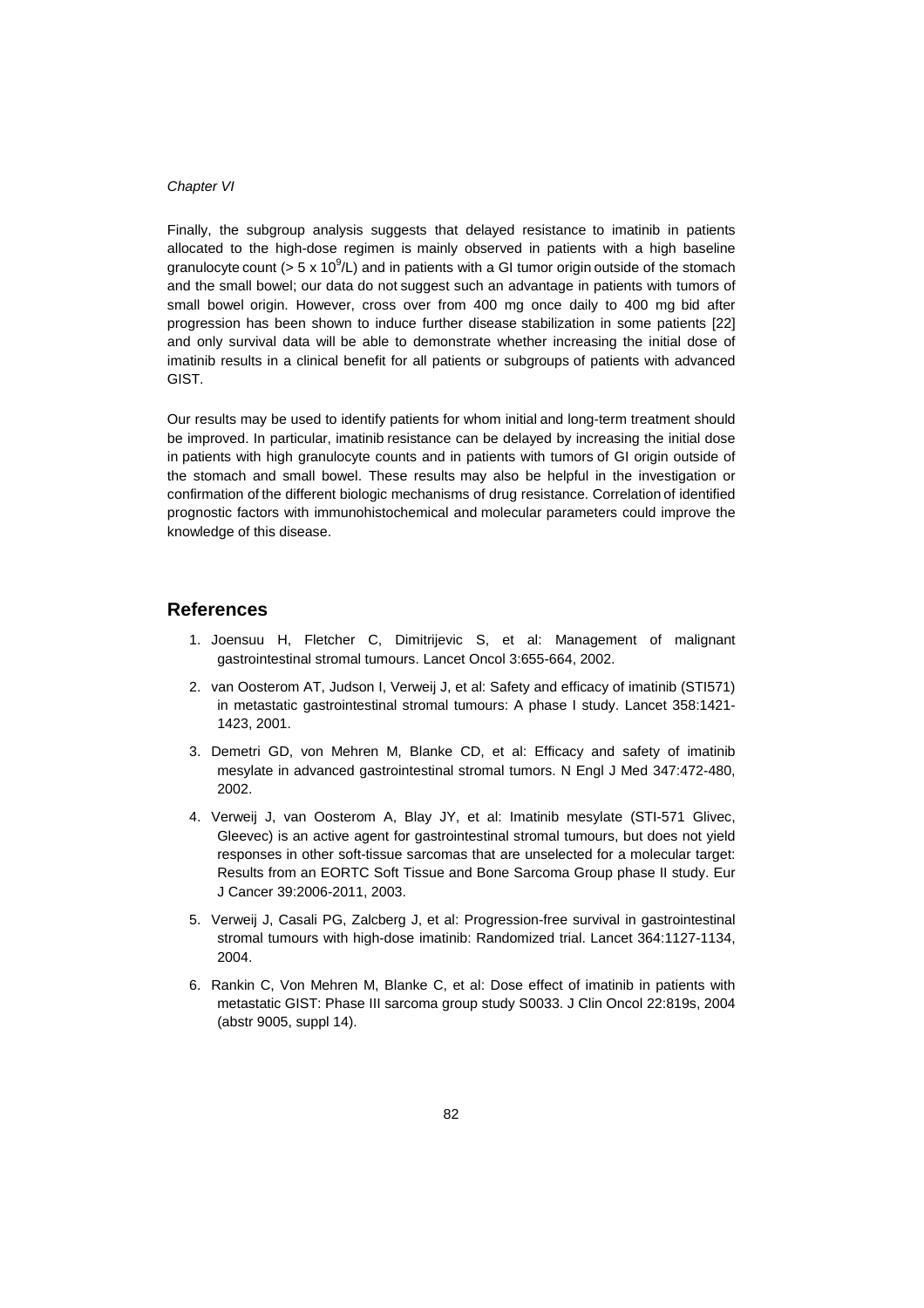Finally, the subgroup analysis suggests that delayed resistance to imatinib in patients allocated to the high-dose regimen is mainly observed in patients with a high baseline granulocyte count (> $5 \times 10^9$/L) and in patients with a GI tumor origin outside of the stomach and the small bowel; our data do not suggest such an advantage in patients with tumors of small bowel origin. However, cross over from 400 mg once daily to 400 mg bid after progression has been shown to induce further disease stabilization in some patients [22] and only survival data will be able to demonstrate whether increasing the initial dose of imatinib results in a clinical benefit for all patients or subgroups of patients with advanced GIST.

Our results may be used to identify patients for whom initial and long-term treatment should be improved. In particular, imatinib resistance can be delayed by increasing the initial dose in patients with high granulocyte counts and in patients with tumors of GI origin outside of the stomach and small bowel. These results may also be helpful in the investigation or confirmation of the different biologic mechanisms of drug resistance. Correlation of identified prognostic factors with immunohistochemical and molecular parameters could improve the knowledge of this disease.

## References

1. Joensuu H, Fletcher C, Dimitrijevic S, et al: Management of malignant gastrointestinal stromal tumours. Lancet Oncol 3:655-664, 2002.
2. van Oosterom AT, Judson I, Verweij J, et al: Safety and efficacy of imatinib (STI571) in metastatic gastrointestinal stromal tumours: A phase I study. Lancet 358:1421-1423, 2001.
3. Demetri GD, von Mehren M, Blanke CD, et al: Efficacy and safety of imatinib mesylate in advanced gastrointestinal stromal tumors. N Engl J Med 347:472-480, 2002.
4. Verweij J, van Oosterom A, Blay JY, et al: Imatinib mesylate (STI-571 Glivec, Gleevec) is an active agent for gastrointestinal stromal tumours, but does not yield responses in other soft-tissue sarcomas that are unselected for a molecular target: Results from an EORTC Soft Tissue and Bone Sarcoma Group phase II study. Eur J Cancer 39:2006-2011, 2003.
5. Verweij J, Casali PG, Zalcberg J, et al: Progression-free survival in gastrointestinal stromal tumours with high-dose imatinib: Randomized trial. Lancet 364:1127-1134, 2004.
6. Rankin C, Von Mehren M, Blanke C, et al: Dose effect of imatinib in patients with metastatic GIST: Phase III sarcoma group study S0033. J Clin Oncol 22:819s, 2004 (abstr 9005, suppl 14).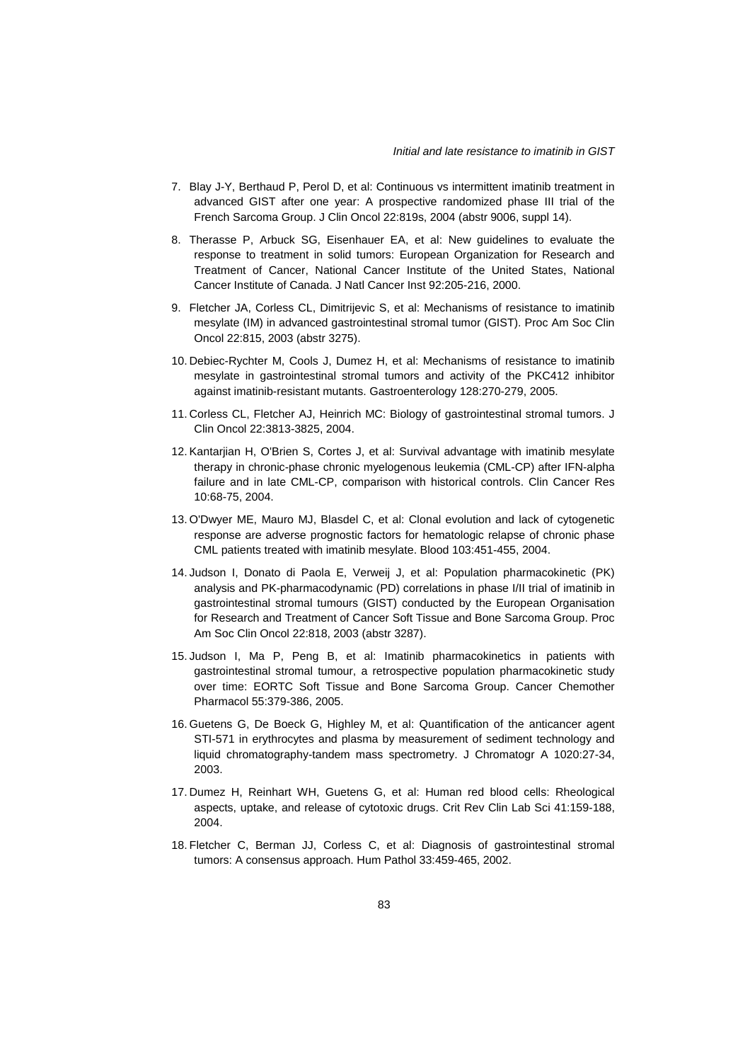7. Blay J-Y, Berthaud P, Perol D, et al: Continuous vs intermittent imatinib treatment in advanced GIST after one year: A prospective randomized phase III trial of the French Sarcoma Group. J Clin Oncol 22:819s, 2004 (abstr 9006, suppl 14).

8. Therasse P, Arbuck SG, Eisenhauer EA, et al: New guidelines to evaluate the response to treatment in solid tumors: European Organization for Research and Treatment of Cancer, National Cancer Institute of the United States, National Cancer Institute of Canada. J Natl Cancer Inst 92:205-216, 2000.

9. Fletcher JA, Corless CL, Dimitrijevic S, et al: Mechanisms of resistance to imatinib mesylate (IM) in advanced gastrointestinal stromal tumor (GIST). Proc Am Soc Clin Oncol 22:815, 2003 (abstr 3275).

10. Debiec-Rychter M, Cools J, Dumez H, et al: Mechanisms of resistance to imatinib mesylate in gastrointestinal stromal tumors and activity of the PKC412 inhibitor against imatinib-resistant mutants. Gastroenterology 128:270-279, 2005.

11. Corless CL, Fletcher AJ, Heinrich MC: Biology of gastrointestinal stromal tumors. J Clin Oncol 22:3813-3825, 2004.

12. Kantarjian H, O'Brien S, Cortes J, et al: Survival advantage with imatinib mesylate therapy in chronic-phase chronic myelogenous leukemia (CML-CP) after IFN-alpha failure and in late CML-CP, comparison with historical controls. Clin Cancer Res 10:68-75, 2004.

13. O'Dwyer ME, Mauro MJ, Blasdel C, et al: Clonal evolution and lack of cytogenetic response are adverse prognostic factors for hematologic relapse of chronic phase CML patients treated with imatinib mesylate. Blood 103:451-455, 2004.

14. Judson I, Donato di Paola E, Verweij J, et al: Population pharmacokinetic (PK) analysis and PK-pharmacodynamic (PD) correlations in phase I/II trial of imatinib in gastrointestinal stromal tumours (GIST) conducted by the European Organisation for Research and Treatment of Cancer Soft Tissue and Bone Sarcoma Group. Proc Am Soc Clin Oncol 22:818, 2003 (abstr 3287).

15. Judson I, Ma P, Peng B, et al: Imatinib pharmacokinetics in patients with gastrointestinal stromal tumour, a retrospective population pharmacokinetic study over time: EORTC Soft Tissue and Bone Sarcoma Group. Cancer Chemother Pharmacol 55:379-386, 2005.

16. Guetens G, De Boeck G, Highley M, et al: Quantification of the anticancer agent STI-571 in erythrocytes and plasma by measurement of sediment technology and liquid chromatography-tandem mass spectrometry. J Chromatogr A 1020:27-34, 2003.

17. Dumez H, Reinhart WH, Guetens G, et al: Human red blood cells: Rheological aspects, uptake, and release of cytotoxic drugs. Crit Rev Clin Lab Sci 41:159-188, 2004.

18. Fletcher C, Berman JJ, Corless C, et al: Diagnosis of gastrointestinal stromal tumors: A consensus approach. Hum Pathol 33:459-465, 2002.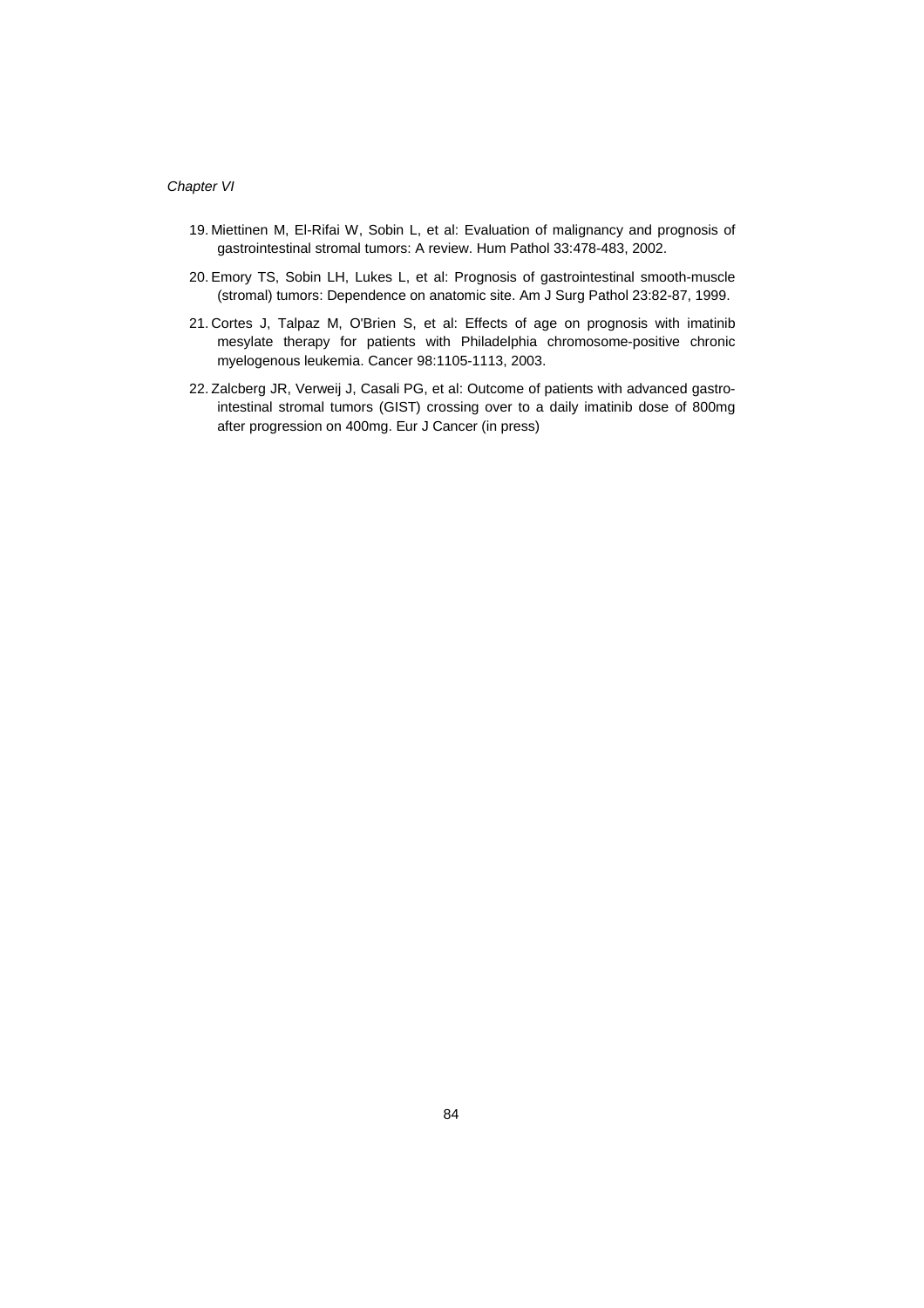19. Miettinen M, El-Rifai W, Sobin L, et al: Evaluation of malignancy and prognosis of gastrointestinal stromal tumors: A review. Hum Pathol 33:478-483, 2002.

20. Emory TS, Sobin LH, Lukes L, et al: Prognosis of gastrointestinal smooth-muscle (stromal) tumors: Dependence on anatomic site. Am J Surg Pathol 23:82-87, 1999.

21. Cortes J, Talpaz M, O'Brien S, et al: Effects of age on prognosis with imatinib mesylate therapy for patients with Philadelphia chromosome-positive chronic myelogenous leukemia. Cancer 98:1105-1113, 2003.

22. Zalcberg JR, Verweij J, Casali PG, et al: Outcome of patients with advanced gastro-intestinal stromal tumors (GIST) crossing over to a daily imatinib dose of 800mg after progression on 400mg. Eur J Cancer (in press)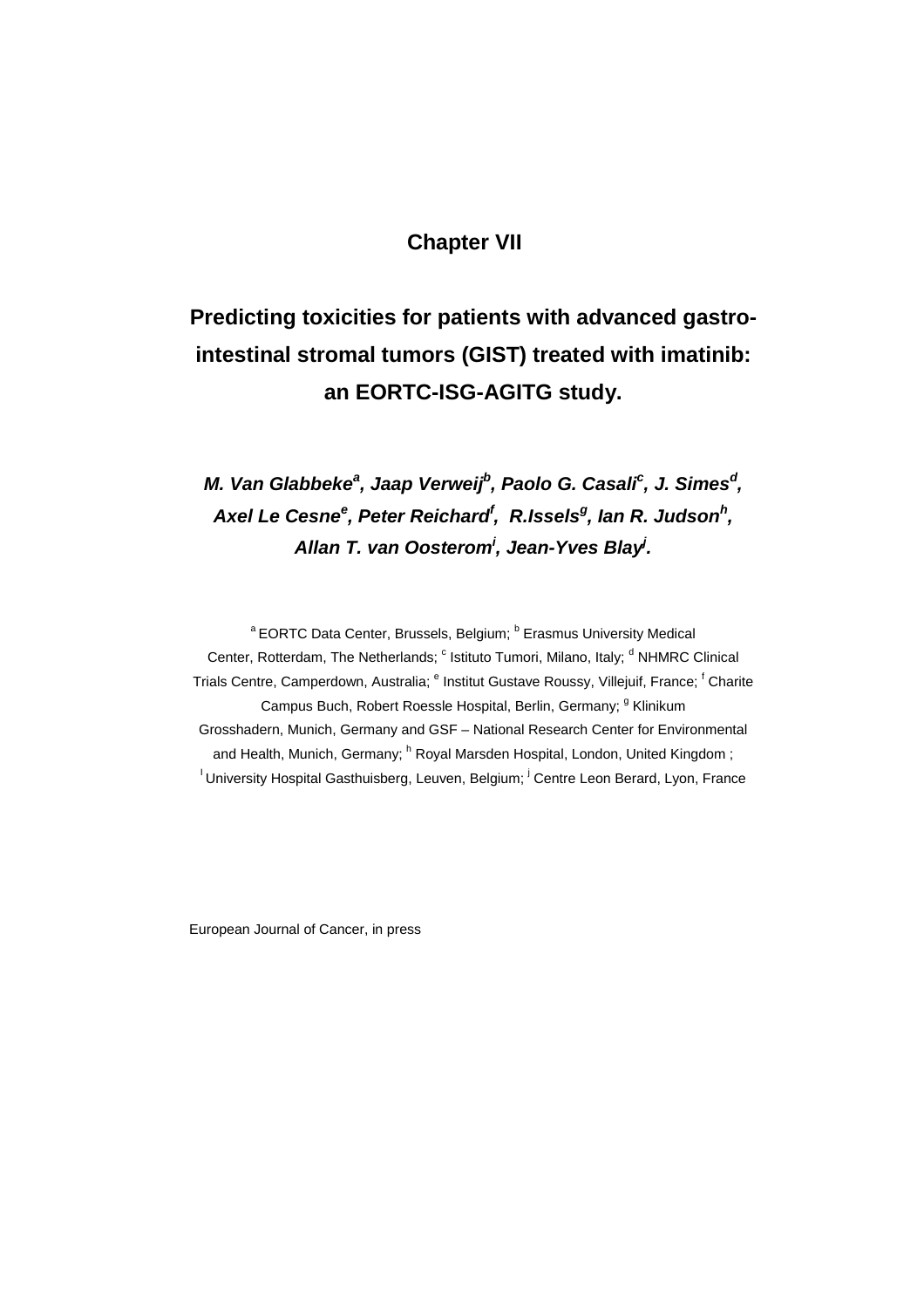# Chapter VII

## Predicting toxicities for patients with advanced gastro-intestinal stromal tumors (GIST) treated with imatinib: an EORTC-ISG-AGITG study.

***M. Van Glabbeke[a], Jaap Verweij[b], Paolo G. Casali[c], J. Simes[d], Axel Le Cesne[e], Peter Reichard[f], R.Issels[g], Ian R. Judson[h], Allan T. van Oosterom[i], Jean-Yves Blay[j].***

[a] EORTC Data Center, Brussels, Belgium; [b] Erasmus University Medical Center, Rotterdam, The Netherlands; [c] Istituto Tumori, Milano, Italy; [d] NHMRC Clinical Trials Centre, Camperdown, Australia; [e] Institut Gustave Roussy, Villejuif, France; [f] Charite Campus Buch, Robert Roessle Hospital, Berlin, Germany; [g] Klinikum Grosshadern, Munich, Germany and GSF – National Research Center for Environmental and Health, Munich, Germany; [h] Royal Marsden Hospital, London, United Kingdom ; [i] University Hospital Gasthuisberg, Leuven, Belgium; [j] Centre Leon Berard, Lyon, France

European Journal of Cancer, in press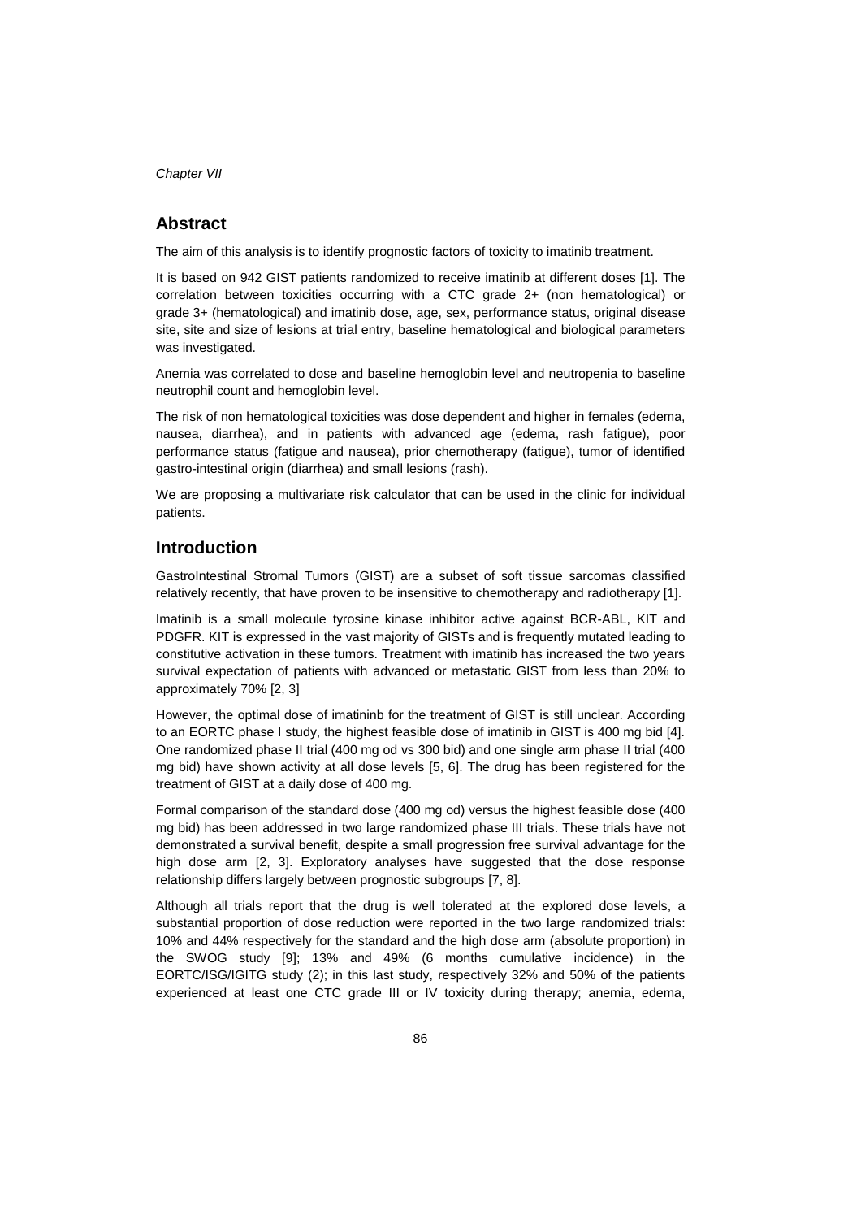## Abstract

The aim of this analysis is to identify prognostic factors of toxicity to imatinib treatment.

It is based on 942 GIST patients randomized to receive imatinib at different doses [1]. The correlation between toxicities occurring with a CTC grade 2+ (non hematological) or grade 3+ (hematological) and imatinib dose, age, sex, performance status, original disease site, site and size of lesions at trial entry, baseline hematological and biological parameters was investigated.

Anemia was correlated to dose and baseline hemoglobin level and neutropenia to baseline neutrophil count and hemoglobin level.

The risk of non hematological toxicities was dose dependent and higher in females (edema, nausea, diarrhea), and in patients with advanced age (edema, rash fatigue), poor performance status (fatigue and nausea), prior chemotherapy (fatigue), tumor of identified gastro-intestinal origin (diarrhea) and small lesions (rash).

We are proposing a multivariate risk calculator that can be used in the clinic for individual patients.

## Introduction

GastroIntestinal Stromal Tumors (GIST) are a subset of soft tissue sarcomas classified relatively recently, that have proven to be insensitive to chemotherapy and radiotherapy [1].

Imatinib is a small molecule tyrosine kinase inhibitor active against BCR-ABL, KIT and PDGFR. KIT is expressed in the vast majority of GISTs and is frequently mutated leading to constitutive activation in these tumors. Treatment with imatinib has increased the two years survival expectation of patients with advanced or metastatic GIST from less than 20% to approximately 70% [2, 3]

However, the optimal dose of imatininb for the treatment of GIST is still unclear. According to an EORTC phase I study, the highest feasible dose of imatinib in GIST is 400 mg bid [4]. One randomized phase II trial (400 mg od vs 300 bid) and one single arm phase II trial (400 mg bid) have shown activity at all dose levels [5, 6]. The drug has been registered for the treatment of GIST at a daily dose of 400 mg.

Formal comparison of the standard dose (400 mg od) versus the highest feasible dose (400 mg bid) has been addressed in two large randomized phase III trials. These trials have not demonstrated a survival benefit, despite a small progression free survival advantage for the high dose arm [2, 3]. Exploratory analyses have suggested that the dose response relationship differs largely between prognostic subgroups [7, 8].

Although all trials report that the drug is well tolerated at the explored dose levels, a substantial proportion of dose reduction were reported in the two large randomized trials: 10% and 44% respectively for the standard and the high dose arm (absolute proportion) in the SWOG study [9]; 13% and 49% (6 months cumulative incidence) in the EORTC/ISG/IGITG study (2); in this last study, respectively 32% and 50% of the patients experienced at least one CTC grade III or IV toxicity during therapy; anemia, edema,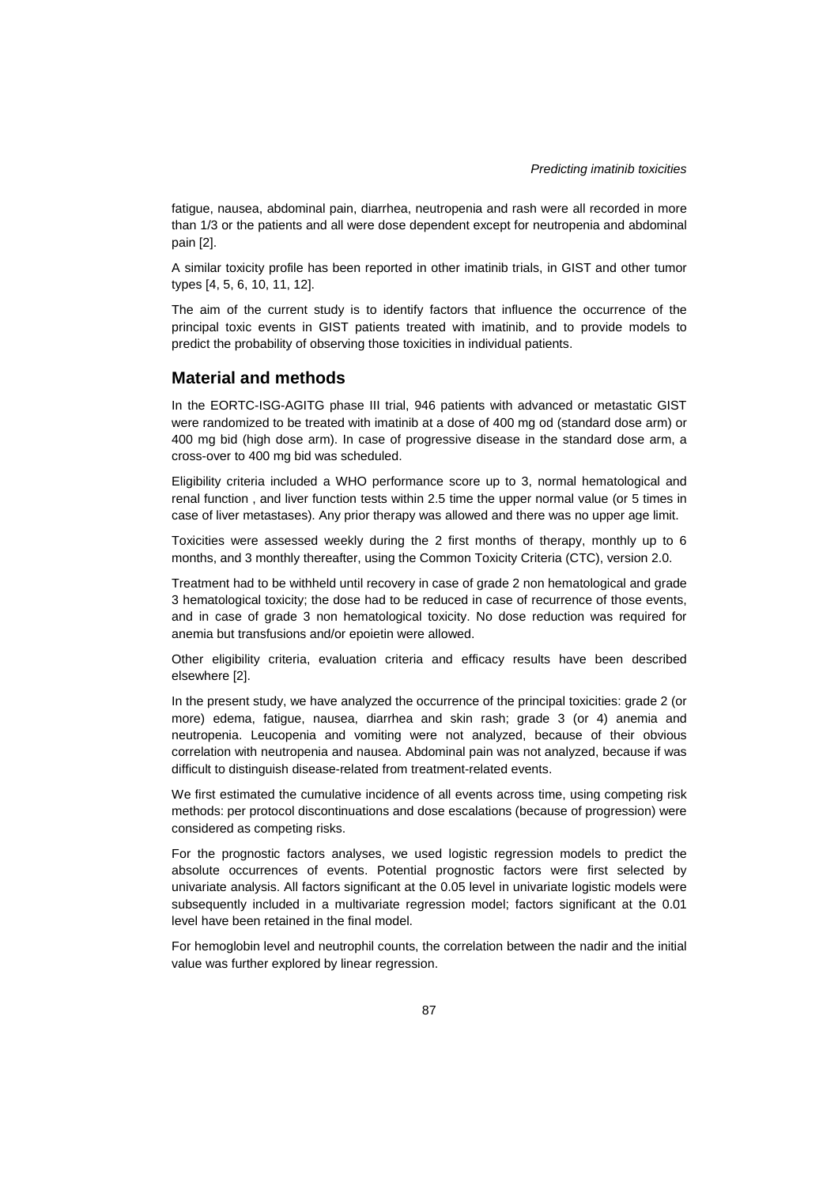fatigue, nausea, abdominal pain, diarrhea, neutropenia and rash were all recorded in more than 1/3 or the patients and all were dose dependent except for neutropenia and abdominal pain [2].

A similar toxicity profile has been reported in other imatinib trials, in GIST and other tumor types [4, 5, 6, 10, 11, 12].

The aim of the current study is to identify factors that influence the occurrence of the principal toxic events in GIST patients treated with imatinib, and to provide models to predict the probability of observing those toxicities in individual patients.

## Material and methods

In the EORTC-ISG-AGITG phase III trial, 946 patients with advanced or metastatic GIST were randomized to be treated with imatinib at a dose of 400 mg od (standard dose arm) or 400 mg bid (high dose arm). In case of progressive disease in the standard dose arm, a cross-over to 400 mg bid was scheduled.

Eligibility criteria included a WHO performance score up to 3, normal hematological and renal function , and liver function tests within 2.5 time the upper normal value (or 5 times in case of liver metastases). Any prior therapy was allowed and there was no upper age limit.

Toxicities were assessed weekly during the 2 first months of therapy, monthly up to 6 months, and 3 monthly thereafter, using the Common Toxicity Criteria (CTC), version 2.0.

Treatment had to be withheld until recovery in case of grade 2 non hematological and grade 3 hematological toxicity; the dose had to be reduced in case of recurrence of those events, and in case of grade 3 non hematological toxicity. No dose reduction was required for anemia but transfusions and/or epoietin were allowed.

Other eligibility criteria, evaluation criteria and efficacy results have been described elsewhere [2].

In the present study, we have analyzed the occurrence of the principal toxicities: grade 2 (or more) edema, fatigue, nausea, diarrhea and skin rash; grade 3 (or 4) anemia and neutropenia. Leucopenia and vomiting were not analyzed, because of their obvious correlation with neutropenia and nausea. Abdominal pain was not analyzed, because if was difficult to distinguish disease-related from treatment-related events.

We first estimated the cumulative incidence of all events across time, using competing risk methods: per protocol discontinuations and dose escalations (because of progression) were considered as competing risks.

For the prognostic factors analyses, we used logistic regression models to predict the absolute occurrences of events. Potential prognostic factors were first selected by univariate analysis. All factors significant at the 0.05 level in univariate logistic models were subsequently included in a multivariate regression model; factors significant at the 0.01 level have been retained in the final model.

For hemoglobin level and neutrophil counts, the correlation between the nadir and the initial value was further explored by linear regression.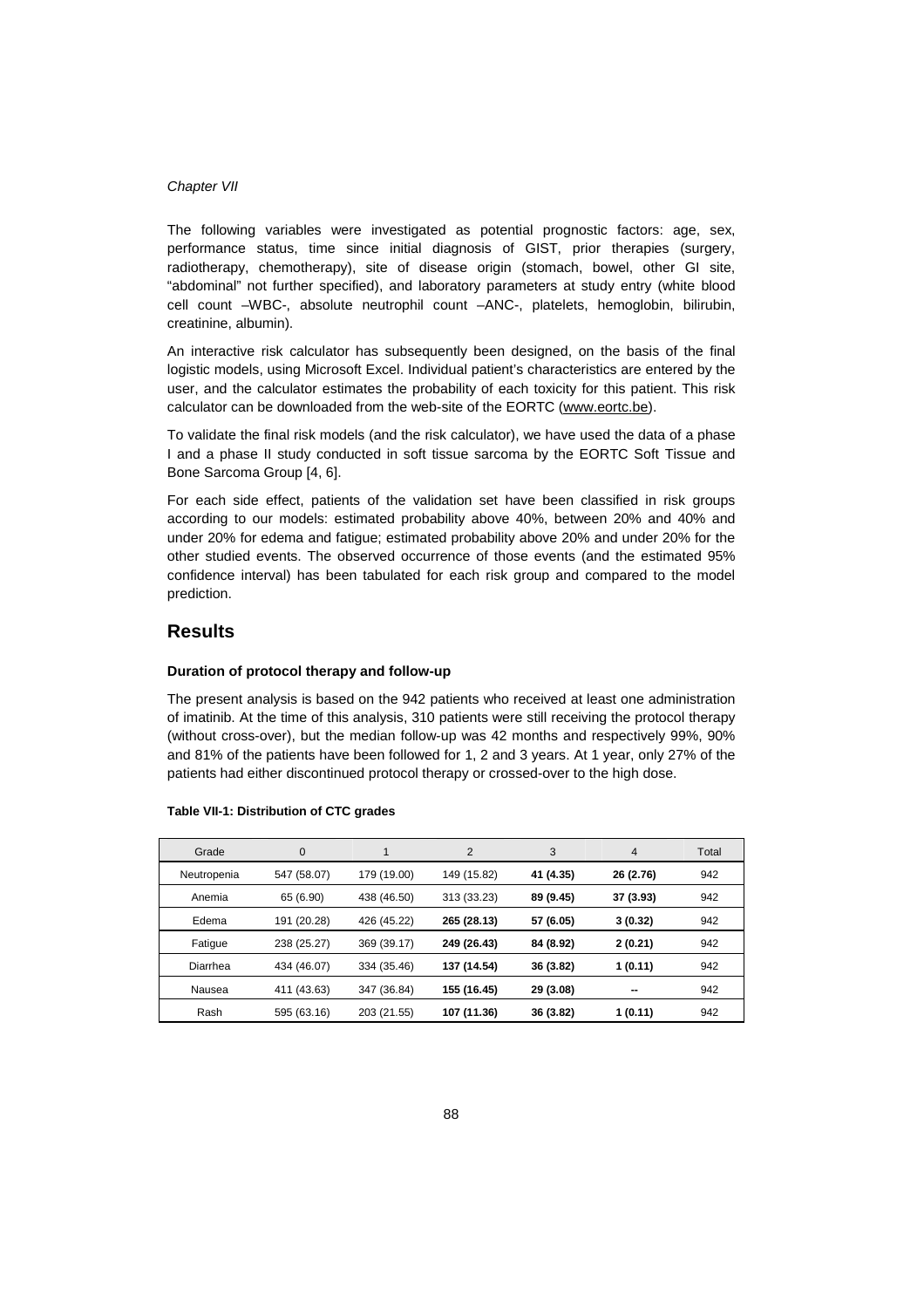The following variables were investigated as potential prognostic factors: age, sex, performance status, time since initial diagnosis of GIST, prior therapies (surgery, radiotherapy, chemotherapy), site of disease origin (stomach, bowel, other GI site, "abdominal" not further specified), and laboratory parameters at study entry (white blood cell count –WBC-, absolute neutrophil count –ANC-, platelets, hemoglobin, bilirubin, creatinine, albumin).

An interactive risk calculator has subsequently been designed, on the basis of the final logistic models, using Microsoft Excel. Individual patient's characteristics are entered by the user, and the calculator estimates the probability of each toxicity for this patient. This risk calculator can be downloaded from the web-site of the EORTC (www.eortc.be).

To validate the final risk models (and the risk calculator), we have used the data of a phase I and a phase II study conducted in soft tissue sarcoma by the EORTC Soft Tissue and Bone Sarcoma Group [4, 6].

For each side effect, patients of the validation set have been classified in risk groups according to our models: estimated probability above 40%, between 20% and 40% and under 20% for edema and fatigue; estimated probability above 20% and under 20% for the other studied events. The observed occurrence of those events (and the estimated 95% confidence interval) has been tabulated for each risk group and compared to the model prediction.

## Results

### Duration of protocol therapy and follow-up

The present analysis is based on the 942 patients who received at least one administration of imatinib. At the time of this analysis, 310 patients were still receiving the protocol therapy (without cross-over), but the median follow-up was 42 months and respectively 99%, 90% and 81% of the patients have been followed for 1, 2 and 3 years. At 1 year, only 27% of the patients had either discontinued protocol therapy or crossed-over to the high dose.

**Table VII-1: Distribution of CTC grades**

| Grade | 0 | 1 | 2 | 3 | 4 | Total |
|---|---|---|---|---|---|---|
| Neutropenia | 547 (58.07) | 179 (19.00) | 149 (15.82) | **41 (4.35)** | **26 (2.76)** | 942 |
| Anemia | 65 (6.90) | 438 (46.50) | 313 (33.23) | **89 (9.45)** | **37 (3.93)** | 942 |
| Edema | 191 (20.28) | 426 (45.22) | **265 (28.13)** | **57 (6.05)** | **3 (0.32)** | 942 |
| Fatigue | 238 (25.27) | 369 (39.17) | **249 (26.43)** | **84 (8.92)** | **2 (0.21)** | 942 |
| Diarrhea | 434 (46.07) | 334 (35.46) | **137 (14.54)** | **36 (3.82)** | **1 (0.11)** | 942 |
| Nausea | 411 (43.63) | 347 (36.84) | **155 (16.45)** | **29 (3.08)** | **--** | 942 |
| Rash | 595 (63.16) | 203 (21.55) | **107 (11.36)** | **36 (3.82)** | **1 (0.11)** | 942 |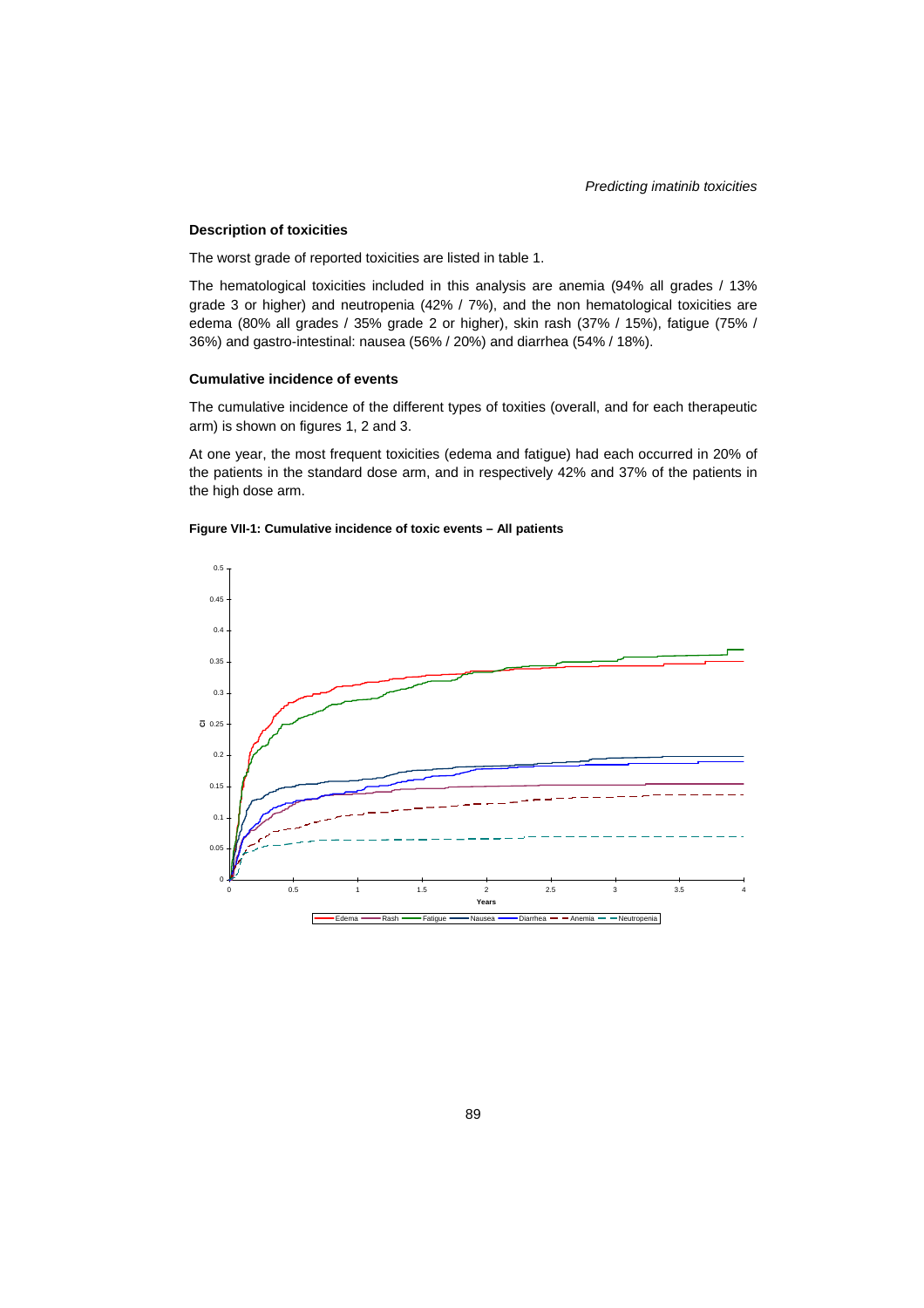### Description of toxicities

The worst grade of reported toxicities are listed in table 1.

The hematological toxicities included in this analysis are anemia (94% all grades / 13% grade 3 or higher) and neutropenia (42% / 7%), and the non hematological toxicities are edema (80% all grades / 35% grade 2 or higher), skin rash (37% / 15%), fatigue (75% / 36%) and gastro-intestinal: nausea (56% / 20%) and diarrhea (54% / 18%).

### Cumulative incidence of events

The cumulative incidence of the different types of toxities (overall, and for each therapeutic arm) is shown on figures 1, 2 and 3.

At one year, the most frequent toxicities (edema and fatigue) had each occurred in 20% of the patients in the standard dose arm, and in respectively 42% and 37% of the patients in the high dose arm.

**Figure VII-1: Cumulative incidence of toxic events – All patients**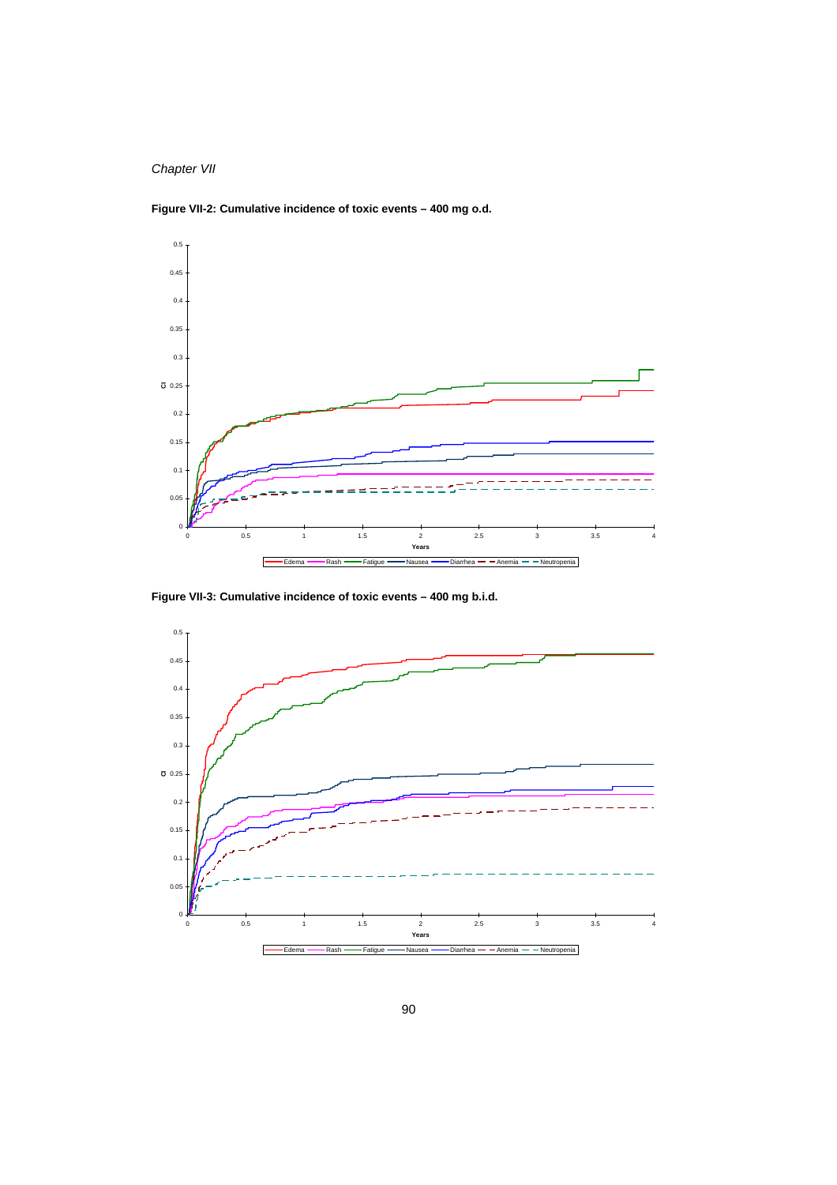**Figure VII-2: Cumulative incidence of toxic events – 400 mg o.d.**

**Figure VII-3: Cumulative incidence of toxic events – 400 mg b.i.d.**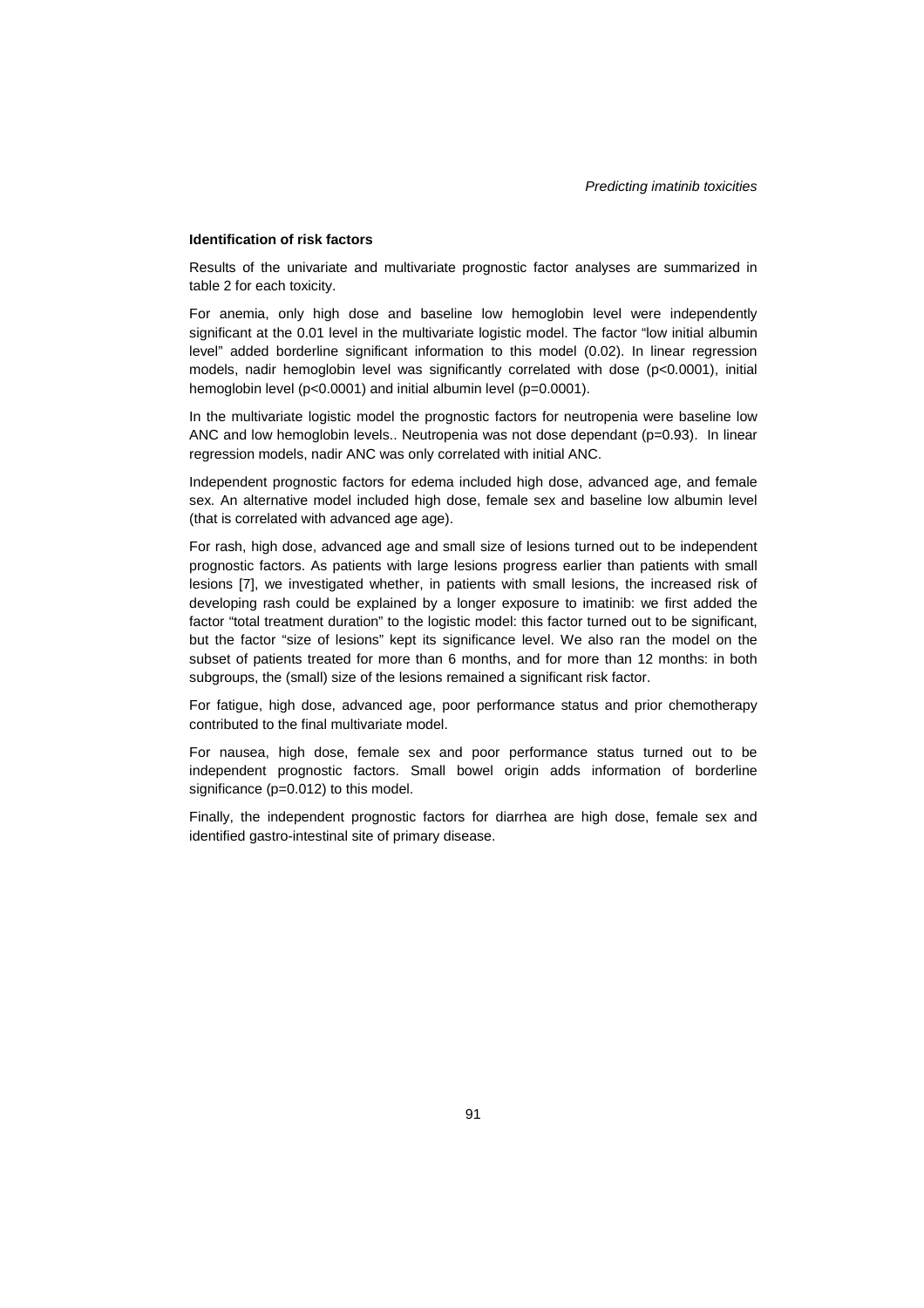#### Identification of risk factors

Results of the univariate and multivariate prognostic factor analyses are summarized in table 2 for each toxicity.

For anemia, only high dose and baseline low hemoglobin level were independently significant at the 0.01 level in the multivariate logistic model. The factor "low initial albumin level" added borderline significant information to this model (0.02). In linear regression models, nadir hemoglobin level was significantly correlated with dose ($p<0.0001$), initial hemoglobin level ($p<0.0001$) and initial albumin level ($p=0.0001$).

In the multivariate logistic model the prognostic factors for neutropenia were baseline low ANC and low hemoglobin levels.. Neutropenia was not dose dependant ($p=0.93$). In linear regression models, nadir ANC was only correlated with initial ANC.

Independent prognostic factors for edema included high dose, advanced age, and female sex. An alternative model included high dose, female sex and baseline low albumin level (that is correlated with advanced age age).

For rash, high dose, advanced age and small size of lesions turned out to be independent prognostic factors. As patients with large lesions progress earlier than patients with small lesions [7], we investigated whether, in patients with small lesions, the increased risk of developing rash could be explained by a longer exposure to imatinib: we first added the factor "total treatment duration" to the logistic model: this factor turned out to be significant, but the factor "size of lesions" kept its significance level. We also ran the model on the subset of patients treated for more than 6 months, and for more than 12 months: in both subgroups, the (small) size of the lesions remained a significant risk factor.

For fatigue, high dose, advanced age, poor performance status and prior chemotherapy contributed to the final multivariate model.

For nausea, high dose, female sex and poor performance status turned out to be independent prognostic factors. Small bowel origin adds information of borderline significance ($p=0.012$) to this model.

Finally, the independent prognostic factors for diarrhea are high dose, female sex and identified gastro-intestinal site of primary disease.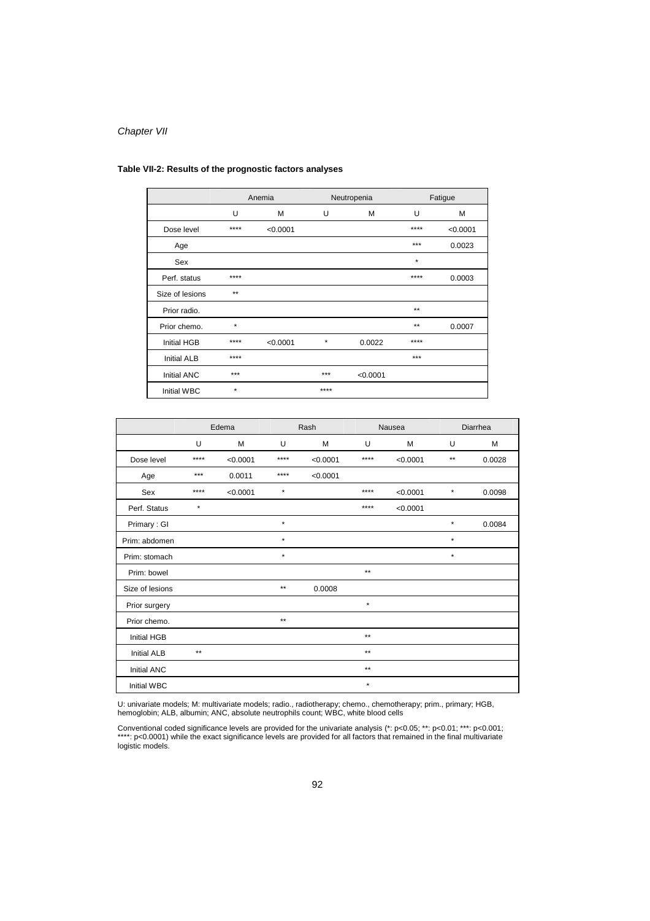**Table VII-2: Results of the prognostic factors analyses**

| | Anemia | | Neutropenia | | Fatigue | |
|---|---|---|---|---|---|---|
| | U | M | U | M | U | M |
| Dose level | **** | <0.0001 | | | **** | <0.0001 |
| Age | | | | | *** | 0.0023 |
| Sex | | | | | * | |
| Perf. status | **** | | | | **** | 0.0003 |
| Size of lesions | ** | | | | | |
| Prior radio. | | | | | ** | |
| Prior chemo. | * | | | | ** | 0.0007 |
| Initial HGB | **** | <0.0001 | * | 0.0022 | **** | |
| Initial ALB | **** | | | | *** | |
| Initial ANC | *** | | *** | <0.0001 | | |
| Initial WBC | * | | **** | | | |

| | Edema | | Rash | | Nausea | | Diarrhea | |
|---|---|---|---|---|---|---|---|---|
| | U | M | U | M | U | M | U | M |
| Dose level | **** | <0.0001 | **** | <0.0001 | **** | <0.0001 | ** | 0.0028 |
| Age | *** | 0.0011 | **** | <0.0001 | | | | |
| Sex | **** | <0.0001 | * | | **** | <0.0001 | * | 0.0098 |
| Perf. Status | * | | | | **** | <0.0001 | | |
| Primary : GI | | | * | | | | * | 0.0084 |
| Prim: abdomen | | | * | | | | * | |
| Prim: stomach | | | * | | | | * | |
| Prim: bowel | | | | | ** | | | |
| Size of lesions | | | ** | 0.0008 | | | | |
| Prior surgery | | | | | * | | | |
| Prior chemo. | | | ** | | | | | |
| Initial HGB | | | | | ** | | | |
| Initial ALB | ** | | | | ** | | | |
| Initial ANC | | | | | ** | | | |
| Initial WBC | | | | | * | | | |

U: univariate models; M: multivariate models; radio., radiotherapy; chemo., chemotherapy; prim., primary; HGB, hemoglobin; ALB, albumin; ANC, absolute neutrophils count; WBC, white blood cells

Conventional coded significance levels are provided for the univariate analysis (*: p<0.05; **: p<0.01; ***: p<0.001; ****: p<0.0001) while the exact significance levels are provided for all factors that remained in the final multivariate logistic models.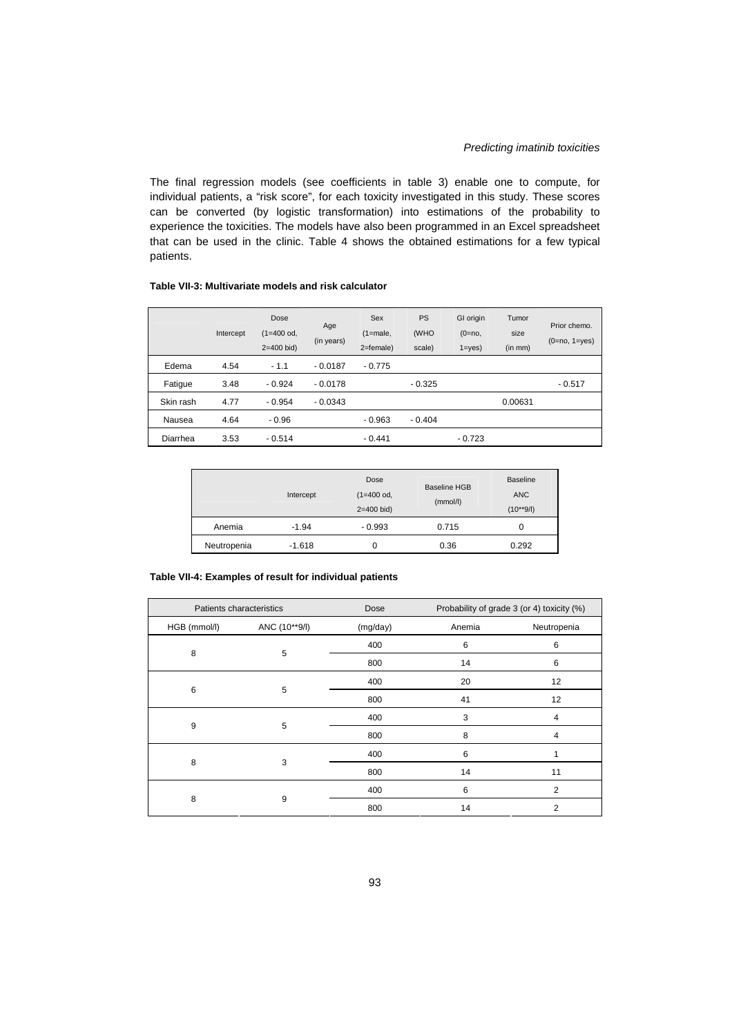The final regression models (see coefficients in table 3) enable one to compute, for individual patients, a “risk score”, for each toxicity investigated in this study. These scores can be converted (by logistic transformation) into estimations of the probability to experience the toxicities. The models have also been programmed in an Excel spreadsheet that can be used in the clinic. Table 4 shows the obtained estimations for a few typical patients.

**Table VII-3: Multivariate models and risk calculator**

| | Intercept | Dose (1=400 od, 2=400 bid) | Age (in years) | Sex (1=male, 2=female) | PS (WHO scale) | GI origin (0=no, 1=yes) | Tumor size (in mm) | Prior chemo. (0=no, 1=yes) |
|---|---|---|---|---|---|---|---|---|
| Edema | 4.54 | - 1.1 | - 0.0187 | - 0.775 | | | | |
| Fatigue | 3.48 | - 0.924 | - 0.0178 | | - 0.325 | | | - 0.517 |
| Skin rash | 4.77 | - 0.954 | - 0.0343 | | | | 0.00631 | |
| Nausea | 4.64 | - 0.96 | | - 0.963 | - 0.404 | | | |
| Diarrhea | 3.53 | - 0.514 | | - 0.441 | | - 0.723 | | |

| | Intercept | Dose (1=400 od, 2=400 bid) | Baseline HGB (mmol/l) | Baseline ANC (10**9/l) |
|---|---|---|---|---|
| Anemia | -1.94 | - 0.993 | 0.715 | 0 |
| Neutropenia | -1.618 | 0 | 0.36 | 0.292 |

**Table VII-4: Examples of result for individual patients**

| Patients characteristics | | Dose | Probability of grade 3 (or 4) toxicity (%) | |
|---|---|---|---|---|
| HGB (mmol/l) | ANC (10**9/l) | (mg/day) | Anemia | Neutropenia |
| 8 | 5 | 400 | 6 | 6 |
| | | 800 | 14 | 6 |
| 6 | 5 | 400 | 20 | 12 |
| | | 800 | 41 | 12 |
| 9 | 5 | 400 | 3 | 4 |
| | | 800 | 8 | 4 |
| 8 | 3 | 400 | 6 | 1 |
| | | 800 | 14 | 11 |
| 8 | 9 | 400 | 6 | 2 |
| | | 800 | 14 | 2 |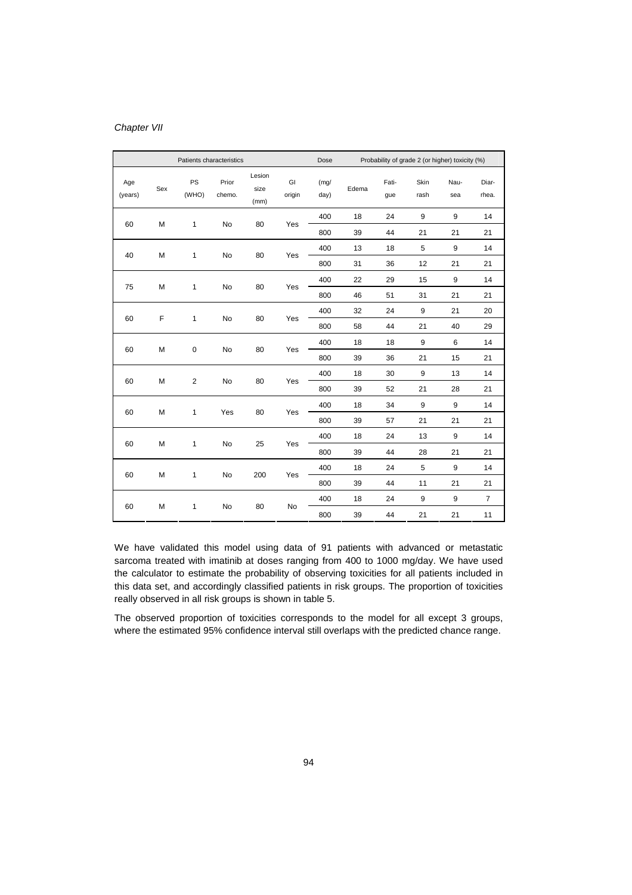| Patients characteristics | | | | | | Dose | Probability of grade 2 (or higher) toxicity (%) | | | | |
|---|---|---|---|---|---|---|---|---|---|---|---|
| Age (years) | Sex | PS (WHO) | Prior chemo. | Lesion size (mm) | GI origin | (mg/day) | Edema | Fatigue | Skin rash | Nausea | Diarrhea. |
| 60 | M | 1 | No | 80 | Yes | 400 | 18 | 24 | 9 | 9 | 14 |
| | | | | | | 800 | 39 | 44 | 21 | 21 | 21 |
| 40 | M | 1 | No | 80 | Yes | 400 | 13 | 18 | 5 | 9 | 14 |
| | | | | | | 800 | 31 | 36 | 12 | 21 | 21 |
| 75 | M | 1 | No | 80 | Yes | 400 | 22 | 29 | 15 | 9 | 14 |
| | | | | | | 800 | 46 | 51 | 31 | 21 | 21 |
| 60 | F | 1 | No | 80 | Yes | 400 | 32 | 24 | 9 | 21 | 20 |
| | | | | | | 800 | 58 | 44 | 21 | 40 | 29 |
| 60 | M | 0 | No | 80 | Yes | 400 | 18 | 18 | 9 | 6 | 14 |
| | | | | | | 800 | 39 | 36 | 21 | 15 | 21 |
| 60 | M | 2 | No | 80 | Yes | 400 | 18 | 30 | 9 | 13 | 14 |
| | | | | | | 800 | 39 | 52 | 21 | 28 | 21 |
| 60 | M | 1 | Yes | 80 | Yes | 400 | 18 | 34 | 9 | 9 | 14 |
| | | | | | | 800 | 39 | 57 | 21 | 21 | 21 |
| 60 | M | 1 | No | 25 | Yes | 400 | 18 | 24 | 13 | 9 | 14 |
| | | | | | | 800 | 39 | 44 | 28 | 21 | 21 |
| 60 | M | 1 | No | 200 | Yes | 400 | 18 | 24 | 5 | 9 | 14 |
| | | | | | | 800 | 39 | 44 | 11 | 21 | 21 |
| 60 | M | 1 | No | 80 | No | 400 | 18 | 24 | 9 | 9 | 7 |
| | | | | | | 800 | 39 | 44 | 21 | 21 | 11 |

We have validated this model using data of 91 patients with advanced or metastatic sarcoma treated with imatinib at doses ranging from 400 to 1000 mg/day. We have used the calculator to estimate the probability of observing toxicities for all patients included in this data set, and accordingly classified patients in risk groups. The proportion of toxicities really observed in all risk groups is shown in table 5.

The observed proportion of toxicities corresponds to the model for all except 3 groups, where the estimated 95% confidence interval still overlaps with the predicted chance range.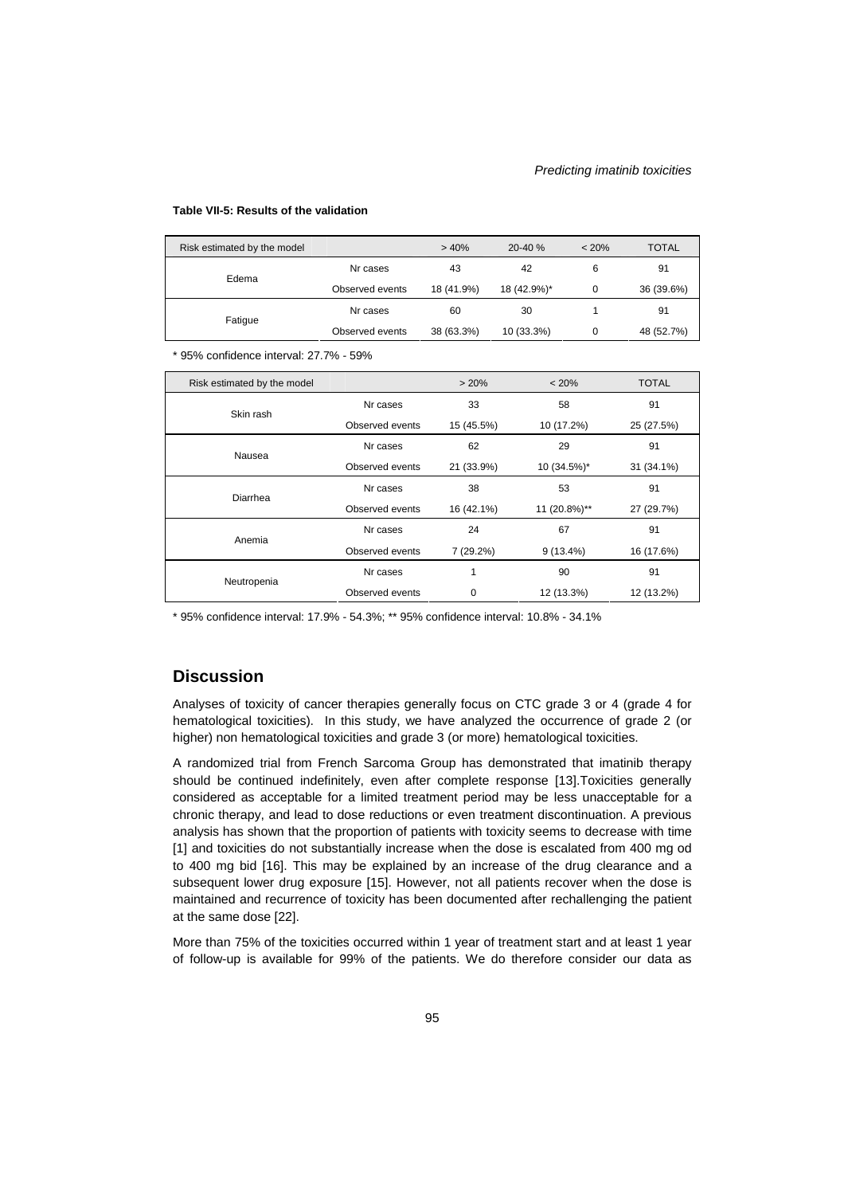**Table VII-5: Results of the validation**

| Risk estimated by the model | | > 40% | 20-40 % | < 20% | TOTAL |
|---|---|---|---|---|---|
| Edema | Nr cases | 43 | 42 | 6 | 91 |
| | Observed events | 18 (41.9%) | 18 (42.9%)* | 0 | 36 (39.6%) |
| Fatigue | Nr cases | 60 | 30 | 1 | 91 |
| | Observed events | 38 (63.3%) | 10 (33.3%) | 0 | 48 (52.7%) |

\* 95% confidence interval: 27.7% - 59%

| Risk estimated by the model | | > 20% | < 20% | TOTAL |
|---|---|---|---|---|
| Skin rash | Nr cases | 33 | 58 | 91 |
| | Observed events | 15 (45.5%) | 10 (17.2%) | 25 (27.5%) |
| Nausea | Nr cases | 62 | 29 | 91 |
| | Observed events | 21 (33.9%) | 10 (34.5%)* | 31 (34.1%) |
| Diarrhea | Nr cases | 38 | 53 | 91 |
| | Observed events | 16 (42.1%) | 11 (20.8%)** | 27 (29.7%) |
| Anemia | Nr cases | 24 | 67 | 91 |
| | Observed events | 7 (29.2%) | 9 (13.4%) | 16 (17.6%) |
| Neutropenia | Nr cases | 1 | 90 | 91 |
| | Observed events | 0 | 12 (13.3%) | 12 (13.2%) |

\* 95% confidence interval: 17.9% - 54.3%; ** 95% confidence interval: 10.8% - 34.1%

## Discussion

Analyses of toxicity of cancer therapies generally focus on CTC grade 3 or 4 (grade 4 for hematological toxicities). In this study, we have analyzed the occurrence of grade 2 (or higher) non hematological toxicities and grade 3 (or more) hematological toxicities.

A randomized trial from French Sarcoma Group has demonstrated that imatinib therapy should be continued indefinitely, even after complete response [13].Toxicities generally considered as acceptable for a limited treatment period may be less unacceptable for a chronic therapy, and lead to dose reductions or even treatment discontinuation. A previous analysis has shown that the proportion of patients with toxicity seems to decrease with time [1] and toxicities do not substantially increase when the dose is escalated from 400 mg od to 400 mg bid [16]. This may be explained by an increase of the drug clearance and a subsequent lower drug exposure [15]. However, not all patients recover when the dose is maintained and recurrence of toxicity has been documented after rechallenging the patient at the same dose [22].

More than 75% of the toxicities occurred within 1 year of treatment start and at least 1 year of follow-up is available for 99% of the patients. We do therefore consider our data as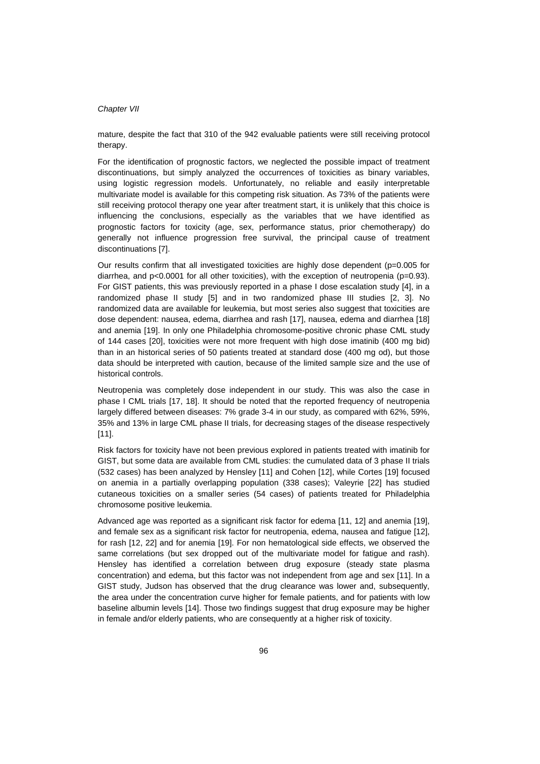mature, despite the fact that 310 of the 942 evaluable patients were still receiving protocol therapy.

For the identification of prognostic factors, we neglected the possible impact of treatment discontinuations, but simply analyzed the occurrences of toxicities as binary variables, using logistic regression models. Unfortunately, no reliable and easily interpretable multivariate model is available for this competing risk situation. As 73% of the patients were still receiving protocol therapy one year after treatment start, it is unlikely that this choice is influencing the conclusions, especially as the variables that we have identified as prognostic factors for toxicity (age, sex, performance status, prior chemotherapy) do generally not influence progression free survival, the principal cause of treatment discontinuations [7].

Our results confirm that all investigated toxicities are highly dose dependent ($p=0.005$ for diarrhea, and $p<0.0001$ for all other toxicities), with the exception of neutropenia ($p=0.93$). For GIST patients, this was previously reported in a phase I dose escalation study [4], in a randomized phase II study [5] and in two randomized phase III studies [2, 3]. No randomized data are available for leukemia, but most series also suggest that toxicities are dose dependent: nausea, edema, diarrhea and rash [17], nausea, edema and diarrhea [18] and anemia [19]. In only one Philadelphia chromosome-positive chronic phase CML study of 144 cases [20], toxicities were not more frequent with high dose imatinib (400 mg bid) than in an historical series of 50 patients treated at standard dose (400 mg od), but those data should be interpreted with caution, because of the limited sample size and the use of historical controls.

Neutropenia was completely dose independent in our study. This was also the case in phase I CML trials [17, 18]. It should be noted that the reported frequency of neutropenia largely differed between diseases: 7% grade 3-4 in our study, as compared with 62%, 59%, 35% and 13% in large CML phase II trials, for decreasing stages of the disease respectively [11].

Risk factors for toxicity have not been previous explored in patients treated with imatinib for GIST, but some data are available from CML studies: the cumulated data of 3 phase II trials (532 cases) has been analyzed by Hensley [11] and Cohen [12], while Cortes [19] focused on anemia in a partially overlapping population (338 cases); Valeyrie [22] has studied cutaneous toxicities on a smaller series (54 cases) of patients treated for Philadelphia chromosome positive leukemia.

Advanced age was reported as a significant risk factor for edema [11, 12] and anemia [19], and female sex as a significant risk factor for neutropenia, edema, nausea and fatigue [12], for rash [12, 22] and for anemia [19]. For non hematological side effects, we observed the same correlations (but sex dropped out of the multivariate model for fatigue and rash). Hensley has identified a correlation between drug exposure (steady state plasma concentration) and edema, but this factor was not independent from age and sex [11]. In a GIST study, Judson has observed that the drug clearance was lower and, subsequently, the area under the concentration curve higher for female patients, and for patients with low baseline albumin levels [14]. Those two findings suggest that drug exposure may be higher in female and/or elderly patients, who are consequently at a higher risk of toxicity.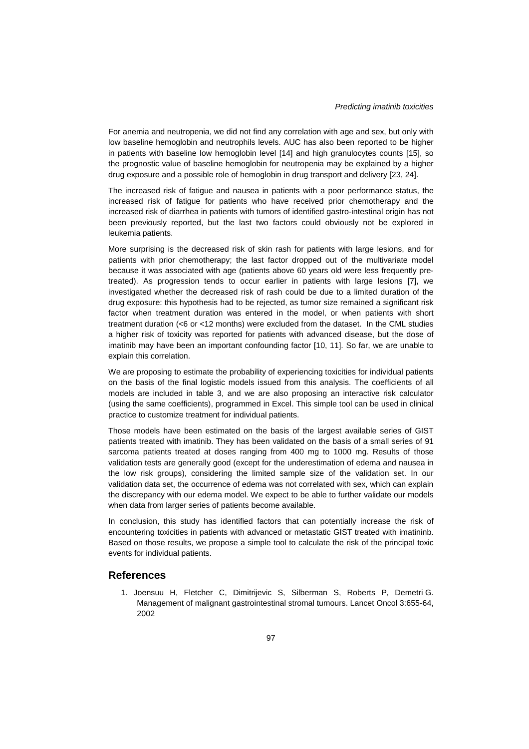For anemia and neutropenia, we did not find any correlation with age and sex, but only with low baseline hemoglobin and neutrophils levels. AUC has also been reported to be higher in patients with baseline low hemoglobin level [14] and high granulocytes counts [15], so the prognostic value of baseline hemoglobin for neutropenia may be explained by a higher drug exposure and a possible role of hemoglobin in drug transport and delivery [23, 24].

The increased risk of fatigue and nausea in patients with a poor performance status, the increased risk of fatigue for patients who have received prior chemotherapy and the increased risk of diarrhea in patients with tumors of identified gastro-intestinal origin has not been previously reported, but the last two factors could obviously not be explored in leukemia patients.

More surprising is the decreased risk of skin rash for patients with large lesions, and for patients with prior chemotherapy; the last factor dropped out of the multivariate model because it was associated with age (patients above 60 years old were less frequently pre-treated). As progression tends to occur earlier in patients with large lesions [7], we investigated whether the decreased risk of rash could be due to a limited duration of the drug exposure: this hypothesis had to be rejected, as tumor size remained a significant risk factor when treatment duration was entered in the model, or when patients with short treatment duration (<6 or <12 months) were excluded from the dataset. In the CML studies a higher risk of toxicity was reported for patients with advanced disease, but the dose of imatinib may have been an important confounding factor [10, 11]. So far, we are unable to explain this correlation.

We are proposing to estimate the probability of experiencing toxicities for individual patients on the basis of the final logistic models issued from this analysis. The coefficients of all models are included in table 3, and we are also proposing an interactive risk calculator (using the same coefficients), programmed in Excel. This simple tool can be used in clinical practice to customize treatment for individual patients.

Those models have been estimated on the basis of the largest available series of GIST patients treated with imatinib. They has been validated on the basis of a small series of 91 sarcoma patients treated at doses ranging from 400 mg to 1000 mg. Results of those validation tests are generally good (except for the underestimation of edema and nausea in the low risk groups), considering the limited sample size of the validation set. In our validation data set, the occurrence of edema was not correlated with sex, which can explain the discrepancy with our edema model. We expect to be able to further validate our models when data from larger series of patients become available.

In conclusion, this study has identified factors that can potentially increase the risk of encountering toxicities in patients with advanced or metastatic GIST treated with imatininb. Based on those results, we propose a simple tool to calculate the risk of the principal toxic events for individual patients.

## References

1. Joensuu H, Fletcher C, Dimitrijevic S, Silberman S, Roberts P, Demetri G. Management of malignant gastrointestinal stromal tumours. Lancet Oncol 3:655-64, 2002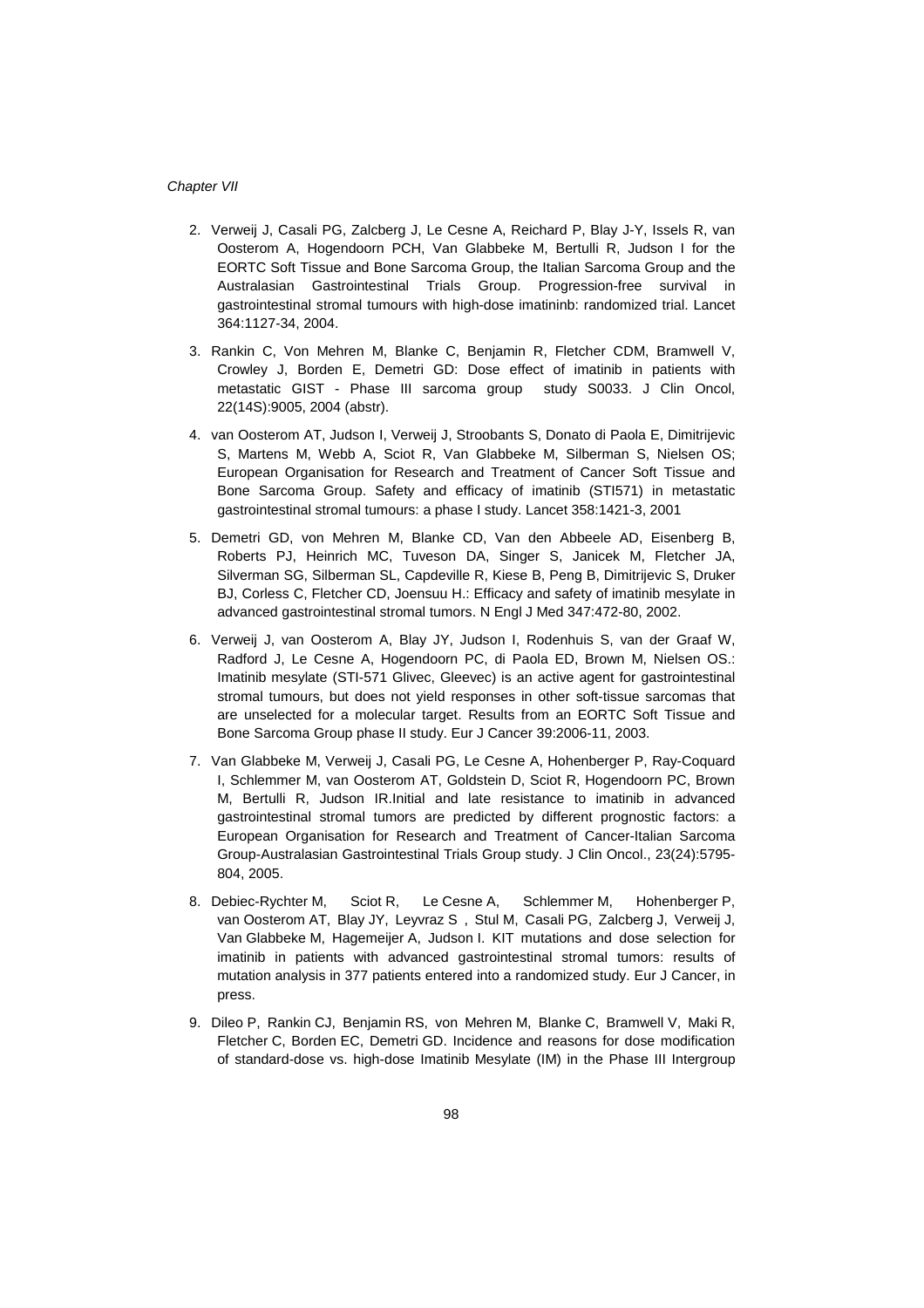2. Verweij J, Casali PG, Zalcberg J, Le Cesne A, Reichard P, Blay J-Y, Issels R, van Oosterom A, Hogendoorn PCH, Van Glabbeke M, Bertulli R, Judson I for the EORTC Soft Tissue and Bone Sarcoma Group, the Italian Sarcoma Group and the Australasian Gastrointestinal Trials Group. Progression-free survival in gastrointestinal stromal tumours with high-dose imatininb: randomized trial. Lancet 364:1127-34, 2004.

3. Rankin C, Von Mehren M, Blanke C, Benjamin R, Fletcher CDM, Bramwell V, Crowley J, Borden E, Demetri GD: Dose effect of imatinib in patients with metastatic GIST - Phase III sarcoma group study S0033. J Clin Oncol, 22(14S):9005, 2004 (abstr).

4. van Oosterom AT, Judson I, Verweij J, Stroobants S, Donato di Paola E, Dimitrijevic S, Martens M, Webb A, Sciot R, Van Glabbeke M, Silberman S, Nielsen OS; European Organisation for Research and Treatment of Cancer Soft Tissue and Bone Sarcoma Group. Safety and efficacy of imatinib (STI571) in metastatic gastrointestinal stromal tumours: a phase I study. Lancet 358:1421-3, 2001

5. Demetri GD, von Mehren M, Blanke CD, Van den Abbeele AD, Eisenberg B, Roberts PJ, Heinrich MC, Tuveson DA, Singer S, Janicek M, Fletcher JA, Silverman SG, Silberman SL, Capdeville R, Kiese B, Peng B, Dimitrijevic S, Druker BJ, Corless C, Fletcher CD, Joensuu H.: Efficacy and safety of imatinib mesylate in advanced gastrointestinal stromal tumors. N Engl J Med 347:472-80, 2002.

6. Verweij J, van Oosterom A, Blay JY, Judson I, Rodenhuis S, van der Graaf W, Radford J, Le Cesne A, Hogendoorn PC, di Paola ED, Brown M, Nielsen OS.: Imatinib mesylate (STI-571 Glivec, Gleevec) is an active agent for gastrointestinal stromal tumours, but does not yield responses in other soft-tissue sarcomas that are unselected for a molecular target. Results from an EORTC Soft Tissue and Bone Sarcoma Group phase II study. Eur J Cancer 39:2006-11, 2003.

7. Van Glabbeke M, Verweij J, Casali PG, Le Cesne A, Hohenberger P, Ray-Coquard I, Schlemmer M, van Oosterom AT, Goldstein D, Sciot R, Hogendoorn PC, Brown M, Bertulli R, Judson IR.Initial and late resistance to imatinib in advanced gastrointestinal stromal tumors are predicted by different prognostic factors: a European Organisation for Research and Treatment of Cancer-Italian Sarcoma Group-Australasian Gastrointestinal Trials Group study. J Clin Oncol., 23(24):5795-804, 2005.

8. Debiec-Rychter M, Sciot R, Le Cesne A, Schlemmer M, Hohenberger P, van Oosterom AT, Blay JY, Leyvraz S , Stul M, Casali PG, Zalcberg J, Verweij J, Van Glabbeke M, Hagemeijer A, Judson I. KIT mutations and dose selection for imatinib in patients with advanced gastrointestinal stromal tumors: results of mutation analysis in 377 patients entered into a randomized study. Eur J Cancer, in press.

9. Dileo P, Rankin CJ, Benjamin RS, von Mehren M, Blanke C, Bramwell V, Maki R, Fletcher C, Borden EC, Demetri GD. Incidence and reasons for dose modification of standard-dose vs. high-dose Imatinib Mesylate (IM) in the Phase III Intergroup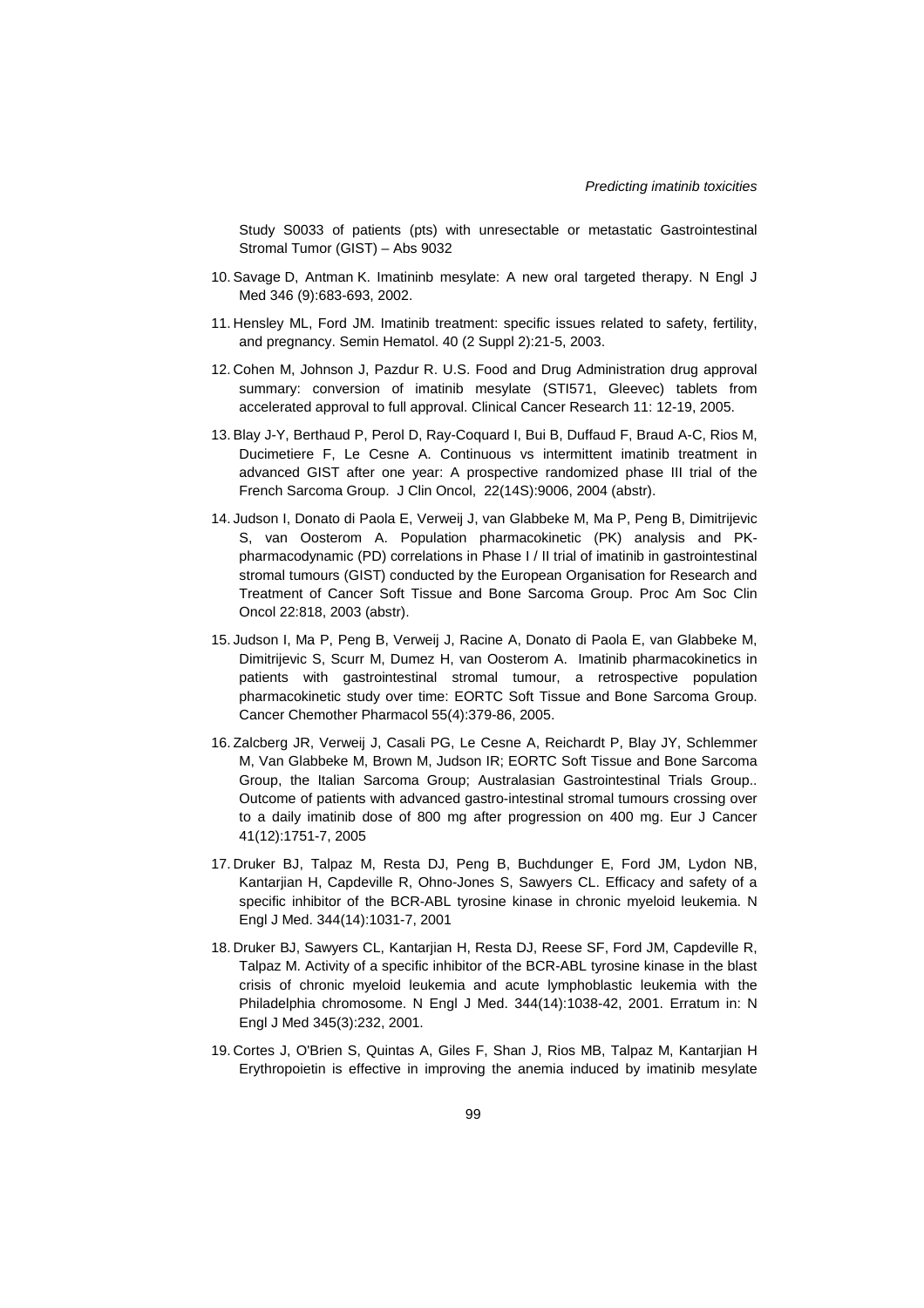Study S0033 of patients (pts) with unresectable or metastatic Gastrointestinal Stromal Tumor (GIST) – Abs 9032

10. Savage D, Antman K. Imatininb mesylate: A new oral targeted therapy. N Engl J Med 346 (9):683-693, 2002.

11. Hensley ML, Ford JM. Imatinib treatment: specific issues related to safety, fertility, and pregnancy. Semin Hematol. 40 (2 Suppl 2):21-5, 2003.

12. Cohen M, Johnson J, Pazdur R. U.S. Food and Drug Administration drug approval summary: conversion of imatinib mesylate (STI571, Gleevec) tablets from accelerated approval to full approval. Clinical Cancer Research 11: 12-19, 2005.

13. Blay J-Y, Berthaud P, Perol D, Ray-Coquard I, Bui B, Duffaud F, Braud A-C, Rios M, Ducimetiere F, Le Cesne A. Continuous vs intermittent imatinib treatment in advanced GIST after one year: A prospective randomized phase III trial of the French Sarcoma Group. J Clin Oncol, 22(14S):9006, 2004 (abstr).

14. Judson I, Donato di Paola E, Verweij J, van Glabbeke M, Ma P, Peng B, Dimitrijevic S, van Oosterom A. Population pharmacokinetic (PK) analysis and PK-pharmacodynamic (PD) correlations in Phase I / II trial of imatinib in gastrointestinal stromal tumours (GIST) conducted by the European Organisation for Research and Treatment of Cancer Soft Tissue and Bone Sarcoma Group. Proc Am Soc Clin Oncol 22:818, 2003 (abstr).

15. Judson I, Ma P, Peng B, Verweij J, Racine A, Donato di Paola E, van Glabbeke M, Dimitrijevic S, Scurr M, Dumez H, van Oosterom A. Imatinib pharmacokinetics in patients with gastrointestinal stromal tumour, a retrospective population pharmacokinetic study over time: EORTC Soft Tissue and Bone Sarcoma Group. Cancer Chemother Pharmacol 55(4):379-86, 2005.

16. Zalcberg JR, Verweij J, Casali PG, Le Cesne A, Reichardt P, Blay JY, Schlemmer M, Van Glabbeke M, Brown M, Judson IR; EORTC Soft Tissue and Bone Sarcoma Group, the Italian Sarcoma Group; Australasian Gastrointestinal Trials Group.. Outcome of patients with advanced gastro-intestinal stromal tumours crossing over to a daily imatinib dose of 800 mg after progression on 400 mg. Eur J Cancer 41(12):1751-7, 2005

17. Druker BJ, Talpaz M, Resta DJ, Peng B, Buchdunger E, Ford JM, Lydon NB, Kantarjian H, Capdeville R, Ohno-Jones S, Sawyers CL. Efficacy and safety of a specific inhibitor of the BCR-ABL tyrosine kinase in chronic myeloid leukemia. N Engl J Med. 344(14):1031-7, 2001

18. Druker BJ, Sawyers CL, Kantarjian H, Resta DJ, Reese SF, Ford JM, Capdeville R, Talpaz M. Activity of a specific inhibitor of the BCR-ABL tyrosine kinase in the blast crisis of chronic myeloid leukemia and acute lymphoblastic leukemia with the Philadelphia chromosome. N Engl J Med. 344(14):1038-42, 2001. Erratum in: N Engl J Med 345(3):232, 2001.

19. Cortes J, O'Brien S, Quintas A, Giles F, Shan J, Rios MB, Talpaz M, Kantarjian H Erythropoietin is effective in improving the anemia induced by imatinib mesylate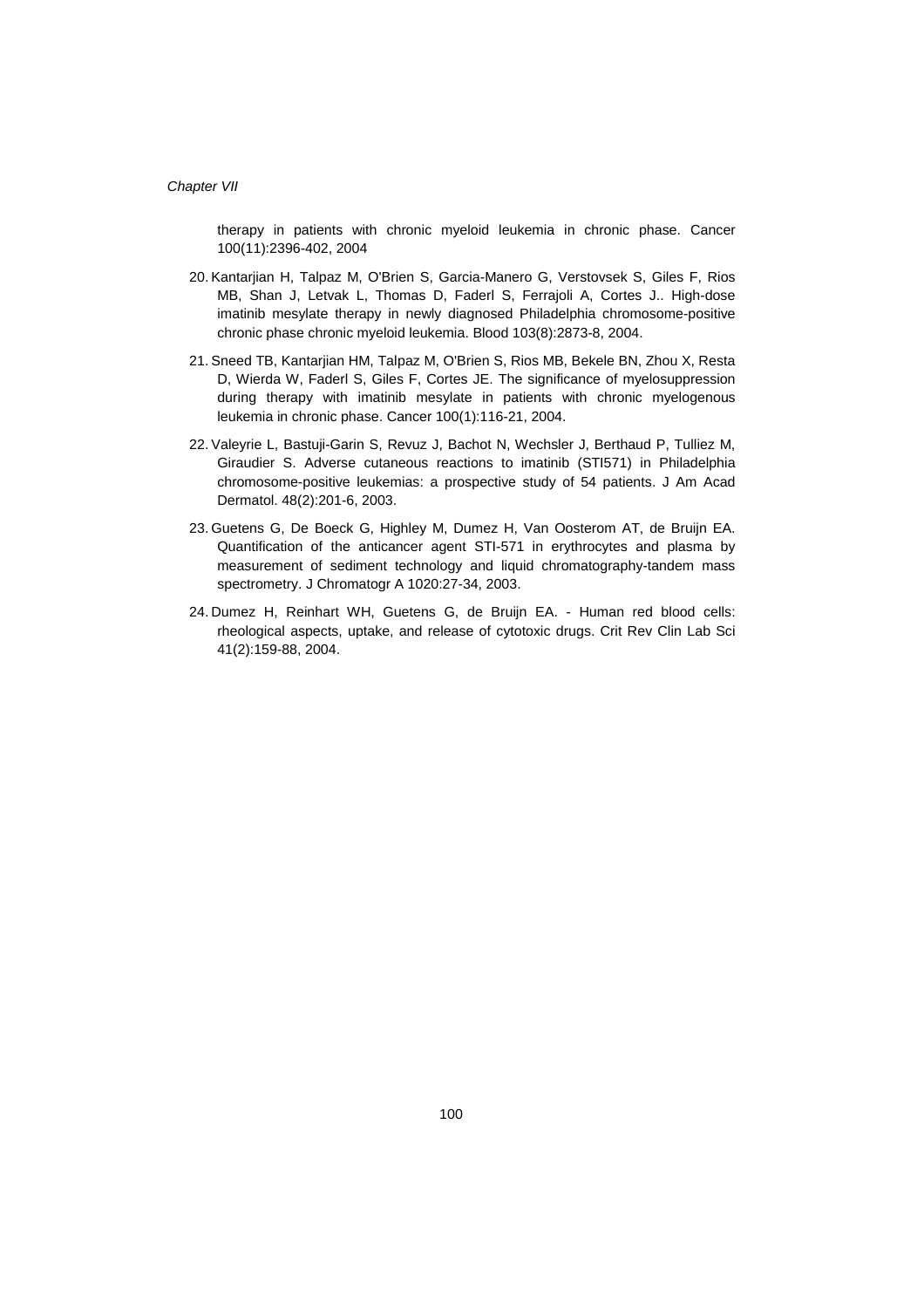therapy in patients with chronic myeloid leukemia in chronic phase. Cancer 100(11):2396-402, 2004

20. Kantarjian H, Talpaz M, O'Brien S, Garcia-Manero G, Verstovsek S, Giles F, Rios MB, Shan J, Letvak L, Thomas D, Faderl S, Ferrajoli A, Cortes J.. High-dose imatinib mesylate therapy in newly diagnosed Philadelphia chromosome-positive chronic phase chronic myeloid leukemia. Blood 103(8):2873-8, 2004.

21. Sneed TB, Kantarjian HM, Talpaz M, O'Brien S, Rios MB, Bekele BN, Zhou X, Resta D, Wierda W, Faderl S, Giles F, Cortes JE. The significance of myelosuppression during therapy with imatinib mesylate in patients with chronic myelogenous leukemia in chronic phase. Cancer 100(1):116-21, 2004.

22. Valeyrie L, Bastuji-Garin S, Revuz J, Bachot N, Wechsler J, Berthaud P, Tulliez M, Giraudier S. Adverse cutaneous reactions to imatinib (STI571) in Philadelphia chromosome-positive leukemias: a prospective study of 54 patients. J Am Acad Dermatol. 48(2):201-6, 2003.

23. Guetens G, De Boeck G, Highley M, Dumez H, Van Oosterom AT, de Bruijn EA. Quantification of the anticancer agent STI-571 in erythrocytes and plasma by measurement of sediment technology and liquid chromatography-tandem mass spectrometry. J Chromatogr A 1020:27-34, 2003.

24. Dumez H, Reinhart WH, Guetens G, de Bruijn EA. - Human red blood cells: rheological aspects, uptake, and release of cytotoxic drugs. Crit Rev Clin Lab Sci 41(2):159-88, 2004.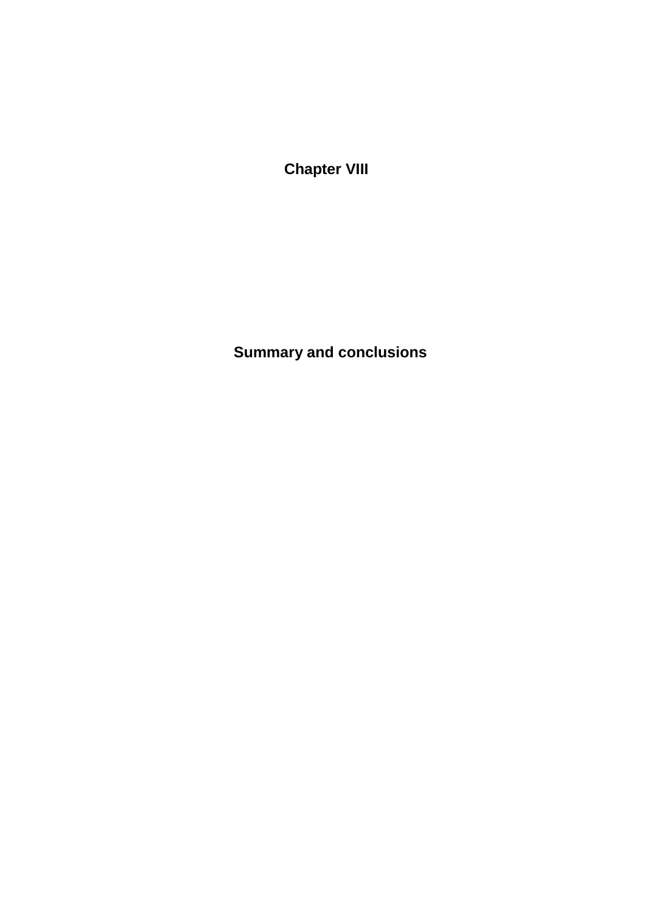# Chapter VIII

# Summary and conclusions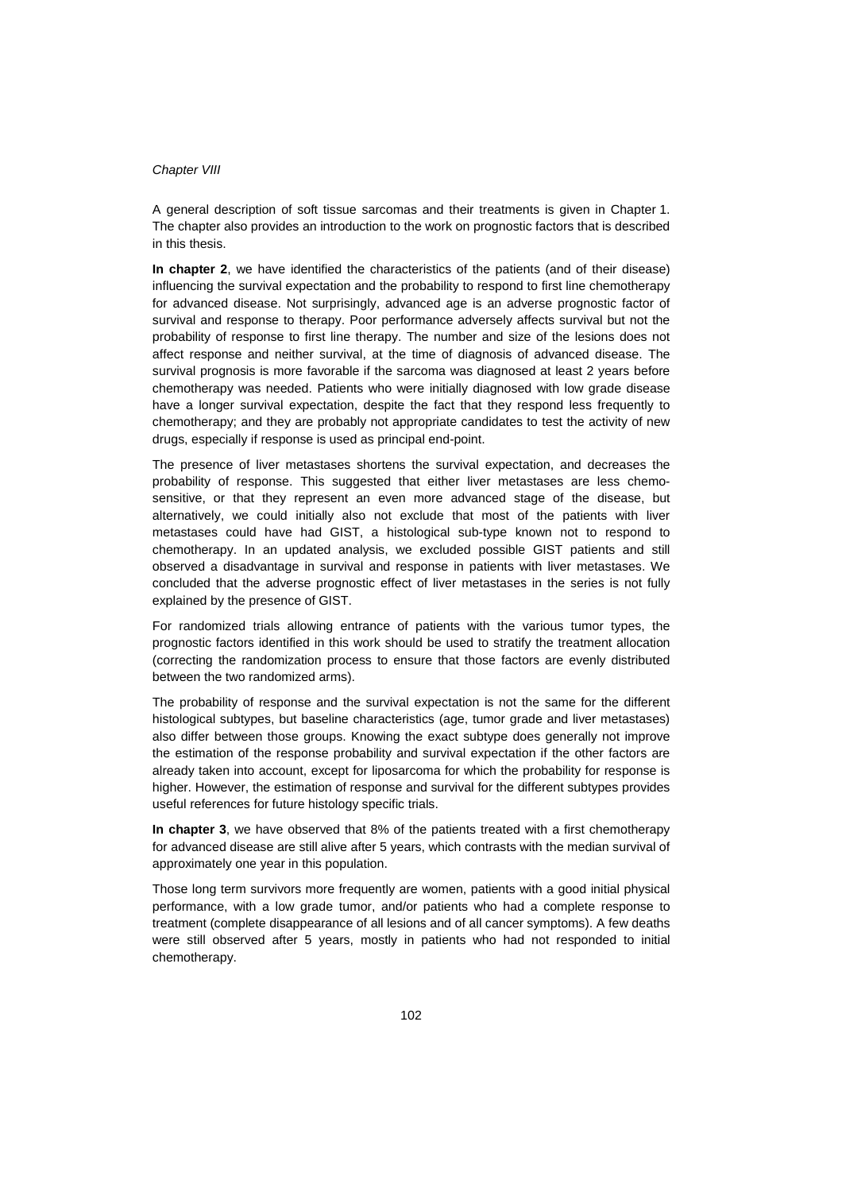*Chapter VIII*

A general description of soft tissue sarcomas and their treatments is given in Chapter 1. The chapter also provides an introduction to the work on prognostic factors that is described in this thesis.

**In chapter 2**, we have identified the characteristics of the patients (and of their disease) influencing the survival expectation and the probability to respond to first line chemotherapy for advanced disease. Not surprisingly, advanced age is an adverse prognostic factor of survival and response to therapy. Poor performance adversely affects survival but not the probability of response to first line therapy. The number and size of the lesions does not affect response and neither survival, at the time of diagnosis of advanced disease. The survival prognosis is more favorable if the sarcoma was diagnosed at least 2 years before chemotherapy was needed. Patients who were initially diagnosed with low grade disease have a longer survival expectation, despite the fact that they respond less frequently to chemotherapy; and they are probably not appropriate candidates to test the activity of new drugs, especially if response is used as principal end-point.

The presence of liver metastases shortens the survival expectation, and decreases the probability of response. This suggested that either liver metastases are less chemo-sensitive, or that they represent an even more advanced stage of the disease, but alternatively, we could initially also not exclude that most of the patients with liver metastases could have had GIST, a histological sub-type known not to respond to chemotherapy. In an updated analysis, we excluded possible GIST patients and still observed a disadvantage in survival and response in patients with liver metastases. We concluded that the adverse prognostic effect of liver metastases in the series is not fully explained by the presence of GIST.

For randomized trials allowing entrance of patients with the various tumor types, the prognostic factors identified in this work should be used to stratify the treatment allocation (correcting the randomization process to ensure that those factors are evenly distributed between the two randomized arms).

The probability of response and the survival expectation is not the same for the different histological subtypes, but baseline characteristics (age, tumor grade and liver metastases) also differ between those groups. Knowing the exact subtype does generally not improve the estimation of the response probability and survival expectation if the other factors are already taken into account, except for liposarcoma for which the probability for response is higher. However, the estimation of response and survival for the different subtypes provides useful references for future histology specific trials.

**In chapter 3**, we have observed that 8% of the patients treated with a first chemotherapy for advanced disease are still alive after 5 years, which contrasts with the median survival of approximately one year in this population.

Those long term survivors more frequently are women, patients with a good initial physical performance, with a low grade tumor, and/or patients who had a complete response to treatment (complete disappearance of all lesions and of all cancer symptoms). A few deaths were still observed after 5 years, mostly in patients who had not responded to initial chemotherapy.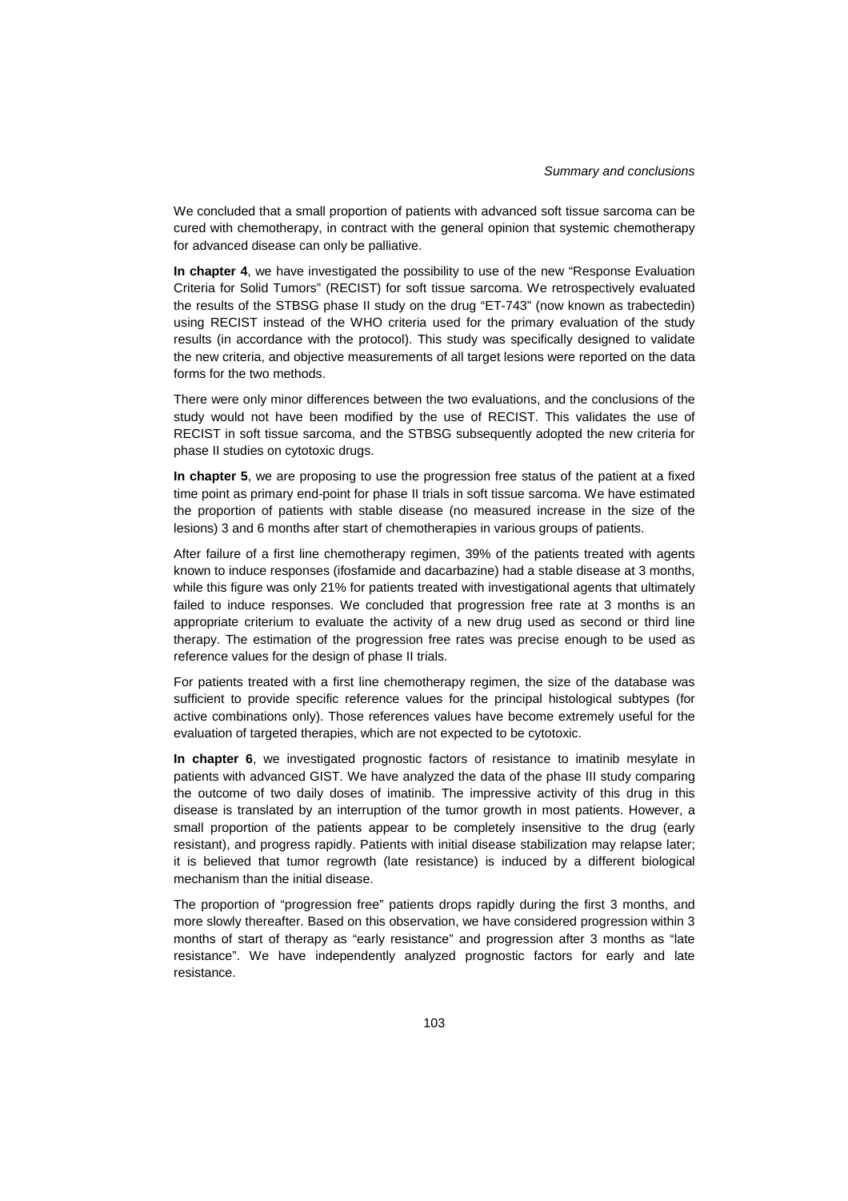We concluded that a small proportion of patients with advanced soft tissue sarcoma can be cured with chemotherapy, in contract with the general opinion that systemic chemotherapy for advanced disease can only be palliative.

**In chapter 4**, we have investigated the possibility to use of the new "Response Evaluation Criteria for Solid Tumors" (RECIST) for soft tissue sarcoma. We retrospectively evaluated the results of the STBSG phase II study on the drug "ET-743" (now known as trabectedin) using RECIST instead of the WHO criteria used for the primary evaluation of the study results (in accordance with the protocol). This study was specifically designed to validate the new criteria, and objective measurements of all target lesions were reported on the data forms for the two methods.

There were only minor differences between the two evaluations, and the conclusions of the study would not have been modified by the use of RECIST. This validates the use of RECIST in soft tissue sarcoma, and the STBSG subsequently adopted the new criteria for phase II studies on cytotoxic drugs.

**In chapter 5**, we are proposing to use the progression free status of the patient at a fixed time point as primary end-point for phase II trials in soft tissue sarcoma. We have estimated the proportion of patients with stable disease (no measured increase in the size of the lesions) 3 and 6 months after start of chemotherapies in various groups of patients.

After failure of a first line chemotherapy regimen, 39% of the patients treated with agents known to induce responses (ifosfamide and dacarbazine) had a stable disease at 3 months, while this figure was only 21% for patients treated with investigational agents that ultimately failed to induce responses. We concluded that progression free rate at 3 months is an appropriate criterium to evaluate the activity of a new drug used as second or third line therapy. The estimation of the progression free rates was precise enough to be used as reference values for the design of phase II trials.

For patients treated with a first line chemotherapy regimen, the size of the database was sufficient to provide specific reference values for the principal histological subtypes (for active combinations only). Those references values have become extremely useful for the evaluation of targeted therapies, which are not expected to be cytotoxic.

**In chapter 6**, we investigated prognostic factors of resistance to imatinib mesylate in patients with advanced GIST. We have analyzed the data of the phase III study comparing the outcome of two daily doses of imatinib. The impressive activity of this drug in this disease is translated by an interruption of the tumor growth in most patients. However, a small proportion of the patients appear to be completely insensitive to the drug (early resistant), and progress rapidly. Patients with initial disease stabilization may relapse later; it is believed that tumor regrowth (late resistance) is induced by a different biological mechanism than the initial disease.

The proportion of "progression free" patients drops rapidly during the first 3 months, and more slowly thereafter. Based on this observation, we have considered progression within 3 months of start of therapy as "early resistance" and progression after 3 months as "late resistance". We have independently analyzed prognostic factors for early and late resistance.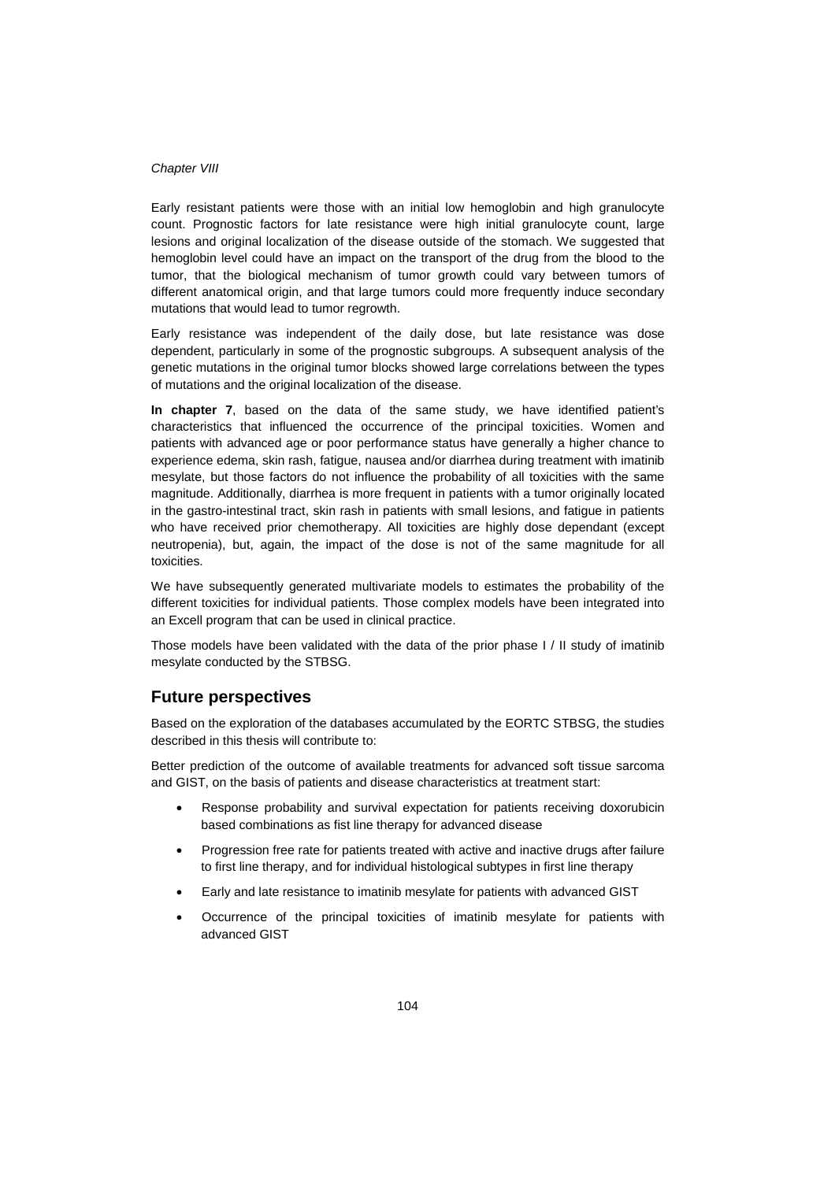Early resistant patients were those with an initial low hemoglobin and high granulocyte count. Prognostic factors for late resistance were high initial granulocyte count, large lesions and original localization of the disease outside of the stomach. We suggested that hemoglobin level could have an impact on the transport of the drug from the blood to the tumor, that the biological mechanism of tumor growth could vary between tumors of different anatomical origin, and that large tumors could more frequently induce secondary mutations that would lead to tumor regrowth.

Early resistance was independent of the daily dose, but late resistance was dose dependent, particularly in some of the prognostic subgroups. A subsequent analysis of the genetic mutations in the original tumor blocks showed large correlations between the types of mutations and the original localization of the disease.

**In chapter 7**, based on the data of the same study, we have identified patient's characteristics that influenced the occurrence of the principal toxicities. Women and patients with advanced age or poor performance status have generally a higher chance to experience edema, skin rash, fatigue, nausea and/or diarrhea during treatment with imatinib mesylate, but those factors do not influence the probability of all toxicities with the same magnitude. Additionally, diarrhea is more frequent in patients with a tumor originally located in the gastro-intestinal tract, skin rash in patients with small lesions, and fatigue in patients who have received prior chemotherapy. All toxicities are highly dose dependant (except neutropenia), but, again, the impact of the dose is not of the same magnitude for all toxicities.

We have subsequently generated multivariate models to estimates the probability of the different toxicities for individual patients. Those complex models have been integrated into an Excell program that can be used in clinical practice.

Those models have been validated with the data of the prior phase I / II study of imatinib mesylate conducted by the STBSG.

## Future perspectives

Based on the exploration of the databases accumulated by the EORTC STBSG, the studies described in this thesis will contribute to:

Better prediction of the outcome of available treatments for advanced soft tissue sarcoma and GIST, on the basis of patients and disease characteristics at treatment start:

- Response probability and survival expectation for patients receiving doxorubicin based combinations as fist line therapy for advanced disease
- Progression free rate for patients treated with active and inactive drugs after failure to first line therapy, and for individual histological subtypes in first line therapy
- Early and late resistance to imatinib mesylate for patients with advanced GIST
- Occurrence of the principal toxicities of imatinib mesylate for patients with advanced GIST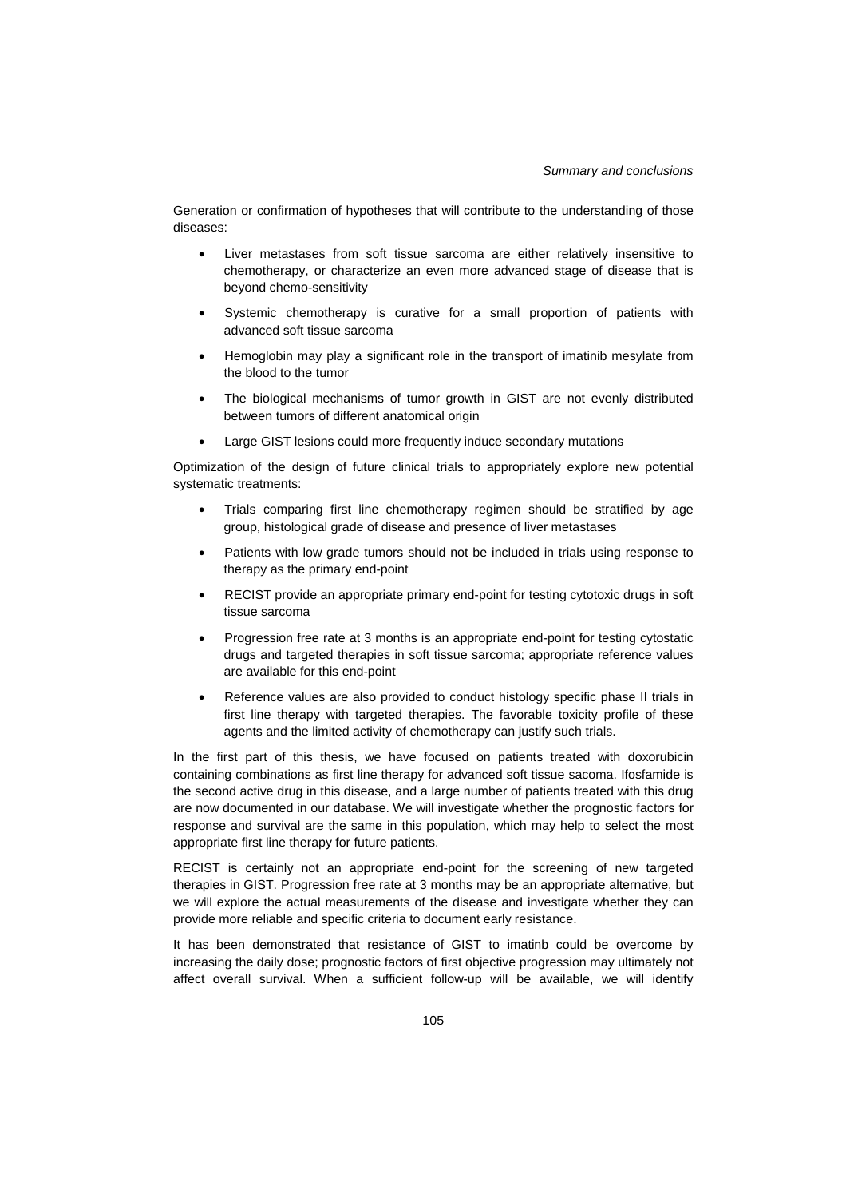Generation or confirmation of hypotheses that will contribute to the understanding of those diseases:

- Liver metastases from soft tissue sarcoma are either relatively insensitive to chemotherapy, or characterize an even more advanced stage of disease that is beyond chemo-sensitivity
- Systemic chemotherapy is curative for a small proportion of patients with advanced soft tissue sarcoma
- Hemoglobin may play a significant role in the transport of imatinib mesylate from the blood to the tumor
- The biological mechanisms of tumor growth in GIST are not evenly distributed between tumors of different anatomical origin
- Large GIST lesions could more frequently induce secondary mutations

Optimization of the design of future clinical trials to appropriately explore new potential systematic treatments:

- Trials comparing first line chemotherapy regimen should be stratified by age group, histological grade of disease and presence of liver metastases
- Patients with low grade tumors should not be included in trials using response to therapy as the primary end-point
- RECIST provide an appropriate primary end-point for testing cytotoxic drugs in soft tissue sarcoma
- Progression free rate at 3 months is an appropriate end-point for testing cytostatic drugs and targeted therapies in soft tissue sarcoma; appropriate reference values are available for this end-point
- Reference values are also provided to conduct histology specific phase II trials in first line therapy with targeted therapies. The favorable toxicity profile of these agents and the limited activity of chemotherapy can justify such trials.

In the first part of this thesis, we have focused on patients treated with doxorubicin containing combinations as first line therapy for advanced soft tissue sacoma. Ifosfamide is the second active drug in this disease, and a large number of patients treated with this drug are now documented in our database. We will investigate whether the prognostic factors for response and survival are the same in this population, which may help to select the most appropriate first line therapy for future patients.

RECIST is certainly not an appropriate end-point for the screening of new targeted therapies in GIST. Progression free rate at 3 months may be an appropriate alternative, but we will explore the actual measurements of the disease and investigate whether they can provide more reliable and specific criteria to document early resistance.

It has been demonstrated that resistance of GIST to imatinb could be overcome by increasing the daily dose; prognostic factors of first objective progression may ultimately not affect overall survival. When a sufficient follow-up will be available, we will identify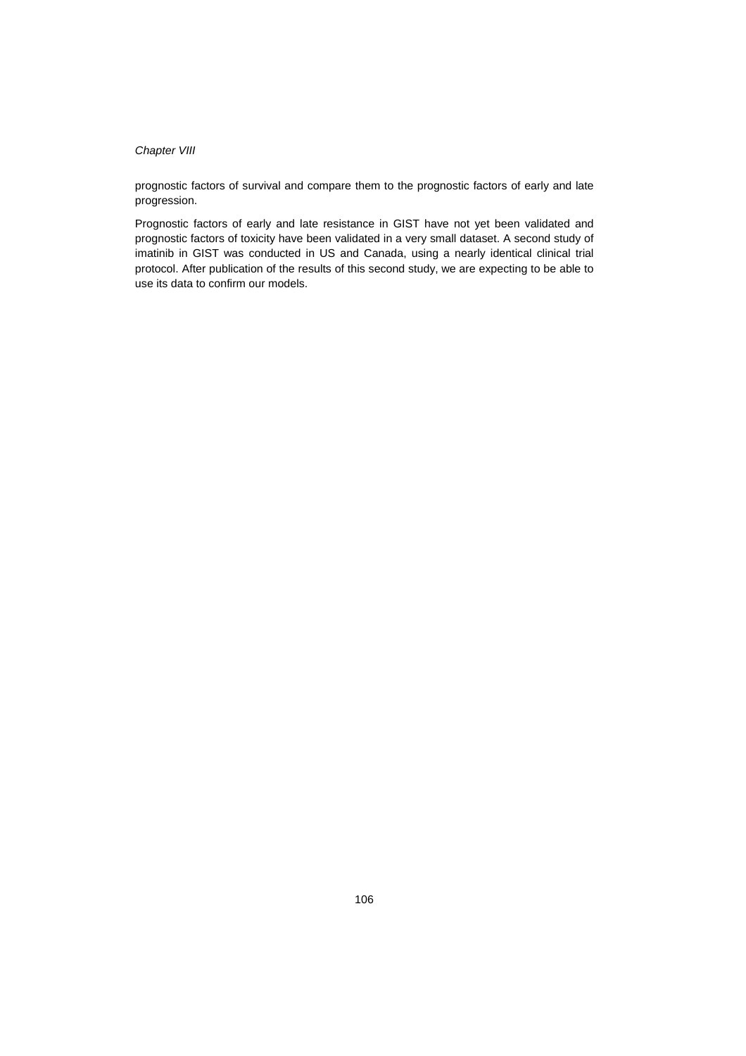prognostic factors of survival and compare them to the prognostic factors of early and late progression.

Prognostic factors of early and late resistance in GIST have not yet been validated and prognostic factors of toxicity have been validated in a very small dataset. A second study of imatinib in GIST was conducted in US and Canada, using a nearly identical clinical trial protocol. After publication of the results of this second study, we are expecting to be able to use its data to confirm our models.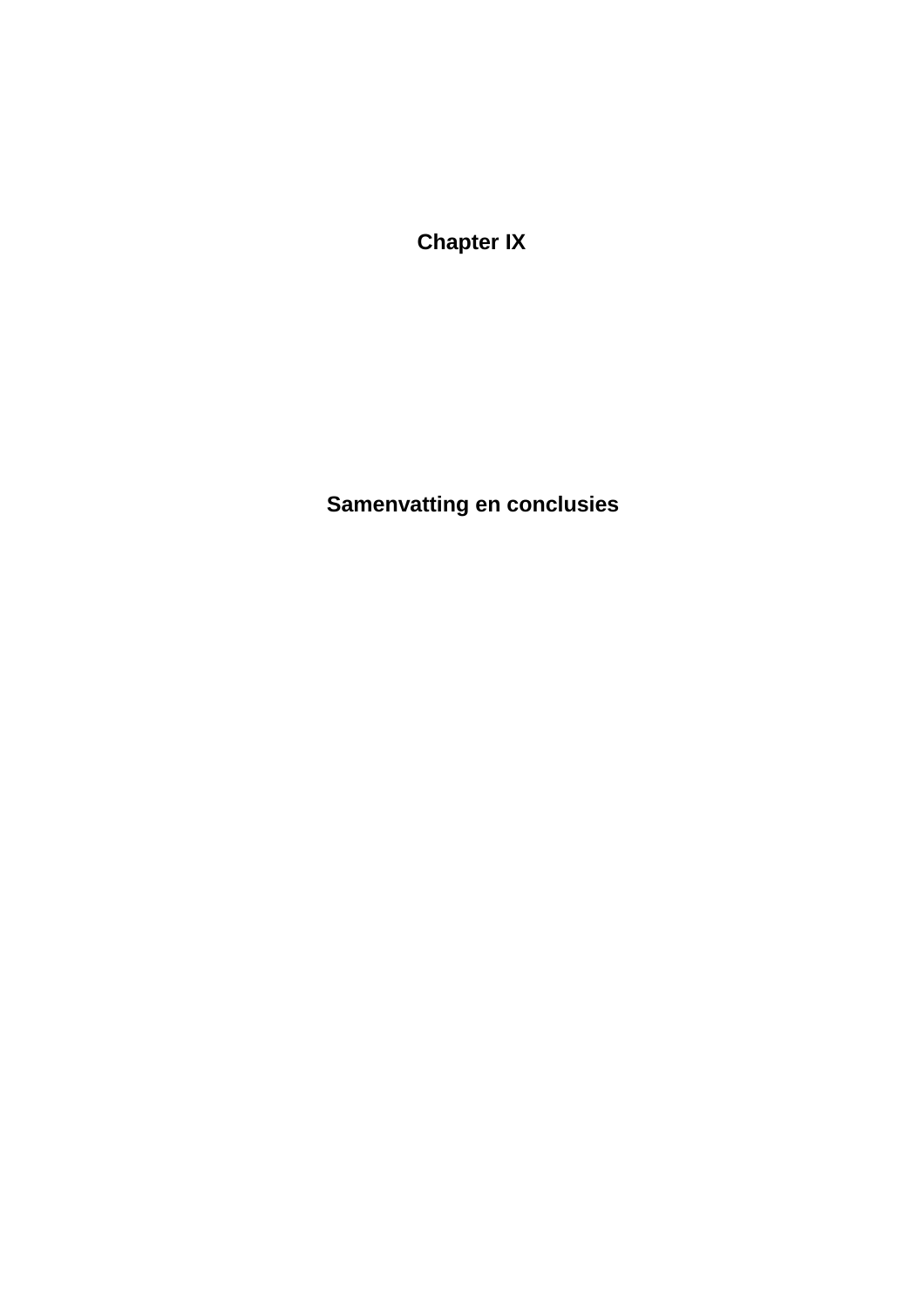# Chapter IX

# Samenvatting en conclusies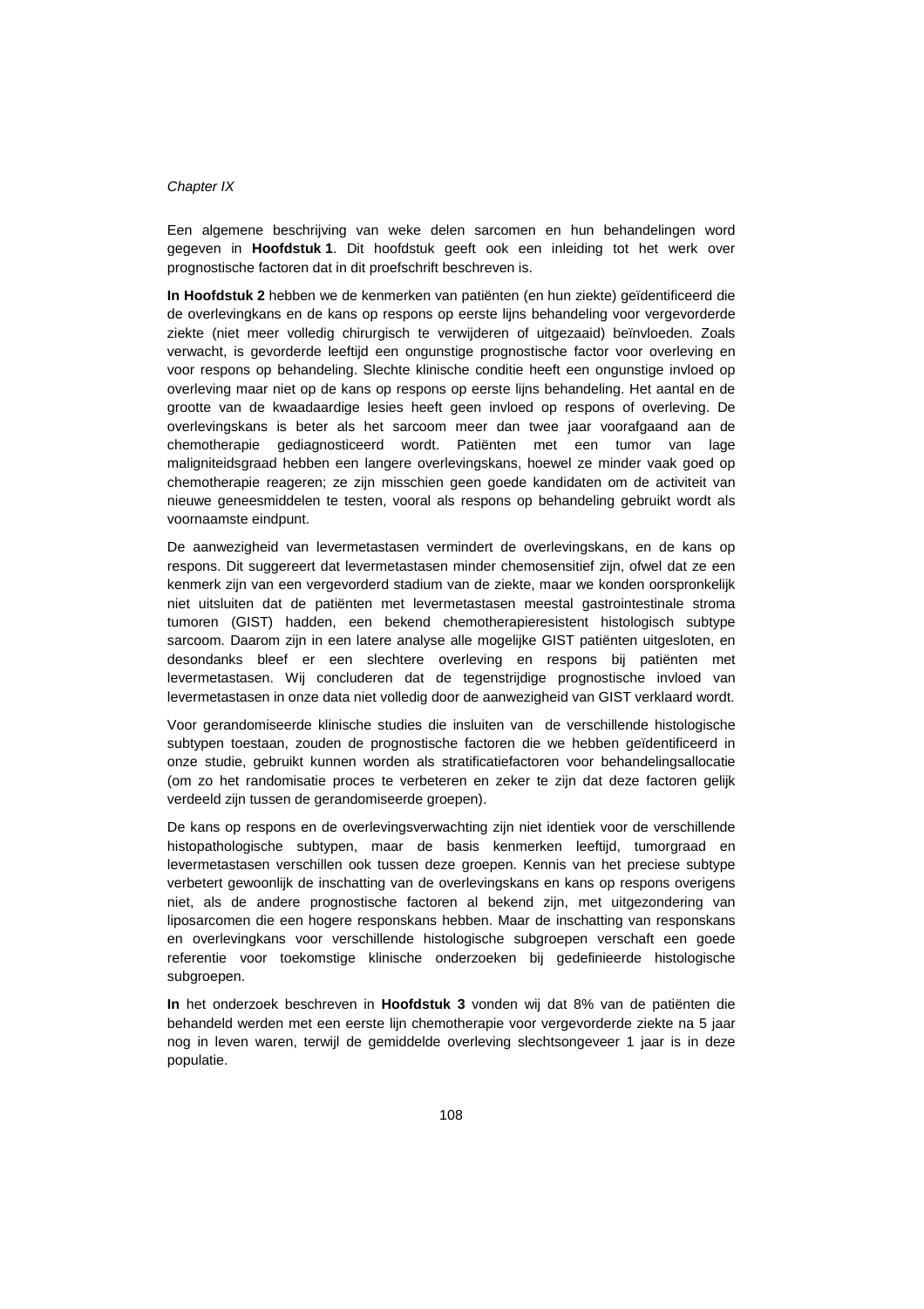Een algemene beschrijving van weke delen sarcomen en hun behandelingen word gegeven in **Hoofdstuk 1**. Dit hoofdstuk geeft ook een inleiding tot het werk over prognostische factoren dat in dit proefschrift beschreven is.

**In Hoofdstuk 2** hebben we de kenmerken van patiënten (en hun ziekte) geïdentificeerd die de overlevingkans en de kans op respons op eerste lijns behandeling voor vergevorderde ziekte (niet meer volledig chirurgisch te verwijderen of uitgezaaid) beïnvloeden. Zoals verwacht, is gevorderde leeftijd een ongunstige prognostische factor voor overleving en voor respons op behandeling. Slechte klinische conditie heeft een ongunstige invloed op overleving maar niet op de kans op respons op eerste lijns behandeling. Het aantal en de grootte van de kwaadaardige lesies heeft geen invloed op respons of overleving. De overlevingskans is beter als het sarcoom meer dan twee jaar voorafgaand aan de chemotherapie gediagnosticeerd wordt. Patiënten met een tumor van lage maligniteidsgraad hebben een langere overlevingskans, hoewel ze minder vaak goed op chemotherapie reageren; ze zijn misschien geen goede kandidaten om de activiteit van nieuwe geneesmiddelen te testen, vooral als respons op behandeling gebruikt wordt als voornaamste eindpunt.

De aanwezigheid van levermetastasen vermindert de overlevingskans, en de kans op respons. Dit suggereert dat levermetastasen minder chemosensitief zijn, ofwel dat ze een kenmerk zijn van een vergevorderd stadium van de ziekte, maar we konden oorspronkelijk niet uitsluiten dat de patiënten met levermetastasen meestal gastrointestinale stroma tumoren (GIST) hadden, een bekend chemotherapieresistent histologisch subtype sarcoom. Daarom zijn in een latere analyse alle mogelijke GIST patiënten uitgesloten, en desondanks bleef er een slechtere overleving en respons bij patiënten met levermetastasen. Wij concluderen dat de tegenstrijdige prognostische invloed van levermetastasen in onze data niet volledig door de aanwezigheid van GIST verklaard wordt.

Voor gerandomiseerde klinische studies die insluiten van de verschillende histologische subtypen toestaan, zouden de prognostische factoren die we hebben geïdentificeerd in onze studie, gebruikt kunnen worden als stratificatiefactoren voor behandelingsallocatie (om zo het randomisatie proces te verbeteren en zeker te zijn dat deze factoren gelijk verdeeld zijn tussen de gerandomiseerde groepen).

De kans op respons en de overlevingsverwachting zijn niet identiek voor de verschillende histopathologische subtypen, maar de basis kenmerken leeftijd, tumorgraad en levermetastasen verschillen ook tussen deze groepen. Kennis van het preciese subtype verbetert gewoonlijk de inschatting van de overlevingskans en kans op respons overigens niet, als de andere prognostische factoren al bekend zijn, met uitgezondering van liposarcomen die een hogere responskans hebben. Maar de inschatting van responskans en overlevingkans voor verschillende histologische subgroepen verschaft een goede referentie voor toekomstige klinische onderzoeken bij gedefinieerde histologische subgroepen.

**In** het onderzoek beschreven in **Hoofdstuk 3** vonden wij dat 8% van de patiënten die behandeld werden met een eerste lijn chemotherapie voor vergevorderde ziekte na 5 jaar nog in leven waren, terwijl de gemiddelde overleving slechtsongeveer 1 jaar is in deze populatie.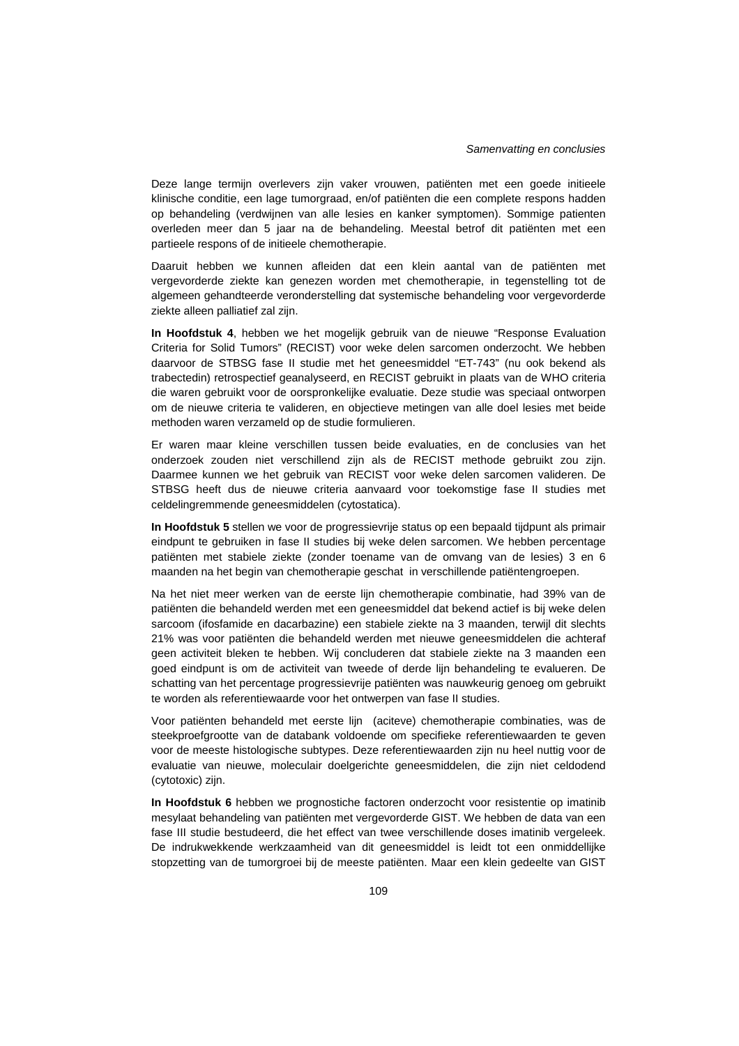Deze lange termijn overlevers zijn vaker vrouwen, patiënten met een goede initieele klinische conditie, een lage tumorgraad, en/of patiënten die een complete respons hadden op behandeling (verdwijnen van alle lesies en kanker symptomen). Sommige patienten overleden meer dan 5 jaar na de behandeling. Meestal betrof dit patiënten met een partieele respons of de initieele chemotherapie.

Daaruit hebben we kunnen afleiden dat een klein aantal van de patiënten met vergevorderde ziekte kan genezen worden met chemotherapie, in tegenstelling tot de algemeen gehandteerde veronderstelling dat systemische behandeling voor vergevorderde ziekte alleen palliatief zal zijn.

**In Hoofdstuk 4**, hebben we het mogelijk gebruik van de nieuwe "Response Evaluation Criteria for Solid Tumors" (RECIST) voor weke delen sarcomen onderzocht. We hebben daarvoor de STBSG fase II studie met het geneesmiddel "ET-743" (nu ook bekend als trabectedin) retrospectief geanalyseerd, en RECIST gebruikt in plaats van de WHO criteria die waren gebruikt voor de oorspronkelijke evaluatie. Deze studie was speciaal ontworpen om de nieuwe criteria te valideren, en objectieve metingen van alle doel lesies met beide methoden waren verzameld op de studie formulieren.

Er waren maar kleine verschillen tussen beide evaluaties, en de conclusies van het onderzoek zouden niet verschillend zijn als de RECIST methode gebruikt zou zijn. Daarmee kunnen we het gebruik van RECIST voor weke delen sarcomen valideren. De STBSG heeft dus de nieuwe criteria aanvaard voor toekomstige fase II studies met celdelingremmende geneesmiddelen (cytostatica).

**In Hoofdstuk 5** stellen we voor de progressievrije status op een bepaald tijdpunt als primair eindpunt te gebruiken in fase II studies bij weke delen sarcomen. We hebben percentage patiënten met stabiele ziekte (zonder toename van de omvang van de lesies) 3 en 6 maanden na het begin van chemotherapie geschat in verschillende patiëntengroepen.

Na het niet meer werken van de eerste lijn chemotherapie combinatie, had 39% van de patiënten die behandeld werden met een geneesmiddel dat bekend actief is bij weke delen sarcoom (ifosfamide en dacarbazine) een stabiele ziekte na 3 maanden, terwijl dit slechts 21% was voor patiënten die behandeld werden met nieuwe geneesmiddelen die achteraf geen activiteit bleken te hebben. Wij concluderen dat stabiele ziekte na 3 maanden een goed eindpunt is om de activiteit van tweede of derde lijn behandeling te evalueren. De schatting van het percentage progressievrije patiënten was nauwkeurig genoeg om gebruikt te worden als referentiewaarde voor het ontwerpen van fase II studies.

Voor patiënten behandeld met eerste lijn (aciteve) chemotherapie combinaties, was de steekproefgrootte van de databank voldoende om specifieke referentiewaarden te geven voor de meeste histologische subtypes. Deze referentiewaarden zijn nu heel nuttig voor de evaluatie van nieuwe, moleculair doelgerichte geneesmiddelen, die zijn niet celdodend (cytotoxic) zijn.

**In Hoofdstuk 6** hebben we prognostiche factoren onderzocht voor resistentie op imatinib mesylaat behandeling van patiënten met vergevorderde GIST. We hebben de data van een fase III studie bestudeerd, die het effect van twee verschillende doses imatinib vergeleek. De indrukwekkende werkzaamheid van dit geneesmiddel is leidt tot een onmiddellijke stopzetting van de tumorgroei bij de meeste patiënten. Maar een klein gedeelte van GIST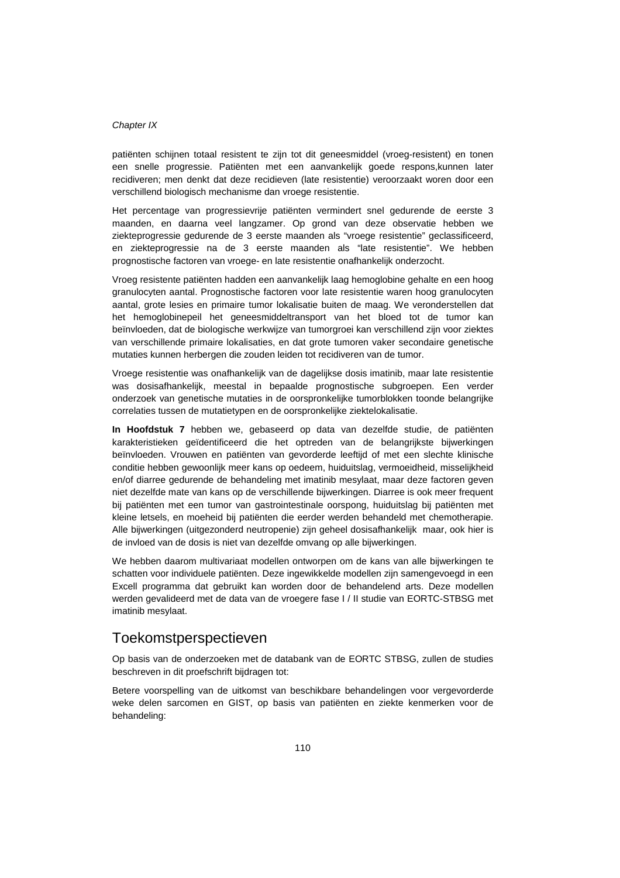patiënten schijnen totaal resistent te zijn tot dit geneesmiddel (vroeg-resistent) en tonen een snelle progressie. Patiënten met een aanvankelijk goede respons,kunnen later recidiveren; men denkt dat deze recidieven (late resistentie) veroorzaakt woren door een verschillend biologisch mechanisme dan vroege resistentie.

Het percentage van progressievrije patiënten vermindert snel gedurende de eerste 3 maanden, en daarna veel langzamer. Op grond van deze observatie hebben we ziekteprogressie gedurende de 3 eerste maanden als "vroege resistentie" geclassificeerd, en ziekteprogressie na de 3 eerste maanden als "late resistentie". We hebben prognostische factoren van vroege- en late resistentie onafhankelijk onderzocht.

Vroeg resistente patiënten hadden een aanvankelijk laag hemoglobine gehalte en een hoog granulocyten aantal. Prognostische factoren voor late resistentie waren hoog granulocyten aantal, grote lesies en primaire tumor lokalisatie buiten de maag. We veronderstellen dat het hemoglobinepeil het geneesmiddeltransport van het bloed tot de tumor kan beïnvloeden, dat de biologische werkwijze van tumorgroei kan verschillend zijn voor ziektes van verschillende primaire lokalisaties, en dat grote tumoren vaker secondaire genetische mutaties kunnen herbergen die zouden leiden tot recidiveren van de tumor.

Vroege resistentie was onafhankelijk van de dagelijkse dosis imatinib, maar late resistentie was dosisafhankelijk, meestal in bepaalde prognostische subgroepen. Een verder onderzoek van genetische mutaties in de oorspronkelijke tumorblokken toonde belangrijke correlaties tussen de mutatietypen en de oorspronkelijke ziektelokalisatie.

**In Hoofdstuk 7** hebben we, gebaseerd op data van dezelfde studie, de patiënten karakteristieken geïdentificeerd die het optreden van de belangrijkste bijwerkingen beïnvloeden. Vrouwen en patiënten van gevorderde leeftijd of met een slechte klinische conditie hebben gewoonlijk meer kans op oedeem, huiduitslag, vermoeidheid, misselijkheid en/of diarree gedurende de behandeling met imatinib mesylaat, maar deze factoren geven niet dezelfde mate van kans op de verschillende bijwerkingen. Diarree is ook meer frequent bij patiënten met een tumor van gastrointestinale oorspong, huiduitslag bij patiënten met kleine letsels, en moeheid bij patiënten die eerder werden behandeld met chemotherapie. Alle bijwerkingen (uitgezonderd neutropenie) zijn geheel dosisafhankelijk maar, ook hier is de invloed van de dosis is niet van dezelfde omvang op alle bijwerkingen.

We hebben daarom multivariaat modellen ontworpen om de kans van alle bijwerkingen te schatten voor individuele patiënten. Deze ingewikkelde modellen zijn samengevoegd in een Excell programma dat gebruikt kan worden door de behandelend arts. Deze modellen werden gevalideerd met de data van de vroegere fase I / II studie van EORTC-STBSG met imatinib mesylaat.

## Toekomstperspectieven

Op basis van de onderzoeken met de databank van de EORTC STBSG, zullen de studies beschreven in dit proefschrift bijdragen tot:

Betere voorspelling van de uitkomst van beschikbare behandelingen voor vergevorderde weke delen sarcomen en GIST, op basis van patiënten en ziekte kenmerken voor de behandeling: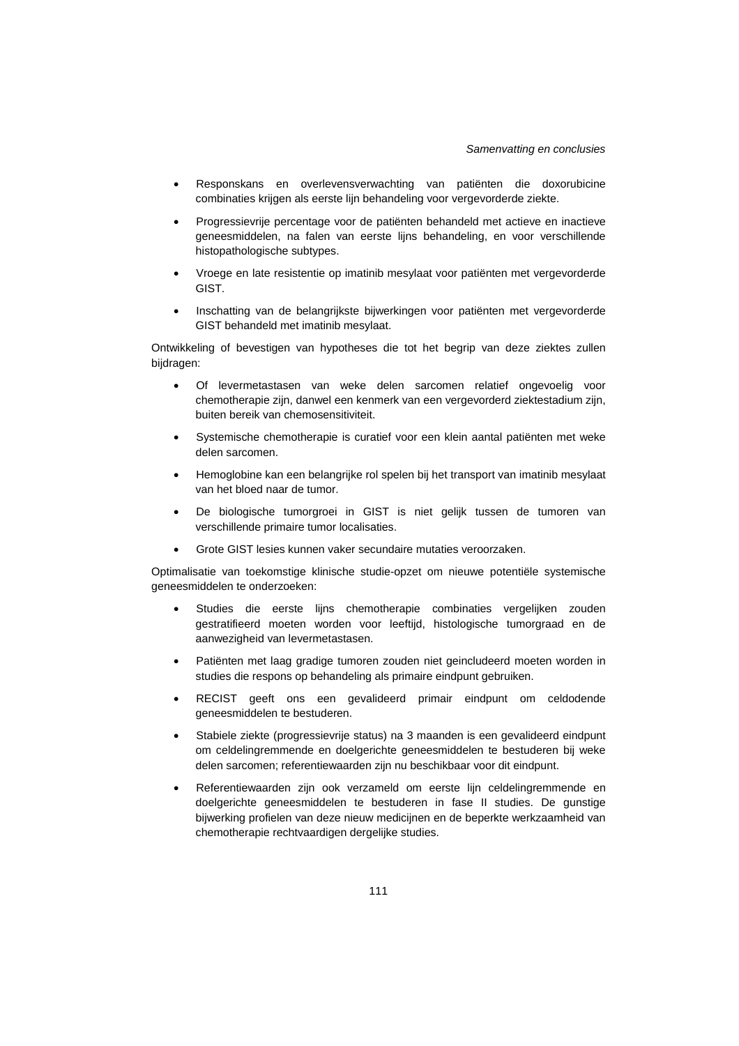- Responskans en overlevensverwachting van patiënten die doxorubicine combinaties krijgen als eerste lijn behandeling voor vergevorderde ziekte.
- Progressievrije percentage voor de patiënten behandeld met actieve en inactieve geneesmiddelen, na falen van eerste lijns behandeling, en voor verschillende histopathologische subtypes.
- Vroege en late resistentie op imatinib mesylaat voor patiënten met vergevorderde GIST.
- Inschatting van de belangrijkste bijwerkingen voor patiënten met vergevorderde GIST behandeld met imatinib mesylaat.

Ontwikkeling of bevestigen van hypotheses die tot het begrip van deze ziektes zullen bijdragen:

- Of levermetastasen van weke delen sarcomen relatief ongevoelig voor chemotherapie zijn, danwel een kenmerk van een vergevorderd ziektestadium zijn, buiten bereik van chemosensitiviteit.
- Systemische chemotherapie is curatief voor een klein aantal patiënten met weke delen sarcomen.
- Hemoglobine kan een belangrijke rol spelen bij het transport van imatinib mesylaat van het bloed naar de tumor.
- De biologische tumorgroei in GIST is niet gelijk tussen de tumoren van verschillende primaire tumor localisaties.
- Grote GIST lesies kunnen vaker secundaire mutaties veroorzaken.

Optimalisatie van toekomstige klinische studie-opzet om nieuwe potentiële systemische geneesmiddelen te onderzoeken:

- Studies die eerste lijns chemotherapie combinaties vergelijken zouden gestratifieerd moeten worden voor leeftijd, histologische tumorgraad en de aanwezigheid van levermetastasen.
- Patiënten met laag gradige tumoren zouden niet geincludeerd moeten worden in studies die respons op behandeling als primaire eindpunt gebruiken.
- RECIST geeft ons een gevalideerd primair eindpunt om celdodende geneesmiddelen te bestuderen.
- Stabiele ziekte (progressievrije status) na 3 maanden is een gevalideerd eindpunt om celdelingremmende en doelgerichte geneesmiddelen te bestuderen bij weke delen sarcomen; referentiewaarden zijn nu beschikbaar voor dit eindpunt.
- Referentiewaarden zijn ook verzameld om eerste lijn celdelingremmende en doelgerichte geneesmiddelen te bestuderen in fase II studies. De gunstige bijwerking profielen van deze nieuw medicijnen en de beperkte werkzaamheid van chemotherapie rechtvaardigen dergelijke studies.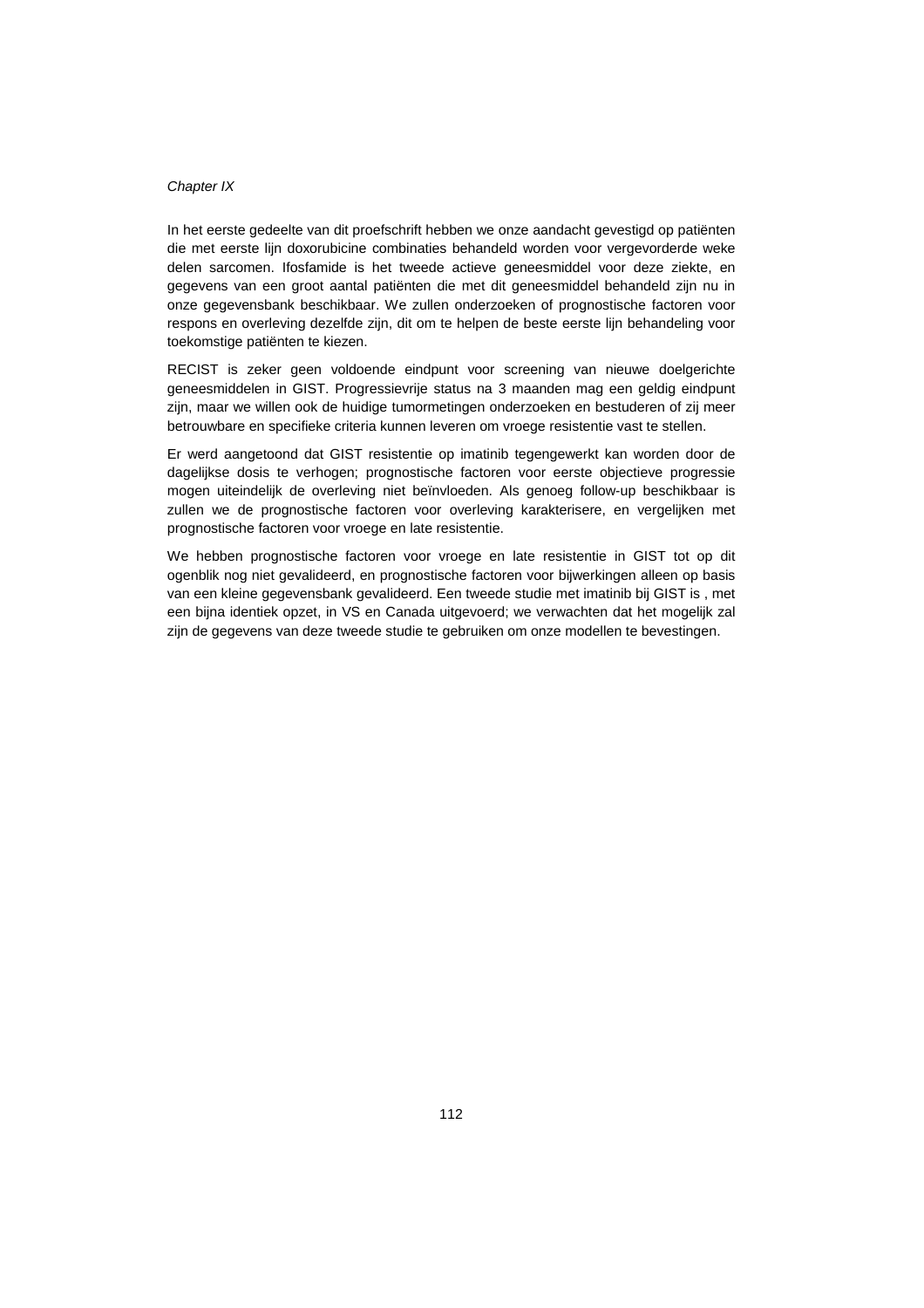In het eerste gedeelte van dit proefschrift hebben we onze aandacht gevestigd op patiënten die met eerste lijn doxorubicine combinaties behandeld worden voor vergevorderde weke delen sarcomen. Ifosfamide is het tweede actieve geneesmiddel voor deze ziekte, en gegevens van een groot aantal patiënten die met dit geneesmiddel behandeld zijn nu in onze gegevensbank beschikbaar. We zullen onderzoeken of prognostische factoren voor respons en overleving dezelfde zijn, dit om te helpen de beste eerste lijn behandeling voor toekomstige patiënten te kiezen.

RECIST is zeker geen voldoende eindpunt voor screening van nieuwe doelgerichte geneesmiddelen in GIST. Progressievrije status na 3 maanden mag een geldig eindpunt zijn, maar we willen ook de huidige tumormetingen onderzoeken en bestuderen of zij meer betrouwbare en specifieke criteria kunnen leveren om vroege resistentie vast te stellen.

Er werd aangetoond dat GIST resistentie op imatinib tegengewerkt kan worden door de dagelijkse dosis te verhogen; prognostische factoren voor eerste objectieve progressie mogen uiteindelijk de overleving niet beïnvloeden. Als genoeg follow-up beschikbaar is zullen we de prognostische factoren voor overleving karakterisere, en vergelijken met prognostische factoren voor vroege en late resistentie.

We hebben prognostische factoren voor vroege en late resistentie in GIST tot op dit ogenblik nog niet gevalideerd, en prognostische factoren voor bijwerkingen alleen op basis van een kleine gegevensbank gevalideerd. Een tweede studie met imatinib bij GIST is , met een bijna identiek opzet, in VS en Canada uitgevoerd; we verwachten dat het mogelijk zal zijn de gegevens van deze tweede studie te gebruiken om onze modellen te bevestingen.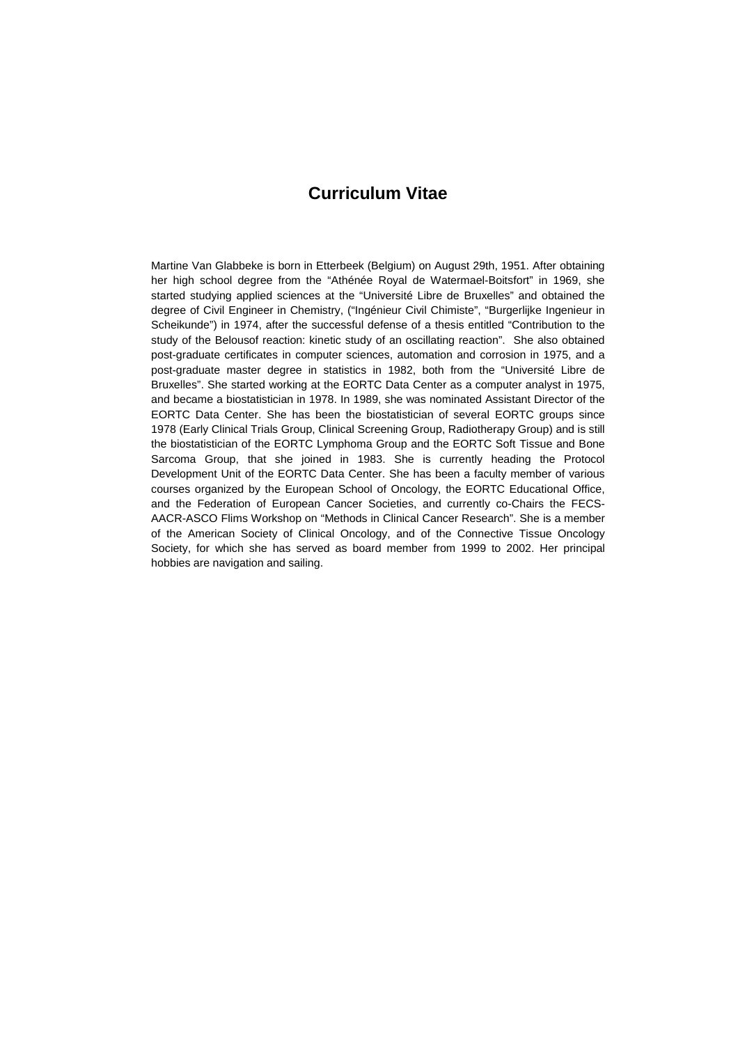# Curriculum Vitae

Martine Van Glabbeke is born in Etterbeek (Belgium) on August 29th, 1951. After obtaining her high school degree from the “Athénée Royal de Watermael-Boitsfort” in 1969, she started studying applied sciences at the “Université Libre de Bruxelles” and obtained the degree of Civil Engineer in Chemistry, (“Ingénieur Civil Chimiste”, “Burgerlijke Ingenieur in Scheikunde”) in 1974, after the successful defense of a thesis entitled “Contribution to the study of the Belousof reaction: kinetic study of an oscillating reaction”. She also obtained post-graduate certificates in computer sciences, automation and corrosion in 1975, and a post-graduate master degree in statistics in 1982, both from the “Université Libre de Bruxelles”. She started working at the EORTC Data Center as a computer analyst in 1975, and became a biostatistician in 1978. In 1989, she was nominated Assistant Director of the EORTC Data Center. She has been the biostatistician of several EORTC groups since 1978 (Early Clinical Trials Group, Clinical Screening Group, Radiotherapy Group) and is still the biostatistician of the EORTC Lymphoma Group and the EORTC Soft Tissue and Bone Sarcoma Group, that she joined in 1983. She is currently heading the Protocol Development Unit of the EORTC Data Center. She has been a faculty member of various courses organized by the European School of Oncology, the EORTC Educational Office, and the Federation of European Cancer Societies, and currently co-Chairs the FECS-AACR-ASCO Flims Workshop on “Methods in Clinical Cancer Research”. She is a member of the American Society of Clinical Oncology, and of the Connective Tissue Oncology Society, for which she has served as board member from 1999 to 2002. Her principal hobbies are navigation and sailing.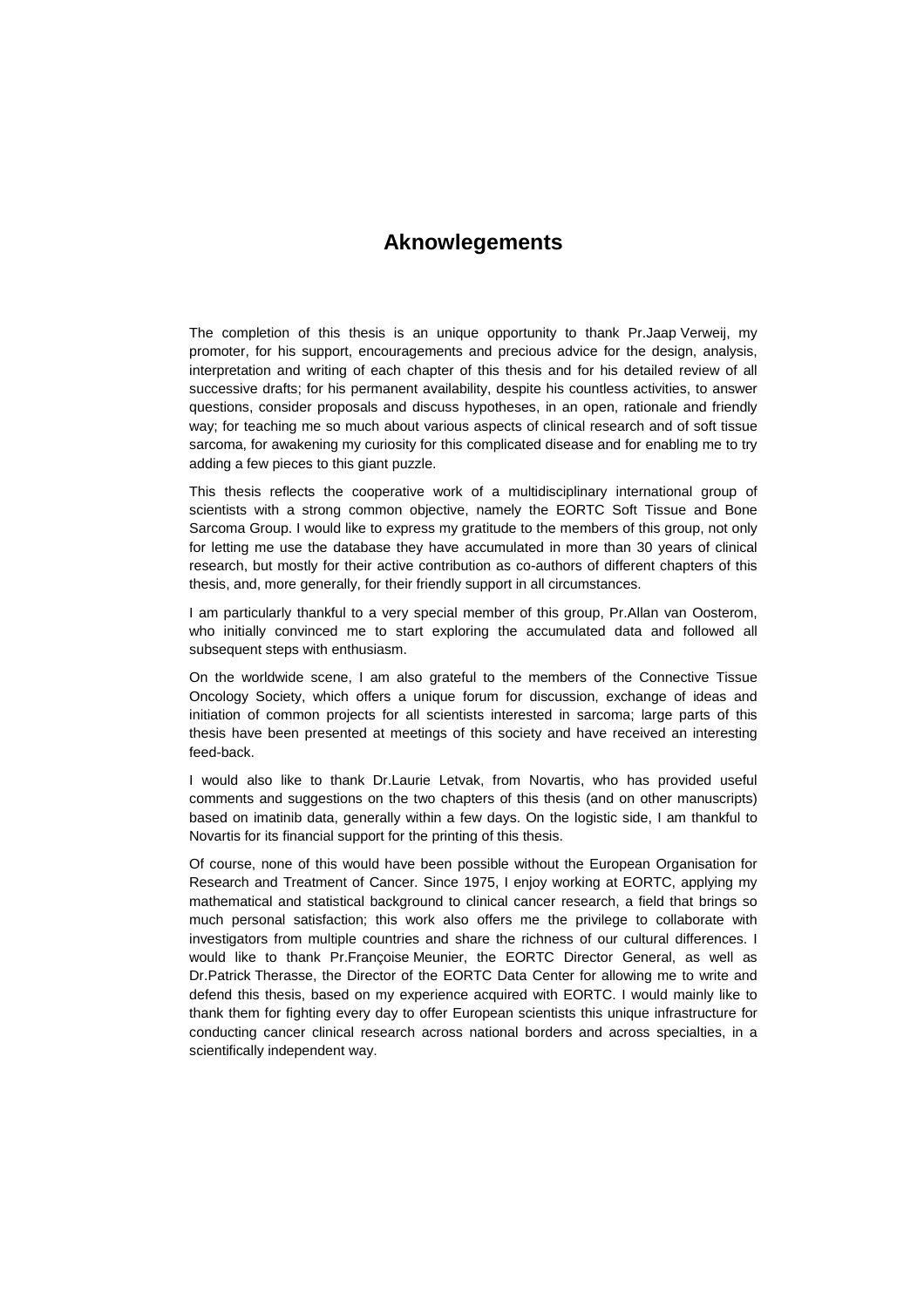# Aknowlegements

The completion of this thesis is an unique opportunity to thank Pr.Jaap Verweij, my promoter, for his support, encouragements and precious advice for the design, analysis, interpretation and writing of each chapter of this thesis and for his detailed review of all successive drafts; for his permanent availability, despite his countless activities, to answer questions, consider proposals and discuss hypotheses, in an open, rationale and friendly way; for teaching me so much about various aspects of clinical research and of soft tissue sarcoma, for awakening my curiosity for this complicated disease and for enabling me to try adding a few pieces to this giant puzzle.

This thesis reflects the cooperative work of a multidisciplinary international group of scientists with a strong common objective, namely the EORTC Soft Tissue and Bone Sarcoma Group. I would like to express my gratitude to the members of this group, not only for letting me use the database they have accumulated in more than 30 years of clinical research, but mostly for their active contribution as co-authors of different chapters of this thesis, and, more generally, for their friendly support in all circumstances.

I am particularly thankful to a very special member of this group, Pr.Allan van Oosterom, who initially convinced me to start exploring the accumulated data and followed all subsequent steps with enthusiasm.

On the worldwide scene, I am also grateful to the members of the Connective Tissue Oncology Society, which offers a unique forum for discussion, exchange of ideas and initiation of common projects for all scientists interested in sarcoma; large parts of this thesis have been presented at meetings of this society and have received an interesting feed-back.

I would also like to thank Dr.Laurie Letvak, from Novartis, who has provided useful comments and suggestions on the two chapters of this thesis (and on other manuscripts) based on imatinib data, generally within a few days. On the logistic side, I am thankful to Novartis for its financial support for the printing of this thesis.

Of course, none of this would have been possible without the European Organisation for Research and Treatment of Cancer. Since 1975, I enjoy working at EORTC, applying my mathematical and statistical background to clinical cancer research, a field that brings so much personal satisfaction; this work also offers me the privilege to collaborate with investigators from multiple countries and share the richness of our cultural differences. I would like to thank Pr.Françoise Meunier, the EORTC Director General, as well as Dr.Patrick Therasse, the Director of the EORTC Data Center for allowing me to write and defend this thesis, based on my experience acquired with EORTC. I would mainly like to thank them for fighting every day to offer European scientists this unique infrastructure for conducting cancer clinical research across national borders and across specialties, in a scientifically independent way.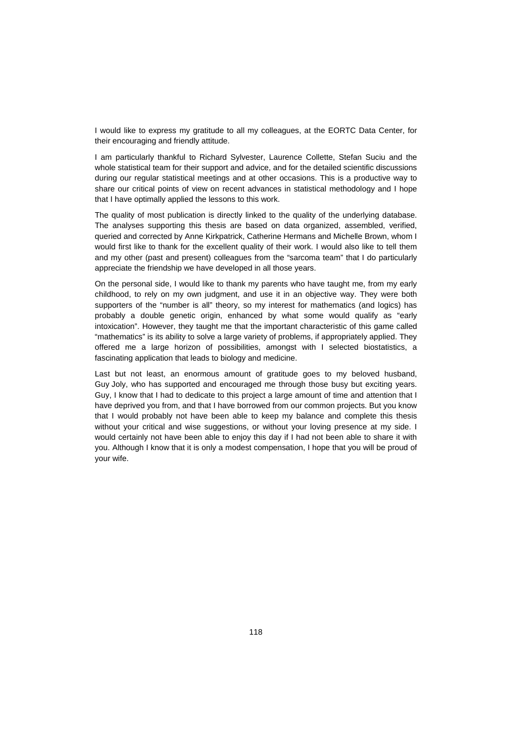I would like to express my gratitude to all my colleagues, at the EORTC Data Center, for their encouraging and friendly attitude.

I am particularly thankful to Richard Sylvester, Laurence Collette, Stefan Suciu and the whole statistical team for their support and advice, and for the detailed scientific discussions during our regular statistical meetings and at other occasions. This is a productive way to share our critical points of view on recent advances in statistical methodology and I hope that I have optimally applied the lessons to this work.

The quality of most publication is directly linked to the quality of the underlying database. The analyses supporting this thesis are based on data organized, assembled, verified, queried and corrected by Anne Kirkpatrick, Catherine Hermans and Michelle Brown, whom I would first like to thank for the excellent quality of their work. I would also like to tell them and my other (past and present) colleagues from the "sarcoma team" that I do particularly appreciate the friendship we have developed in all those years.

On the personal side, I would like to thank my parents who have taught me, from my early childhood, to rely on my own judgment, and use it in an objective way. They were both supporters of the "number is all" theory, so my interest for mathematics (and logics) has probably a double genetic origin, enhanced by what some would qualify as "early intoxication". However, they taught me that the important characteristic of this game called "mathematics" is its ability to solve a large variety of problems, if appropriately applied. They offered me a large horizon of possibilities, amongst with I selected biostatistics, a fascinating application that leads to biology and medicine.

Last but not least, an enormous amount of gratitude goes to my beloved husband, Guy Joly, who has supported and encouraged me through those busy but exciting years. Guy, I know that I had to dedicate to this project a large amount of time and attention that I have deprived you from, and that I have borrowed from our common projects. But you know that I would probably not have been able to keep my balance and complete this thesis without your critical and wise suggestions, or without your loving presence at my side. I would certainly not have been able to enjoy this day if I had not been able to share it with you. Although I know that it is only a modest compensation, I hope that you will be proud of your wife.